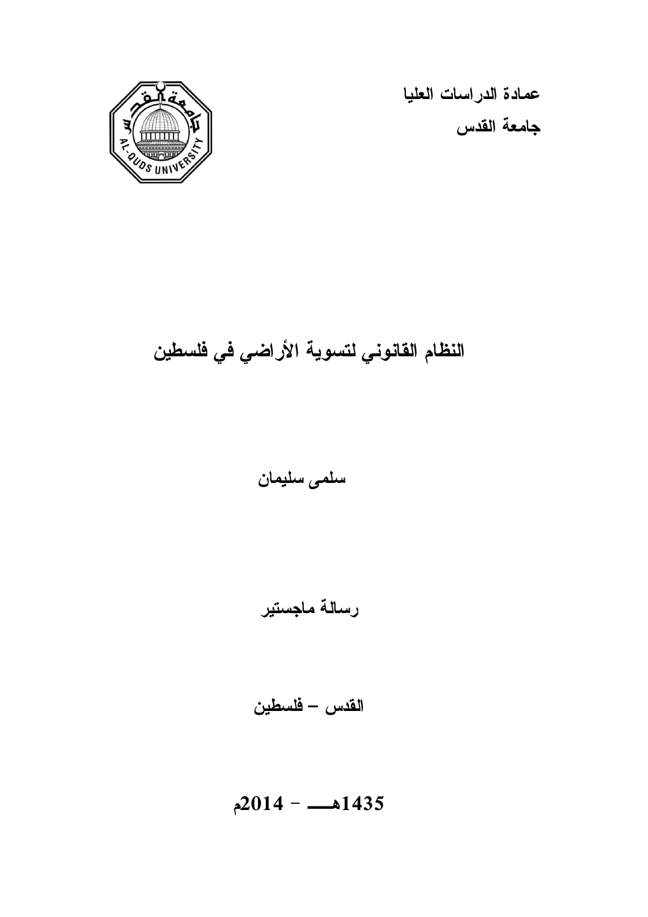عمادة الدراسات العليا

جامعة القدس

# النظام القانوني لتسوية الأراضي في فلسطين

**سلمى سليمان**

**رسالة ماجستير**

**القدس – فلسطين**

**1435هـ - 2014م**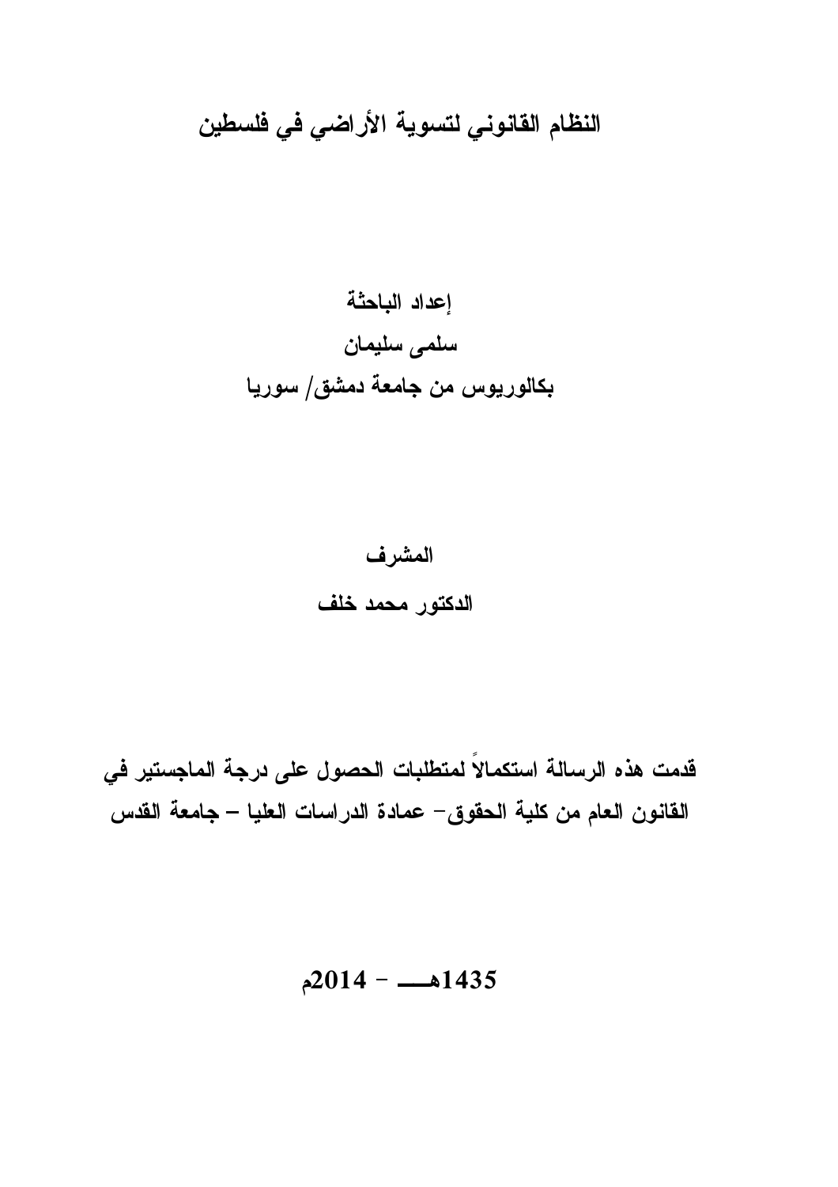# النظام القانوني لتسوية الأراضي في فلسطين

**إعداد الباحثة**

**سلمى سليمان**

**بكالوريوس من جامعة دمشق/ سوريا**

**المشرف**

**الدكتور محمد خلف**

**قدمت هذه الرسالة استكمالاً لمتطلبات الحصول على درجة الماجستير في القانون العام من كلية الحقوق- عمادة الدراسات العليا – جامعة القدس**

**1435هـ - 2014م**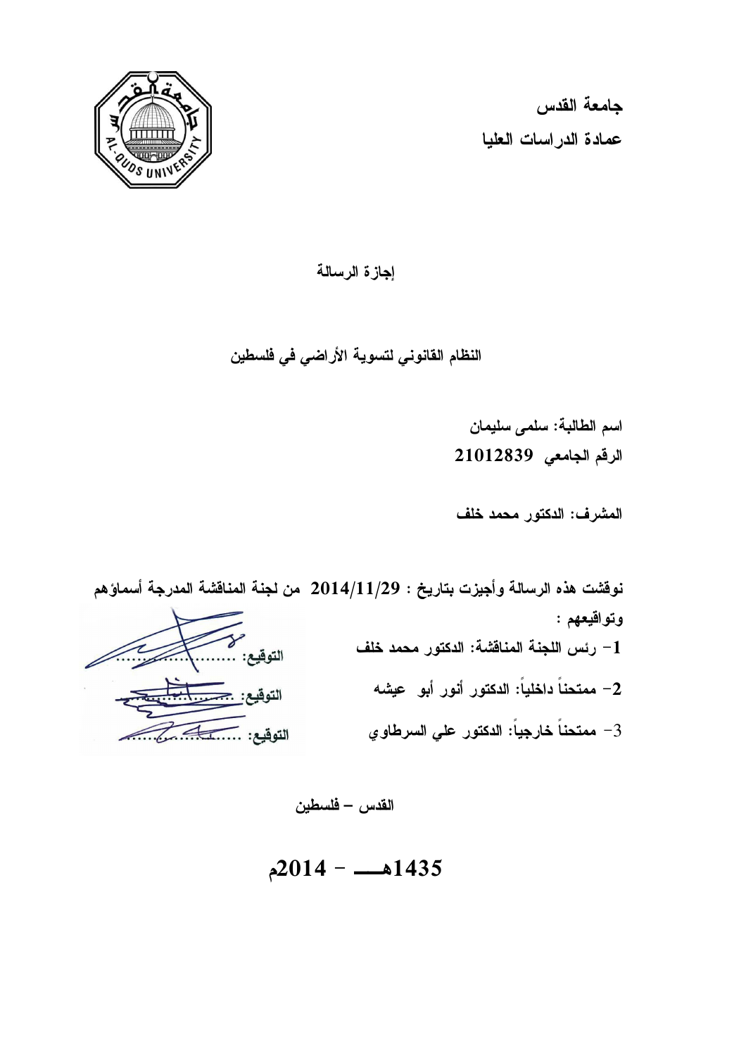**جامعة القدس**

**عمادة الدراسات العليا**

## إجازة الرسالة

## النظام القانوني لتسوية الأراضي في فلسطين

**اسم الطالبة: سلمى سليمان**

**الرقم الجامعي 21012839**

**المشرف: الدكتور محمد خلف**

**نوقشت هذه الرسالة وأجيزت بتاريخ : 2014/11/29 من لجنة المناقشة المدرجة أسماؤهم وتواقيعهم :**

1- رئس اللجنة المناقشة: الدكتور محمد خلف التوقيع: ..........................

2- ممتحناً داخلياً: الدكتور أنور أبو عيشه التوقيع: ..........................

3- ممتحناً خارجياً: الدكتور علي السرطاوي التوقيع: ..........................

**القدس – فلسطين**

**1435هـــ - 2014م**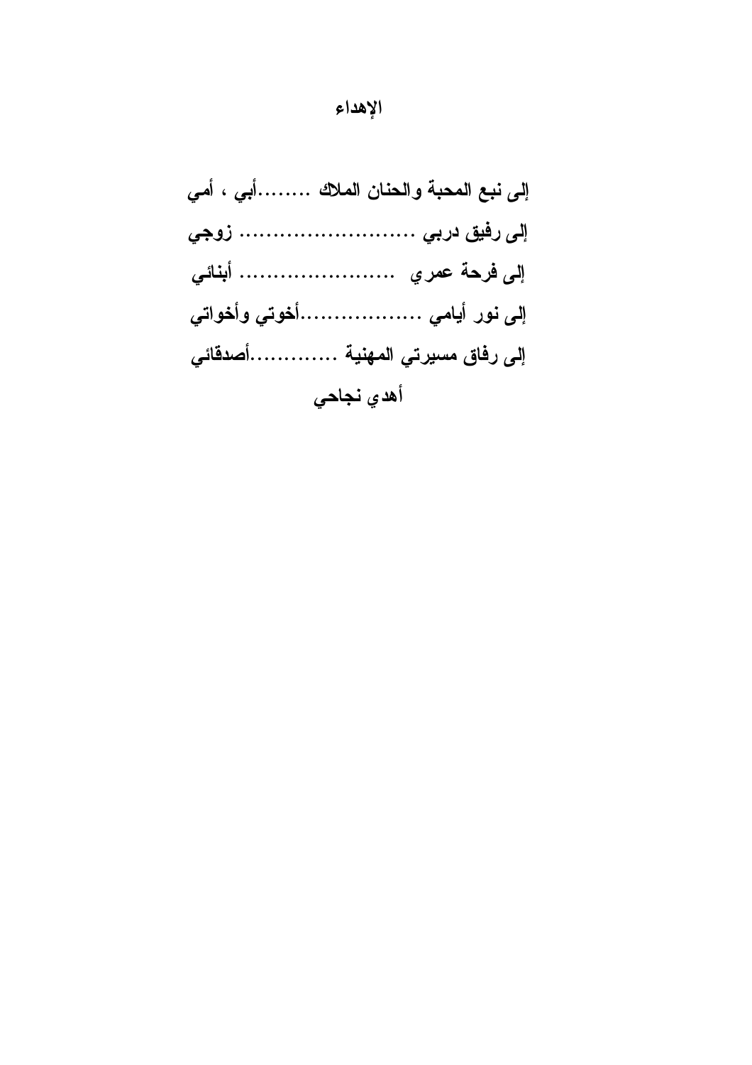# الإهداء

**إلى نبع المحبة والحنان الملاك ........أبي ، أمي**

**إلى رفيق دربي ......................... زوجي**

**إلى فرحة عمري ...................... أبنائي**

**إلى نور أيامي .................أخوتي وأخواتي**

**إلى رفاق مسيرتي المهنية ............أصدقائي**

**أهدي نجاحي**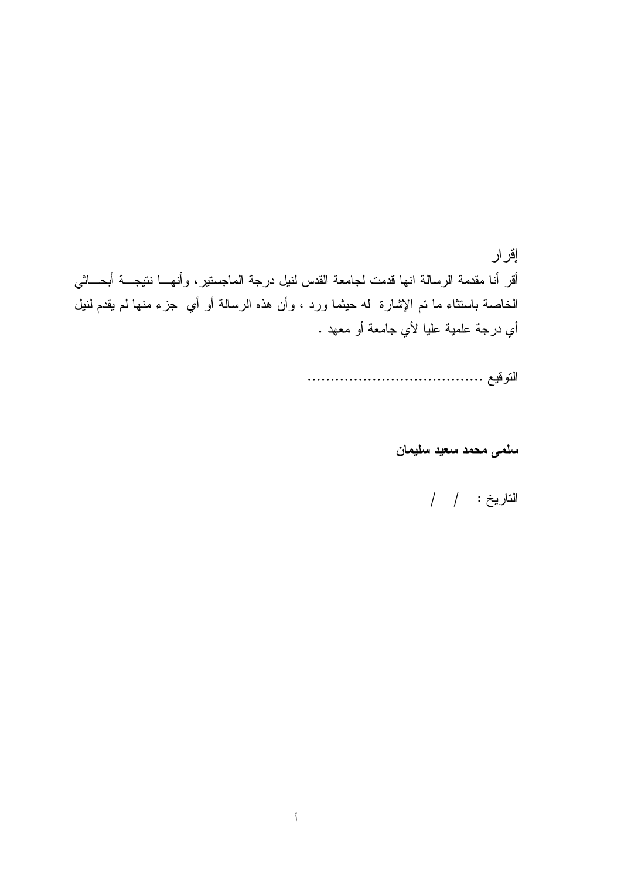إقرار

أقر أنا مقدمة الرسالة انها قدمت لجامعة القدس لنيل درجة الماجستير، وأنهـا نتيجـة أبحـاثي الخاصة باستثناء ما تم الإشارة له حيثما ورد ، وأن هذه الرسالة أو أي جزء منها لم يقدم لنيل أي درجة علمية عليا لأي جامعة أو معهد .

التوقيع ......................................

**سلمى محمد سعيد سليمان**

التاريخ : / /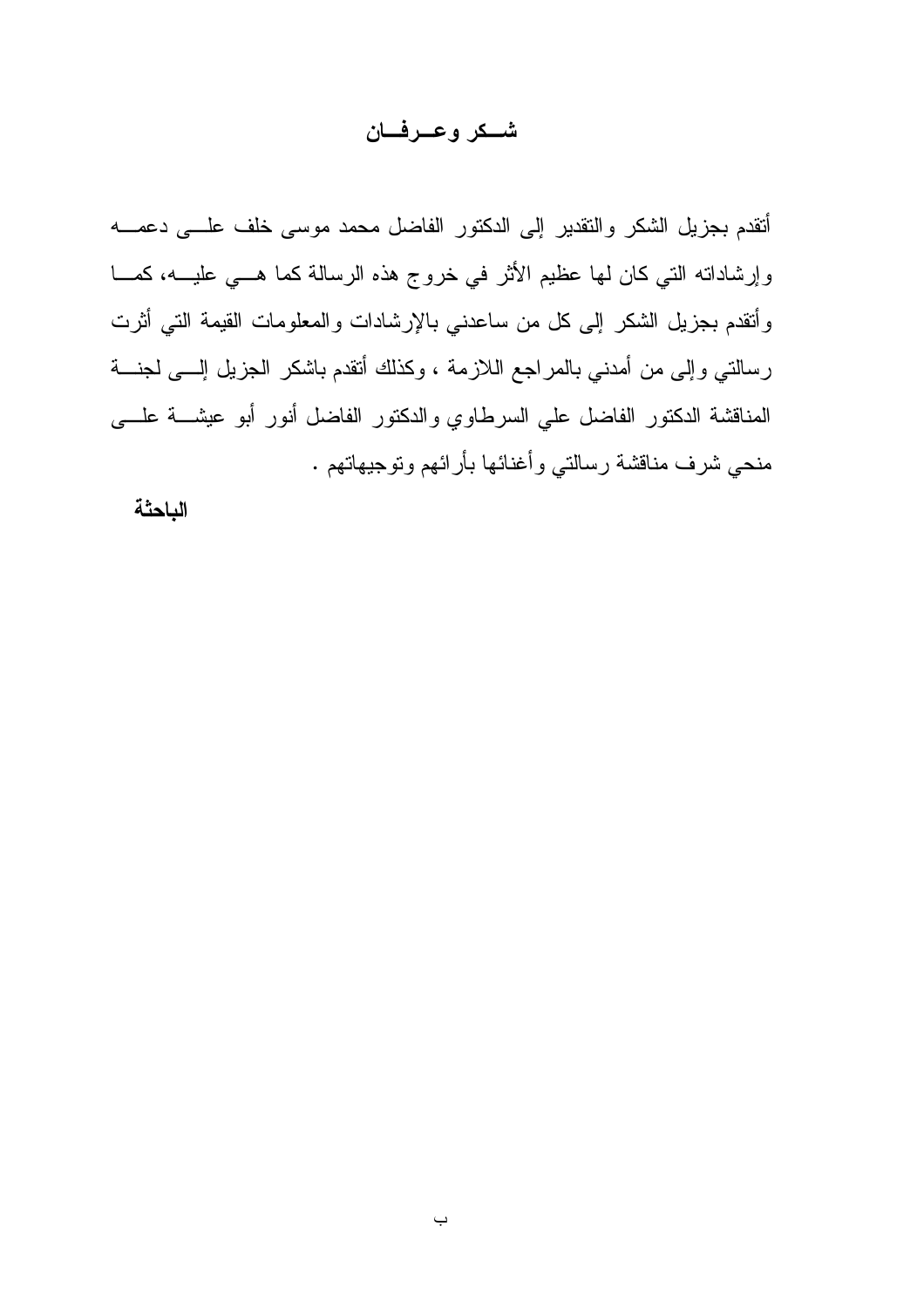## شكر وعرفان

أتقدم بجزيل الشكر والتقدير إلى الدكتور الفاضل محمد موسى خلف على دعمه وإرشاداته التي كان لها عظيم الأثر في خروج هذه الرسالة كما هي عليه، كما وأتقدم بجزيل الشكر إلى كل من ساعدني بالإرشادات والمعلومات القيمة التي أثرت رسالتي وإلى من أمدني بالمراجع اللازمة ، وكذلك أتقدم باشكر الجزيل إلى لجنة المناقشة الدكتور الفاضل علي السرطاوي والدكتور الفاضل أنور أبو عيشة على منحي شرف مناقشة رسالتي وأغنائها بأرائهم وتوجيهاتهم .

**الباحثة**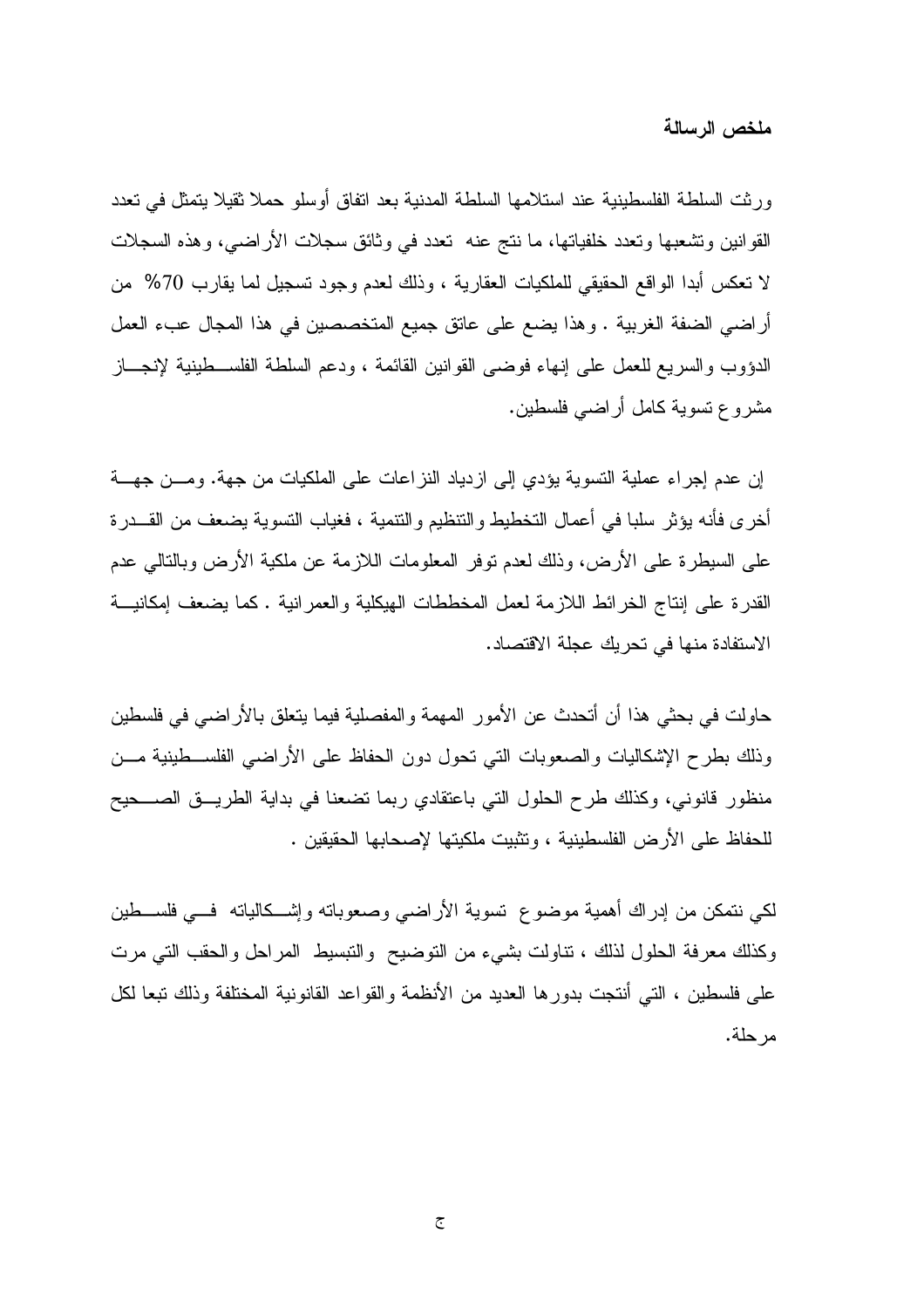## ملخص الرسالة

ورثت السلطة الفلسطينية عند استلامها السلطة المدنية بعد اتفاق أوسلو حملا ثقيلا يتمثل في تعدد القوانين وتشعبها وتعدد خلفياتها، ما نتج عنه تعدد في وثائق سجلات الأراضي، وهذه السجلات لا تعكس أبدا الواقع الحقيقي للملكيات العقارية ، وذلك لعدم وجود تسجيل لما يقارب 70% من أراضي الضفة الغربية . وهذا يضع على عاتق جميع المتخصصين في هذا المجال عبء العمل الدؤوب والسريع للعمل على إنهاء فوضى القوانين القائمة ، ودعم السلطة الفلسطينية لإنجاز مشروع تسوية كامل أراضي فلسطين.

إن عدم إجراء عملية التسوية يؤدي إلى ازدياد النزاعات على الملكيات من جهة. ومن جهة أخرى فأنه يؤثر سلبا في أعمال التخطيط والتنظيم والتنمية ، فغياب التسوية يضعف من القدرة على السيطرة على الأرض، وذلك لعدم توفر المعلومات اللازمة عن ملكية الأرض وبالتالي عدم القدرة على إنتاج الخرائط اللازمة لعمل المخططات الهيكلية والعمرانية . كما يضعف إمكانية الاستفادة منها في تحريك عجلة الاقتصاد.

حاولت في بحثي هذا أن أتحدث عن الأمور المهمة والمفصلية فيما يتعلق بالأراضي في فلسطين وذلك بطرح الإشكاليات والصعوبات التي تحول دون الحفاظ على الأراضي الفلسطينية من منظور قانوني، وكذلك طرح الحلول التي باعتقادي ربما تضعنا في بداية الطريق الصحيح للحفاظ على الأرض الفلسطينية ، وتثبيت ملكيتها لإصحابها الحقيقين .

لكي نتمكن من إدراك أهمية موضوع تسوية الأراضي وصعوباته وإشكالياته في فلسطين وكذلك معرفة الحلول لذلك ، تناولت بشيء من التوضيح والتبسيط المراحل والحقب التي مرت على فلسطين ، التي أنتجت بدورها العديد من الأنظمة والقواعد القانونية المختلفة وذلك تبعا لكل مرحلة.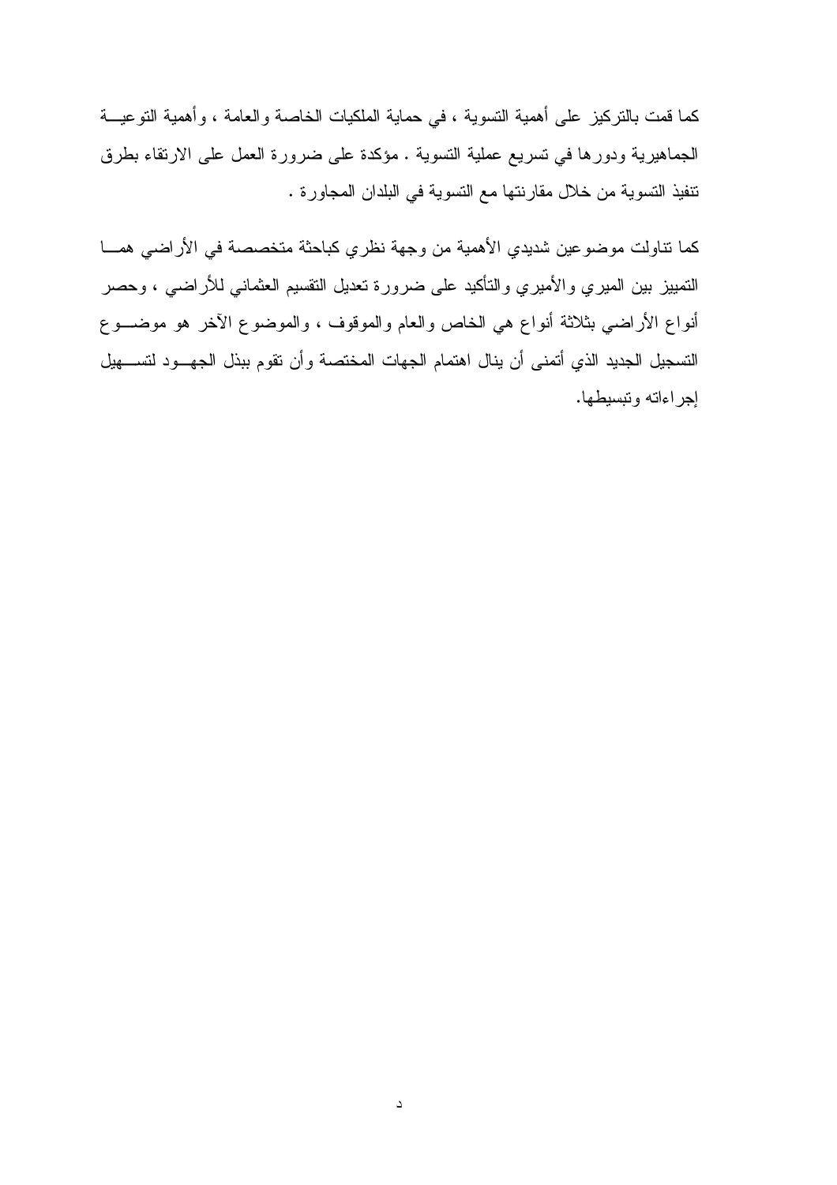كما قمت بالتركيز على أهمية التسوية ، في حماية الملكيات الخاصة والعامة ، وأهمية التوعية الجماهيرية ودورها في تسريع عملية التسوية . مؤكدة على ضرورة العمل على الارتقاء بطرق تنفيذ التسوية من خلال مقارنتها مع التسوية في البلدان المجاورة .

كما تناولت موضوعين شديدي الأهمية من وجهة نظري كباحثة متخصصة في الأراضي همـا التمييز بين الميري والأميري والتأكيد على ضرورة تعديل التقسيم العثماني للأراضي ، وحصر أنواع الأراضي بثلاثة أنواع هي الخاص والعام والموقوف ، والموضوع الآخر هو موضـوع التسجيل الجديد الذي أتمنى أن ينال اهتمام الجهات المختصة وأن تقوم ببذل الجهـود لتسـهيل إجراءاته وتبسيطها.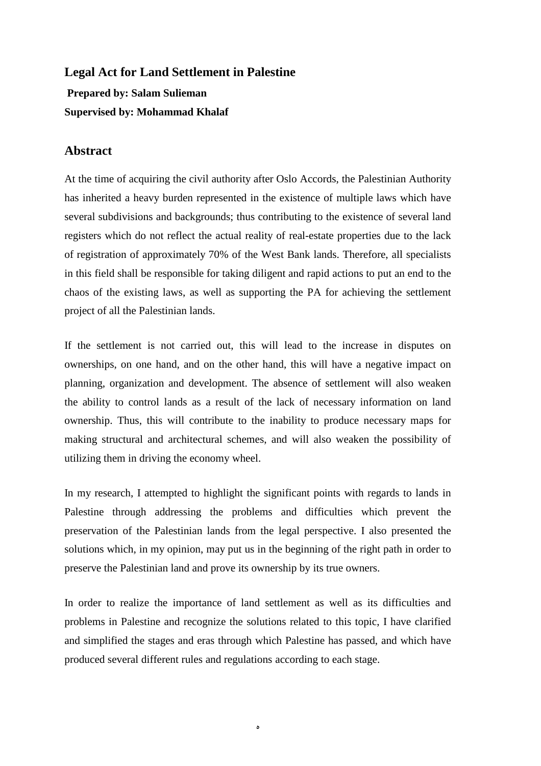# Legal Act for Land Settlement in Palestine

**Prepared by: Salam Sulieman**

**Supervised by: Mohammad Khalaf**

## Abstract

At the time of acquiring the civil authority after Oslo Accords, the Palestinian Authority has inherited a heavy burden represented in the existence of multiple laws which have several subdivisions and backgrounds; thus contributing to the existence of several land registers which do not reflect the actual reality of real-estate properties due to the lack of registration of approximately 70% of the West Bank lands. Therefore, all specialists in this field shall be responsible for taking diligent and rapid actions to put an end to the chaos of the existing laws, as well as supporting the PA for achieving the settlement project of all the Palestinian lands.

If the settlement is not carried out, this will lead to the increase in disputes on ownerships, on one hand, and on the other hand, this will have a negative impact on planning, organization and development. The absence of settlement will also weaken the ability to control lands as a result of the lack of necessary information on land ownership. Thus, this will contribute to the inability to produce necessary maps for making structural and architectural schemes, and will also weaken the possibility of utilizing them in driving the economy wheel.

In my research, I attempted to highlight the significant points with regards to lands in Palestine through addressing the problems and difficulties which prevent the preservation of the Palestinian lands from the legal perspective. I also presented the solutions which, in my opinion, may put us in the beginning of the right path in order to preserve the Palestinian land and prove its ownership by its true owners.

In order to realize the importance of land settlement as well as its difficulties and problems in Palestine and recognize the solutions related to this topic, I have clarified and simplified the stages and eras through which Palestine has passed, and which have produced several different rules and regulations according to each stage.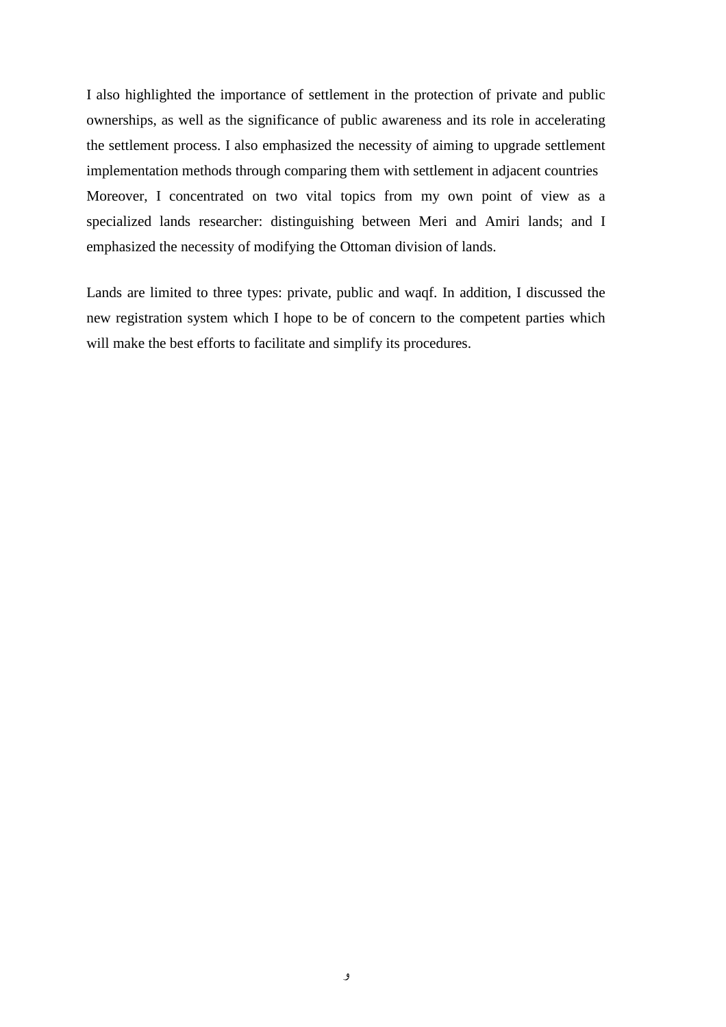I also highlighted the importance of settlement in the protection of private and public ownerships, as well as the significance of public awareness and its role in accelerating the settlement process. I also emphasized the necessity of aiming to upgrade settlement implementation methods through comparing them with settlement in adjacent countries Moreover, I concentrated on two vital topics from my own point of view as a specialized lands researcher: distinguishing between Meri and Amiri lands; and I emphasized the necessity of modifying the Ottoman division of lands.

Lands are limited to three types: private, public and waqf. In addition, I discussed the new registration system which I hope to be of concern to the competent parties which will make the best efforts to facilitate and simplify its procedures.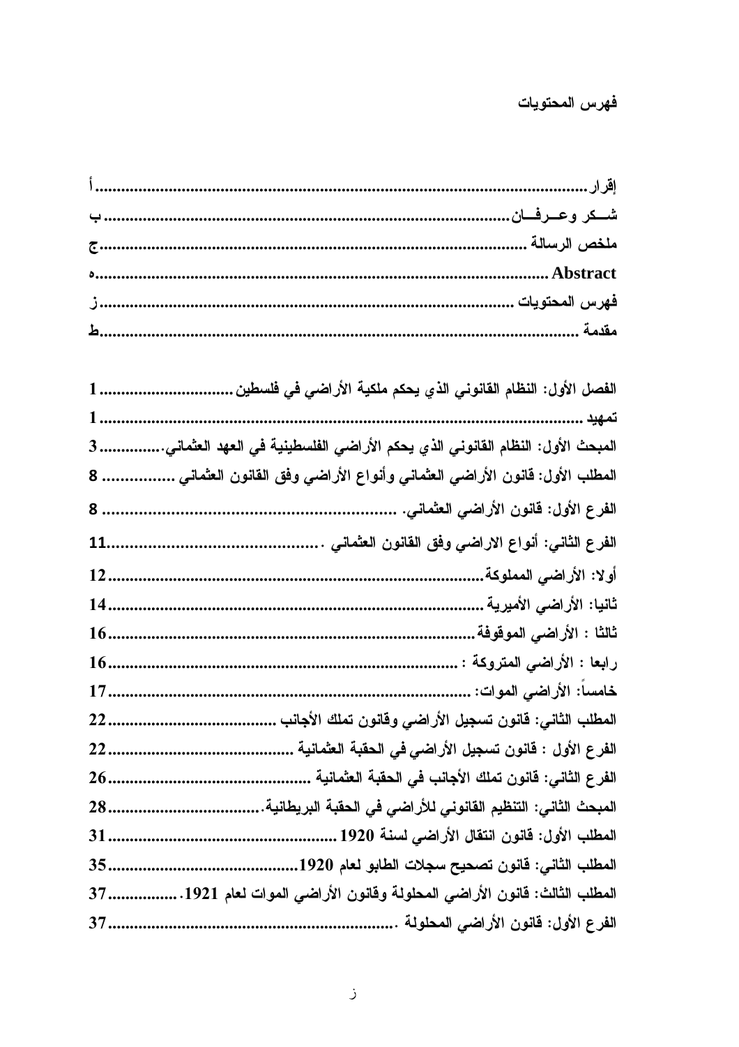## فهرس المحتويات

إقرار ............................................................................................................. أ
شـــكر وعـــرفـــان ............................................................................................. ب
ملخص الرسالة ................................................................................................. ج
Abstract ........................................................................................................ ه
فهرس المحتويات .............................................................................................. ز
مقدمة ............................................................................................................ ط

الفصل الأول: النظام القانوني الذي يحكم ملكية الأراضي في فلسطين ............................ 1
تمهيد ............................................................................................................. 1
المبحث الأول: النظام القانوني الذي يحكم الأراضي الفلسطينية في العهد العثماني. ............... 3
المطلب الأول: قانون الأراضي العثماني وأنواع الأراضي وفق القانون العثماني ................ 8
الفرع الأول: قانون الأراضي العثماني. ................................................................... 8
الفرع الثاني: أنواع الاراضي وفق القانون العثماني . ............................................... 11
أولا: الأراضي المملوكة ....................................................................................... 12
ثانيا: الأراضي الأميرية ...................................................................................... 14
ثالثا : الأراضي الموقوفة ..................................................................................... 16
رابعا : الأراضي المتروكة : .................................................................................. 16
خامساً: الأراضي الموات: ................................................................................... 17
المطلب الثاني: قانون تسجيل الأراضي وقانون تملك الأجانب ...................................... 22
الفرع الأول : قانون تسجيل الأراضي في الحقبة العثمانية ........................................... 22
الفرع الثاني: قانون تملك الأجانب في الحقبة العثمانية ............................................... 26
المبحث الثاني: التنظيم القانوني للأراضي في الحقبة البريطانية. .................................. 28
المطلب الأول: قانون انتقال الأراضي لسنة 1920 ...................................................... 31
المطلب الثاني: قانون تصحيح سجلات الطابو لعام 1920 ............................................. 35
المطلب الثالث: قانون الأراضي المحلولة وقانون الأراضي الموات لعام 1921. ................ 37
الفرع الأول: قانون الأراضي المحلولة . ................................................................... 37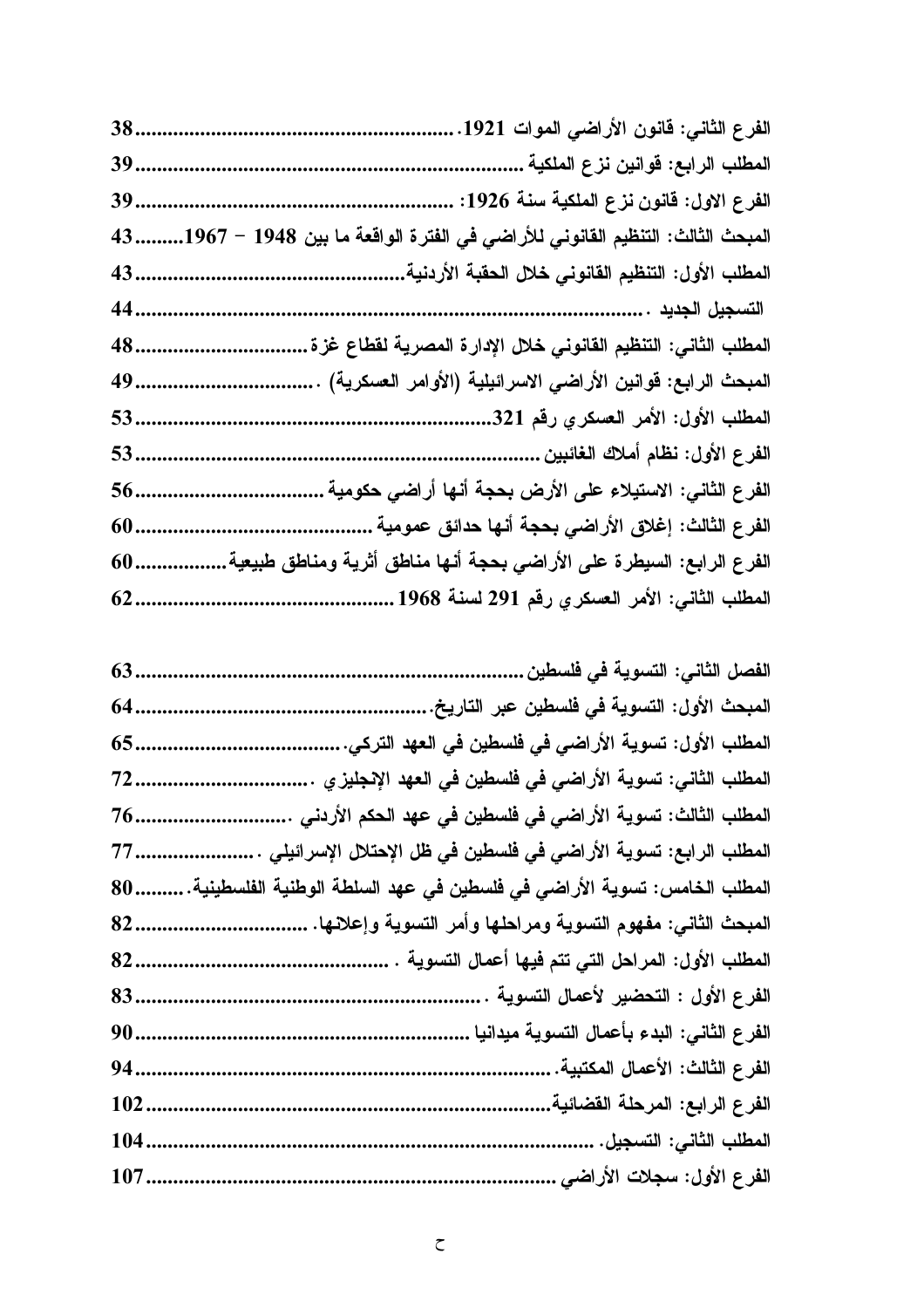الفرع الثاني: قانون الأراضي الموات 1921............................................................38

المطلب الرابع: قوانين نزع الملكية ......................................................................39

الفرع الاول: قانون نزع الملكية سنة 1926: ...........................................................39

المبحث الثالث: التنظيم القانوني للأراضي في الفترة الواقعة ما بين 1948 – 1967.........43

المطلب الأول: التنظيم القانوني خلال الحقبة الأردنية..................................................43

التسجيل الجديد . ...........................................................................................44

المطلب الثاني: التنظيم القانوني خلال الإدارة المصرية لقطاع غزة................................48

المبحث الرابع: قوانين الأراضي الاسرائيلية (الأوامر العسكرية) ..................................49

المطلب الأول: الأمر العسكري رقم 321................................................................53

الفرع الأول: نظام أملاك الغائبين .........................................................................53

الفرع الثاني: الاستيلاء على الأرض بحجة أنها أراضي حكومية ....................................56

الفرع الثالث: إغلاق الأراضي بحجة أنها حدائق عمومية ............................................60

الفرع الرابع: السيطرة على الأراضي بحجة أنها مناطق أثرية ومناطق طبيعية.................60

المطلب الثاني: الأمر العسكري رقم 291 لسنة 1968 ..................................................62

الفصل الثاني: التسوية في فلسطين .......................................................................63

المبحث الأول: التسوية في فلسطين عبر التاريخ......................................................64

المطلب الأول: تسوية الأراضي في فلسطين في العهد التركي.......................................65

المطلب الثاني: تسوية الأراضي في فلسطين في العهد الإنجليزي .................................72

المطلب الثالث: تسوية الأراضي في فلسطين في عهد الحكم الأردني .............................76

المطلب الرابع: تسوية الأراضي في فلسطين في ظل الإحتلال الإسرائيلي .......................77

المطلب الخامس: تسوية الأراضي في فلسطين في عهد السلطة الوطنية الفلسطينية..........80

المبحث الثاني: مفهوم التسوية ومراحلها وأمر التسوية وإعلانها. ...............................82

المطلب الأول: المراحل التي تتم فيها أعمال التسوية . .............................................82

الفرع الأول : التحضير لأعمال التسوية . ................................................................83

الفرع الثاني: البدء بأعمال التسوية ميدانيا .............................................................90

الفرع الثالث: الأعمال المكتبية. ...........................................................................94

الفرع الرابع: المرحلة القضائية...........................................................................102

المطلب الثاني: التسجيل. ..................................................................................104

الفرع الأول: سجلات الأراضي ...........................................................................107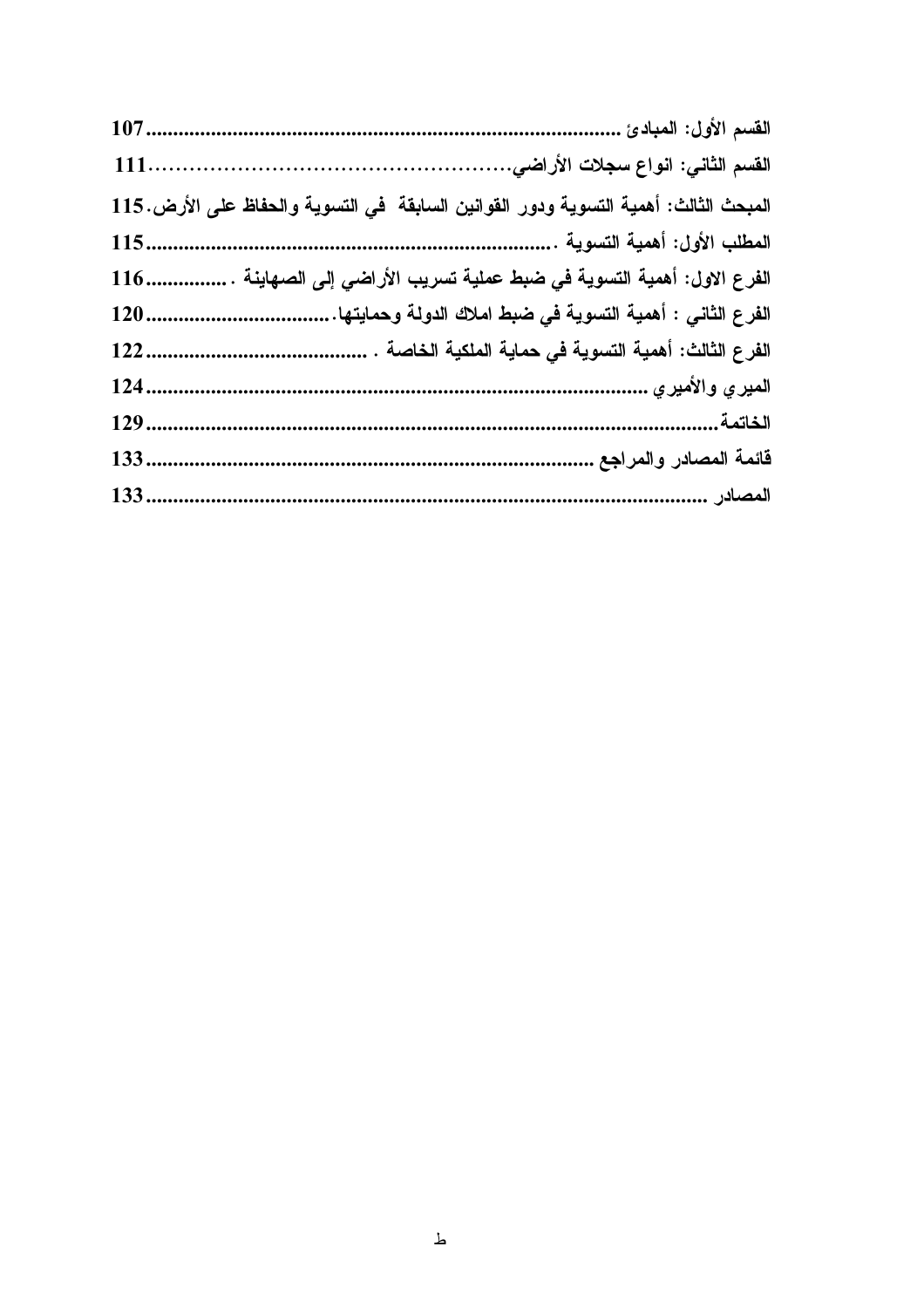**القسم الأول: المبادئ ....................................................................................... 107**

**القسم الثاني: انواع سجلات الأراضي.................................................. 111**

**المبحث الثالث: أهمية التسوية ودور القوانين السابقة في التسوية والحفاظ على الأرض. 115**

**المطلب الأول: أهمية التسوية ........................................................................... 115**

**الفرع الاول: أهمية التسوية في ضبط عملية تسريب الأراضي إلى الصهاينة . ............... 116**

**الفرع الثاني : أهمية التسوية في ضبط املاك الدولة وحمايتها.................................. 120**

**الفرع الثالث: أهمية التسوية في حماية الملكية الخاصة . ......................................... 122**

**الميري والأميري ........................................................................................... 124**

**الخاتمة....................................................................................................... 129**

**قائمة المصادر والمراجع ................................................................................ 133**

**المصادر ..................................................................................................... 133**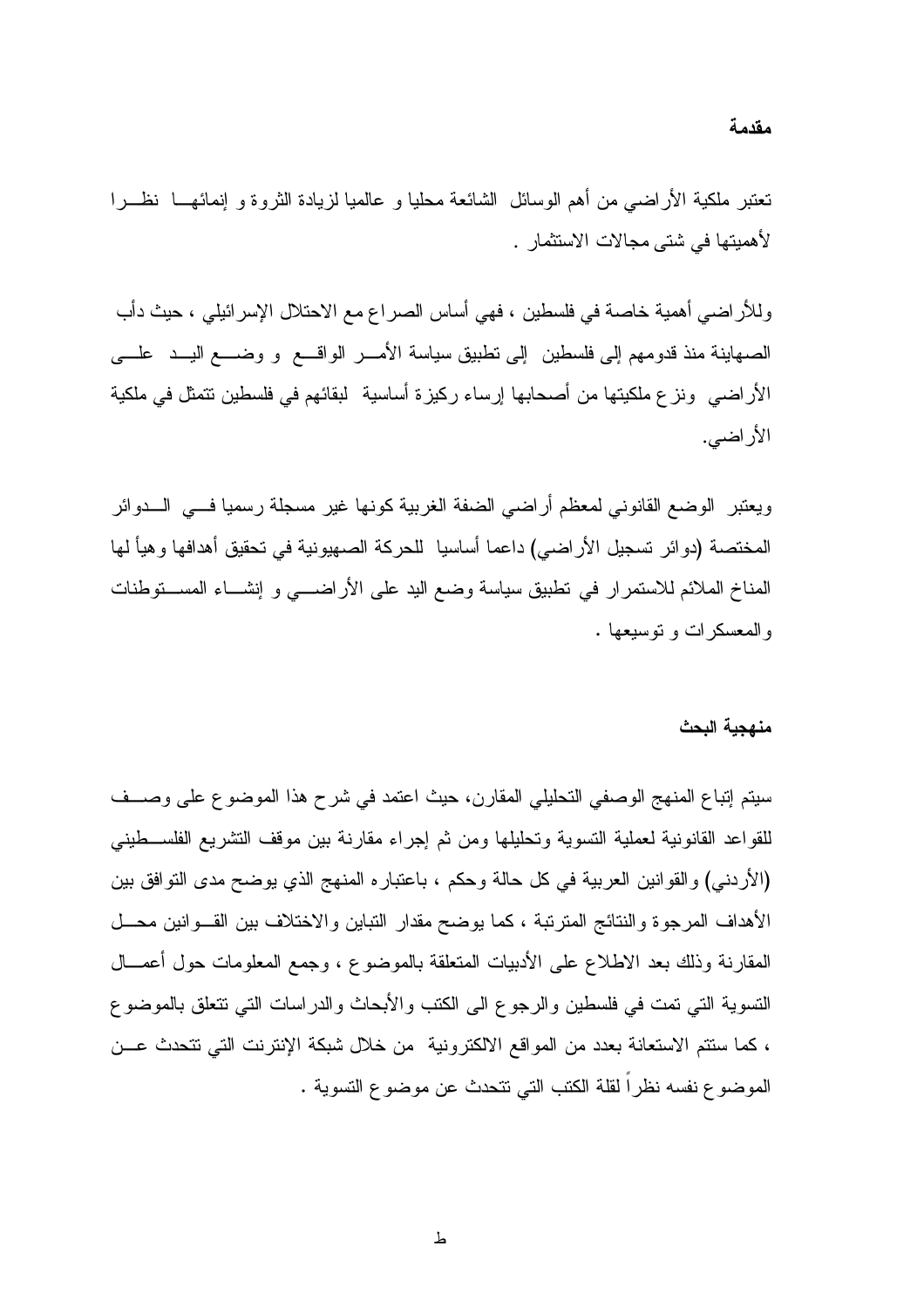## مقدمة

تعتبر ملكية الأراضي من أهم الوسائل الشائعة محليا و عالميا لزيادة الثروة و إنمائها نظرا لأهميتها في شتى مجالات الاستثمار .

وللأراضي أهمية خاصة في فلسطين ، فهي أساس الصراع مع الاحتلال الإسرائيلي ، حيث دأب الصهاينة منذ قدومهم إلى فلسطين إلى تطبيق سياسة الأمر الواقع و وضع اليد على الأراضي ونزع ملكيتها من أصحابها إرساء ركيزة أساسية لبقائهم في فلسطين تتمثل في ملكية الأراضي.

ويعتبر الوضع القانوني لمعظم أراضي الضفة الغربية كونها غير مسجلة رسميا في الدوائر المختصة (دوائر تسجيل الأراضي) داعما أساسيا للحركة الصهيونية في تحقيق أهدافها وهيأ لها المناخ الملائم للاستمرار في تطبيق سياسة وضع اليد على الأراضي و إنشاء المستوطنات والمعسكرات و توسيعها .

## منهجية البحث

سيتم إتباع المنهج الوصفي التحليلي المقارن، حيث اعتمد في شرح هذا الموضوع على وصف للقواعد القانونية لعملية التسوية وتحليلها ومن ثم إجراء مقارنة بين موقف التشريع الفلسطيني (الأردني) والقوانين العربية في كل حالة وحكم ، باعتباره المنهج الذي يوضح مدى التوافق بين الأهداف المرجوة والنتائج المترتبة ، كما يوضح مقدار التباين والاختلاف بين القوانين محل المقارنة وذلك بعد الاطلاع على الأدبيات المتعلقة بالموضوع ، وجمع المعلومات حول أعمال التسوية التي تمت في فلسطين والرجوع الى الكتب والأبحاث والدراسات التي تتعلق بالموضوع ، كما ستتم الاستعانة بعدد من المواقع الالكترونية من خلال شبكة الإنترنت التي تتحدث عن الموضوع نفسه نظراً لقلة الكتب التي تتحدث عن موضوع التسوية .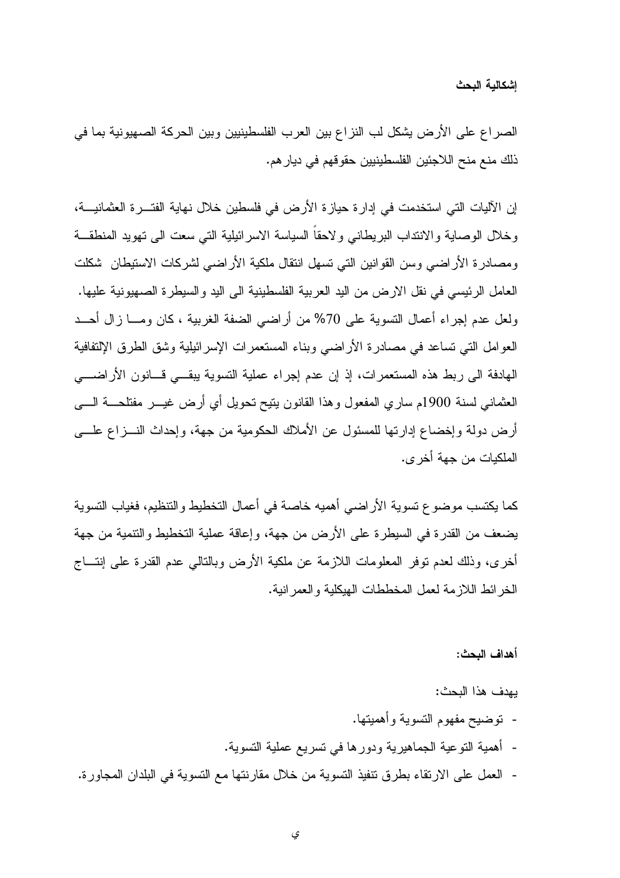### إشكالية البحث

الصراع على الأرض يشكل لب النزاع بين العرب الفلسطينيين وبين الحركة الصهيونية بما في ذلك منع منح اللاجئين الفلسطينيين حقوقهم في ديارهم.

إن الآليات التي استخدمت في إدارة حيازة الأرض في فلسطين خلال نهاية الفترة العثمانية، وخلال الوصاية والانتداب البريطاني ولاحقاً السياسة الاسرائيلية التي سعت الى تهويد المنطقة ومصادرة الأراضي وسن القوانين التي تسهل انتقال ملكية الأراضي لشركات الاستيطان شكلت العامل الرئيسي في نقل الارض من اليد العربية الفلسطينية الى اليد والسيطرة الصهيونية عليها. ولعل عدم إجراء أعمال التسوية على 70% من أراضي الضفة الغربية ، كان ومـا زال أحـد العوامل التي تساعد في مصادرة الأراضي وبناء المستعمرات الإسرائيلية وشق الطرق الإلتفافية الهادفة الى ربط هذه المستعمرات، إذ إن عدم إجراء عملية التسوية يبقـي قـانون الأراضـي العثماني لسنة 1900م ساري المفعول وهذا القانون يتيح تحويل أي أرض غيـر مفتلحـة الـى أرض دولة وإخضاع إدارتها للمسئول عن الأملاك الحكومية من جهة، وإحداث النـزاع علـى الملكيات من جهة أخرى.

كما يكتسب موضوع تسوية الأراضي أهميه خاصة في أعمال التخطيط والتنظيم، فغياب التسوية يضعف من القدرة في السيطرة على الأرض من جهة، وإعاقة عملية التخطيط والتنمية من جهة أخرى، وذلك لعدم توفر المعلومات اللازمة عن ملكية الأرض وبالتالي عدم القدرة على إنتـاج الخرائط اللازمة لعمل المخططات الهيكلية والعمرانية.

### أهداف البحث:

يهدف هذا البحث:

- توضيح مفهوم التسوية وأهميتها.
- أهمية التوعية الجماهيرية ودورها في تسريع عملية التسوية.
- العمل على الارتقاء بطرق تنفيذ التسوية من خلال مقارنتها مع التسوية في البلدان المجاورة.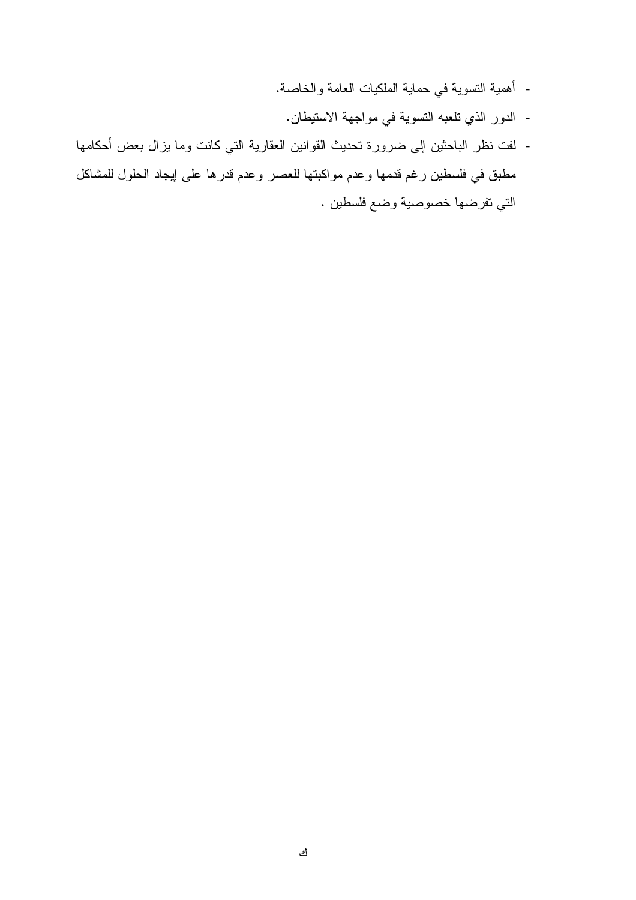- أهمية التسوية في حماية الملكيات العامة والخاصة.
- الدور الذي تلعبه التسوية في مواجهة الاستيطان.
- لفت نظر الباحثين إلى ضرورة تحديث القوانين العقارية التي كانت وما يزال بعض أحكامها مطبق في فلسطين رغم قدمها وعدم مواكبتها للعصر وعدم قدرها على إيجاد الحلول للمشاكل التي تفرضها خصوصية وضع فلسطين .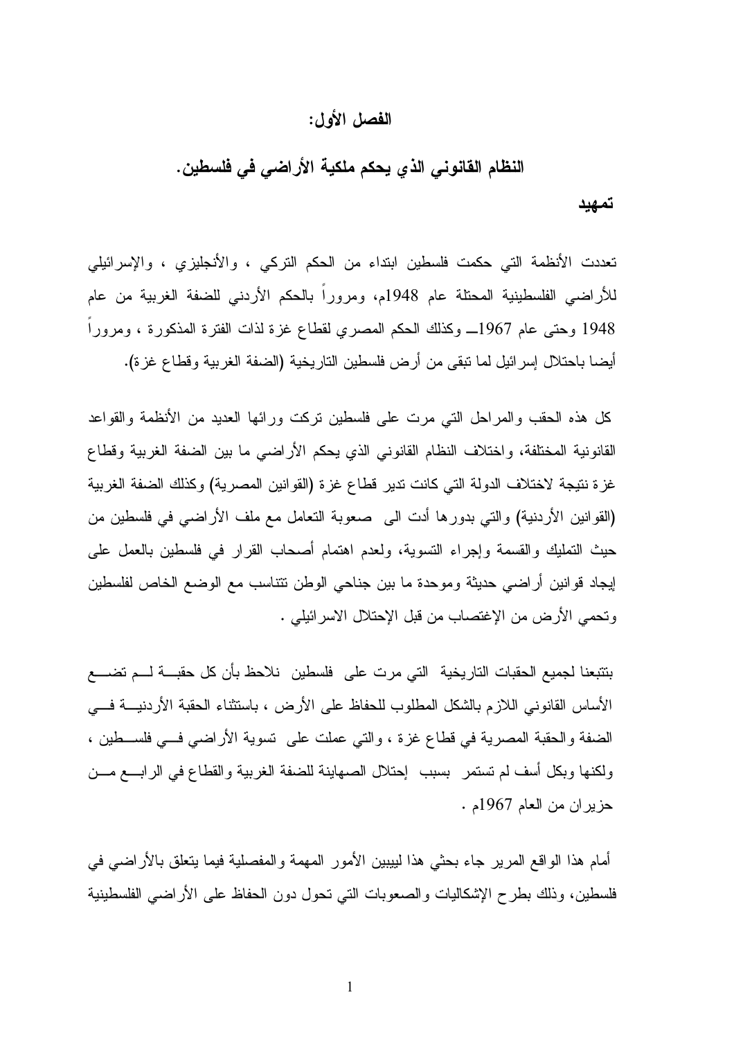# الفصل الأول:

## النظام القانوني الذي يحكم ملكية الأراضي في فلسطين.

### تمهيد

تعددت الأنظمة التي حكمت فلسطين ابتداء من الحكم التركي ، والأنجليزي ، والإسرائيلي للأراضي الفلسطينية المحتلة عام 1948م، ومروراً بالحكم الأردني للضفة الغربية من عام 1948 وحتى عام 1967ـــ وكذلك الحكم المصري لقطاع غزة لذات الفترة المذكورة ، ومروراً أيضا باحتلال إسرائيل لما تبقى من أرض فلسطين التاريخية (الضفة الغربية وقطاع غزة).

كل هذه الحقب والمراحل التي مرت على فلسطين تركت ورائها العديد من الأنظمة والقواعد القانونية المختلفة، واختلاف النظام القانوني الذي يحكم الأراضي ما بين الضفة الغربية وقطاع غزة نتيجة لاختلاف الدولة التي كانت تدير قطاع غزة (القوانين المصرية) وكذلك الضفة الغربية (القوانين الأردنية) والتي بدورها أدت الى صعوبة التعامل مع ملف الأراضي في فلسطين من حيث التمليك والقسمة وإجراء التسوية، ولعدم اهتمام أصحاب القرار في فلسطين بالعمل على إيجاد قوانين أراضي حديثة وموحدة ما بين جناحي الوطن تتناسب مع الوضع الخاص لفلسطين وتحمي الأرض من الإغتصاب من قبل الإحتلال الاسرائيلي .

بتتبعنا لجميع الحقبات التاريخية التي مرت على فلسطين نلاحظ بأن كل حقبة لم تضع الأساس القانوني اللازم بالشكل المطلوب للحفاظ على الأرض ، باستثناء الحقبة الأردنية في الضفة والحقبة المصرية في قطاع غزة ، والتي عملت على تسوية الأراضي في فلسطين ، ولكنها وبكل أسف لم تستمر بسبب إحتلال الصهاينة للضفة الغربية والقطاع في الرابع من حزيران من العام 1967م .

أمام هذا الواقع المرير جاء بحثي هذا ليبين الأمور المهمة والمفصلية فيما يتعلق بالأراضي في فلسطين، وذلك بطرح الإشكاليات والصعوبات التي تحول دون الحفاظ على الأراضي الفلسطينية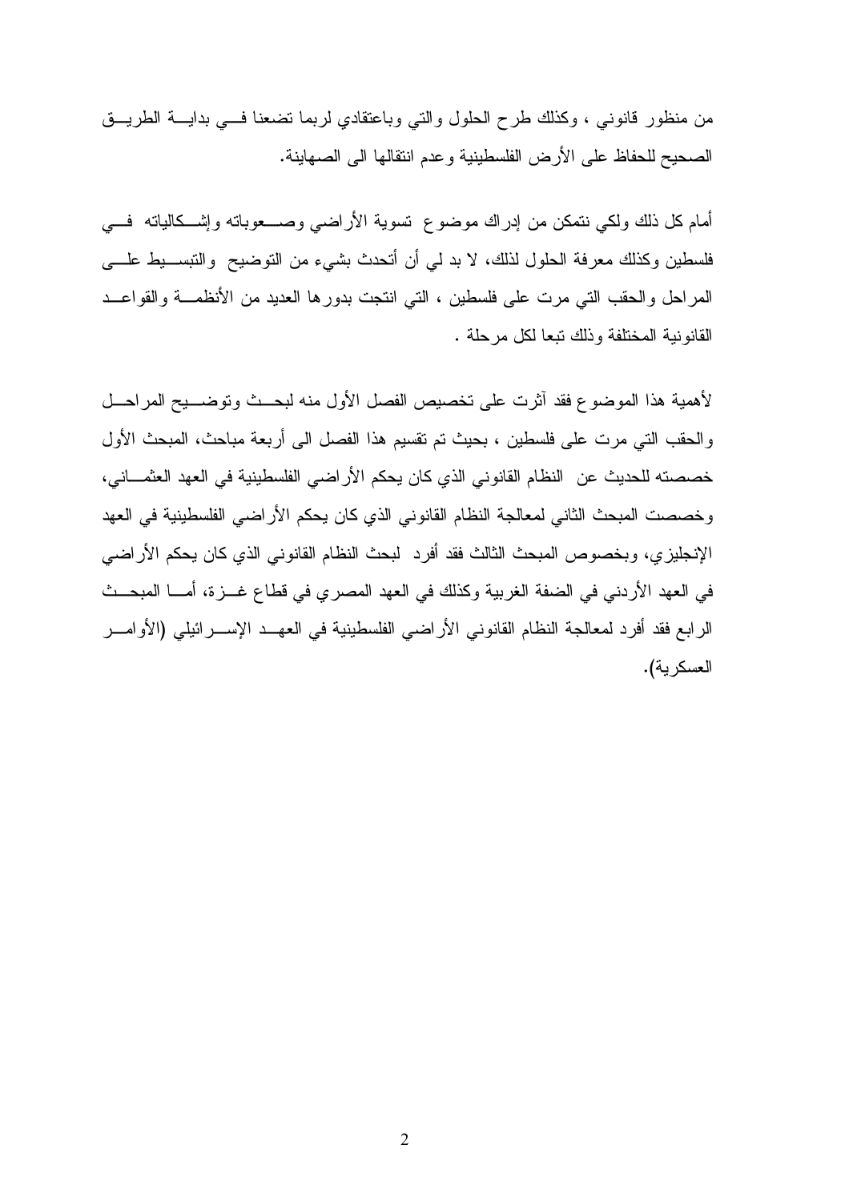من منظور قانوني ، وكذلك طرح الحلول والتي وباعتقادي لربما تضعنا في بداية الطريق الصحيح للحفاظ على الأرض الفلسطينية وعدم انتقالها الى الصهاينة.

أمام كل ذلك ولكي نتمكن من إدراك موضوع تسوية الأراضي وصعوباته وإشكالياته في فلسطين وكذلك معرفة الحلول لذلك، لا بد لي أن أتحدث بشيء من التوضيح والتبسيط على المراحل والحقب التي مرت على فلسطين ، التي انتجت بدورها العديد من الأنظمة والقواعد القانونية المختلفة وذلك تبعا لكل مرحلة .

لأهمية هذا الموضوع فقد آثرت على تخصيص الفصل الأول منه لبحث وتوضيح المراحل والحقب التي مرت على فلسطين ، بحيث تم تقسيم هذا الفصل الى أربعة مباحث، المبحث الأول خصصته للحديث عن النظام القانوني الذي كان يحكم الأراضي الفلسطينية في العهد العثماني، وخصصت المبحث الثاني لمعالجة النظام القانوني الذي كان يحكم الأراضي الفلسطينية في العهد الإنجليزي، وبخصوص المبحث الثالث فقد أفرد لبحث النظام القانوني الذي كان يحكم الأراضي في العهد الأردني في الضفة الغربية وكذلك في العهد المصري في قطاع غزة، أما المبحث الرابع فقد أفرد لمعالجة النظام القانوني الأراضي الفلسطينية في العهد الإسرائيلي (الأوامر العسكرية).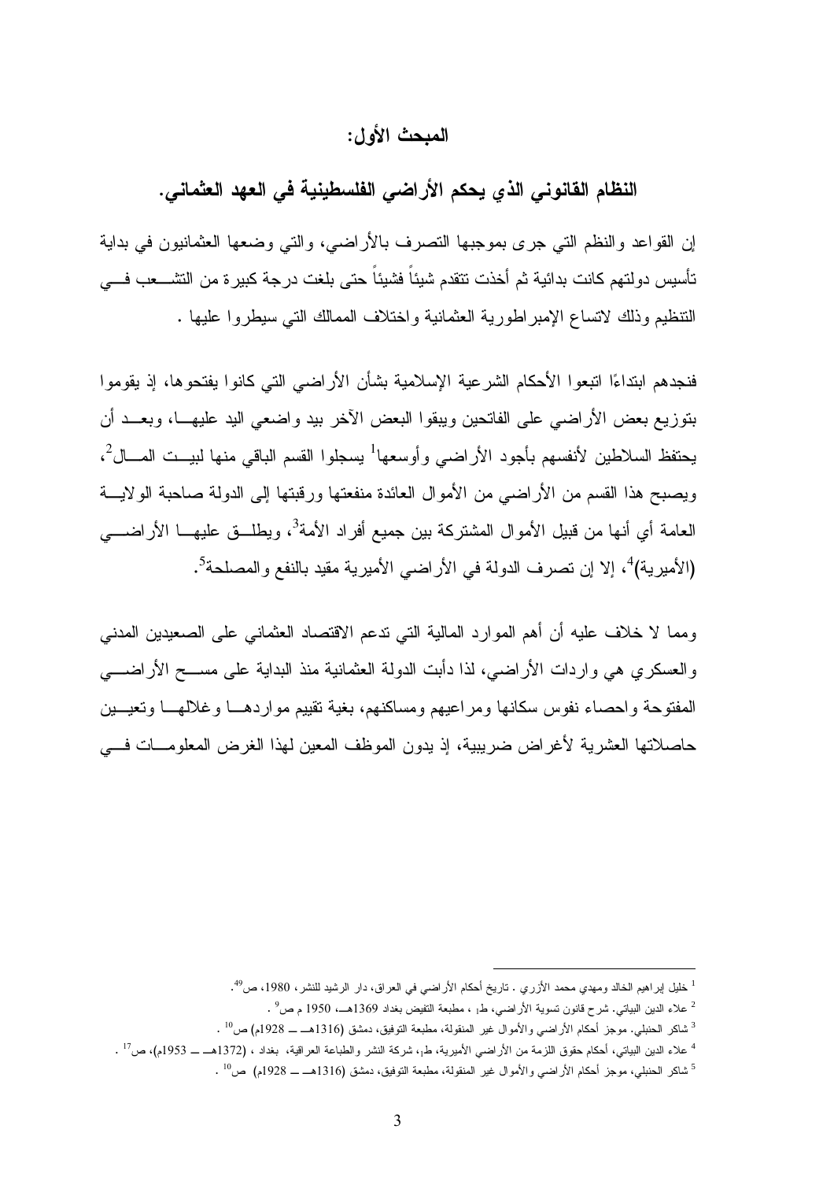## المبحث الأول:

## النظام القانوني الذي يحكم الأراضي الفلسطينية في العهد العثماني.

إن القواعد والنظم التي جرى بموجبها التصرف بالأراضي، والتي وضعها العثمانيون في بداية تأسيس دولتهم كانت بدائية ثم أخذت تتقدم شيئاً فشيئاً حتى بلغت درجة كبيرة من التشعب في التنظيم وذلك لاتساع الإمبراطورية العثمانية واختلاف الممالك التي سيطروا عليها .

فنجدهم ابتداءًا اتبعوا الأحكام الشرعية الإسلامية بشأن الأراضي التي كانوا يفتحوها، إذ يقوموا بتوزيع بعض الأراضي على الفاتحين ويبقوا البعض الآخر بيد واضعي اليد عليها، وبعد أن يحتفظ السلاطين لأنفسهم بأجود الأراضي وأوسعها[1] يسجلوا القسم الباقي منها لبيت المال[2]، ويصبح هذا القسم من الأراضي من الأموال العائدة منفعتها ورقبتها إلى الدولة صاحبة الولاية العامة أي أنها من قبيل الأموال المشتركة بين جميع أفراد الأمة[3]، ويطلق عليها الأراضي (الأميرية)[4]، إلا إن تصرف الدولة في الأراضي الأميرية مقيد بالنفع والمصلحة[5].

ومما لا خلاف عليه أن أهم الموارد المالية التي تدعم الاقتصاد العثماني على الصعيدين المدني والعسكري هي واردات الأراضي، لذا دأبت الدولة العثمانية منذ البداية على مسح الأراضي المفتوحة واحصاء نفوس سكانها ومراعيهم ومساكنهم، بغية تقييم مواردها وغلالها وتعيين حاصلاتها العشرية لأغراض ضريبية، إذ يدون الموظف المعين لهذا الغرض المعلومات في

---

[1] خليل إبراهيم الخالد ومهدي محمد الأزري . تاريخ أحكام الأراضي في العراق، دار الرشيد للنشر، 1980، ص49.

[2] علاء الدين البياتي. شرح قانون تسوية الأراضي، ط1، مطبعة التفيض بغداد 1369هـ، 1950 م ص9 .

[3] شاكر الحنبلي. موجز أحكام الأراضي والأموال غير المنقولة، مطبعة التوفيق، دمشق (1316هـ ـــ 1928م) ص10 .

[4] علاء الدين البياتي، أحكام حقوق اللزمة من الأراضي الأميرية، ط1، شركة النشر والطباعة العراقية، بغداد ، (1372هـ ـــ 1953م)، ص17 .

[5] شاكر الحنبلي، موجز أحكام الأراضي والأموال غير المنقولة، مطبعة التوفيق، دمشق (1316هـ ـــ 1928م) ص10 .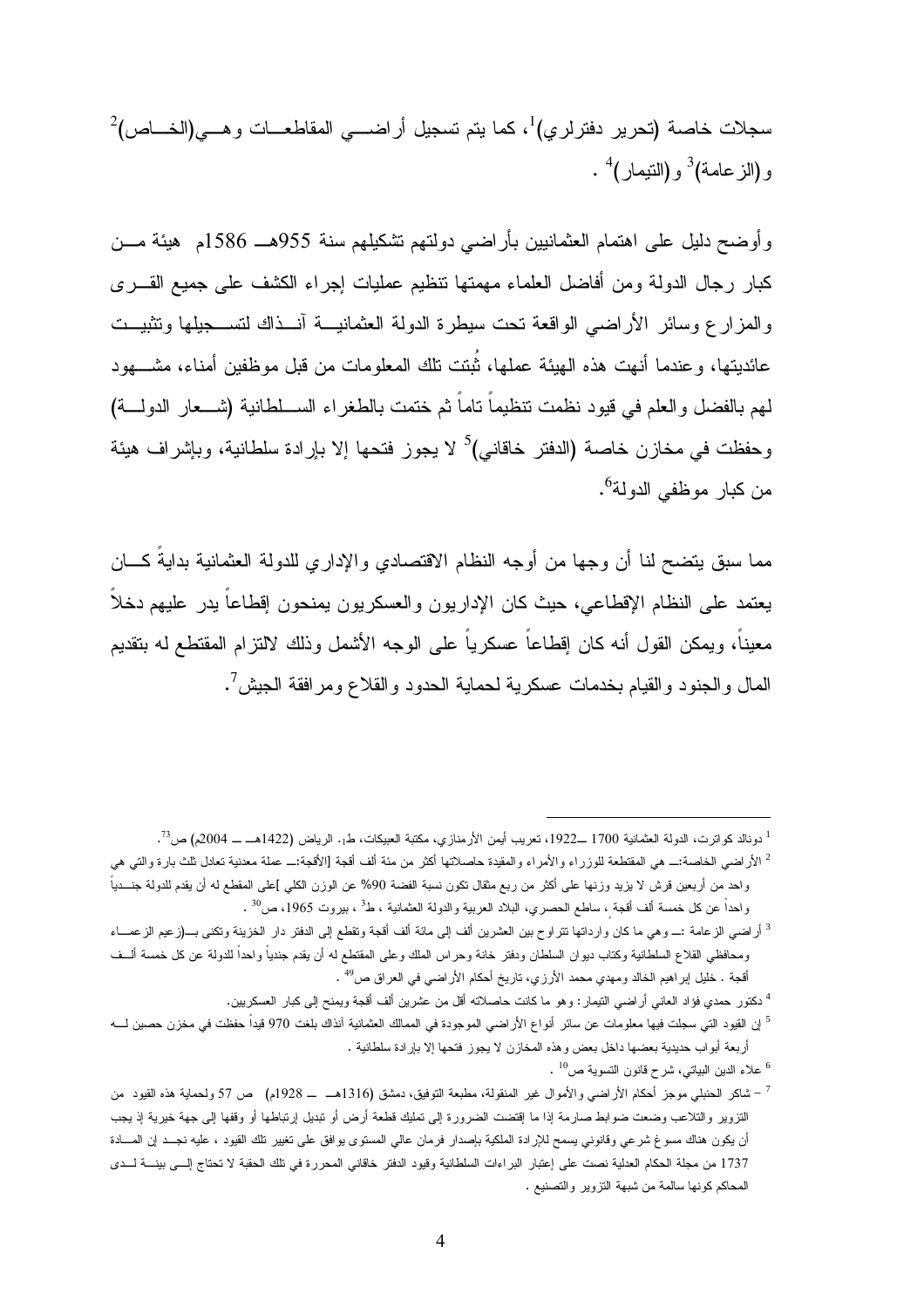سجلات خاصة (تحرير دفترلري)[1]، كما يتم تسجيل أراضـي المقاطعـات وهـي(الخـاص)[2] و(الزعامة)[3] و(التيمار)[4] .

وأوضح دليل على اهتمام العثمانيين بأراضي دولتهم تشكيلهم سنة 955هـ 1586م هيئة مـن كبار رجال الدولة ومن أفاضل العلماء مهمتها تنظيم عمليات إجراء الكشف على جميع القـرى والمزارع وسائر الأراضي الواقعة تحت سيطرة الدولة العثمانيـة آنـذاك لتسـجيلها وتثبيـت عائديتها، وعندما أنهت هذه الهيئة عملها، ثُبتت تلك المعلومات من قبل موظفين أمناء، مشـهود لهم بالفضل والعلم في قيود نظمت تنظيماً تاماً ثم ختمت بالطغراء السـلطانية (شـعار الدولـة) وحفظت في مخازن خاصة (الدفتر خاقاني)[5] لا يجوز فتحها إلا بإرادة سلطانية، وبإشراف هيئة من كبار موظفي الدولة[6].

مما سبق يتضح لنا أن وجها من أوجه النظام الاقتصادي والإداري للدولة العثمانية بدايةً كـان يعتمد على النظام الإقطاعي، حيث كان الإداريون والعسكريون يمنحون إقطاعاً يدر عليهم دخلاً معيناً، ويمكن القول أنه كان إقطاعاً عسكرياً على الوجه الأشمل وذلك لالتزام المقتطع له بتقديم المال والجنود والقيام بخدمات عسكرية لحماية الحدود والقلاع ومرافقة الجيش[7].

---

[1] دونالد كواترت، الدولة العثمانية 1700 ـ1922، تعريب أيمن الأرمنازي، مكتبة العبيكات، ط1. الرياض (1422هـ ـ 2004م) ص73.

[2] الأراضي الخاصة:ـ هي المقتطعة للوزراء والأمراء والمقيدة حاصلاتها أكثر من مئة ألف أقجة [الأقجة:ـ عملة معدنية تعادل ثلث بارة والتي هي واحد من أربعين قرش لا يزيد وزنها على أكثر من ربع مثقال تكون نسبة الفضة 90% عن الوزن الكلي ]على المقطع له أن يقدم للدولة جنـدياً واحداً عن كل خمسة ألف أقجة ، ساطع الحصري، البلاد العربية والدولة العثمانية ، ط3 ، بيروت 1965، ص30 .

[3] أراضي الزعامة :ـ وهي ما كان وارداتها تتراوح بين العشرين ألف إلى مائة ألف أقجة وتقطع إلى الدفتر دار الخزينة وتكنى بـ(زعيم الزعمـاء ومحافظي القلاع السلطانية وكتاب ديوان السلطان ودفتر خانة وحراس الملك وعلى المقتطع له أن يقدم جندياً واحداً للدولة عن كل خمسة آلـف أقجة . خليل إبراهيم الخالد ومهدي محمد الأرزي، تاريخ أحكام الأراضي في العراق ص49 .

[4] دكتور حمدي فؤاد العاني أراضي التيمار: وهو ما كانت حاصلاته أقل من عشرين ألف أقجة ويمنح إلى كبار العسكريين.

[5] إن القيود التي سجلت فيها معلومات عن سائر أنواع الأراضي الموجودة في الممالك العثمانية أنذاك بلغت 970 قيداً حفظت في مخزن حصين لـه أربعة أبواب حديدية بعضها داخل بعض وهذه المخازن لا يجوز فتحها إلا بإرادة سلطانية .

[6] علاء الدين البياتي، شرح قانون التسوية ص10 .

[7] – شاكر الحنبلي موجز أحكام الأراضي والأموال غير المنقولة، مطبعة التوفيق، دمشق (1316هـ ـ 1928م) ص 57 ولحماية هذه القيود من التزوير والتلاعب وضعت ضوابط صارمة إذا ما إقتضت الضرورة إلى تمليك قطعة أرض أو تبديل إرتباطها أو وقفها إلى جهة خيرية إذ يجب أن يكون هناك مسوغ شرعي وقانوني يسمح للإرادة الملكية بإصدار فرمان عالي المستوى يوافق على تغيير تلك القيود ، عليه نجـد إن المـادة 1737 من مجلة الحكام العدلية نصت على إعتبار البراءات السلطانية وقيود الدفتر خاقاني المحررة في تلك الحقبة لا تحتاج إلـى بينـة لـدى المحاكم كونها سالمة من شبهة التزوير والتصنيع .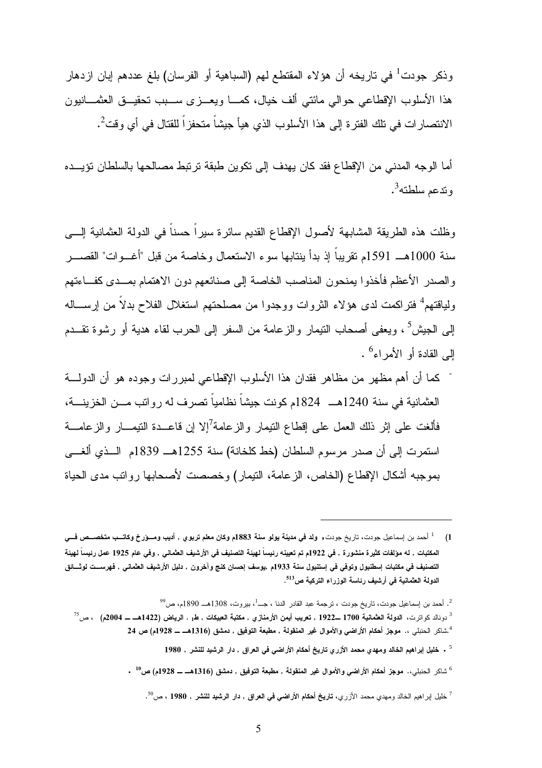وذكر جودت[1] في تاريخه أن هؤلاء المقتطع لهم (السباهية أو الفرسان) بلغ عددهم إبان ازدهار هذا الأسلوب الإقطاعي حوالي مائتي ألف خيال، كما ويعزى سبب تحقيق العثمانيون الانتصارات في تلك الفترة إلى هذا الأسلوب الذي هيأ جيشاً متحفزاً للقتال في أي وقت[2].

أما الوجه المدني من الإقطاع فقد كان يهدف إلى تكوين طبقة ترتبط مصالحها بالسلطان تؤيده وتدعم سلطته[3].

وظلت هذه الطريقة المشابهة لأصول الإقطاع القديم سائرة سيراً حسناً في الدولة العثمانية إلى سنة 1000هـ 1591م تقريباً إذ بدأ ينتابها سوء الاستعمال وخاصة من قبل "أغوات" القصر والصدر الأعظم فأخذوا يمنحون المناصب الخاصة إلى صنائعهم دون الاهتمام بمدى كفاءتهم ولياقتهم[4] فتراكمت لدى هؤلاء الثروات ووجدوا من مصلحتهم استغلال الفلاح بدلاً من إرساله إلى الجيش[5]، ويعفى أصحاب التيمار والزعامة من السفر إلى الحرب لقاء هدية أو رشوة تقدم إلى القادة أو الأمراء[6].

- كما أن أهم مظهر من مظاهر فقدان هذا الأسلوب الإقطاعي لمبررات وجوده هو أن الدولة العثمانية في سنة 1240هـ 1824م كونت جيشاً نظامياً تصرف له رواتب من الخزينة، فألغت على إثر ذلك العمل على إقطاع التيمار والزعامة[7]إلا إن قاعدة التيمار والزعامة استمرت إلى أن صدر مرسوم السلطان (خط كلخانة) سنة 1255هـ 1839م الذي ألغى بموجبه أشكال الإقطاع (الخاص، الزعامة، التيمار) وخصصت لأصحابها رواتب مدى الحياة

---

1) [1] أحمد بن إسماعيل جودت، تاريخ جودت، **ولد في مدينة يولو سنة 1883م وكان معلم تربوي , أديب ومؤرخ وكاتب متخصص في المكتبات , له مؤلفات كثيرة منشورة , في 1922م تم تعيينه رئيساً لهيئة التصنيف في الأرشيف العثماني , وفي عام 1925 عمل رئيساً لهيئة التصنيف في مكتبات إسطنبول وتوفي في إستنبول سنة 1933م ,يوسف إحسان كنج وآخرون , دليل الأرشيف العثماني , فهرست لوثائق الدولة العثمانية في أرشيف رئاسة الوزراء التركية ص513**.

[2]. أحمد بن إسماعيل جودت، تاريخ جودت ، ترجمة عبد القادر الدنا ، جـ1، بيروت، 1308هـ 1890م، ص99

[3] دونالد كواترت، **الدولة العثمانية 1700 ـ1922 , تعريب أيمن الأرمنازي , مكتبة العبيكات , ط1 . الرياض (1422هـ ـ 2004م)** ، ص75

[4].شاكر الحنبلي ،. **موجز أحكام الأراضي والأموال غير المنقولة , مطبعة التوفيق , دمشق (1316هـ ـ 1928م) ص 24**

[5] **. خليل إبراهيم الخالد ومهدي محمد الأزري تاريخ أحكام الأراضي في العراق , دار الرشيد للنشر , 1980**

[6] شاكر الحنبلي،. **موجز أحكام الأراضي والأموال غير المنقولة , مطبعة التوفيق , دمشق (1316هـ ـ 1928م) ص10 .**

[7] خليل إبراهيم الخالد ومهدي محمد الأزري، **تاريخ أحكام الأراضي في العراق , دار الرشيد للنشر , 1980** ، ص50.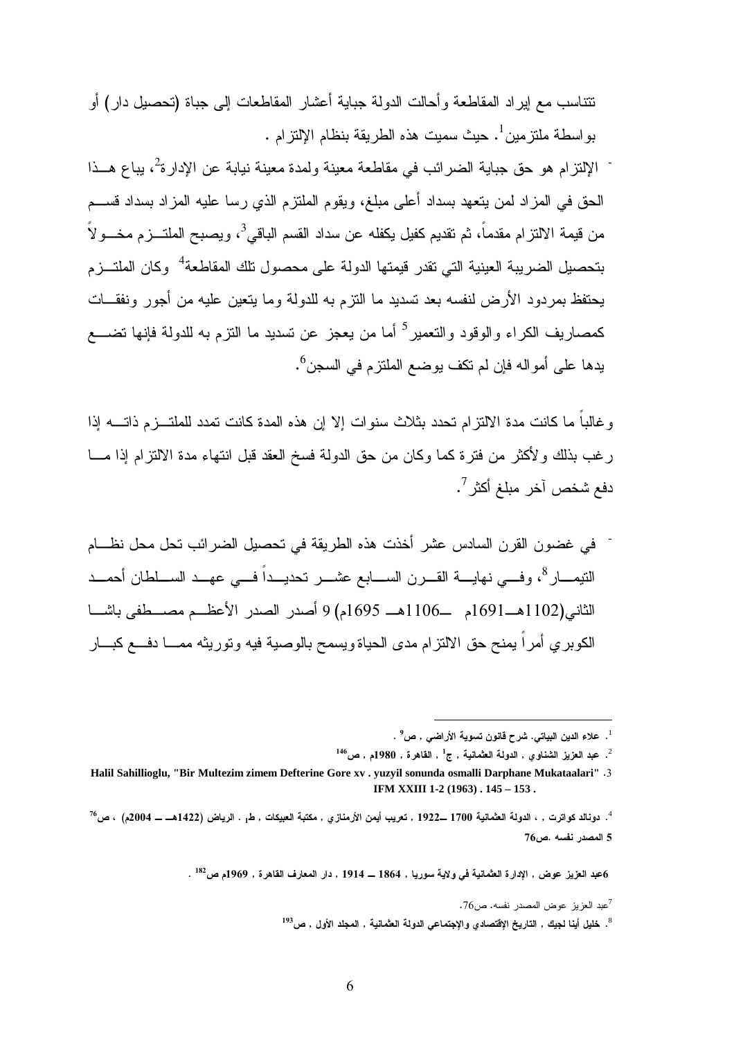تتناسب مع إيراد المقاطعة وأحالت الدولة جباية أعشار المقاطعات إلى جباة (تحصيل دار) أو بواسطة ملتزمين[1]. حيث سميت هذه الطريقة بنظام الإلتزام .

- الإلتزام هو حق جباية الضرائب في مقاطعة معينة ولمدة معينة نيابة عن الإدارة[2]، يباع هــذا الحق في المزاد لمن يتعهد بسداد أعلى مبلغ، ويقوم الملتزم الذي رسا عليه المزاد بسداد قســم من قيمة الالتزام مقدماً، ثم تقديم كفيل يكفله عن سداد القسم الباقي[3]، ويصبح الملتــزم مخــولاً بتحصيل الضريبة العينية التي تقدر قيمتها الدولة على محصول تلك المقاطعة[4] وكان الملتــزم يحتفظ بمردود الأرض لنفسه بعد تسديد ما التزم به للدولة وما يتعين عليه من أجور ونفقــات كمصاريف الكراء والوقود والتعمير[5] أما من يعجز عن تسديد ما التزم به للدولة فإنها تضــع يدها على أمواله فإن لم تكف يوضع الملتزم في السجن[6].

وغالباً ما كانت مدة الالتزام تحدد بثلاث سنوات إلا إن هذه المدة كانت تمدد للملتــزم ذاتــه إذا رغب بذلك ولأكثر من فترة كما وكان من حق الدولة فسخ العقد قبل انتهاء مدة الالتزام إذا مــا دفع شخص آخر مبلغ أكثر[7].

- في غضون القرن السادس عشر أخذت هذه الطريقة في تحصيل الضرائب تحل محل نظــام التيمــار[8]، وفــي نهايــة القــرن الســابع عشــر تحديــداً فــي عهــد الســلطان أحمــد الثاني(1102هــ1691م ــ1106هــ 1695م) 9 أصدر الصدر الأعظــم مصــطفى باشــا الكوبري أمراً يمنح حق الالتزام مدى الحياة ويسمح بالوصية فيه وتوريثه ممــا دفــع كبــار

---

1. علاء الدين البياتي. شرح قانون تسوية الأراضي , ص9 .

2. عبد العزيز الشناوي , الدولة العثمانية , ج1 , القاهرة , 1980م , ص146

3. Halil Sahillioglu, "Bir Multezim zimem Defterine Gore xv . yuzyil sonunda osmalli Darphane Mukataalari" IFM XXIII 1-2 (1963) . 145 – 153 .

4. دونالد كواترت , , الدولة العثمانية 1700 ــ1922 , تعريب أيمن الأرمنازي , مكتبة العبيكات , ط1 . الرياض (1422هــ ــ 2004م) ، ص76

5 المصدر نفسه .ص76

6عبد العزيز عوض , الإدارة العثمانية في ولاية سوريا , 1864 ــ 1914 , دار المعارف القاهرة , 1969م ص182 .

7عبد العزيز عوض المصدر نفسه. ص76.

8. خليل أينا لجيك , التاريخ الإقتصادي والإجتماعي الدولة العثمانية , المجلد الأول , ص193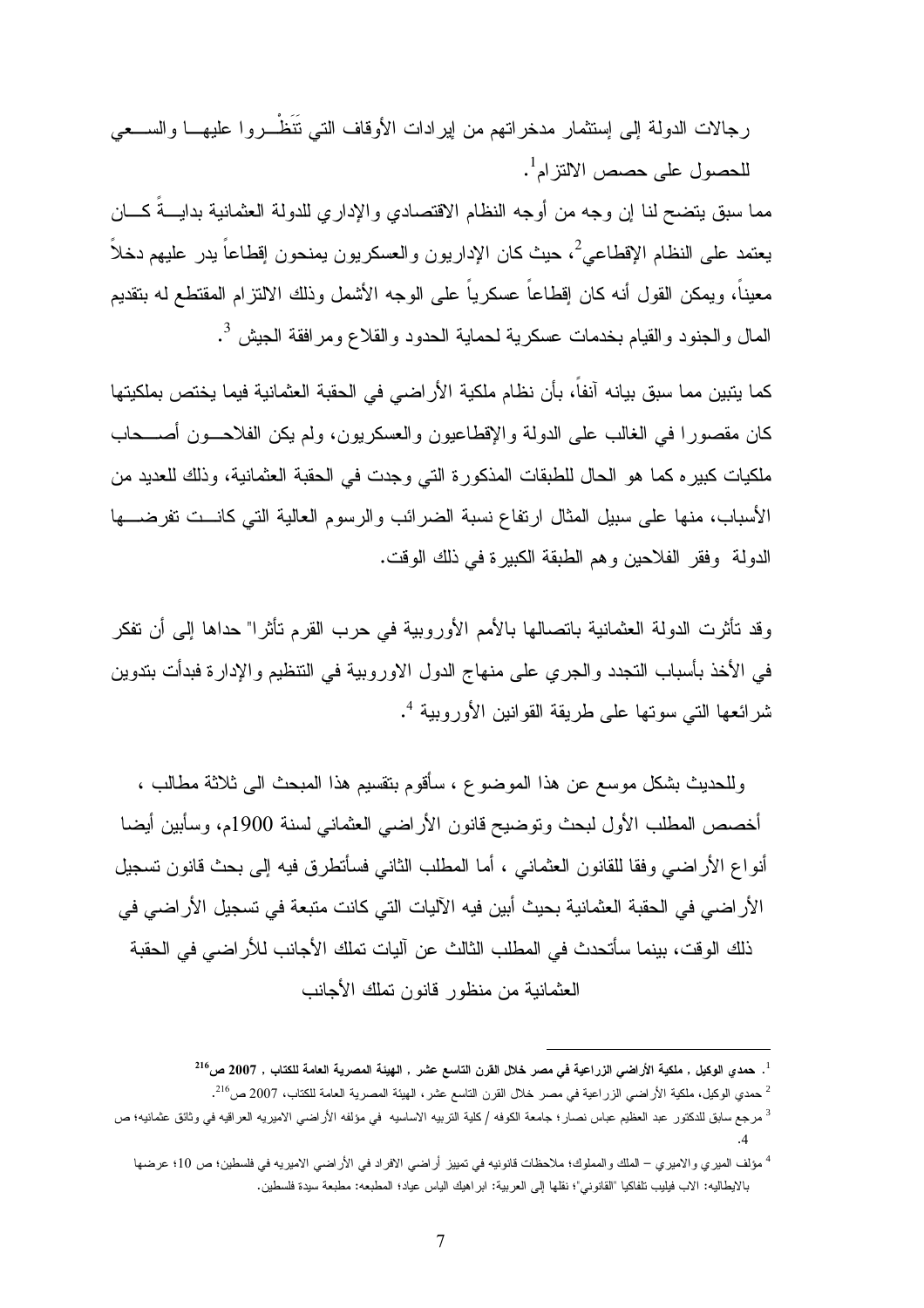رجالات الدولة إلى إستثمار مدخراتهم من إيرادات الأوقاف التي تَنَظْـــروا عليهـــا والســـعي للحصول على حصص الالتزام[1].

مما سبق يتضح لنا إن وجه من أوجه النظام الاقتصادي والإداري للدولة العثمانية بدايـــةً كـــان يعتمد على النظام الإقطاعي[2]، حيث كان الإداريون والعسكريون يمنحون إقطاعاً يدر عليهم دخلاً معيناً، ويمكن القول أنه كان إقطاعاً عسكرياً على الوجه الأشمل وذلك الالتزام المقتطع له بتقديم المال والجنود والقيام بخدمات عسكرية لحماية الحدود والقلاع ومرافقة الجيش [3].

كما يتبين مما سبق بيانه آنفاً، بأن نظام ملكية الأراضي في الحقبة العثمانية فيما يختص بملكيتها كان مقصورا في الغالب على الدولة والإقطاعيون والعسكريون، ولم يكن الفلاحـــون أصـــحاب ملكيات كبيره كما هو الحال للطبقات المذكورة التي وجدت في الحقبة العثمانية، وذلك للعديد من الأسباب، منها على سبيل المثال ارتفاع نسبة الضرائب والرسوم العالية التي كانـــت تفرضـــها الدولة وفقر الفلاحين وهم الطبقة الكبيرة في ذلك الوقت.

وقد تأثرت الدولة العثمانية باتصالها بالأمم الأوروبية في حرب القرم تأثرا" حداها إلى أن تفكر في الأخذ بأسباب التجدد والجري على منهاج الدول الاوروبية في التنظيم والإدارة فبدأت بتدوين شرائعها التي سوتها على طريقة القوانين الأوروبية [4].

وللحديث بشكل موسع عن هذا الموضوع ، سأقوم بتقسيم هذا المبحث الى ثلاثة مطالب ، أخصص المطلب الأول لبحث وتوضيح قانون الأراضي العثماني لسنة 1900م، وسأبين أيضا أنواع الأراضي وفقا للقانون العثماني ، أما المطلب الثاني فسأتطرق فيه إلى بحث قانون تسجيل الأراضي في الحقبة العثمانية بحيث أبين فيه الآليات التي كانت متبعة في تسجيل الأراضي في ذلك الوقت، بينما سأتحدث في المطلب الثالث عن آليات تملك الأجانب للأراضي في الحقبة العثمانية من منظور قانون تملك الأجانب

---

[1]. **حمدي الوكيل , ملكية الأراضي الزراعية في مصر خلال القرن التاسع عشر , الهيئة المصرية العامة للكتاب , 2007 ص216**

[2] حمدي الوكيل، ملكية الأراضي الزراعية في مصر خلال القرن التاسع عشر، الهيئة المصرية العامة للكتاب، 2007 ص216.

[3] مرجع سابق للدكتور عبد العظيم عباس نصار؛ جامعة الكوفه / كلية التربيه الاساسيه في مؤلفه الأراضي الاميريه العراقيه في وثائق عثمانيه؛ ص 4.

[4] مؤلف الميري والاميري – الملك والمملوك؛ ملاحظات قانونيه في تمييز أراضي الافراد في الأراضي الاميريه في فلسطين؛ ص 10؛ عرضها بالايطاليه: الاب فيليب تلفاكيا "القانوني"؛ نقلها إلى العربية: ابراهيك الياس عياد؛ المطبعه: مطبعة سيدة فلسطين.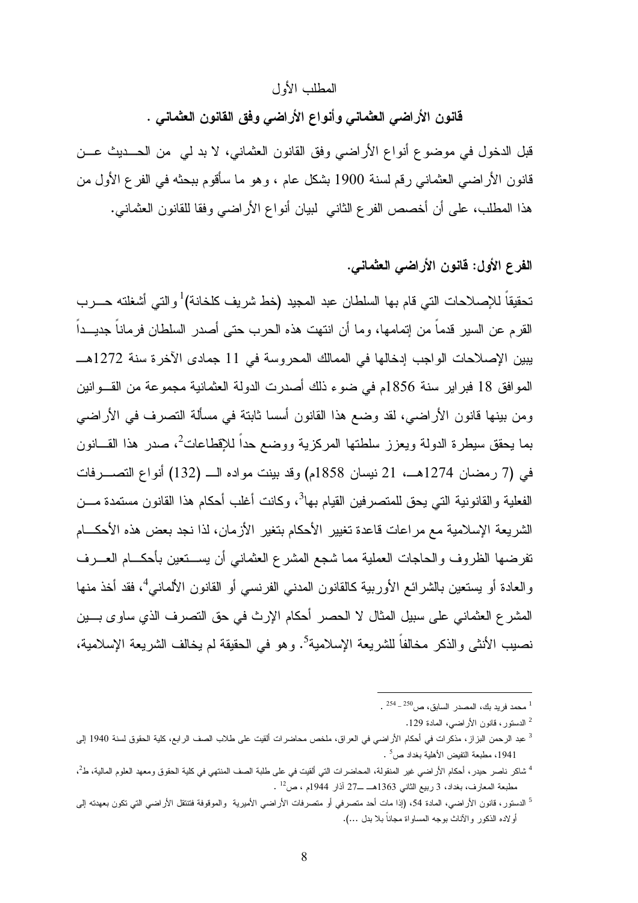المطلب الأول

### قانون الأراضي العثماني وأنواع الأراضي وفق القانون العثماني .

قبل الدخول في موضوع أنواع الأراضي وفق القانون العثماني، لا بد لي من الحديث عن قانون الأراضي العثماني رقم لسنة 1900 بشكل عام ، وهو ما سأقوم ببحثه في الفرع الأول من هذا المطلب، على أن أخصص الفرع الثاني لبيان أنواع الأراضي وفقا للقانون العثماني.

#### الفرع الأول: قانون الأراضي العثماني.

تحقيقاً للإصلاحات التي قام بها السلطان عبد المجيد (خط شريف كلخانة)[1] والتي أشغلته حرب القرم عن السير قدماً من إتمامها، وما أن انتهت هذه الحرب حتى أصدر السلطان فرماناً جديداً يبين الإصلاحات الواجب إدخالها في الممالك المحروسة في 11 جمادى الآخرة سنة 1272هـ الموافق 18 فبراير سنة 1856م في ضوء ذلك أصدرت الدولة العثمانية مجموعة من القوانين ومن بينها قانون الأراضي، لقد وضع هذا القانون أسسا ثابتة في مسألة التصرف في الأراضي بما يحقق سيطرة الدولة ويعزز سلطتها المركزية ووضع حداً للإقطاعات[2]، صدر هذا القانون في (7 رمضان 1274هـ، 21 نيسان 1858م) وقد بينت مواده الـ (132) أنواع التصرفات الفعلية والقانونية التي يحق للمتصرفين القيام بها[3]، وكانت أغلب أحكام هذا القانون مستمدة من الشريعة الإسلامية مع مراعات قاعدة تغيير الأحكام بتغير الأزمان، لذا نجد بعض هذه الأحكام تفرضها الظروف والحاجات العملية مما شجع المشرع العثماني أن يستعين بأحكام العرف والعادة أو يستعين بالشرائع الأوربية كالقانون المدني الفرنسي أو القانون الألماني[4]، فقد أخذ منها المشرع العثماني على سبيل المثال لا الحصر أحكام الإرث في حق التصرف الذي ساوى بين نصيب الأنثى والذكر مخالفاً للشريعة الإسلامية[5]. وهو في الحقيقة لم يخالف الشريعة الإسلامية،

---

[1] محمد فريد بك، المصدر السابق، ص250 _ 254 .

[2] الدستور، قانون الأراضي، المادة 129.

[3] عبد الرحمن البزاز، مذكرات في أحكام الأراضي في العراق، ملخص محاضرات ألقيت على طلاب الصف الرابع، كلية الحقوق لسنة 1940 إلى 1941، مطبعة التفيض الأهلية بغداد ص5 .

[4] شاكر ناصر حيدر، أحكام الأراضي غير المنقولة، المحاضرات التي ألقيت في على طلبة الصف المنتهي في كلية الحقوق ومعهد العلوم المالية، ط2، مطبعة المعارف، بغداد، 3 ربيع الثاني 1363هـ ــ27 آذار 1944م ، ص12 .

[5] الدستور، قانون الأراضي، المادة 54، (إذا مات أحد متصرفي أو متصرفات الأراضي الأميرية والموقوفة فتنتقل الأراضي التي تكون بعهدته إلى أولاده الذكور والآناث بوجه المساواة مجاناً بلا بدل ...).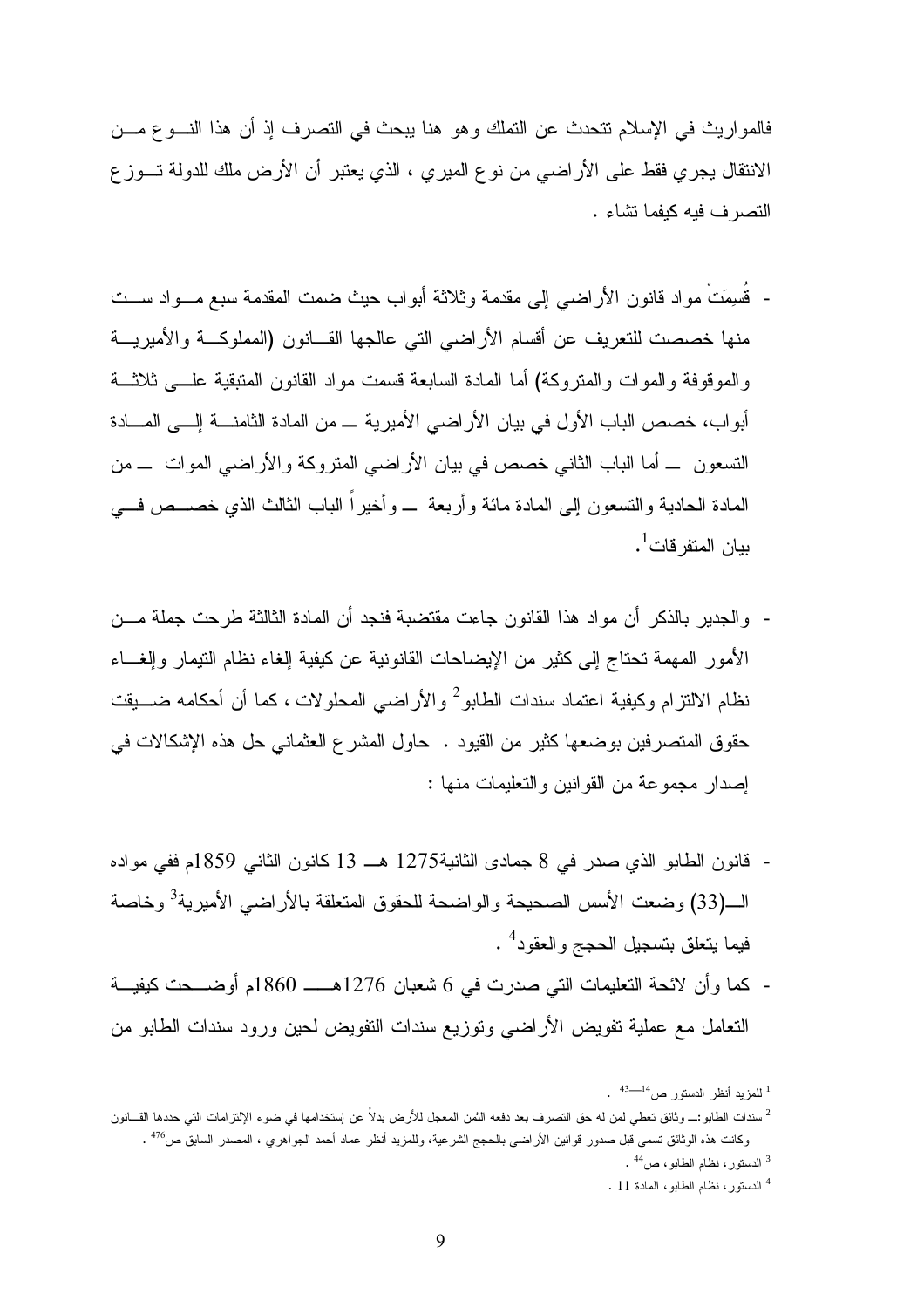فالمواريث في الإسلام تتحدث عن التملك وهو هنا يبحث في التصرف إذ أن هذا النـوع مـن الانتقال يجري فقط على الأراضي من نوع الميري ، الذي يعتبر أن الأرض ملك للدولة تـوزع التصرف فيه كيفما تشاء .

- قُسِمَتْ مواد قانون الأراضي إلى مقدمة وثلاثة أبواب حيث ضمت المقدمة سبع مـواد سـت منها خصصت للتعريف عن أقسام الأراضي التي عالجها القـانون (المملوكـة والأميريـة والموقوفة والموات والمتروكة) أما المادة السابعة قسمت مواد القانون المتبقية علـى ثلاثـة أبواب، خصص الباب الأول في بيان الأراضي الأميرية ــ من المادة الثامنـة إلـى المـادة التسعون ــ أما الباب الثاني خصص في بيان الأراضي المتروكة والأراضي الموات ــ من المادة الحادية والتسعون إلى المادة مائة وأربعة ــ وأخيراً الباب الثالث الذي خصـص فـي بيان المتفرقات[1].

- والجدير بالذكر أن مواد هذا القانون جاءت مقتضبة فنجد أن المادة الثالثة طرحت جملة مـن الأمور المهمة تحتاج إلى كثير من الإيضاحات القانونية عن كيفية إلغاء نظام التيمار وإلغـاء نظام الالتزام وكيفية اعتماد سندات الطابو[2] والأراضي المحلولات ، كما أن أحكامه ضـيقت حقوق المتصرفين بوضعها كثير من القيود . حاول المشرع العثماني حل هذه الإشكالات في إصدار مجموعة من القوانين والتعليمات منها :

- قانون الطابو الذي صدر في 8 جمادى الثانية1275 هـ 13 كانون الثاني 1859م ففي مواده الـ(33) وضعت الأسس الصحيحة والواضحة للحقوق المتعلقة بالأراضي الأميرية[3] وخاصة فيما يتعلق بتسجيل الحجج والعقود[4] .
- كما وأن لائحة التعليمات التي صدرت في 6 شعبان 1276هـ 1860م أوضحت كيفيـة التعامل مع عملية تفويض الأراضي وتوزيع سندات التفويض لحين ورود سندات الطابو من

---

[1] للمزيد أنظر الدستور ص14ـ43 .

[2] سندات الطابو :ـ وثائق تعطي لمن له حق التصرف بعد دفعه الثمن المعجل للأرض بدلاً عن إستخدامها في ضوء الإلتزامات التي حددها القـانون وكانت هذه الوثائق تسمى قبل صدور قوانين الأراضي بالحجج الشرعية، وللمزيد أنظر عماد أحمد الجواهري ، المصدر السابق ص476 .

[3] الدستور، نظام الطابو، ص44 .

[4] الدستور، نظام الطابو، المادة 11 .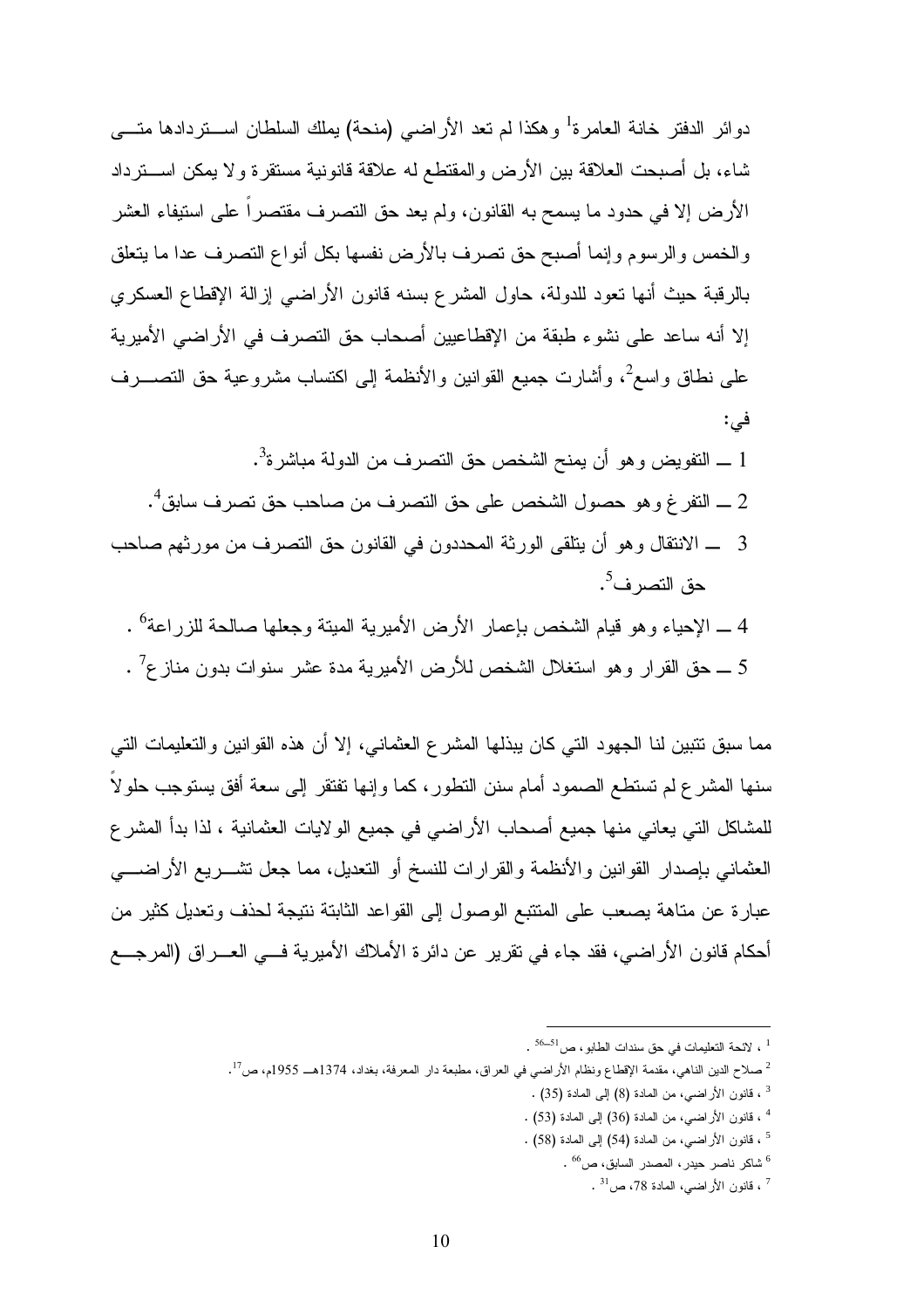دوائر الدفتر خانة العامرة[1] وهكذا لم تعد الأراضي (منحة) يملك السلطان استردادها متى شاء، بل أصبحت العلاقة بين الأرض والمقتطع له علاقة قانونية مستقرة ولا يمكن استرداد الأرض إلا في حدود ما يسمح به القانون، ولم يعد حق التصرف مقتصراً على استيفاء العشر والخمس والرسوم وإنما أصبح حق تصرف بالأرض نفسها بكل أنواع التصرف عدا ما يتعلق بالرقبة حيث أنها تعود للدولة، حاول المشرع بسنه قانون الأراضي إزالة الإقطاع العسكري إلا أنه ساعد على نشوء طبقة من الإقطاعيين أصحاب حق التصرف في الأراضي الأميرية على نطاق واسع[2]، وأشارت جميع القوانين والأنظمة إلى اكتساب مشروعية حق التصرف في:

1 ـــ التفويض وهو أن يمنح الشخص حق التصرف من الدولة مباشرة[3].

2 ـــ التفرغ وهو حصول الشخص على حق التصرف من صاحب حق تصرف سابق[4].

3 ـــ الانتقال وهو أن يتلقى الورثة المحددون في القانون حق التصرف من مورثهم صاحب حق التصرف[5].

4 ـــ الإحياء وهو قيام الشخص بإعمار الأرض الأميرية الميتة وجعلها صالحة للزراعة[6] .

5 ـــ حق القرار وهو استغلال الشخص للأرض الأميرية مدة عشر سنوات بدون منازع[7] .

مما سبق تتبين لنا الجهود التي كان يبذلها المشرع العثماني، إلا أن هذه القوانين والتعليمات التي سنها المشرع لم تستطع الصمود أمام سنن التطور، كما وإنها تفتقر إلى سعة أفق يستوجب حلولاً للمشاكل التي يعاني منها جميع أصحاب الأراضي في جميع الولايات العثمانية ، لذا بدأ المشرع العثماني بإصدار القوانين والأنظمة والقرارات للنسخ أو التعديل، مما جعل تشريع الأراضي عبارة عن متاهة يصعب على المتتبع الوصول إلى القواعد الثابتة نتيجة لحذف وتعديل كثير من أحكام قانون الأراضي، فقد جاء في تقرير عن دائرة الأملاك الأميرية في العراق (المرجع

---

[1] ، لائحة التعليمات في حق سندات الطابو، ص51ـ56 .

[2] صلاح الدين الناهي، مقدمة الإقطاع ونظام الأراضي في العراق، مطبعة دار المعرفة، بغداد، 1374هـ 1955م، ص17.

[3] ، قانون الأراضي، من المادة (8) إلى المادة (35) .

[4] ، قانون الأراضي، من المادة (36) إلى المادة (53) .

[5] ، قانون الأراضي، من المادة (54) إلى المادة (58) .

[6] شاكر ناصر حيدر، المصدر السابق، ص66 .

[7] ، قانون الأراضي، المادة 78، ص31 .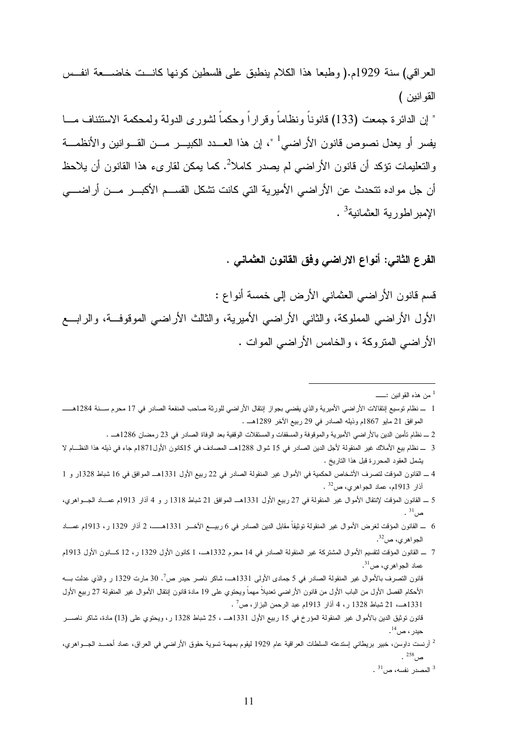العراقي) سنة 1929م.( وطبعا هذا الكلام ينطبق على فلسطين كونها كانــت خاضــعة انفــس القوانين )

" إن الدائرة جمعت (133) قانوناً ونظاماً وقراراً وحكماً لشورى الدولة ولمحكمة الاستئناف مـــا يفسر أو يعدل نصوص قانون الأراضي[1] "، إن هذا العــدد الكبيــر مــن القــوانين والأنظمــة والتعليمات تؤكد أن قانون الأراضي لم يصدر كاملا[2]. كما يمكن لقارىء هذا القانون أن يلاحظ أن جل مواده تتحدث عن الأراضي الأميرية التي كانت تشكل القســم الأكبــر مــن أراضـــي الإمبراطورية العثمانية[3] .

**الفرع الثاني: أنواع الاراضي وفق القانون العثماني .**

قسم قانون الأراضي العثماني الأرض إلى خمسة أنواع :

الأول الأراضي المملوكة، والثاني الأراضي الأميرية، والثالث الأراضي الموقوفــة، والرابـــع الأراضي المتروكة ، والخامس الأراضي الموات .

---

[1] من هذه القوانين :ـــ

1 ــ نظام توسيع إنتقالات الأراضي الأميرية والذي يقضي بجواز إنتقال الأراضي للورثة صاحب المنفعة الصادر في 17 محرم ســنة 1284هـــ الموافق 21 مايو 1867م وذيله الصادر في 29 ربيع الآخر 1289هـ .

2 ــ نظام تأمين الدين بالأراضي الأميرية والموقوفة والمسقفات والمستقلات الوقفية بعد الوفاة الصادر في 23 رمضان 1286هـ .

3 ــ نظام بيع الأملاك غير المنقولة لأجل الدين الصادر في 15 شوال 1288هـ المصادف في 15كانون الأول1871م جاء في ذيله هذا النظــام لا يشمل العقود المحررة قبل هذا التاريخ .

4 ــ القانون المؤقت لتصرف الأشخاص الحكمية في الأموال غير المنقولة الصادر في 22 ربيع الأول 1331هـ الموافق في 16 شباط 1328ر و 1 آذار 1913م، عماد الجواهري، ص32 .

5 ــ القانون المؤقت لإنتقال الأموال غير المنقولة في 27 ربيع الأول 1331هـ الموافق 21 شباط 1318 ر و 4 آذار 1913م عمــاد الجــواهري، ص31 .

6 ــ القانون المؤقت لغرض الأموال غير المنقولة توثيقاً مقابل الدين الصادر في 6 ربيـــع الآخــر 1331هـــــ، 2 آذار 1329 ر، 1913م عمــاد الجواهري، ص32.

7 ــ القانون المؤقت لتقسيم الأموال المشتركة غير المنقولة الصادر في 14 محرم 1332هـ، 1 كانون الأول 1329 ر، 12 كــانون الأول 1913م عماد الجواهري، ص31.

قانون التصرف بالأموال غير المنقولة الصادر في 5 جمادى الأولى 1331هـ، شاكر ناصر حيدر ص7. 30 مارت 1329 ر والذي عدلت بـــه الأحكام الفصل الأول من الباب الأول من قانون الأراضي تعديلاً مهماً ويحتوي على 19 مادة قانون إنتقال الأموال غير المنقولة 27 ربيع الأول 1331هـ، 21 شباط 1328 ر، 4 آذار 1913م عبد الرحمن البزاز، ص7 .

قانون توثيق الدين بالأموال غير المنقولة المؤرخ في 15 ربيع الأول 1331هـ ، 25 شباط 1328 ر، ويحتوي على (13) مادة، شاكر ناصـــر حيدر، ص14.

[2] آرنست داوسن، خبير بريطاني إستدعته السلطات العراقية عام 1929 ليقوم بمهمة تسوية حقوق الأراضي في العراق، عماد أحمــد الجــواهري، ص258 .

[3] المصدر نفسه، ص31 .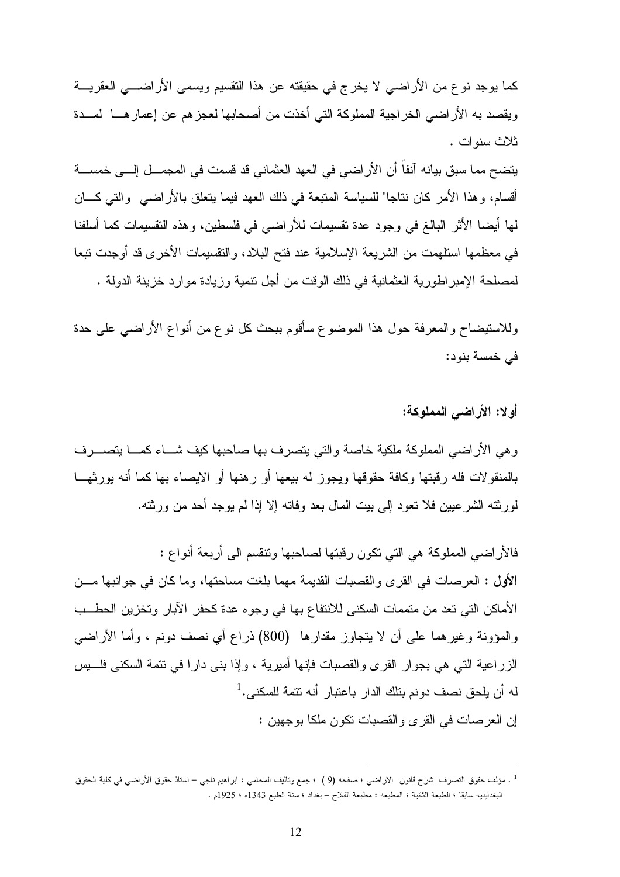كما يوجد نوع من الأراضي لا يخرج في حقيقته عن هذا التقسيم ويسمى الأراضي العقرية ويقصد به الأراضي الخراجية المملوكة التي أخذت من أصحابها لعجزهم عن إعمارها لمدة ثلاث سنوات .

يتضح مما سبق بيانه آنفاً أن الأراضي في العهد العثماني قد قسمت في المجمل إلى خمسة أقسام، وهذا الأمر كان نتاجا" للسياسة المتبعة في ذلك العهد فيما يتعلق بالأراضي والتي كان لها أيضا الأثر البالغ في وجود عدة تقسيمات للأراضي في فلسطين، وهذه التقسيمات كما أسلفنا في معظمها استلهمت من الشريعة الإسلامية عند فتح البلاد، والتقسيمات الأخرى قد أوجدت تبعا لمصلحة الإمبراطورية العثمانية في ذلك الوقت من أجل تنمية وزيادة موارد خزينة الدولة .

وللاستيضاح والمعرفة حول هذا الموضوع سأقوم ببحث كل نوع من أنواع الأراضي على حدة في خمسة بنود:

**أولا: الأراضي المملوكة:**

وهي الأراضي المملوكة ملكية خاصة والتي يتصرف بها صاحبها كيف شاء كما يتصرف بالمنقولات فله رقبتها وكافة حقوقها ويجوز له بيعها أو رهنها أو الايصاء بها كما أنه يورثها لورثته الشرعيين فلا تعود إلى بيت المال بعد وفاته إلا إذا لم يوجد أحد من ورثته.

فالأراضي المملوكة هي التي تكون رقبتها لصاحبها وتنقسم الى أربعة أنواع :

**الأول** : العرصات في القرى والقصبات القديمة مهما بلغت مساحتها، وما كان في جوانبها من الأماكن التي تعد من متممات السكنى للانتفاع بها في وجوه عدة كحفر الآبار وتخزين الحطب والمؤونة وغيرهما على أن لا يتجاوز مقدارها (800) ذراع أي نصف دونم ، وأما الأراضي الزراعية التي هي بجوار القرى والقصبات فإنها أميرية ، وإذا بنى دارا في تتمة السكنى فليس له أن يلحق نصف دونم بتلك الدار باعتبار أنه تتمة للسكنى.[1]

إن العرصات في القرى والقصبات تكون ملكا بوجهين :

---

[1] . مؤلف حقوق التصرف شرح قانون الاراضي ؛ صفحه (9) ؛ جمع وتاليف المحامي : ابراهيم ناجي – استاذ حقوق الأراضي في كلية الحقوق البغداديه سابقا ؛ الطبعة الثانية ؛ المطبعه : مطبعة الفلاح – بغداد ؛ سنة الطبع 1343ه ؛ 1925م .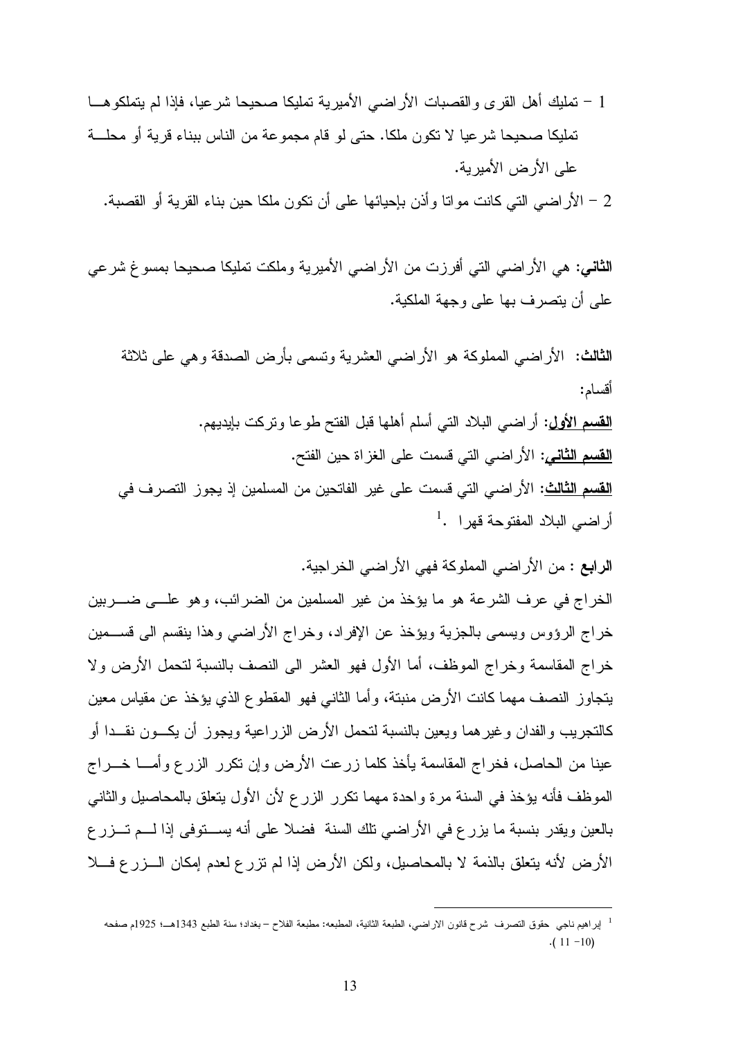1 – تمليك أهل القرى والقصبات الأراضي الأميرية تمليكا صحيحا شرعيا، فإذا لم يتملكوها تمليكا صحيحا شرعيا لا تكون ملكا. حتى لو قام مجموعة من الناس ببناء قرية أو محلة على الأرض الأميرية.

2 – الأراضي التي كانت مواتا وأذن بإحيائها على أن تكون ملكا حين بناء القرية أو القصبة.

**الثاني:** هي الأراضي التي أفرزت من الأراضي الأميرية وملكت تمليكا صحيحا بمسوغ شرعي على أن يتصرف بها على وجهة الملكية.

**الثالث:** الأراضي المملوكة هو الأراضي العشرية وتسمى بأرض الصدقة وهي على ثلاثة أقسام:

**القسم الأول:** أراضي البلاد التي أسلم أهلها قبل الفتح طوعا وتركت بإيديهم.

**القسم الثاني:** الأراضي التي قسمت على الغزاة حين الفتح.

**القسم الثالث:** الأراضي التي قسمت على غير الفاتحين من المسلمين إذ يجوز التصرف في أراضي البلاد المفتوحة قهرا .[1]

**الرابع** : من الأراضي المملوكة فهي الأراضي الخراجية.

الخراج في عرف الشرعة هو ما يؤخذ من غير المسلمين من الضرائب، وهو على ضربين خراج الرؤوس ويسمى بالجزية ويؤخذ عن الإفراد، وخراج الأراضي وهذا ينقسم الى قسمين خراج المقاسمة وخراج الموظف، أما الأول فهو العشر الى النصف بالنسبة لتحمل الأرض ولا يتجاوز النصف مهما كانت الأرض منبتة، وأما الثاني فهو المقطوع الذي يؤخذ عن مقياس معين كالتجريب والفدان وغيرهما ويعين بالنسبة لتحمل الأرض الزراعية ويجوز أن يكون نقدا أو عينا من الحاصل، فخراج المقاسمة يأخذ كلما زرعت الأرض وإن تكرر الزرع وأما خراج الموظف فأنه يؤخذ في السنة مرة واحدة مهما تكرر الزرع لأن الأول يتعلق بالمحاصيل والثاني بالعين ويقدر بنسبة ما يزرع في الأراضي تلك السنة فضلا على أنه يستوفى إذا لم تزرع الأرض لأنه يتعلق بالذمة لا بالمحاصيل، ولكن الأرض إذا لم تزرع لعدم إمكان الزرع فلا

---

[1] إبراهيم ناجي حقوق التصرف شرح قانون الاراضي، الطبعة الثانية، المطبعه: مطبعة الفلاح – بغداد؛ سنة الطبع 1343هـ؛ 1925م صفحه (10- 11).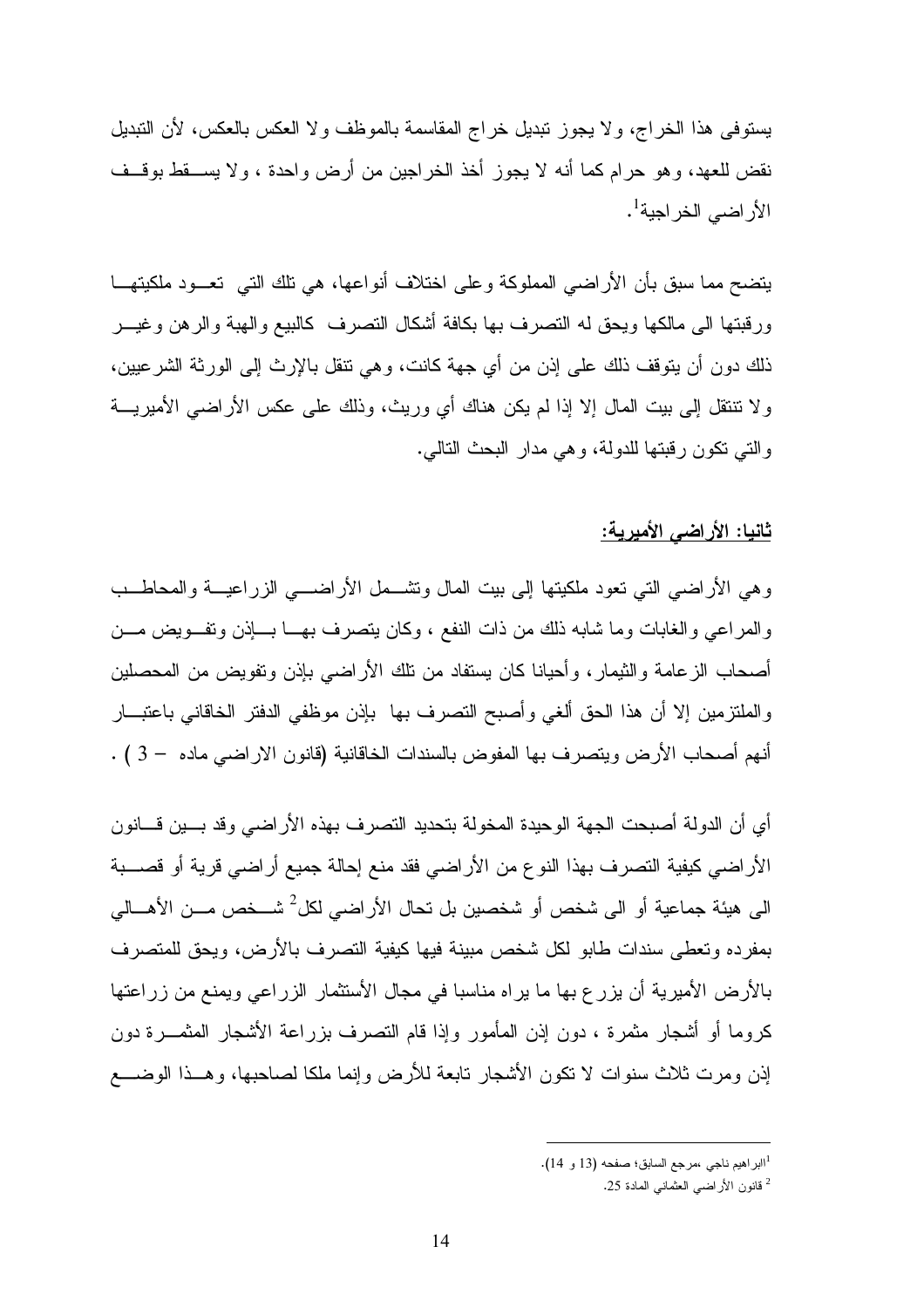يستوفى هذا الخراج، ولا يجوز تبديل خراج المقاسمة بالموظف ولا العكس بالعكس، لأن التبديل نقض للعهد، وهو حرام كما أنه لا يجوز أخذ الخراجين من أرض واحدة ، ولا يسقط بوقف الأراضي الخراجية[1].

يتضح مما سبق بأن الأراضي المملوكة وعلى اختلاف أنواعها، هي تلك التي تعود ملكيتها ورقبتها الى مالكها ويحق له التصرف بها بكافة أشكال التصرف كالبيع والهبة والرهن وغير ذلك دون أن يتوقف ذلك على إذن من أي جهة كانت، وهي تنقل بالإرث إلى الورثة الشرعيين، ولا تنتقل إلى بيت المال إلا إذا لم يكن هناك أي وريث، وذلك على عكس الأراضي الأميرية والتي تكون رقبتها للدولة، وهي مدار البحث التالي.

## ثانيا: الأراضي الأميرية:

وهي الأراضي التي تعود ملكيتها إلى بيت المال وتشمل الأراضي الزراعية والمحاطب والمراعي والغابات وما شابه ذلك من ذات النفع ، وكان يتصرف بها بإذن وتفويض من أصحاب الزعامة والتيمار، وأحيانا كان يستفاد من تلك الأراضي بإذن وتفويض من المحصلين والملتزمين إلا أن هذا الحق ألغي وأصبح التصرف بها بإذن موظفي الدفتر الخاقاني باعتبار أنهم أصحاب الأرض ويتصرف بها المفوض بالسندات الخاقانية (قانون الاراضي ماده – 3 ) .

أي أن الدولة أصبحت الجهة الوحيدة المخولة بتحديد التصرف بهذه الأراضي وقد بين قانون الأراضي كيفية التصرف بهذا النوع من الأراضي فقد منع إحالة جميع أراضي قرية أو قصبة الى هيئة جماعية أو الى شخص أو شخصين بل تحال الأراضي لكل[2] شخص من الأهالي بمفرده وتعطى سندات طابو لكل شخص مبينة فيها كيفية التصرف بالأرض، ويحق للمتصرف بالأرض الأميرية أن يزرع بها ما يراه مناسبا في مجال الأستثمار الزراعي ويمنع من زراعتها كروما أو أشجار مثمرة ، دون إذن المأمور وإذا قام التصرف بزراعة الأشجار المثمرة دون إذن ومرت ثلاث سنوات لا تكون الأشجار تابعة للأرض وإنما ملكا لصاحبها، وهذا الوضع

---

[1] ابراهيم ناجي ،مرجع السابق؛ صفحه (13 و 14).

[2] قانون الأراضي العثماني المادة 25.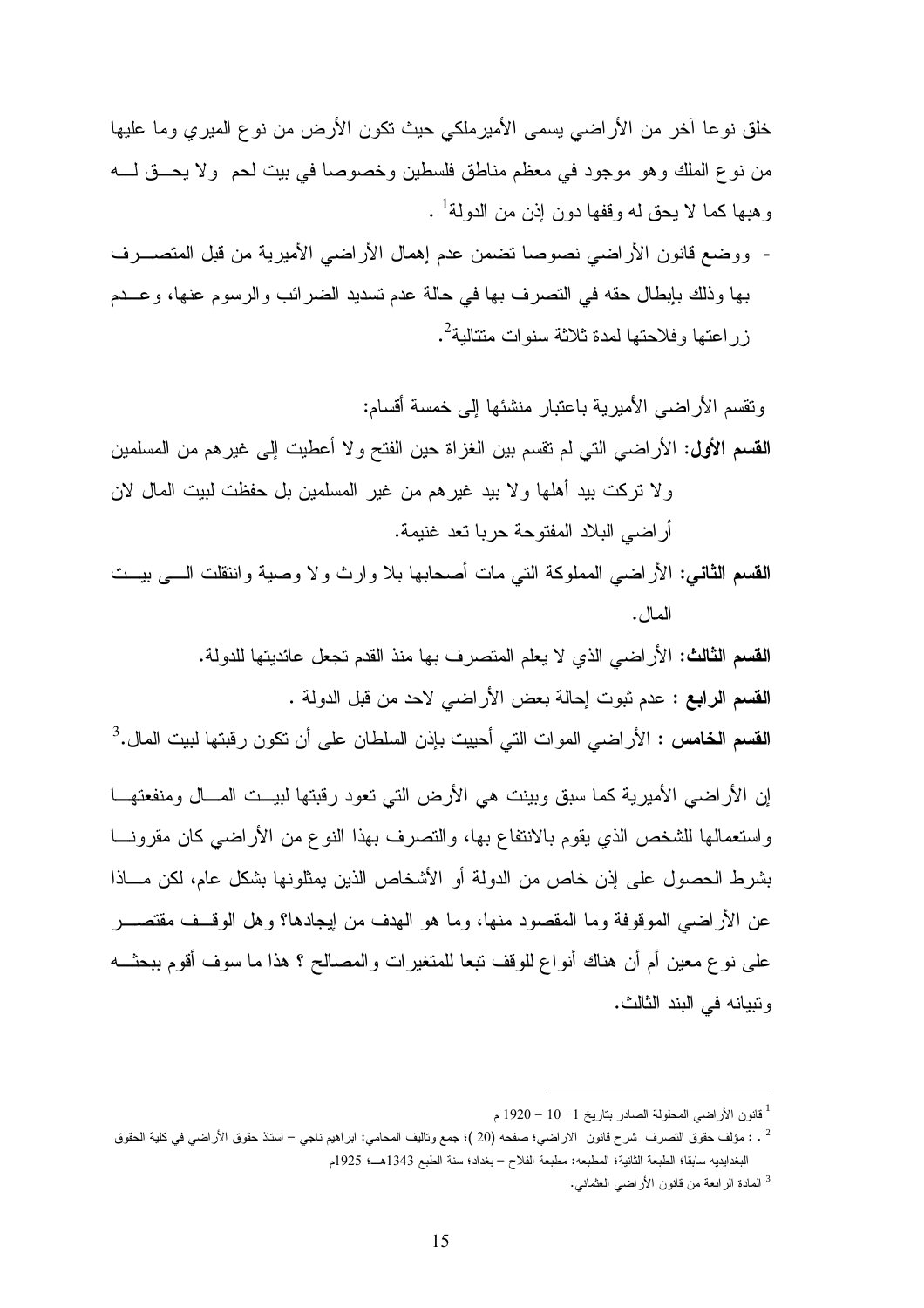خلق نوعا آخر من الأراضي يسمى الأميرملكي حيث تكون الأرض من نوع الميري وما عليها من نوع الملك وهو موجود في معظم مناطق فلسطين وخصوصا في بيت لحم ولا يحق له وهبها كما لا يحق له وقفها دون إذن من الدولة[1] .

- ووضع قانون الأراضي نصوصا تضمن عدم إهمال الأراضي الأميرية من قبل المتصرف بها وذلك بإبطال حقه في التصرف بها في حالة عدم تسديد الضرائب والرسوم عنها، وعدم زراعتها وفلاحتها لمدة ثلاثة سنوات متتالية[2].

وتقسم الأراضي الأميرية باعتبار منشئها إلى خمسة أقسام:

**القسم الأول:** الأراضي التي لم تقسم بين الغزاة حين الفتح ولا أعطيت إلى غيرهم من المسلمين ولا تركت بيد أهلها ولا بيد غيرهم من غير المسلمين بل حفظت لبيت المال لان أراضي البلاد المفتوحة حربا تعد غنيمة.

**القسم الثاني:** الأراضي المملوكة التي مات أصحابها بلا وارث ولا وصية وانتقلت إلى بيت المال.

**القسم الثالث:** الأراضي الذي لا يعلم المتصرف بها منذ القدم تجعل عائديتها للدولة.

**القسم الرابع** : عدم ثبوت إحالة بعض الأراضي لاحد من قبل الدولة .

**القسم الخامس** : الأراضي الموات التي أحييت بإذن السلطان على أن تكون رقبتها لبيت المال.[3]

إن الأراضي الأميرية كما سبق وبينت هي الأرض التي تعود رقبتها لبيت المال ومنفعتها واستعمالها للشخص الذي يقوم بالانتفاع بها، والتصرف بهذا النوع من الأراضي كان مقرونا بشرط الحصول على إذن خاص من الدولة أو الأشخاص الذين يمثلونها بشكل عام، لكن ماذا عن الأراضي الموقوفة وما المقصود منها، وما هو الهدف من إيجادها؟ وهل الوقف مقتصر على نوع معين أم أن هناك أنواع للوقف تبعا للمتغيرات والمصالح ؟ هذا ما سوف أقوم ببحثه وتبيانه في البند الثالث.

---

[1] قانون الأراضي المحلولة الصادر بتاريخ 1- 10 – 1920 م

[2] . : مؤلف حقوق التصرف شرح قانون الاراضي؛ صفحه (20 )؛ جمع وتاليف المحامي: ابراهيم ناجي – استاذ حقوق الأراضي في كلية الحقوق البغدايديه سابقا؛ الطبعة الثانية؛ المطبعه: مطبعة الفلاح – بغداد؛ سنة الطبع 1343هـ؛ 1925م

[3] المادة الرابعة من قانون الأراضي العثماني.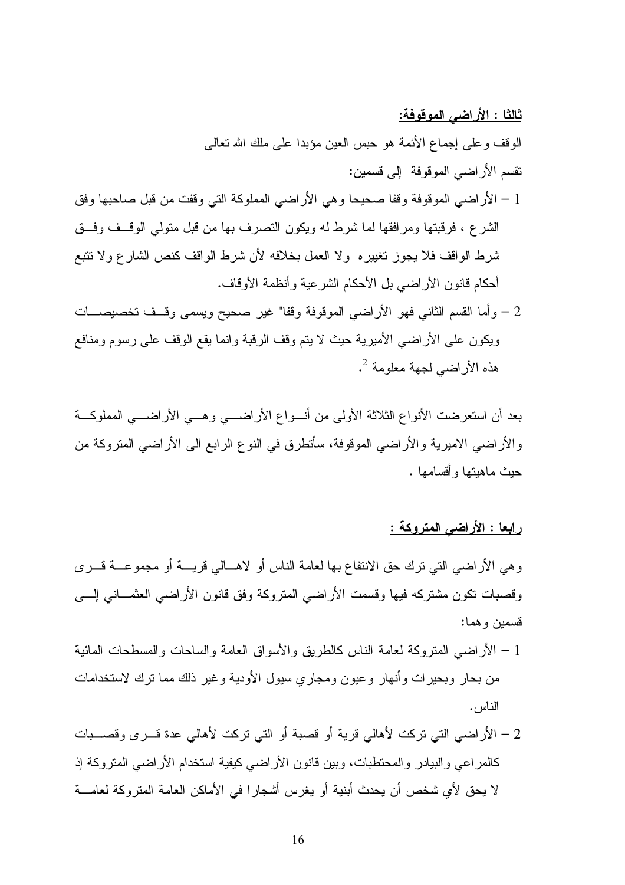**ثالثا : الأراضي الموقوفة:**

الوقف وعلى إجماع الأئمة هو حبس العين مؤبدا على ملك الله تعالى

تقسم الأراضي الموقوفة إلى قسمين:

1 – الأراضي الموقوفة وقفا صحيحا وهي الأراضي المملوكة التي وقفت من قبل صاحبها وفق الشرع ، فرقبتها ومرافقها لما شرط له ويكون التصرف بها من قبل متولي الوقف وفق شرط الواقف فلا يجوز تغييره ولا العمل بخلافه لأن شرط الواقف كنص الشارع ولا تتبع أحكام قانون الأراضي بل الأحكام الشرعية وأنظمة الأوقاف.

2 – وأما القسم الثاني فهو الأراضي الموقوفة وقفا" غير صحيح ويسمى وقف تخصيصات ويكون على الأراضي الأميرية حيث لا يتم وقف الرقبة وانما يقع الوقف على رسوم ومنافع هذه الأراضي لجهة معلومة [2].

بعد أن استعرضت الأنواع الثلاثة الأولى من أنواع الأراضي وهي الأراضي المملوكة والأراضي الاميرية والأراضي الموقوفة، سأتطرق في النوع الرابع الى الأراضي المتروكة من حيث ماهيتها وأقسامها .

**رابعا : الأراضي المتروكة :**

وهي الأراضي التي ترك حق الانتفاع بها لعامة الناس أو لاهالي قرية أو مجموعة قرى وقصبات تكون مشتركه فيها وقسمت الأراضي المتروكة وفق قانون الأراضي العثماني إلى قسمين وهما:

1 – الأراضي المتروكة لعامة الناس كالطريق والأسواق العامة والساحات والمسطحات المائية من بحار وبحيرات وأنهار وعيون ومجاري سيول الأودية وغير ذلك مما ترك لاستخدامات الناس.

2 – الأراضي التي تركت لأهالي قرية أو قصبة أو التي تركت لأهالي عدة قرى وقصبات كالمراعي والبيادر والمحتطبات، وبين قانون الأراضي كيفية استخدام الأراضي المتروكة إذ لا يحق لأي شخص أن يحدث أبنية أو يغرس أشجارا في الأماكن العامة المتروكة لعامة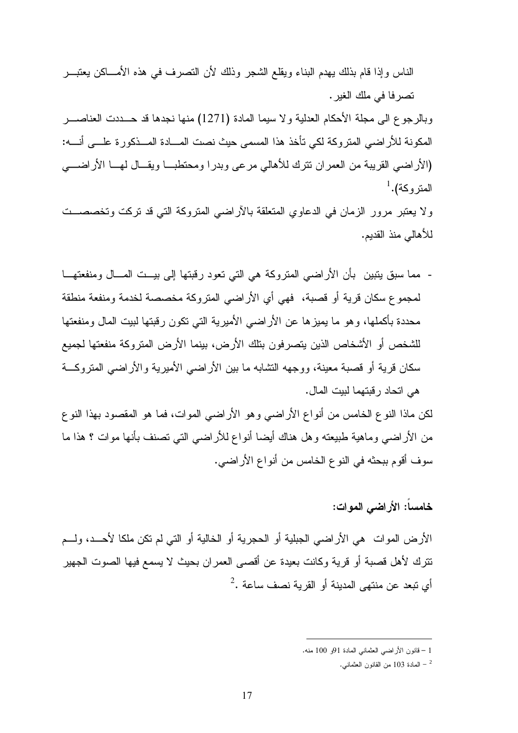الناس وإذا قام بذلك يهدم البناء ويقلع الشجر وذلك لأن التصرف في هذه الأماكن يعتبر تصرفا في ملك الغير.

وبالرجوع الى مجلة الأحكام العدلية ولا سيما المادة (1271) منها نجدها قد حددت العناصر المكونة للأراضي المتروكة لكي تأخذ هذا المسمى حيث نصت المادة المذكورة على أنه: (الأراضي القريبة من العمران تترك للأهالي مرعى وبدرا ومحتطبا ويقال لها الأراضي المتروكة).[1]

ولا يعتبر مرور الزمان في الدعاوي المتعلقة بالآراضي المتروكة التي قد تركت وتخصصت للأهالي منذ القديم.

- مما سبق يتبين بأن الأراضي المتروكة هي التي تعود رقبتها إلى بيت المال ومنفعتها لمجموع سكان قرية أو قصبة، فهي أي الأراضي المتروكة مخصصة لخدمة ومنفعة منطقة محددة بأكملها، وهو ما يميزها عن الأراضي الأميرية التي تكون رقبتها لبيت المال ومنفعتها للشخص أو الأشخاص الذين يتصرفون بتلك الأرض، بينما الأرض المتروكة منفعتها لجميع سكان قرية أو قصبة معينة، ووجه التشابه ما بين الأراضي الأميرية والأراضي المتروكة هي اتحاد رقبتهما لبيت المال.

لكن ماذا النوع الخامس من أنواع الأراضي وهو الأراضي الموات، فما هو المقصود بهذا النوع من الأراضي وماهية طبيعته وهل هناك أيضا أنواع للأراضي التي تصنف بأنها موات ؟ هذا ما سوف أقوم ببحثه في النوع الخامس من أنواع الأراضي.

## خامساً: الأراضي الموات:

الأرض الموات هي الأراضي الجبلية أو الحجرية أو الخالية أو التي لم تكن ملكا لأحد، ولم تترك لأهل قصبة أو قرية وكانت بعيدة عن أقصى العمران بحيث لا يسمع فيها الصوت الجهير أي تبعد عن منتهى المدينة أو القرية نصف ساعة .[2]

---

1 – قانون الأراضي العثماني المادة 91و 100 منه.

[2] – المادة 103 من القانون العثماني.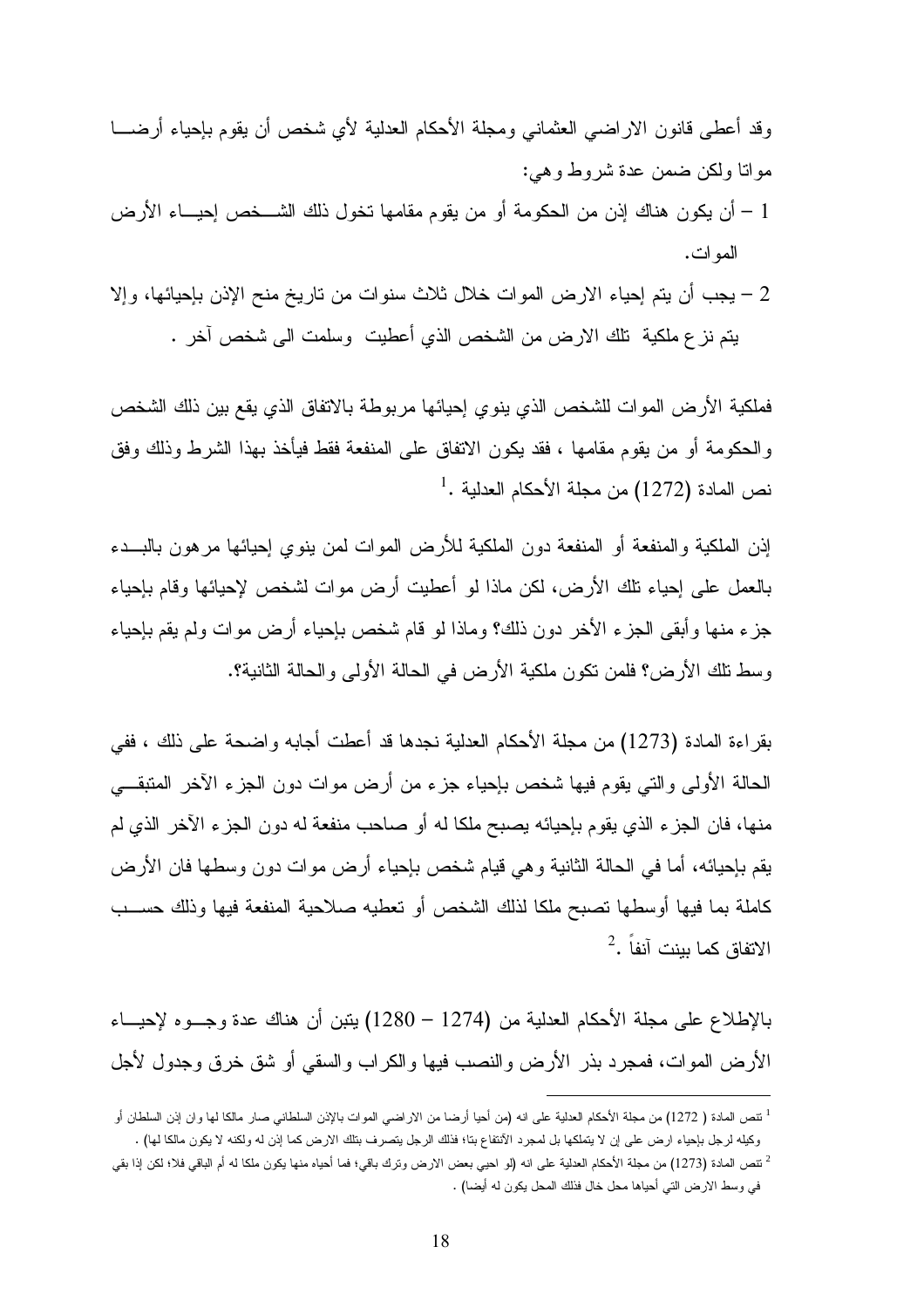وقد أعطى قانون الاراضي العثماني ومجلة الأحكام العدلية لأي شخص أن يقوم بإحياء أرضا مواتا ولكن ضمن عدة شروط وهي:

1 – أن يكون هناك إذن من الحكومة أو من يقوم مقامها تخول ذلك الشخص إحياء الأرض الموات.

2 – يجب أن يتم إحياء الارض الموات خلال ثلاث سنوات من تاريخ منح الإذن بإحيائها، وإلا يتم نزع ملكية تلك الارض من الشخص الذي أعطيت وسلمت الى شخص آخر .

فملكية الأرض الموات للشخص الذي ينوي إحيائها مربوطة بالاتفاق الذي يقع بين ذلك الشخص والحكومة أو من يقوم مقامها ، فقد يكون الاتفاق على المنفعة فقط فيأخذ بهذا الشرط وذلك وفق نص المادة (1272) من مجلة الأحكام العدلية .[1]

إذن الملكية والمنفعة أو المنفعة دون الملكية للأرض الموات لمن ينوي إحيائها مرهون بالبدء بالعمل على إحياء تلك الأرض، لكن ماذا لو أعطيت أرض موات لشخص لإحيائها وقام بإحياء جزء منها وأبقى الجزء الأخر دون ذلك؟ وماذا لو قام شخص بإحياء أرض موات ولم يقم بإحياء وسط تلك الأرض؟ فلمن تكون ملكية الأرض في الحالة الأولى والحالة الثانية؟.

بقراءة المادة (1273) من مجلة الأحكام العدلية نجدها قد أعطت أجابه واضحة على ذلك ، ففي الحالة الأولى والتي يقوم فيها شخص بإحياء جزء من أرض موات دون الجزء الآخر المتبقي منها، فان الجزء الذي يقوم بإحيائه يصبح ملكا له أو صاحب منفعة له دون الجزء الآخر الذي لم يقم بإحيائه، أما في الحالة الثانية وهي قيام شخص بإحياء أرض موات دون وسطها فان الأرض كاملة بما فيها أوسطها تصبح ملكا لذلك الشخص أو تعطيه صلاحية المنفعة فيها وذلك حسب الاتفاق كما بينت آنفاً .[2]

بالإطلاع على مجلة الأحكام العدلية من (1274 – 1280) يتبن أن هناك عدة وجوه لإحياء الأرض الموات، فمجرد بذر الأرض والنصب فيها والكراب والسقي أو شق خرق وجدول لأجل

---

[1] تنص المادة ( 1272) من مجلة الأحكام العدلية على انه (من أحيا أرضا من الاراضي الموات بالإذن السلطاني صار مالكا لها وان إذن السلطان أو وكيله لرجل بإحياء ارض على إن لا يتملكها بل لمجرد الأنتفاع بتا؛ فذلك الرجل يتصرف بتلك الارض كما إذن له ولكنه لا يكون مالكا لها) .

[2] تنص المادة (1273) من مجلة الأحكام العدلية على انه (لو احيي بعض الارض وترك باقي؛ فما أحياه منها يكون ملكا له أم الباقي فلا؛ لكن إذا بقي في وسط الارض التي أحياها محل خال فذلك المحل يكون له أيضا) .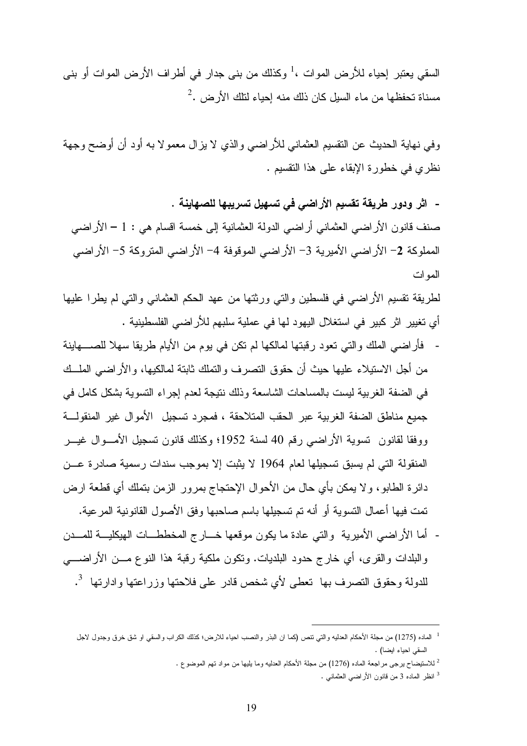السقي يعتبر إحياء للأرض الموات ،[1] وكذلك من بنى جدار في أطراف الأرض الموات أو بنى مسناة تحفظها من ماء السيل كان ذلك منه إحياء لتلك الأرض .[2]

وفي نهاية الحديث عن التقسيم العثماني للأراضي والذي لا يزال معمولا به أود أن أوضح وجهة نظري في خطورة الإبقاء على هذا التقسيم .

**- اثر ودور طريقة تقسيم الأراضي في تسهيل تسريبها للصهاينة .**

صنف قانون الأراضي العثماني أراضي الدولة العثمانية إلى خمسة اقسام هي : 1 – الأراضي المملوكة **2**– الأراضي الأميرية 3– الأراضي الموقوفة 4– الأراضي المتروكة 5– الأراضي الموات

لطريقة تقسيم الأراضي في فلسطين والتي ورثتها من عهد الحكم العثماني والتي لم يطرا عليها أي تغيير اثر كبير في استغلال اليهود لها في عملية سلبهم للأراضي الفلسطينية .

- فأراضي الملك والتي تعود رقبتها لمالكها لم تكن في يوم من الأيام طريقا سهلا للصهاينة من أجل الاستيلاء عليها حيث أن حقوق التصرف والتملك ثابتة لمالكيها، والأراضي الملك في الضفة الغربية ليست بالمساحات الشاسعة وذلك نتيجة لعدم إجراء التسوية بشكل كامل في جميع مناطق الضفة الغربية عبر الحقب المتلاحقة ، فمجرد تسجيل الأموال غير المنقولة ووفقا لقانون تسوية الأراضي رقم 40 لسنة 1952؛ وكذلك قانون تسجيل الأموال غير المنقولة التي لم يسبق تسجيلها لعام 1964 لا يثبت إلا بموجب سندات رسمية صادرة عن دائرة الطابو، ولا يمكن بأي حال من الأحوال الإحتجاج بمرور الزمن بتملك أي قطعة ارض تمت فيها أعمال التسوية أو أنه تم تسجيلها باسم صاحبها وفق الأصول القانونية المرعية.
- أما الأراضي الأميرية والتي عادة ما يكون موقعها خارج المخططات الهيكلية للمدن والبلدات والقرى، أي خارج حدود البلديات. وتكون ملكية رقبة هذا النوع من الأراضي للدولة وحقوق التصرف بها تعطى لأي شخص قادر على فلاحتها وزراعتها وادارتها .[3]

---

[1] الماده (1275) من مجلة الأحكام العدليه والتي تنص (كما ان البذر والنصب احياء للارض؛ كذلك الكراب والسقي او شق خرق وجدول لاجل السقي احياء ايضا) .

[2] للاستيضاح يرجى مراجعة الماده (1276) من مجلة الأحكام العدليه وما يليها من مواد تهم الموضوع .

[3] انظر الماده 3 من قانون الأراضي العثماني .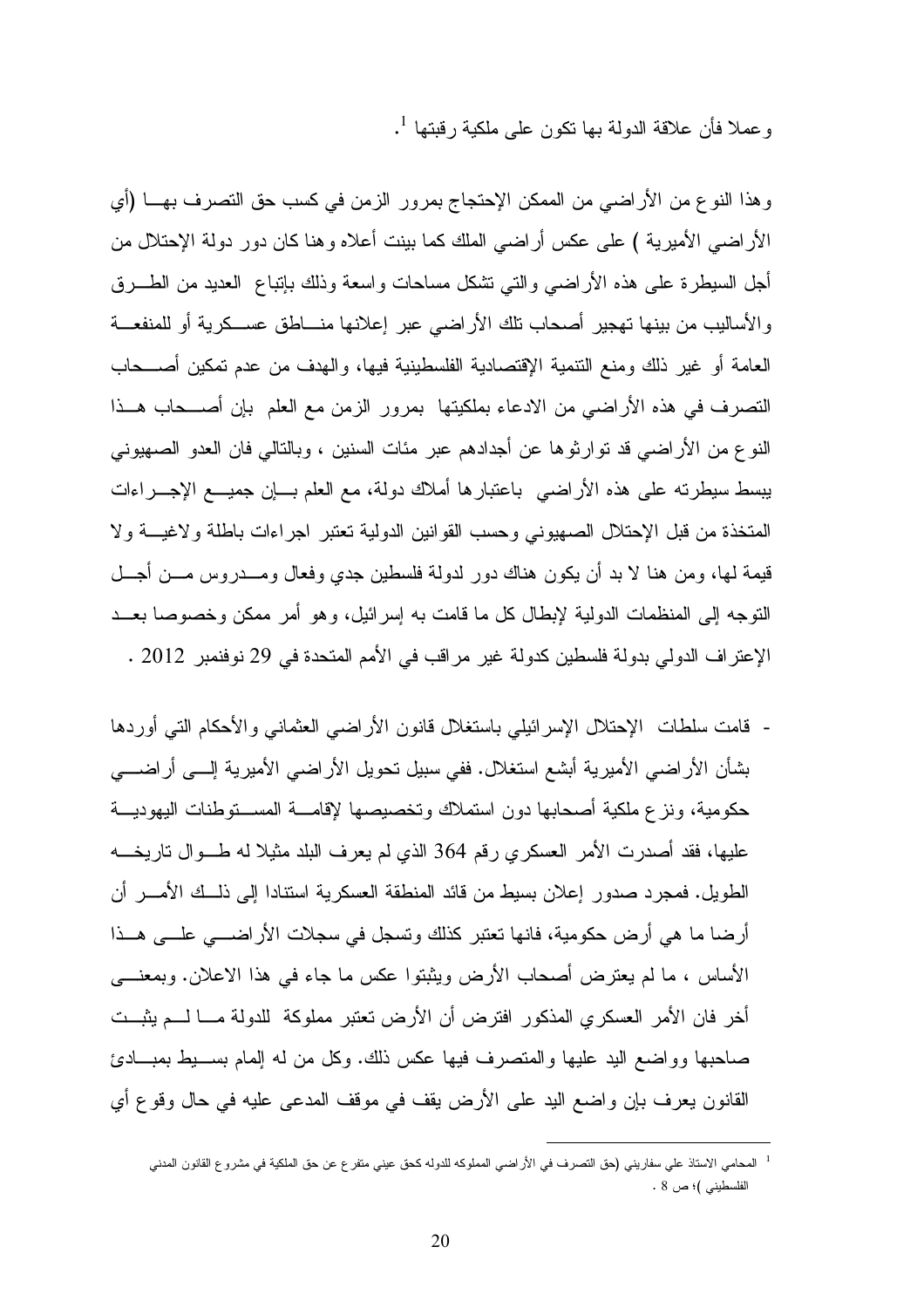وعملا فأن علاقة الدولة بها تكون على ملكية رقبتها [1].

وهذا النوع من الأراضي من الممكن الإحتجاج بمرور الزمن في كسب حق التصرف بهـا (أي الأراضي الأميرية ) على عكس أراضي الملك كما بينت أعلاه وهنا كان دور دولة الإحتلال من أجل السيطرة على هذه الأراضي والتي تشكل مساحات واسعة وذلك بإتباع العديد من الطـرق والأساليب من بينها تهجير أصحاب تلك الأراضي عبر إعلانها منـاطق عسـكرية أو للمنفعـة العامة أو غير ذلك ومنع التنمية الإقتصادية الفلسطينية فيها، والهدف من عدم تمكين أصـحاب التصرف في هذه الأراضي من الادعاء بملكيتها بمرور الزمن مع العلم بإن أصـحاب هـذا النوع من الأراضي قد توارثوها عن أجدادهم عبر مئات السنين ، وبالتالي فان العدو الصهيوني يبسط سيطرته على هذه الأراضي باعتبارها أملاك دولة، مع العلم بـإن جميـع الإجـراءات المتخذة من قبل الإحتلال الصهيوني وحسب القوانين الدولية تعتبر اجراءات باطلة ولاغيـة ولا قيمة لها، ومن هنا لا بد أن يكون هناك دور لدولة فلسطين جدي وفعال ومـدروس مـن أجـل التوجه إلى المنظمات الدولية لإبطال كل ما قامت به إسرائيل، وهو أمر ممكن وخصوصا بعـد الإعتراف الدولي بدولة فلسطين كدولة غير مراقب في الأمم المتحدة في 29 نوفنمبر 2012 .

- قامت سلطات الإحتلال الإسرائيلي باستغلال قانون الأراضي العثماني والأحكام التي أوردها بشأن الأراضي الأميرية أبشع استغلال. ففي سبيل تحويل الأراضي الأميرية إلـى أراضـي حكومية، ونزع ملكية أصحابها دون استملاك وتخصيصها لإقامـة المسـتوطنات اليهوديـة عليها، فقد أصدرت الأمر العسكري رقم 364 الذي لم يعرف البلد مثيلا له طـوال تاريخـه الطويل. فمجرد صدور إعلان بسيط من قائد المنطقة العسكرية استنادا إلى ذلـك الأمـر أن أرضا ما هي أرض حكومية، فانها تعتبر كذلك وتسجل في سجلات الأراضـي علـى هـذا الأساس ، ما لم يعترض أصحاب الأرض ويثبتوا عكس ما جاء في هذا الاعلان. وبمعنـى أخر فان الأمر العسكري المذكور افترض أن الأرض تعتبر مملوكة للدولة مـا لـم يثبـت صاحبها وواضع اليد عليها والمتصرف فيها عكس ذلك. وكل من له إلمام بسـيط بمبـادئ القانون يعرف بإن واضع اليد على الأرض يقف في موقف المدعى عليه في حال وقوع أي

---

[1] المحامي الاستاذ علي سفاريني (حق التصرف في الأراضي المملوكه للدوله كحق عيني متفرع عن حق الملكية في مشروع القانون المدني الفلسطيني )؛ ص 8 .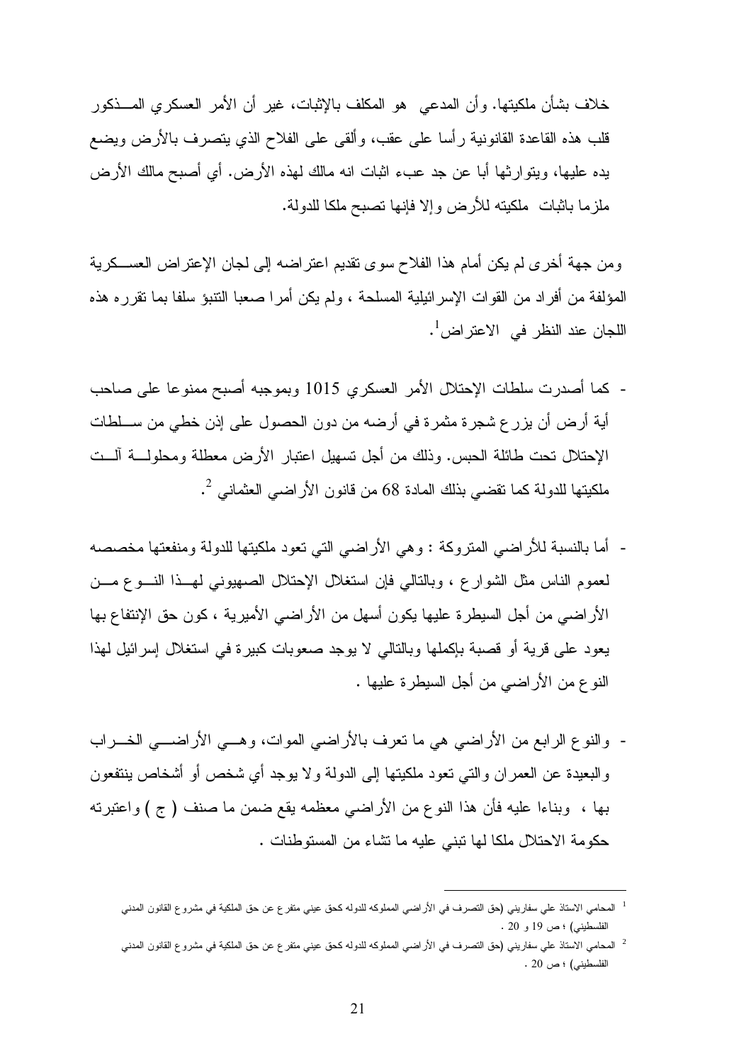خلاف بشأن ملكيتها. وأن المدعي هو المكلف بالإثبات، غير أن الأمر العسكري المـذكور قلب هذه القاعدة القانونية رأسا على عقب، وألقى على الفلاح الذي يتصرف بالأرض ويضع يده عليها، ويتوارثها أبا عن جد عبء اثبات انه مالك لهذه الأرض. أي أصبح مالك الأرض ملزما باثبات ملكيته للأرض وإلا فإنها تصبح ملكا للدولة.

ومن جهة أخرى لم يكن أمام هذا الفلاح سوى تقديم اعتراضه إلى لجان الإعتراض العسـكرية المؤلفة من أفراد من القوات الإسرائيلية المسلحة ، ولم يكن أمرا صعبا التنبؤ سلفا بما تقرره هذه اللجان عند النظر في الاعتراض[1].

- كما أصدرت سلطات الإحتلال الأمر العسكري 1015 وبموجبه أصبح ممنوعا على صاحب أية أرض أن يزرع شجرة مثمرة في أرضه من دون الحصول على إذن خطي من سـلطات الإحتلال تحت طائلة الحبس. وذلك من أجل تسهيل اعتبار الأرض معطلة ومحلولـة آلـت ملكيتها للدولة كما تقضي بذلك المادة 68 من قانون الأراضي العثماني [2].

- أما بالنسبة للأراضي المتروكة : وهي الأراضي التي تعود ملكيتها للدولة ومنفعتها مخصصه لعموم الناس مثل الشوارع ، وبالتالي فإن استغلال الإحتلال الصهيوني لهـذا النـوع مـن الأراضي من أجل السيطرة عليها يكون أسهل من الأراضي الأميرية ، كون حق الإنتفاع بها يعود على قرية أو قصبة بإكملها وبالتالي لا يوجد صعوبات كبيرة في استغلال إسرائيل لهذا النوع من الأراضي من أجل السيطرة عليها .

- والنوع الرابع من الأراضي هي ما تعرف بالأراضي الموات، وهـي الأراضـي الخـراب والبعيدة عن العمران والتي تعود ملكيتها إلى الدولة ولا يوجد أي شخص أو أشخاص ينتفعون بها ، وبناءا عليه فأن هذا النوع من الأراضي معظمه يقع ضمن ما صنف ( ج ) واعتبرته حكومة الاحتلال ملكا لها تبني عليه ما تشاء من المستوطنات .

---

[1] المحامي الاستاذ علي سفاريني (حق التصرف في الأراضي المملوكه للدوله كحق عيني متفرع عن حق الملكية في مشروع القانون المدني الفلسطيني) ؛ ص 19 و 20 .

[2] المحامي الاستاذ علي سفاريني (حق التصرف في الأراضي المملوكه للدوله كحق عيني متفرع عن حق الملكية في مشروع القانون المدني الفلسطيني) ؛ ص 20 .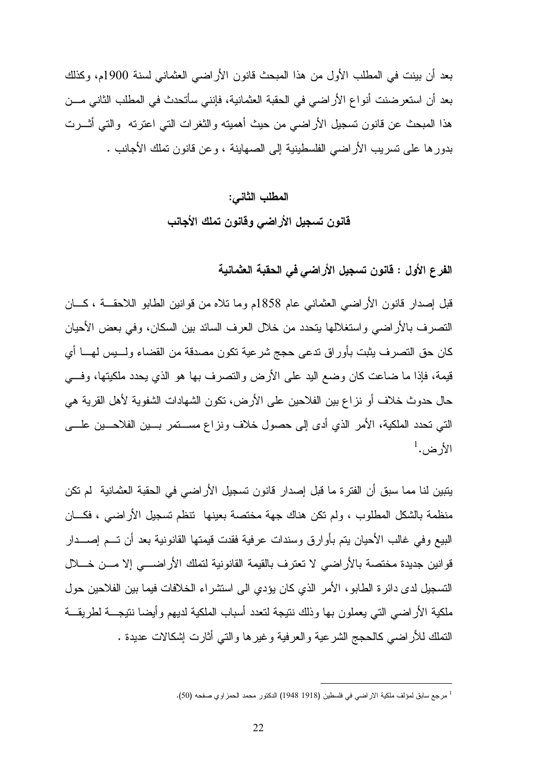بعد أن بينت في المطلب الأول من هذا المبحث قانون الأراضي العثماني لسنة 1900م، وكذلك بعد أن استعرضنت أنواع الأراضي في الحقبة العثمانية، فإنني سأتحدث في المطلب الثاني من هذا المبحث عن قانون تسجيل الأراضي من حيث أهميته والثغرات التي اعترته والتي أثرت بدورها على تسريب الأراضي الفلسطينية إلى الصهاينة ، وعن قانون تملك الأجانب .

## المطلب الثاني:
## قانون تسجيل الأراضي وقانون تملك الأجانب

### الفرع الأول : قانون تسجيل الأراضي في الحقبة العثمانية

قبل إصدار قانون الأراضي العثماني عام 1858م وما تلاه من قوانين الطابو اللاحقة ، كان التصرف بالأراضي واستغلالها يتحدد من خلال العرف السائد بين السكان، وفي بعض الأحيان كان حق التصرف يثبت بأوراق تدعى حجج شرعية تكون مصدقة من القضاء وليس لها أي قيمة، فإذا ما ضاعت كان وضع اليد على الأرض والتصرف بها هو الذي يحدد ملكيتها، وفي حال حدوث خلاف أو نزاع بين الفلاحين على الأرض، تكون الشهادات الشفوية لأهل القرية هي التي تحدد الملكية، الأمر الذي أدى إلى حصول خلاف ونزاع مستمر بين الفلاحين على الأرض.[1]

يتبين لنا مما سبق أن الفترة ما قبل إصدار قانون تسجيل الأراضي في الحقبة العثمانية لم تكن منظمة بالشكل المطلوب ، ولم تكن هناك جهة مختصة بعينها تنظم تسجيل الأراضي ، فكان البيع وفي غالب الأحيان يتم بأوراق وسندات عرفية فقدت قيمتها القانونية بعد أن تم إصدار قوانين جديدة مختصة بالأراضي لا تعترف بالقيمة القانونية لتملك الأراضي إلا من خلال التسجيل لدى دائرة الطابو، الأمر الذي كان يؤدي الى استشراء الخلافات فيما بين الفلاحين حول ملكية الأراضي التي يعملون بها وذلك نتيجة لتعدد أسباب الملكية لديهم وأيضا نتيجة لطريقة التملك للأراضي كالحجج الشرعية والعرفية وغيرها والتي أثارت إشكالات عديدة .

---

[1] مرجع سابق لمؤلف ملكية الاراضي في فلسطين (1918 1948) الدكتور محمد الحمزاوي صفحه (50).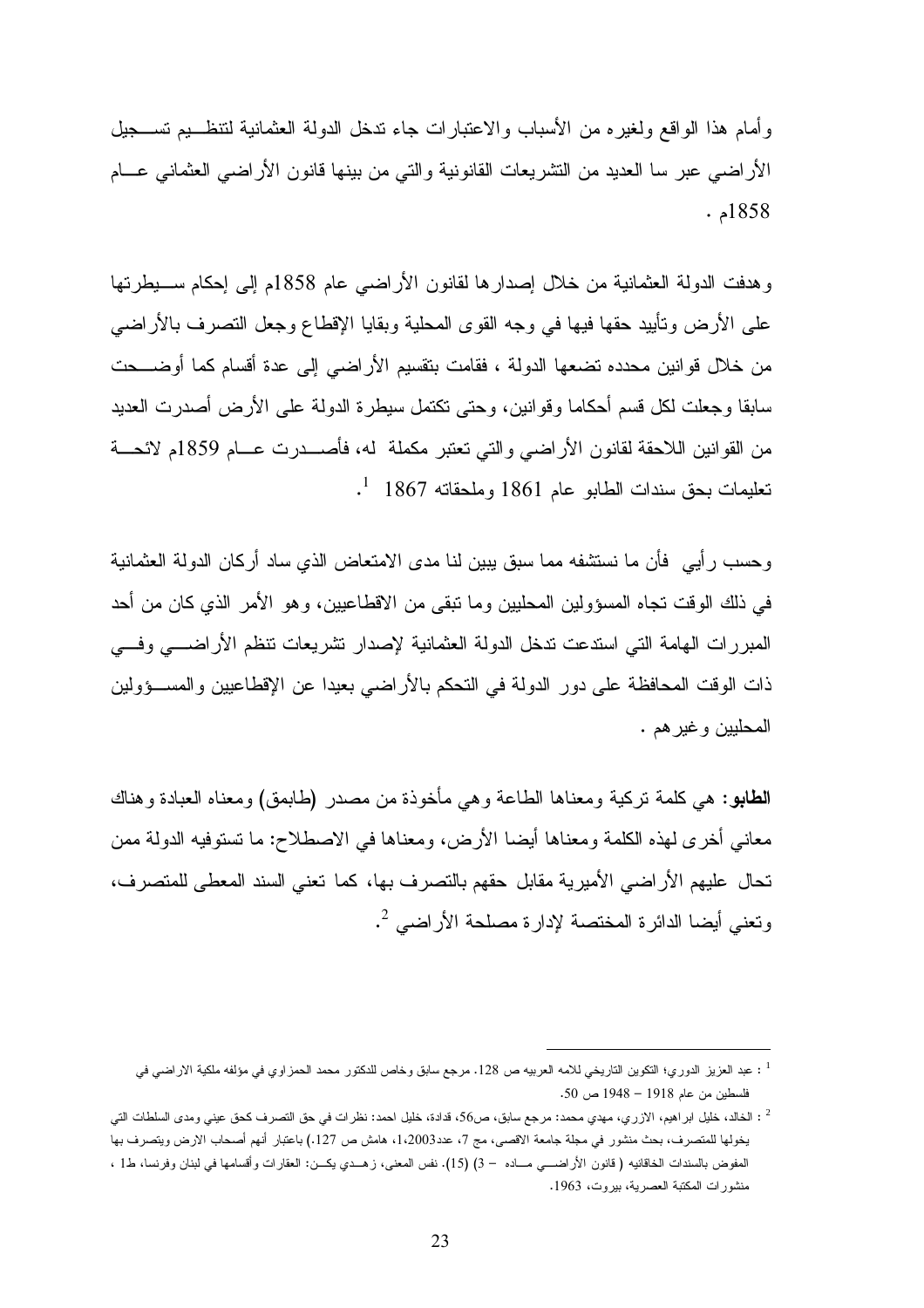وأمام هذا الواقع ولغيره من الأسباب والاعتبارات جاء تدخل الدولة العثمانية لتنظيم تسجيل الأراضي عبر سا العديد من التشريعات القانونية والتي من بينها قانون الأراضي العثماني عام 1858م .

وهدفت الدولة العثمانية من خلال إصدارها لقانون الأراضي عام 1858م إلى إحكام سيطرتها على الأرض وتأييد حقها فيها في وجه القوى المحلية وبقايا الإقطاع وجعل التصرف بالأراضي من خلال قوانين محدده تضعها الدولة ، فقامت بتقسيم الأراضي إلى عدة أقسام كما أوضحت سابقا وجعلت لكل قسم أحكاما وقوانين، وحتى تكتمل سيطرة الدولة على الأرض أصدرت العديد من القوانين اللاحقة لقانون الأراضي والتي تعتبر مكملة له، فأصدرت عام 1859م لائحة تعليمات بحق سندات الطابو عام 1861 وملحقاته 1867 [1].

وحسب رأيي فأن ما نستشفه مما سبق يبين لنا مدى الامتعاض الذي ساد أركان الدولة العثمانية في ذلك الوقت تجاه المسؤولين المحليين وما تبقى من الاقطاعيين، وهو الأمر الذي كان من أحد المبررات الهامة التي استدعت تدخل الدولة العثمانية لإصدار تشريعات تنظم الأراضي وفي ذات الوقت المحافظة على دور الدولة في التحكم بالأراضي بعيدا عن الإقطاعيين والمسؤولين المحليين وغيرهم .

**الطابو**: هي كلمة تركية ومعناها الطاعة وهي مأخوذة من مصدر (طابمق) ومعناه العبادة وهناك معاني أخرى لهذه الكلمة ومعناها أيضا الأرض، ومعناها في الاصطلاح: ما تستوفيه الدولة ممن تحال عليهم الأراضي الأميرية مقابل حقهم بالتصرف بها، كما تعني السند المعطى للمتصرف، وتعني أيضا الدائرة المختصة لإدارة مصلحة الأراضي [2].

---

[1] : عبد العزيز الدوري؛ التكوين التاريخي للامه العربيه ص 128. مرجع سابق وخاص للدكتور محمد الحمزاوي في مؤلفه ملكية الاراضي في فلسطين من عام 1918 – 1948 ص 50.

[2] : الخالد، خليل ابراهيم، الازري، مهدي محمد: مرجع سابق، ص56، قدادة، خليل احمد: نظرات في حق التصرف كحق عيني ومدى السلطات التي يخولها للمتصرف، بحث منشور في مجلة جامعة الاقصى، مج 7، عدد1،2003، هامش ص 127.) باعتبار أنهم أصحاب الارض ويتصرف بها المفوض بالسندات الخاقانيه ( قانون الأراضي ماده – 3) (15). نفس المعنى، زهدي يكن: العقارات وأقسامها في لبنان وفرنسا، ط1 ، منشورات المكتبة العصرية، بيروت، 1963.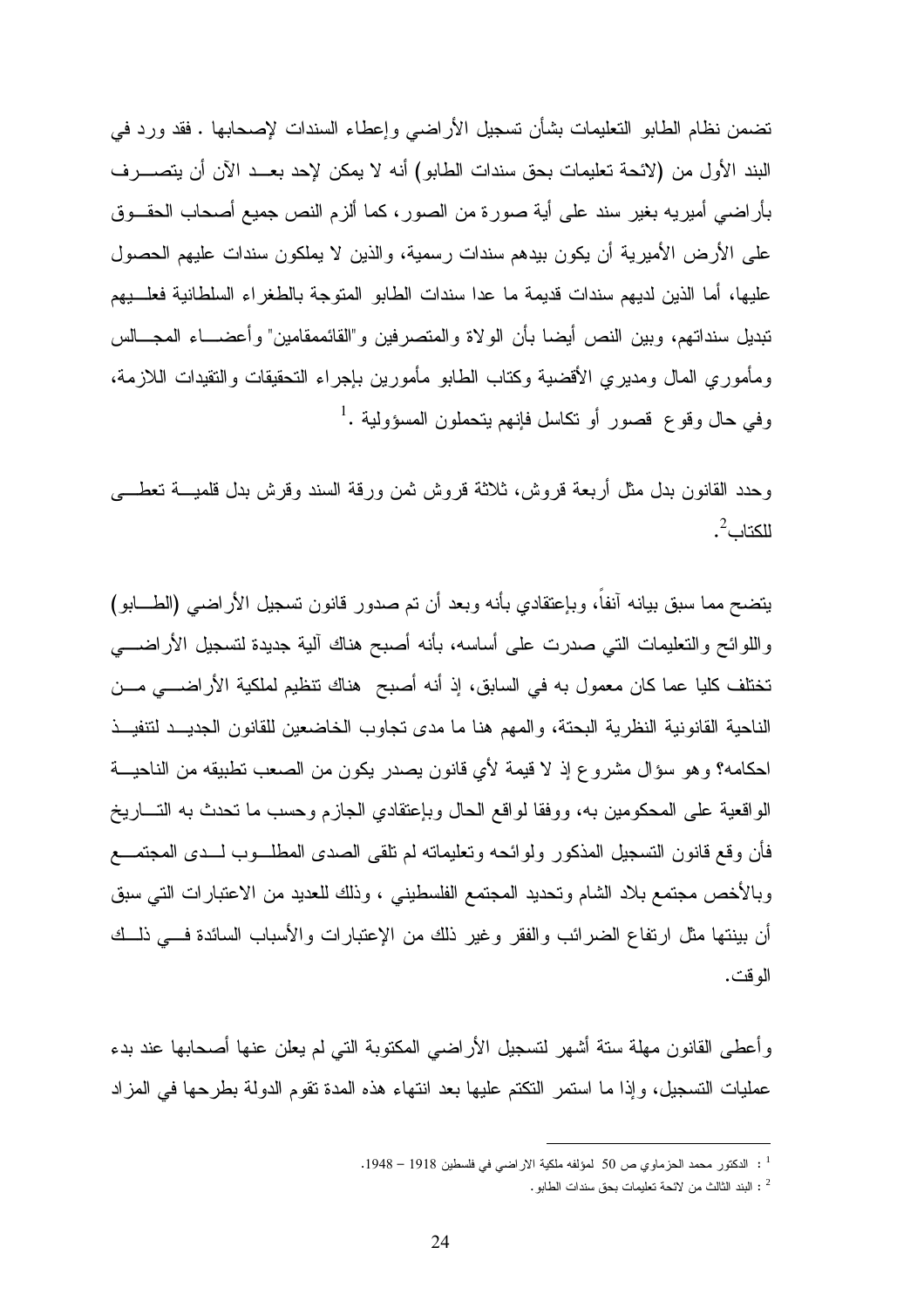تضمن نظام الطابو التعليمات بشأن تسجيل الأراضي وإعطاء السندات لإصحابها . فقد ورد في البند الأول من (لائحة تعليمات بحق سندات الطابو) أنه لا يمكن لإحد بعد الآن أن يتصرف بأراضي أميريه بغير سند على أية صورة من الصور، كما ألزم النص جميع أصحاب الحقوق على الأرض الأميرية أن يكون بيدهم سندات رسمية، والذين لا يملكون سندات عليهم الحصول عليها، أما الذين لديهم سندات قديمة ما عدا سندات الطابو المتوجة بالطغراء السلطانية فعليهم تبديل سنداتهم، وبين النص أيضا بأن الولاة والمتصرفين و"القائممقامين" وأعضاء المجالس ومأموري المال ومديري الأقضية وكتاب الطابو مأمورين بإجراء التحقيقات والتقيدات اللازمة، وفي حال وقوع قصور أو تكاسل فإنهم يتحملون المسؤولية .[1]

وحدد القانون بدل مثل أربعة قروش، ثلاثة قروش ثمن ورقة السند وقرش بدل قلمية تعطى للكتاب[2].

يتضح مما سبق بيانه آنفاً، وبإعتقادي بأنه وبعد أن تم صدور قانون تسجيل الأراضي (الطابو) واللوائح والتعليمات التي صدرت على أساسه، بأنه أصبح هناك آلية جديدة لتسجيل الأراضي تختلف كليا عما كان معمول به في السابق، إذ أنه أصبح هناك تنظيم لملكية الأراضي من الناحية القانونية النظرية البحتة، والمهم هنا ما مدى تجاوب الخاضعين للقانون الجديد لتنفيذ احكامه؟ وهو سؤال مشروع إذ لا قيمة لأي قانون يصدر يكون من الصعب تطبيقه من الناحية الواقعية على المحكومين به، ووفقا لواقع الحال وبإعتقادي الجازم وحسب ما تحدث به التاريخ فأن وقع قانون التسجيل المذكور ولوائحه وتعليماته لم تلقى الصدى المطلوب لدى المجتمع وبالأخص مجتمع بلاد الشام وتحديد المجتمع الفلسطيني ، وذلك للعديد من الاعتبارات التي سبق أن بينتها مثل ارتفاع الضرائب والفقر وغير ذلك من الإعتبارات والأسباب السائدة في ذلك الوقت.

وأعطى القانون مهلة ستة أشهر لتسجيل الأراضي المكتوبة التي لم يعلن عنها أصحابها عند بدء عمليات التسجيل، وإذا ما استمر التكتم عليها بعد انتهاء هذه المدة تقوم الدولة بطرحها في المزاد

---

[1] : الدكتور محمد الحزماوي ص 50 لمؤلفه ملكية الاراضي في فلسطين 1918 – 1948.

[2] : البند الثالث من لائحة تعليمات بحق سندات الطابو.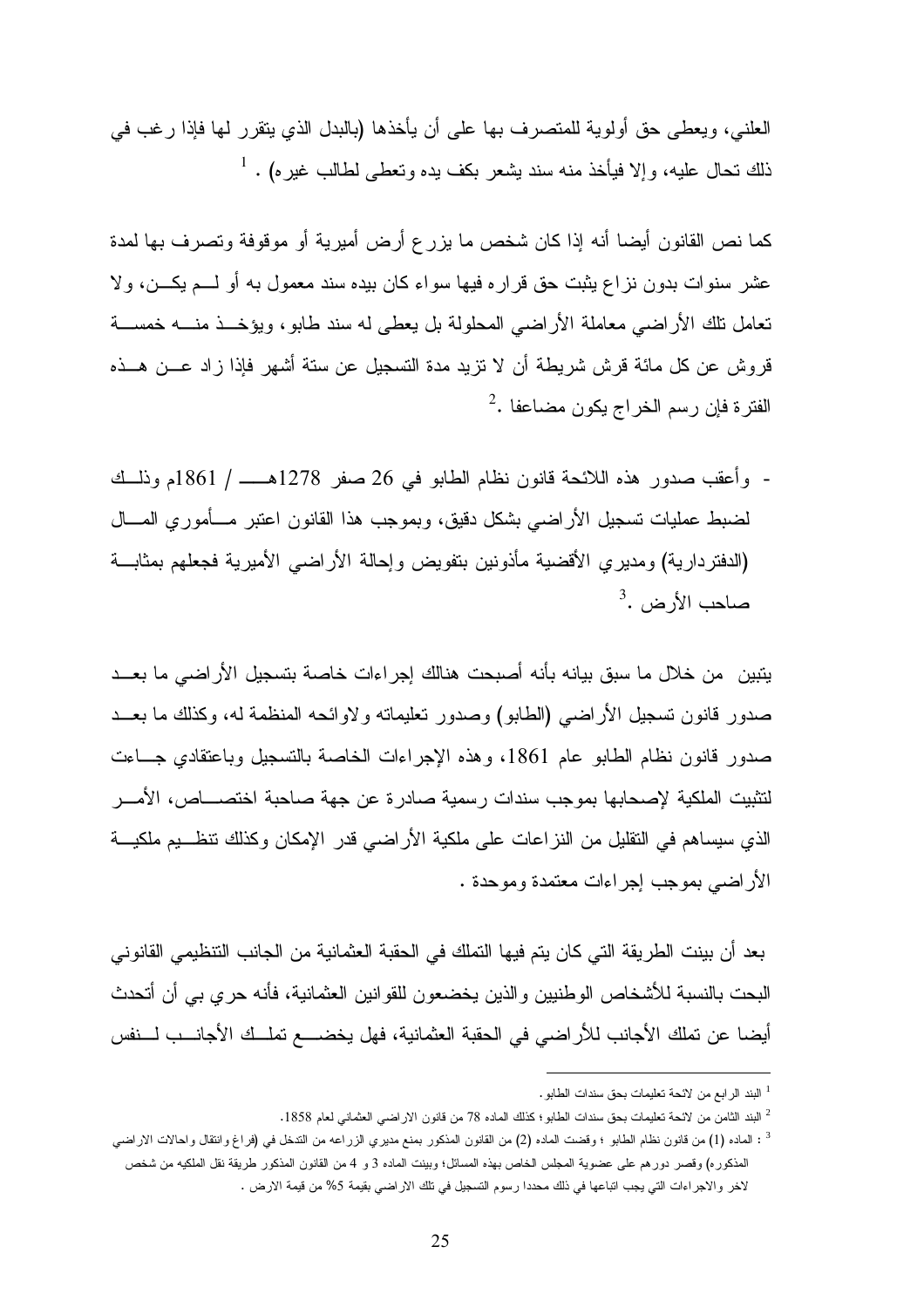العلني، ويعطى حق أولوية للمتصرف بها على أن يأخذها (بالبدل الذي يتقرر لها فإذا رغب في ذلك تحال عليه، وإلا فيأخذ منه سند يشعر بكف يده وتعطى لطالب غيره) .[1]

كما نص القانون أيضا أنه إذا كان شخص ما يزرع أرض أميرية أو موقوفة وتصرف بها لمدة عشر سنوات بدون نزاع يثبت حق قراره فيها سواء كان بيده سند معمول به أو لم يكن، ولا تعامل تلك الأراضي معاملة الأراضي المحلولة بل يعطى له سند طابو، ويؤخذ منه خمسة قروش عن كل مائة قرش شريطة أن لا تزيد مدة التسجيل عن ستة أشهر فإذا زاد عن هذه الفترة فإن رسم الخراج يكون مضاعفا .[2]

- وأعقب صدور هذه اللائحة قانون نظام الطابو في 26 صفر 1278هـ / 1861م وذلك لضبط عمليات تسجيل الأراضي بشكل دقيق، وبموجب هذا القانون اعتبر مأموري المال (الدفتردارية) ومديري الأقضية مأذونين بتفويض وإحالة الأراضي الأميرية فجعلهم بمثابة صاحب الأرض .[3]

يتبين من خلال ما سبق بيانه بأنه أصبحت هنالك إجراءات خاصة بتسجيل الأراضي ما بعد صدور قانون تسجيل الأراضي (الطابو) وصدور تعليماته ولوائحه المنظمة له، وكذلك ما بعد صدور قانون نظام الطابو عام 1861، وهذه الإجراءات الخاصة بالتسجيل وباعتقادي جاءت لتثبيت الملكية لإصحابها بموجب سندات رسمية صادرة عن جهة صاحبة اختصاص، الأمر الذي سيساهم في التقليل من النزاعات على ملكية الأراضي قدر الإمكان وكذلك تنظيم ملكية الأراضي بموجب إجراءات معتمدة وموحدة .

بعد أن بينت الطريقة التي كان يتم فيها التملك في الحقبة العثمانية من الجانب التنظيمي القانوني البحث بالنسبة للأشخاص الوطنيين والذين يخضعون للقوانين العثمانية، فأنه حري بي أن أتحدث أيضا عن تملك الأجانب للأراضي في الحقبة العثمانية، فهل يخضع تملك الأجانب لنفس

---

[1] البند الرابع من لائحة تعليمات بحق سندات الطابو .

[2] البند الثامن من لائحة تعليمات بحق سندات الطابو؛ كذلك الماده 78 من قانون الاراضي العثماني لعام 1858.

[3] : الماده (1) من قانون نظام الطابو ؛ وقضت الماده (2) من القانون المذكور بمنع مديري الزراعه من التدخل في (فراغ وانتقال واحالات الاراضي المذكوره) وقصر دورهم على عضوية المجلس الخاص بهذه المسائل؛ وبينت الماده 3 و 4 من القانون المذكور طريقة نقل الملكيه من شخص لاخر والاجراءات التي يجب اتباعها في ذلك محددا رسوم التسجيل في تلك الاراضي بقيمة 5% من قيمة الارض .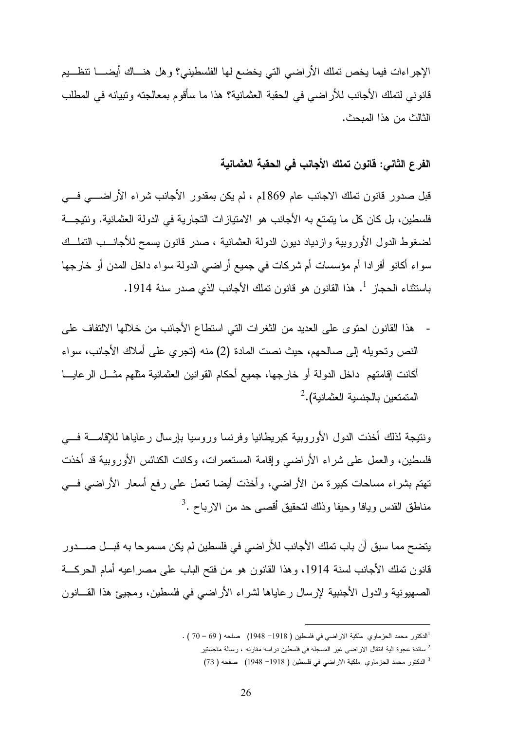الإجراءات فيما يخص تملك الأراضي التي يخضع لها الفلسطيني؟ وهل هناك أيضا تنظيم قانوني لتملك الأجانب للأراضي في الحقبة العثمانية؟ هذا ما سأقوم بمعالجته وتبيانه في المطلب الثالث من هذا المبحث.

**الفرع الثاني: قانون تملك الأجانب في الحقبة العثمانية**

قبل صدور قانون تملك الاجانب عام 1869م ، لم يكن بمقدور الأجانب شراء الأراضي في فلسطين، بل كان كل ما يتمتع به الأجانب هو الامتيازات التجارية في الدولة العثمانية. ونتيجة لضغوط الدول الأوروبية وازدياد ديون الدولة العثمانية ، صدر قانون يسمح للأجانب التملك سواء أكانو أفرادا أم مؤسسات أم شركات في جميع أراضي الدولة سواء داخل المدن أو خارجها باستثناء الحجاز [1]. هذا القانون هو قانون تملك الأجانب الذي صدر سنة 1914.

- هذا القانون احتوى على العديد من الثغرات التي استطاع الأجانب من خلالها الالتفاف على النص وتحويله إلى صالحهم، حيث نصت المادة (2) منه (تجري على أملاك الأجانب، سواء أكانت إقامتهم داخل الدولة أو خارجها، جميع أحكام القوانين العثمانية مثلهم مثل الرعايا المتمتعين بالجنسية العثمانية).[2]

ونتيجة لذلك أخذت الدول الأوروبية كبريطانيا وفرنسا وروسيا بإرسال رعاياها للإقامة في فلسطين، والعمل على شراء الأراضي وإقامة المستعمرات، وكانت الكنائس الأوروبية قد أخذت تهتم بشراء مساحات كبيرة من الأراضي، وأخذت أيضا تعمل على رفع أسعار الأراضي في مناطق القدس ويافا وحيفا وذلك لتحقيق أقصى حد من الارباح .[3]

يتضح مما سبق أن باب تملك الأجانب للأراضي في فلسطين لم يكن مسموحا به قبل صدور قانون تملك الأجانب لسنة 1914، وهذا القانون هو من فتح الباب على مصراعيه أمام الحركة الصهيونية والدول الأجنبية لإرسال رعاياها لشراء الأراضي في فلسطين، ومجيئ هذا القانون

---

[1] الدكتور محمد الحزماوي ملكية الاراضي في فلسطين ( 1918– 1948) صفحه ( 69 – 70 ) .

[2] سائدة عجوة الية انتقال الاراضي غير المسجله في فلسطين دراسه مقارنه ، رسالة ماجستير

[3] الدكتور محمد الحزماوي ملكية الاراضي في فلسطين ( 1918– 1948) صفحه ( 73)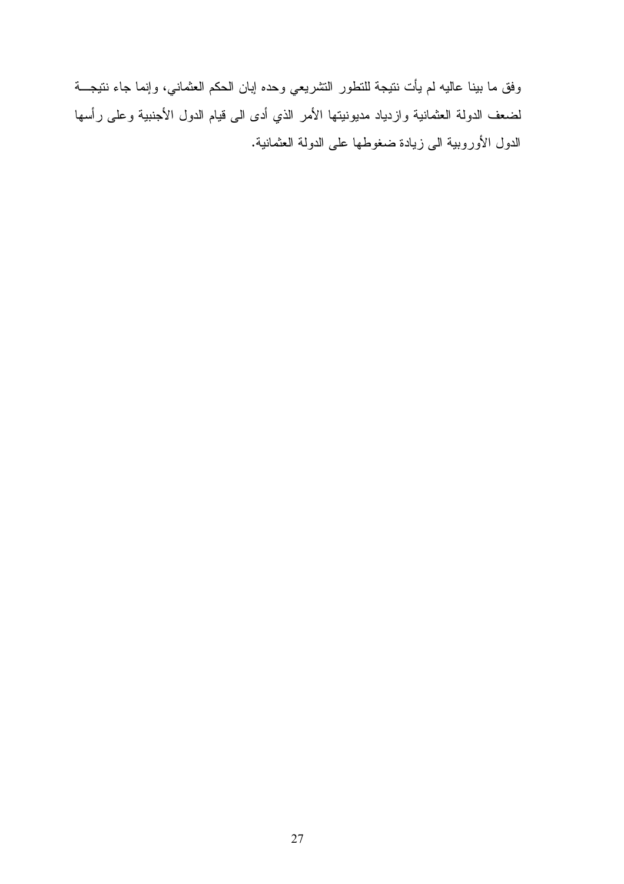وفق ما بينا عاليه لم يأت نتيجة للتطور التشريعي وحده إبان الحكم العثماني، وإنما جاء نتيجـــة لضعف الدولة العثمانية وازدياد مديونيتها الأمر الذي أدى الى قيام الدول الأجنبية وعلى رأسها الدول الأوروبية الى زيادة ضغوطها على الدولة العثمانية.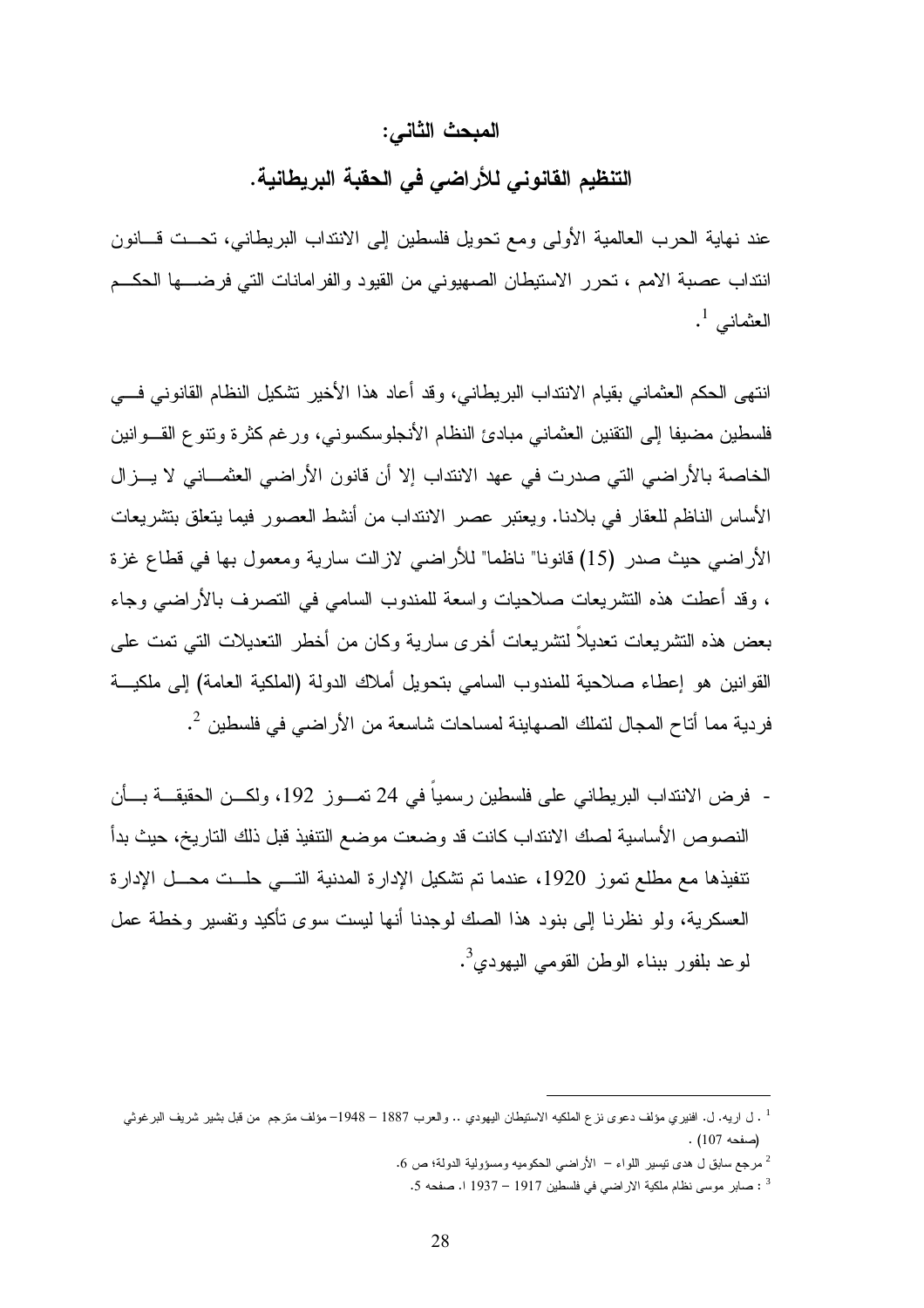## المبحث الثاني:

## التنظيم القانوني للأراضي في الحقبة البريطانية.

عند نهاية الحرب العالمية الأولى ومع تحويل فلسطين إلى الانتداب البريطاني، تحت قانون انتداب عصبة الامم ، تحرر الاستيطان الصهيوني من القيود والفرامانات التي فرضها الحكم العثماني [1].

انتهى الحكم العثماني بقيام الانتداب البريطاني، وقد أعاد هذا الأخير تشكيل النظام القانوني في فلسطين مضيفا إلى التقنين العثماني مبادئ النظام الأنجلوسكسوني، ورغم كثرة وتنوع القوانين الخاصة بالأراضي التي صدرت في عهد الانتداب إلا أن قانون الأراضي العثماني لا يزال الأساس الناظم للعقار في بلادنا. ويعتبر عصر الانتداب من أنشط العصور فيما يتعلق بتشريعات الأراضي حيث صدر (15) قانونا" ناظما" للأراضي لازالت سارية ومعمول بها في قطاع غزة ، وقد أعطت هذه التشريعات صلاحيات واسعة للمندوب السامي في التصرف بالأراضي وجاء بعض هذه التشريعات تعديلاً لتشريعات أخرى سارية وكان من أخطر التعديلات التي تمت على القوانين هو إعطاء صلاحية للمندوب السامي بتحويل أملاك الدولة (الملكية العامة) إلى ملكية فردية مما أتاح المجال لتملك الصهاينة لمساحات شاسعة من الأراضي في فلسطين [2].

- فرض الانتداب البريطاني على فلسطين رسمياً في 24 تموز 192، ولكن الحقيقة بأن النصوص الأساسية لصك الانتداب كانت قد وضعت موضع التنفيذ قبل ذلك التاريخ، حيث بدأ تنفيذها مع مطلع تموز 1920، عندما تم تشكيل الإدارة المدنية التي حلت محل الإدارة العسكرية، ولو نظرنا إلى بنود هذا الصك لوجدنا أنها ليست سوى تأكيد وتفسير وخطة عمل لوعد بلفور ببناء الوطن القومي اليهودي[3].

---

[1] . ل اريه. ل. افنيري مؤلف دعوى نزع الملكيه الاستيطان اليهودي .. والعرب 1887 – 1948– مؤلف مترجم من قبل بشير شريف البرغوثي (صفحه 107) .

[2] مرجع سابق ل هدى تيسير اللواء – الأراضي الحكوميه ومسؤولية الدولة؛ ص 6.

[3] : صابر موسى نظام ملكية الاراضي في فلسطين 1917 – 1937 ا. صفحه 5.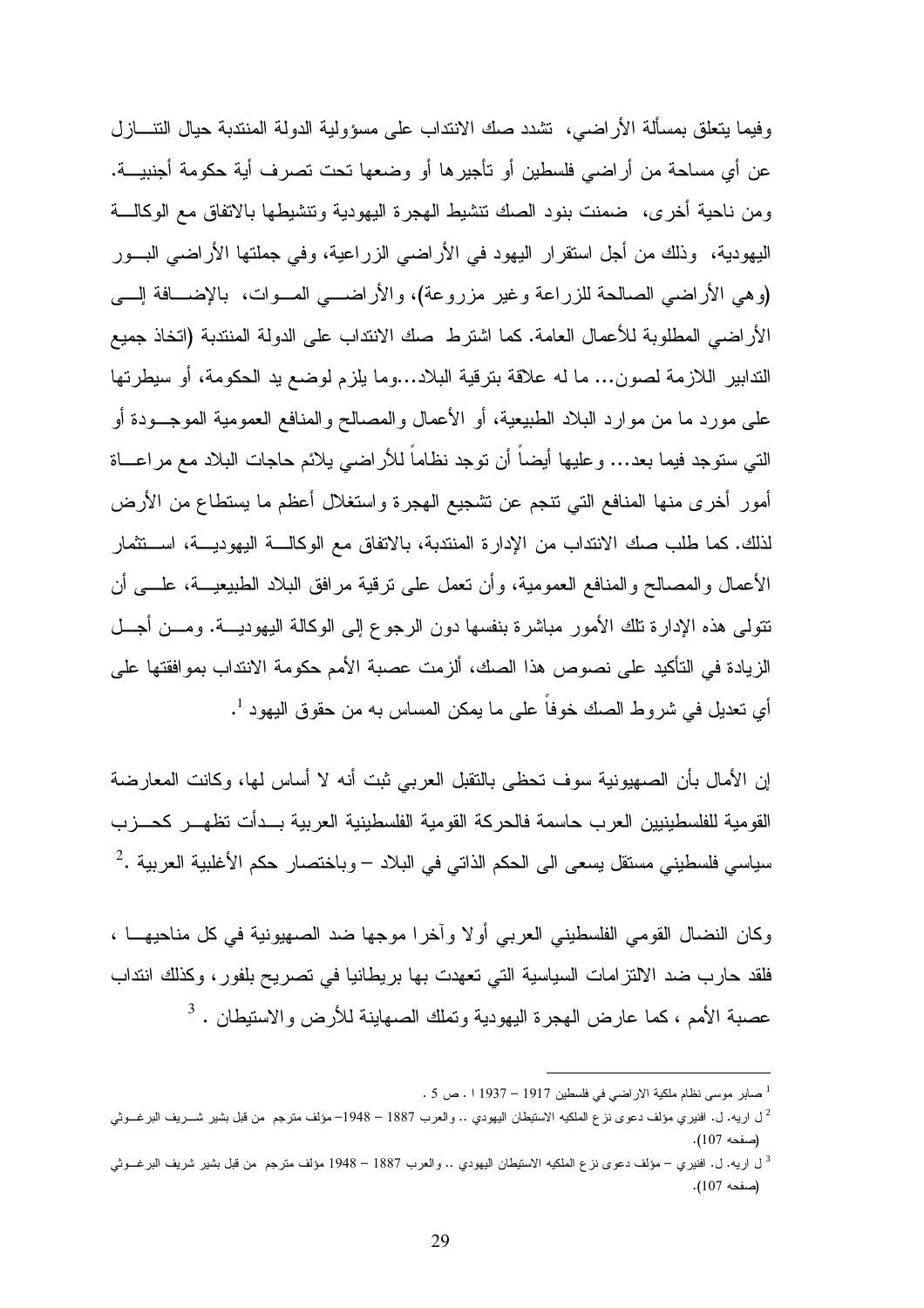وفيما يتعلق بمسألة الأراضي، تشدد صك الانتداب على مسؤولية الدولة المنتدبة حيال التنازل عن أي مساحة من أراضي فلسطين أو تأجيرها أو وضعها تحت تصرف أية حكومة أجنبية. ومن ناحية أخرى، ضمنت بنود الصك تنشيط الهجرة اليهودية وتنشيطها بالاتفاق مع الوكالة اليهودية، وذلك من أجل استقرار اليهود في الأراضي الزراعية، وفي جملتها الأراضي البور (وهي الأراضي الصالحة للزراعة وغير مزروعة)، والأراضي الموات، بالإضافة إلى الأراضي المطلوبة للأعمال العامة. كما اشترط صك الانتداب على الدولة المنتدبة (اتخاذ جميع التدابير اللازمة لصون... ما له علاقة بترقية البلاد...وما يلزم لوضع يد الحكومة، أو سيطرتها على مورد ما من موارد البلاد الطبيعية، أو الأعمال والمصالح والمنافع العمومية الموجودة أو التي ستوجد فيما بعد... وعليها أيضاً أن توجد نظاماً للأراضي يلائم حاجات البلاد مع مراعاة أمور أخرى منها المنافع التي تنجم عن تشجيع الهجرة واستغلال أعظم ما يستطاع من الأرض لذلك. كما طلب صك الانتداب من الإدارة المنتدبة، بالاتفاق مع الوكالة اليهودية، استثمار الأعمال والمصالح والمنافع العمومية، وأن تعمل على ترقية مرافق البلاد الطبيعية، على أن تتولى هذه الإدارة تلك الأمور مباشرة بنفسها دون الرجوع إلى الوكالة اليهودية. ومن أجل الزيادة في التأكيد على نصوص هذا الصك، ألزمت عصبة الأمم حكومة الانتداب بموافقتها على أي تعديل في شروط الصك خوفاً على ما يمكن المساس به من حقوق اليهود [1].

إن الأمال بأن الصهيونية سوف تحظى بالتقبل العربي ثبت أنه لا أساس لها، وكانت المعارضة القومية للفلسطينيين العرب حاسمة فالحركة القومية الفلسطينية العربية بدأت تظهر كحزب سياسي فلسطيني مستقل يسعى الى الحكم الذاتي في البلاد – وباختصار حكم الأغلبية العربية .[2]

وكان النضال القومي الفلسطيني العربي أولا وآخرا موجها ضد الصهيونية في كل مناحيها ، فلقد حارب ضد الالتزامات السياسية التي تعهدت بها بريطانيا في تصريح بلفور، وكذلك انتداب عصبة الأمم ، كما عارض الهجرة اليهودية وتملك الصهاينة للأرض والاستيطان . [3]

---

[1] صابر موسى نظام ملكية الاراضي في فلسطين 1917 – 1937 ا . ص 5 .

[2] ل اريه. ل. افنيري مؤلف دعوى نزع الملكيه الاستيطان اليهودي .. والعرب 1887 – 1948– مؤلف مترجم من قبل بشير شريف البرغوثي (صفحه 107).

[3] ل اريه. ل. افنيري – مؤلف دعوى نزع الملكيه الاستيطان اليهودي .. والعرب 1887 – 1948 مؤلف مترجم من قبل بشير شريف البرغوثي (صفحه 107).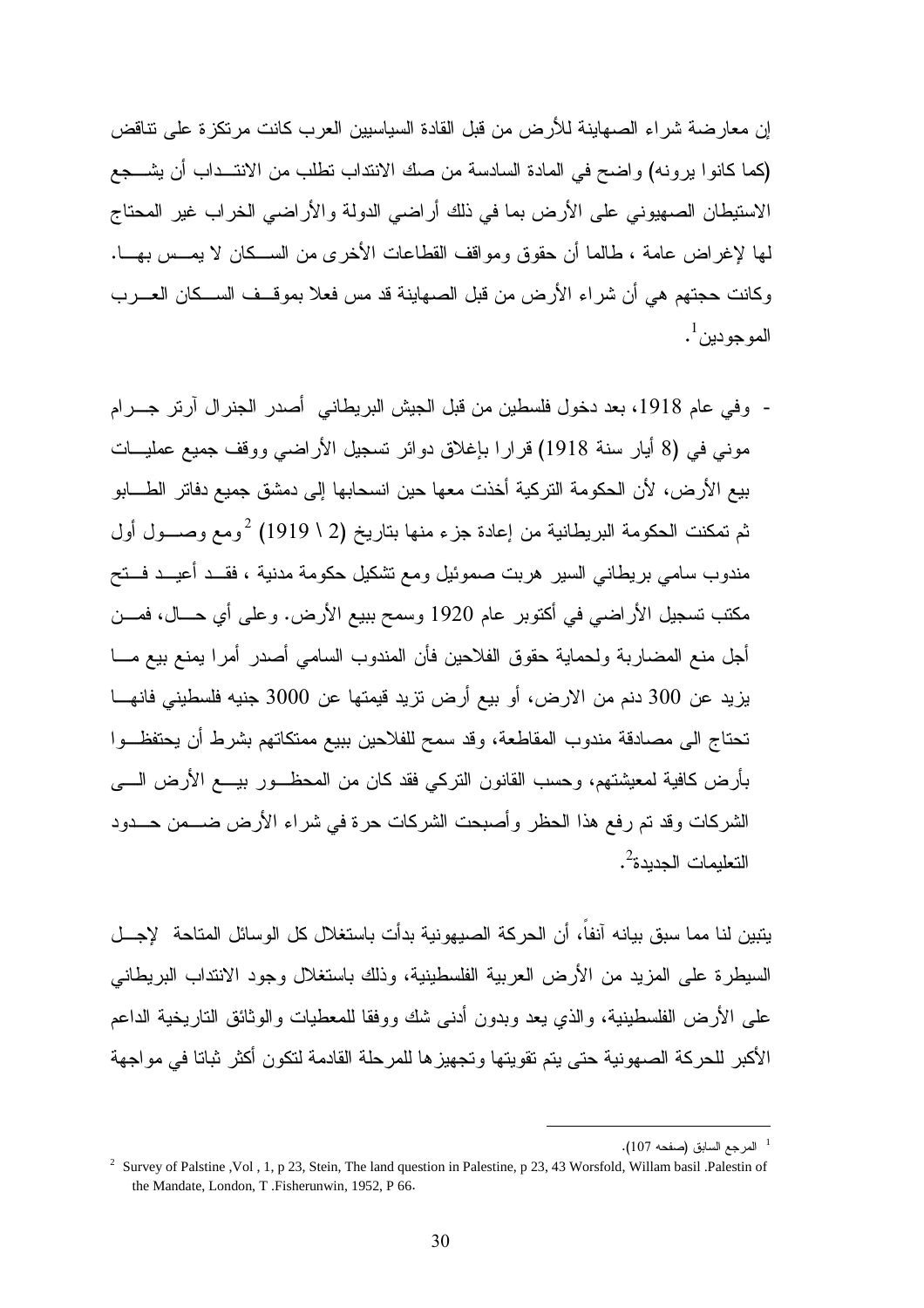إن معارضة شراء الصهاينة للأرض من قبل القادة السياسيين العرب كانت مرتكزة على تناقض (كما كانوا يرونه) واضح في المادة السادسة من صك الانتداب تطلب من الانتـداب أن يشـجع الاستيطان الصهيوني على الأرض بما في ذلك أراضي الدولة والأراضي الخراب غير المحتاج لها لإغراض عامة ، طالما أن حقوق ومواقف القطاعات الأخرى من السـكان لا يمـس بهـا. وكانت حجتهم هي أن شراء الأرض من قبل الصهاينة قد مس فعلا بموقـف السـكان العـرب الموجودين[1].

- وفي عام 1918، بعد دخول فلسطين من قبل الجيش البريطاني أصدر الجنرال آرتر جـرام موني في (8 أيار سنة 1918) قرارا بإغلاق دوائر تسجيل الأراضي ووقف جميع عمليـات بيع الأرض، لأن الحكومة التركية أخذت معها حين انسحابها إلى دمشق جميع دفاتر الطـابو ثم تمكنت الحكومة البريطانية من إعادة جزء منها بتاريخ (2 \ 1919) [2] ومع وصـول أول مندوب سامي بريطاني السير هربت صموئيل ومع تشكيل حكومة مدنية ، فقـد أعيـد فـتح مكتب تسجيل الأراضي في أكتوبر عام 1920 وسمح ببيع الأرض. وعلى أي حـال، فمـن أجل منع المضاربة ولحماية حقوق الفلاحين فأن المندوب السامي أصدر أمرا يمنع بيع مـا يزيد عن 300 دنم من الارض، أو بيع أرض تزيد قيمتها عن 3000 جنيه فلسطيني فانهـا تحتاج الى مصادقة مندوب المقاطعة، وقد سمح للفلاحين ببيع ممتكاتهم بشرط أن يحتفظـوا بأرض كافية لمعيشتهم، وحسب القانون التركي فقد كان من المحظـور بيـع الأرض الـى الشركات وقد تم رفع هذا الحظر وأصبحت الشركات حرة في شراء الأرض ضـمن حـدود التعليمات الجديدة[2].

يتبين لنا مما سبق بيانه آنفاً، أن الحركة الصيهونية بدأت باستغلال كل الوسائل المتاحة لإجـل السيطرة على المزيد من الأرض العربية الفلسطينية، وذلك باستغلال وجود الانتداب البريطاني على الأرض الفلسطينية، والذي يعد وبدون أدنى شك ووفقا للمعطيات والوثائق التاريخية الداعم الأكبر للحركة الصهونية حتى يتم تقويتها وتجهيزها للمرحلة القادمة لتكون أكثر ثباتا في مواجهة

---

[1] المرجع السابق (صفحه 107).

[2] Survey of Palstine ,Vol , 1, p 23, Stein, The land question in Palestine, p 23, 43 Worsfold, Willam basil .Palestin of the Mandate, London, T .Fisherunwin, 1952, P 66.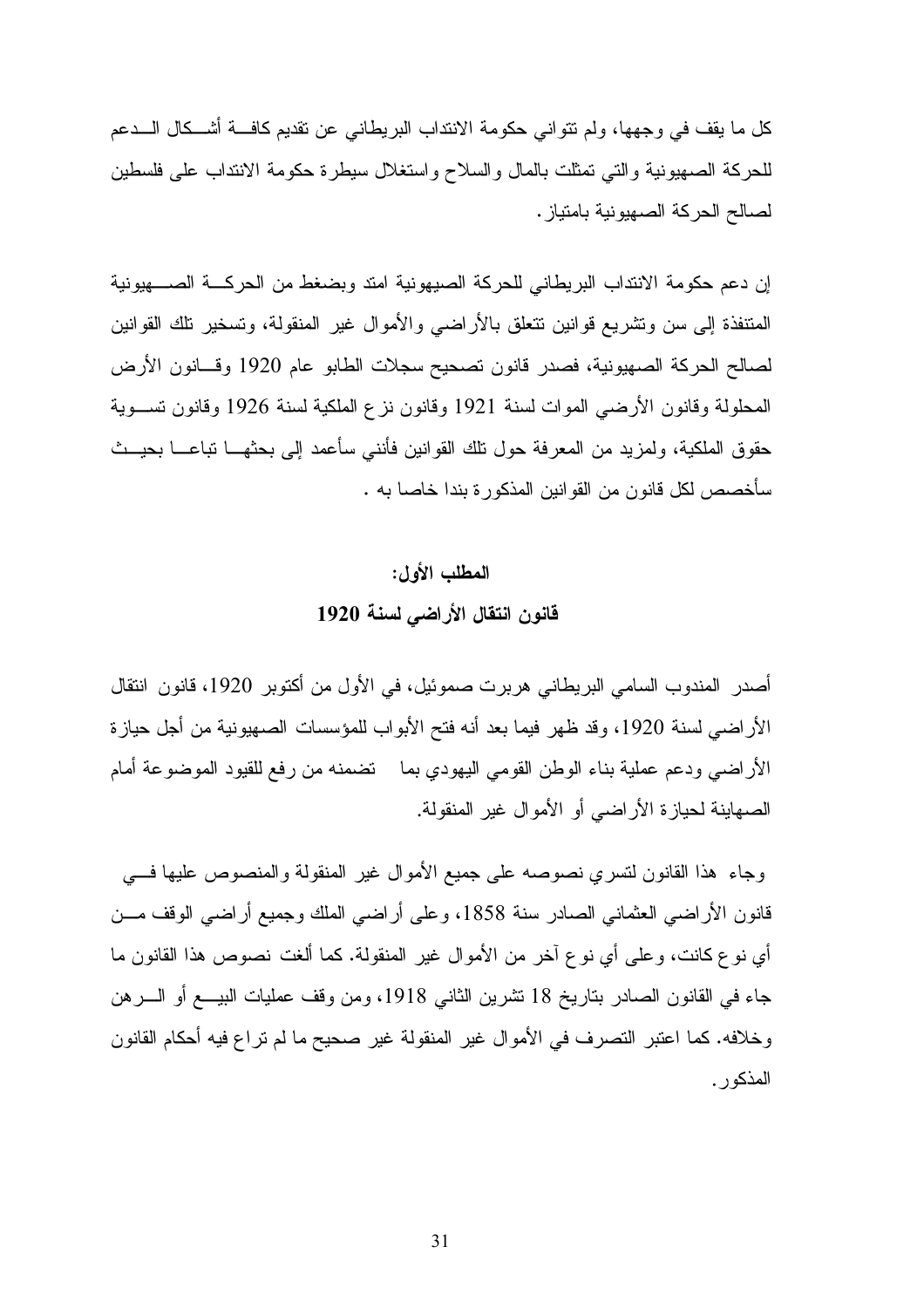كل ما يقف في وجهها، ولم تتوانى حكومة الانتداب البريطاني عن تقديم كافة أشكال الدعم للحركة الصهيونية والتي تمثلت بالمال والسلاح واستغلال سيطرة حكومة الانتداب على فلسطين لصالح الحركة الصهيونية بامتياز.

إن دعم حكومة الانتداب البريطاني للحركة الصيهونية امتد وبضغط من الحركة الصهيونية المتنفذة إلى سن وتشريع قوانين تتعلق بالأراضي والأموال غير المنقولة، وتسخير تلك القوانين لصالح الحركة الصهيونية، فصدر قانون تصحيح سجلات الطابو عام 1920 وقانون الأرض المحلولة وقانون الأرضي الموات لسنة 1921 وقانون نزع الملكية لسنة 1926 وقانون تسوية حقوق الملكية، ولمزيد من المعرفة حول تلك القوانين فأنني سأعمد إلى بحثها تباعا بحيث سأخصص لكل قانون من القوانين المذكورة بندا خاصا به .

## المطلب الأول:

## قانون انتقال الأراضي لسنة 1920

أصدر المندوب السامي البريطاني هربرت صموئيل، في الأول من أكتوبر 1920، قانون انتقال الأراضي لسنة 1920، وقد ظهر فيما بعد أنه فتح الأبواب للمؤسسات الصهيونية من أجل حيازة الأراضي ودعم عملية بناء الوطن القومي اليهودي بما تضمنه من رفع للقيود الموضوعة أمام الصهاينة لحيازة الأراضي أو الأموال غير المنقولة.

وجاء هذا القانون لتسري نصوصه على جميع الأموال غير المنقولة والمنصوص عليها في قانون الأراضي العثماني الصادر سنة 1858، وعلى أراضي الملك وجميع أراضي الوقف من أي نوع كانت، وعلى أي نوع آخر من الأموال غير المنقولة. كما ألغت نصوص هذا القانون ما جاء في القانون الصادر بتاريخ 18 تشرين الثاني 1918، ومن وقف عمليات البيع أو الرهن وخلافه. كما اعتبر التصرف في الأموال غير المنقولة غير صحيح ما لم تراع فيه أحكام القانون المذكور.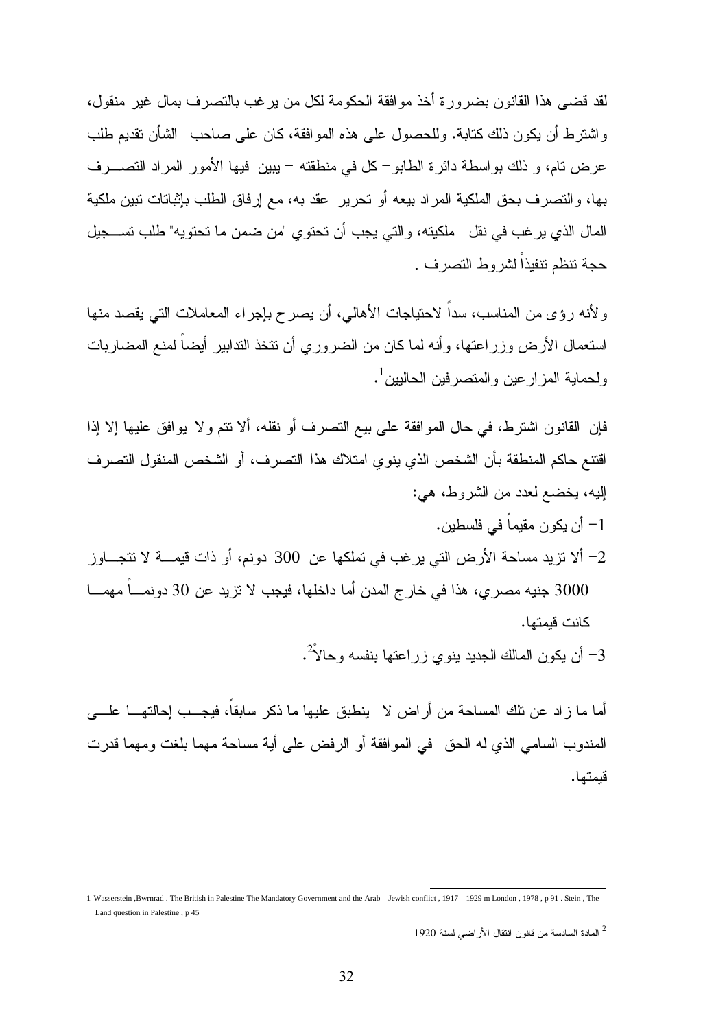لقد قضى هذا القانون بضرورة أخذ موافقة الحكومة لكل من يرغب بالتصرف بمال غير منقول، واشترط أن يكون ذلك كتابة. وللحصول على هذه الموافقة، كان على صاحب الشأن تقديم طلب عرض تام، و ذلك بواسطة دائرة الطابو– كل في منطقته – يبين فيها الأمور المراد التصرف بها، والتصرف بحق الملكية المراد بيعه أو تحرير عقد به، مع إرفاق الطلب بإثباتات تبين ملكية المال الذي يرغب في نقل ملكيته، والتي يجب أن تحتوي "من ضمن ما تحتويه" طلب تسجيل حجة تنظم تنفيذاً لشروط التصرف .

ولأنه رؤى من المناسب، سداً لاحتياجات الأهالي، أن يصرح بإجراء المعاملات التي يقصد منها استعمال الأرض وزراعتها، وأنه لما كان من الضروري أن تتخذ التدابير أيضاً لمنع المضاربات ولحماية المزارعين والمتصرفين الحاليين[1].

فإن القانون اشترط، في حال الموافقة على بيع التصرف أو نقله، ألا تتم ولا يوافق عليها إلا إذا اقتنع حاكم المنطقة بأن الشخص الذي ينوي امتلاك هذا التصرف، أو الشخص المنقول التصرف إليه، يخضع لعدد من الشروط، هي:

1- أن يكون مقيماً في فلسطين.

2- ألا تزيد مساحة الأرض التي يرغب في تملكها عن 300 دونم، أو ذات قيمة لا تتجاوز 3000 جنيه مصري، هذا في خارج المدن أما داخلها، فيجب لا تزيد عن 30 دونماً مهما كانت قيمتها.

3- أن يكون المالك الجديد ينوي زراعتها بنفسه وحالاً[2].

أما ما زاد عن تلك المساحة من أراض لا ينطبق عليها ما ذكر سابقاً، فيجب إحالتها على المندوب السامي الذي له الحق في الموافقة أو الرفض على أية مساحة مهما بلغت ومهما قدرت قيمتها.

---

1 Wasserstein ,Bwrnrad . The British in Palestine The Mandatory Government and the Arab – Jewish conflict , 1917 – 1929 m London , 1978 , p 91 . Stein , The Land question in Palestine , p 45

2 المادة السادسة من قانون انتقال الأراضي لسنة 1920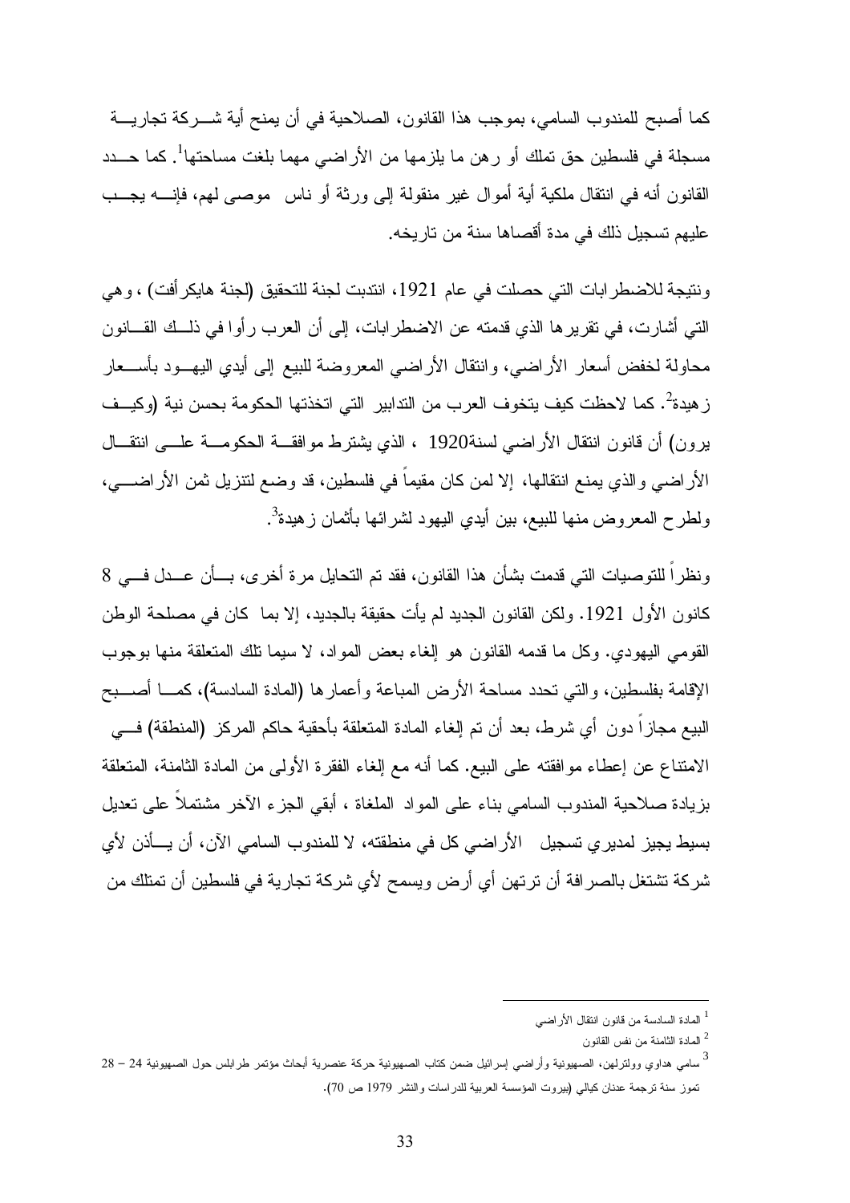كما أصبح للمندوب السامي، بموجب هذا القانون، الصلاحية في أن يمنح أية شركة تجارية مسجلة في فلسطين حق تملك أو رهن ما يلزمها من الأراضي مهما بلغت مساحتها[1]. كما حدد القانون أنه في انتقال ملكية أية أموال غير منقولة إلى ورثة أو ناس موصى لهم، فإنه يجب عليهم تسجيل ذلك في مدة أقصاها سنة من تاريخه.

ونتيجة للاضطرابات التي حصلت في عام 1921، انتدبت لجنة للتحقيق (لجنة هايكرأفت) ، وهي التي أشارت، في تقريرها الذي قدمته عن الاضطرابات، إلى أن العرب رأوا في ذلك القانون محاولة لخفض أسعار الأراضي، وانتقال الأراضي المعروضة للبيع إلى أيدي اليهود بأسعار زهيدة[2]. كما لاحظت كيف يتخوف العرب من التدابير التي اتخذتها الحكومة بحسن نية (وكيف يرون) أن قانون انتقال الأراضي لسنة1920 ، الذي يشترط موافقة الحكومة على انتقال الأراضي والذي يمنع انتقالها، إلا لمن كان مقيماً في فلسطين، قد وضع لتنزيل ثمن الأراضي، ولطرح المعروض منها للبيع، بين أيدي اليهود لشرائها بأثمان زهيدة[3].

ونظراً للتوصيات التي قدمت بشأن هذا القانون، فقد تم التحايل مرة أخرى، بأن عدل في 8 كانون الأول 1921. ولكن القانون الجديد لم يأت حقيقة بالجديد، إلا بما كان في مصلحة الوطن القومي اليهودي. وكل ما قدمه القانون هو إلغاء بعض المواد، لا سيما تلك المتعلقة منها بوجوب الإقامة بفلسطين، والتي تحدد مساحة الأرض المباعة وأعمارها (المادة السادسة)، كما أصبح البيع مجازاً دون أي شرط، بعد أن تم إلغاء المادة المتعلقة بأحقية حاكم المركز (المنطقة) في الامتناع عن إعطاء موافقته على البيع. كما أنه مع إلغاء الفقرة الأولى من المادة الثامنة، المتعلقة بزيادة صلاحية المندوب السامي بناء على المواد الملغاة ، أبقي الجزء الآخر مشتملاً على تعديل بسيط يجيز لمديري تسجيل الأراضي كل في منطقته، لا للمندوب السامي الآن، أن يأذن لأي شركة تشتغل بالصرافة أن ترتهن أي أرض ويسمح لأي شركة تجارية في فلسطين أن تمتلك من

---

[1] المادة السادسة من قانون انتقال الأراضي

[2] المادة الثامنة من نفس القانون

[3] سامي هداوي وولترلهن، الصهيونية وأراضي إسرائيل ضمن كتاب الصهيونية حركة عنصرية أبحاث مؤتمر طرابلس حول الصهيونية 24 – 28 تموز سنة ترجمة عدنان كيالي (بيروت المؤسسة العربية للدراسات والنشر 1979 ص 70).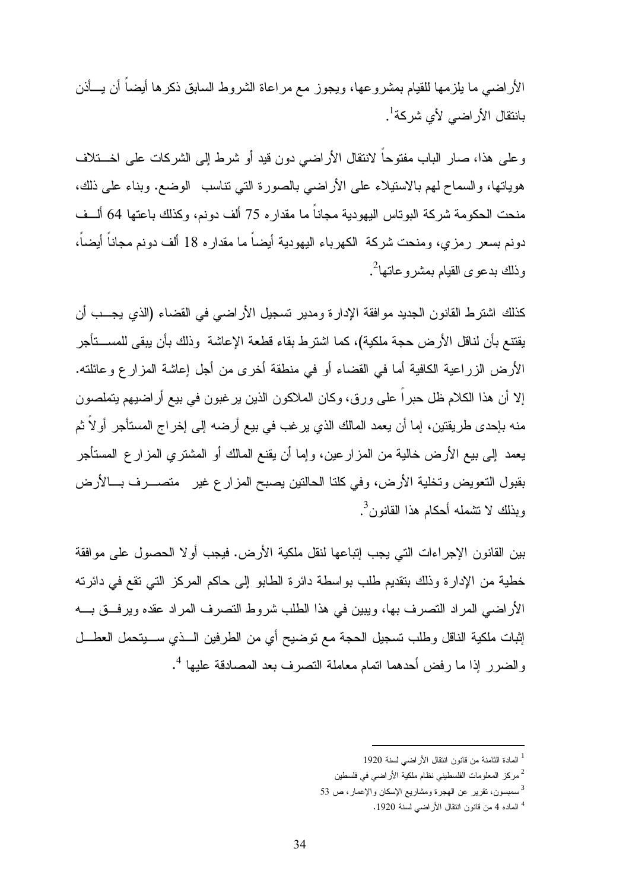الأراضي ما يلزمها للقيام بمشروعها، ويجوز مع مراعاة الشروط السابق ذكرها أيضاً أن يأذن بانتقال الأراضي لأي شركة[1].

وعلى هذا، صار الباب مفتوحاً لانتقال الأراضي دون قيد أو شرط إلى الشركات على اختلاف هوياتها، والسماح لهم بالاستيلاء على الأراضي بالصورة التي تناسب الوضع. وبناء على ذلك، منحت الحكومة شركة البوتاس اليهودية مجاناً ما مقداره 75 ألف دونم، وكذلك باعتها 64 ألف دونم بسعر رمزي، ومنحت شركة الكهرباء اليهودية أيضاً ما مقداره 18 ألف دونم مجاناً أيضاً، وذلك بدعوى القيام بمشروعاتها[2].

كذلك اشترط القانون الجديد موافقة الإدارة ومدير تسجيل الأراضي في القضاء (الذي يجب أن يقتنع بأن لناقل الأرض حجة ملكية)، كما اشترط بقاء قطعة الإعاشة وذلك بأن يبقى للمستأجر الأرض الزراعية الكافية أما في القضاء أو في منطقة أخرى من أجل إعاشة المزارع وعائلته. إلا أن هذا الكلام ظل حبراً على ورق، وكان الملاكون الذين يرغبون في بيع أراضيهم يتملصون منه بإحدى طريقتين، إما أن يعمد المالك الذي يرغب في بيع أرضه إلى إخراج المستأجر أولاً ثم يعمد إلى بيع الأرض خالية من المزارعين، وإما أن يقنع المالك أو المشتري المزارع المستأجر بقبول التعويض وتخلية الأرض، وفي كلتا الحالتين يصبح المزارع غير متصرف بالأرض وبذلك لا تشمله أحكام هذا القانون[3].

بين القانون الإجراءات التي يجب إتباعها لنقل ملكية الأرض. فيجب أولا الحصول على موافقة خطية من الإدارة وذلك بتقديم طلب بواسطة دائرة الطابو إلى حاكم المركز التي تقع في دائرته الأراضي المراد التصرف بها، ويبين في هذا الطلب شروط التصرف المراد عقده ويرفق به إثبات ملكية الناقل وطلب تسجيل الحجة مع توضيح أي من الطرفين الذي سيتحمل العطل والضرر إذا ما رفض أحدهما اتمام معاملة التصرف بعد المصادقة عليها [4].

---

[1] المادة الثامنة من قانون انتقال الأراضي لسنة 1920

[2] مركز المعلومات الفلسطيني نظام ملكية الأراضي في فلسطين

[3] سمبسون، تقرير عن الهجرة ومشاريع الإسكان والإعمار، ص 53

[4] الماده 4 من قانون انتقال الأراضي لسنة 1920.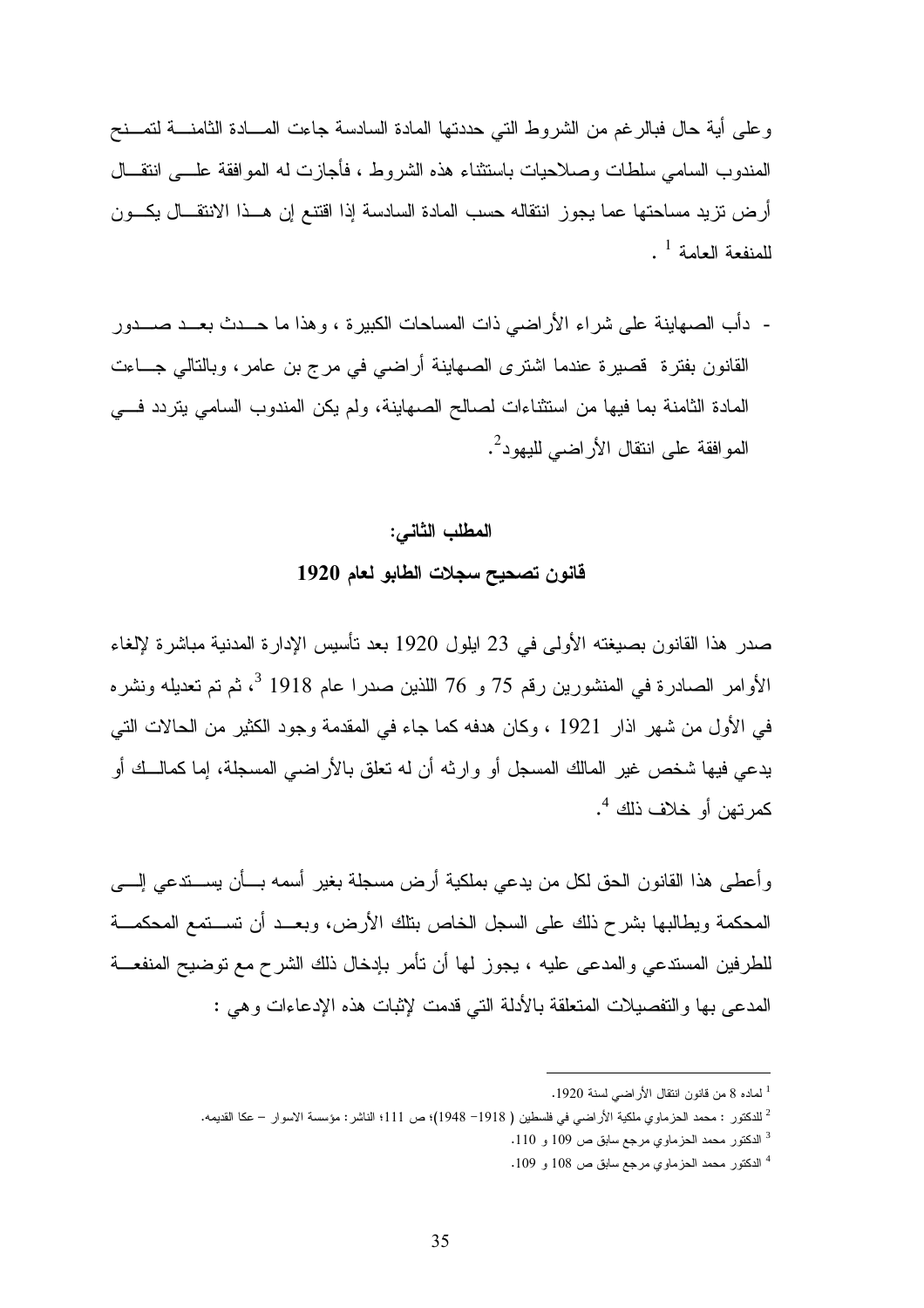وعلى أية حال فبالرغم من الشروط التي حددتها المادة السادسة جاءت المادة الثامنة لتمنح المندوب السامي سلطات وصلاحيات باستثناء هذه الشروط ، فأجازت له الموافقة على انتقال أرض تزيد مساحتها عما يجوز انتقاله حسب المادة السادسة إذا اقتنع إن هذا الانتقال يكون للمنفعة العامة [1] .

- دأب الصهاينة على شراء الأراضي ذات المساحات الكبيرة ، وهذا ما حدث بعد صدور القانون بفترة قصيرة عندما اشترى الصهاينة أراضي في مرج بن عامر، وبالتالي جاءت المادة الثامنة بما فيها من استثناءات لصالح الصهاينة، ولم يكن المندوب السامي يتردد في الموافقة على انتقال الأراضي لليهود[2].

## المطلب الثاني:

## قانون تصحيح سجلات الطابو لعام 1920

صدر هذا القانون بصيغته الأولى في 23 ايلول 1920 بعد تأسيس الإدارة المدنية مباشرة لإلغاء الأوامر الصادرة في المنشورين رقم 75 و 76 اللذين صدرا عام 1918 [3]، ثم تم تعديله ونشره في الأول من شهر اذار 1921 ، وكان هدفه كما جاء في المقدمة وجود الكثير من الحالات التي يدعي فيها شخص غير المالك المسجل أو وارثه أن له تعلق بالأراضي المسجلة، إما كمالك أو كمرتهن أو خلاف ذلك [4].

وأعطى هذا القانون الحق لكل من يدعي بملكية أرض مسجلة بغير أسمه بأن يستدعي إلى المحكمة ويطالبها بشرح ذلك على السجل الخاص بتلك الأرض، وبعد أن تستمع المحكمة للطرفين المستدعي والمدعى عليه ، يجوز لها أن تأمر بإدخال ذلك الشرح مع توضيح المنفعة المدعى بها والتفصيلات المتعلقة بالأدلة التي قدمت لإثبات هذه الإدعاءات وهي :

---

[1] لماده 8 من قانون انتقال الأراضي لسنة 1920.

[2] للدكتور : محمد الحزماوي ملكية الأراضي في فلسطين ( 1918- 1948)؛ ص 111؛ الناشر: مؤسسة الاسوار – عكا القديمه.

[3] الدكتور محمد الحزماوي مرجع سابق ص 109 و 110.

[4] الدكتور محمد الحزماوي مرجع سابق ص 108 و 109.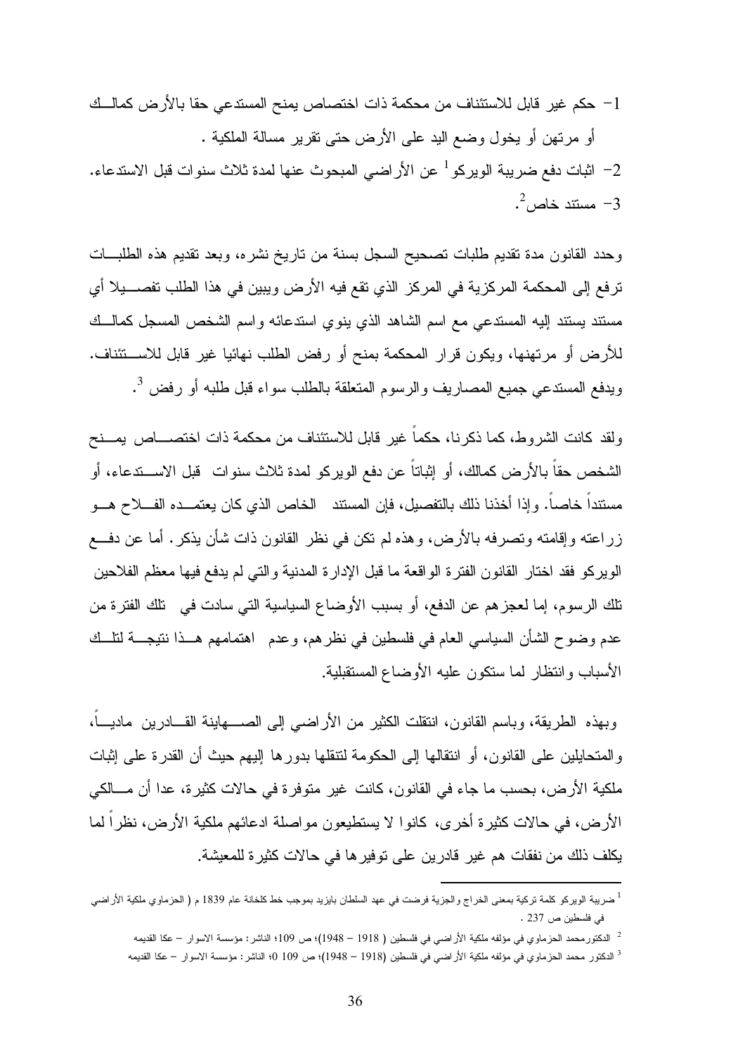1- حكم غير قابل للاستئناف من محكمة ذات اختصاص يمنح المستدعي حقا بالأرض كمالك أو مرتهن أو يخول وضع اليد على الأرض حتى تقرير مسالة الملكية .

2- اثبات دفع ضريبة الويركو[1] عن الأراضي المبحوث عنها لمدة ثلاث سنوات قبل الاستدعاء.

3- مستند خاص[2].

وحدد القانون مدة تقديم طلبات تصحيح السجل بسنة من تاريخ نشره، وبعد تقديم هذه الطلبات ترفع إلى المحكمة المركزية في المركز الذي تقع فيه الأرض ويبين في هذا الطلب تفصيلا أي مستند يستند إليه المستدعي مع اسم الشاهد الذي ينوي استدعائه واسم الشخص المسجل كمالك للأرض أو مرتهنها، ويكون قرار المحكمة بمنح أو رفض الطلب نهائيا غير قابل للاستئناف. ويدفع المستدعي جميع المصاريف والرسوم المتعلقة بالطلب سواء قبل طلبه أو رفض [3].

ولقد كانت الشروط، كما ذكرنا، حكماً غير قابل للاستئناف من محكمة ذات اختصاص يمنح الشخص حقاً بالأرض كمالك، أو إثباتاً عن دفع الويركو لمدة ثلاث سنوات قبل الاستدعاء، أو مستنداً خاصاً. وإذا أخذنا ذلك بالتفصيل، فإن المستند الخاص الذي كان يعتمده الفلاح هو زراعته وإقامته وتصرفه بالأرض، وهذه لم تكن في نظر القانون ذات شأن يذكر. أما عن دفع الويركو فقد اختار القانون الفترة الواقعة ما قبل الإدارة المدنية والتي لم يدفع فيها معظم الفلاحين تلك الرسوم، إما لعجزهم عن الدفع، أو بسبب الأوضاع السياسية التي سادت في تلك الفترة من عدم وضوح الشأن السياسي العام في فلسطين في نظرهم، وعدم اهتمامهم هذا نتيجة لتلك الأسباب وانتظار لما ستكون عليه الأوضاع المستقبلية.

وبهذه الطريقة، وباسم القانون، انتقلت الكثير من الأراضي إلى الصهاينة القادرين مادياً، والمتحايلين على القانون، أو انتقالها إلى الحكومة لتنقلها بدورها إليهم حيث أن القدرة على إثبات ملكية الأرض، بحسب ما جاء في القانون، كانت غير متوفرة في حالات كثيرة، عدا أن مالكي الأرض، في حالات كثيرة أخرى، كانوا لا يستطيعون مواصلة ادعائهم ملكية الأرض، نظراً لما يكلف ذلك من نفقات هم غير قادرين على توفيرها في حالات كثيرة للمعيشة.

---

[1] ضريبة الويركو كلمة تركية بمعنى الخراج والجزية فرضت في عهد السلطان بايزيد بموجب خط كلخانة عام 1839 م ( الحزماوي ملكية الأراضي في فلسطين ص 237 .

[2] الدكتورمحمد الحزماوي في مؤلفه ملكية الأراضي في فلسطين ( 1918 – 1948)؛ ص 109؛ الناشر: مؤسسة الاسوار – عكا القديمه

[3] الدكتور محمد الحزماوي في مؤلفه ملكية الأراضي في فلسطين (1918 – 1948)؛ ص 109 0؛ الناشر: مؤسسة الاسوار – عكا القديمه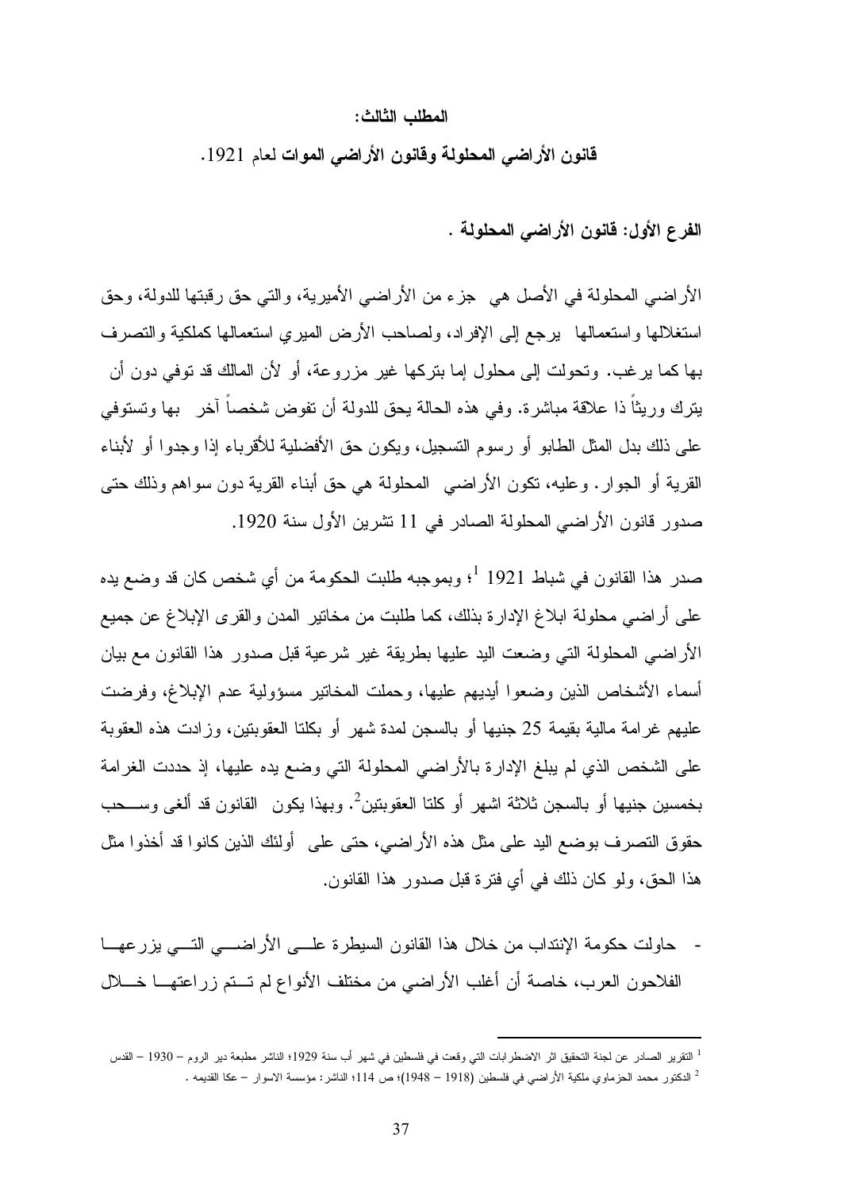### المطلب الثالث:

### قانون الأراضي المحلولة وقانون الأراضي الموات لعام 1921.

#### الفرع الأول: قانون الأراضي المحلولة .

الأراضي المحلولة في الأصل هي جزء من الأراضي الأميرية، والتي حق رقبتها للدولة، وحق استغلالها واستعمالها يرجع إلى الإفراد، ولصاحب الأرض الميري استعمالها كملكية والتصرف بها كما يرغب. وتحولت إلى محلول إما بتركها غير مزروعة، أو لأن المالك قد توفي دون أن يترك وريثاً ذا علاقة مباشرة. وفي هذه الحالة يحق للدولة أن تفوض شخصاً آخر بها وتستوفي على ذلك بدل المثل الطابو أو رسوم التسجيل، ويكون حق الأفضلية للأقرباء إذا وجدوا أو لأبناء القرية أو الجوار. وعليه، تكون الأراضي المحلولة هي حق أبناء القرية دون سواهم وذلك حتى صدور قانون الأراضي المحلولة الصادر في 11 تشرين الأول سنة 1920.

صدر هذا القانون في شباط 1921 [1]؛ وبموجبه طلبت الحكومة من أي شخص كان قد وضع يده على أراضي محلولة ابلاغ الإدارة بذلك، كما طلبت من مخاتير المدن والقرى الإبلاغ عن جميع الأراضي المحلولة التي وضعت اليد عليها بطريقة غير شرعية قبل صدور هذا القانون مع بيان أسماء الأشخاص الذين وضعوا أيديهم عليها، وحملت المخاتير مسؤولية عدم الإبلاغ، وفرضت عليهم غرامة مالية بقيمة 25 جنيها أو بالسجن لمدة شهر أو بكلتا العقوبتين، وزادت هذه العقوبة على الشخص الذي لم يبلغ الإدارة بالأراضي المحلولة التي وضع يده عليها، إذ حددت الغرامة بخمسين جنيها أو بالسجن ثلاثة اشهر أو كلتا العقوبتين[2]. وبهذا يكون القانون قد ألغى وسحب حقوق التصرف بوضع اليد على مثل هذه الأراضي، حتى على أولئك الذين كانوا قد أخذوا مثل هذا الحق، ولو كان ذلك في أي فترة قبل صدور هذا القانون.

- حاولت حكومة الإنتداب من خلال هذا القانون السيطرة على الأراضي التي يزرعها الفلاحون العرب، خاصة أن أغلب الأراضي من مختلف الأنواع لم تتم زراعتها خلال

---

[1] التقرير الصادر عن لجنة التحقيق اثر الاضطرابات التي وقعت في فلسطين في شهر أب سنة 1929؛ الناشر مطبعة دير الروم – 1930 – القدس

[2] الدكتور محمد الحزماوي ملكية الأراضي في فلسطين (1918 – 1948)؛ ص 114؛ الناشر: مؤسسة الاسوار – عكا القديمه .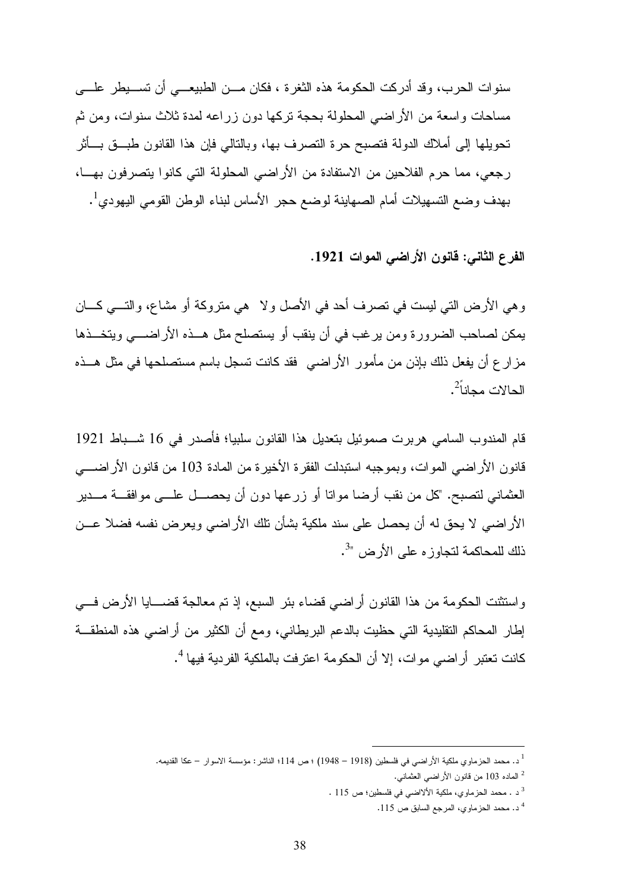سنوات الحرب، وقد أدركت الحكومة هذه الثغرة ، فكان من الطبيعي أن تسيطر على مساحات واسعة من الأراضي المحلولة بحجة تركها دون زراعه لمدة ثلاث سنوات، ومن ثم تحويلها إلى أملاك الدولة فتصبح حرة التصرف بها، وبالتالي فإن هذا القانون طبق بأثر رجعي، مما حرم الفلاحين من الاستفادة من الأراضي المحلولة التي كانوا يتصرفون بها، بهدف وضع التسهيلات أمام الصهاينة لوضع حجر الأساس لبناء الوطن القومي اليهودي[1].

**الفرع الثاني: قانون الأراضي الموات 1921.**

وهي الأرض التي ليست في تصرف أحد في الأصل ولا هي متروكة أو مشاع، والتي كان يمكن لصاحب الضرورة ومن يرغب في أن ينقب أو يستصلح مثل هذه الأراضي ويتخذها مزارع أن يفعل ذلك بإذن من مأمور الأراضي فقد كانت تسجل باسم مستصلحها في مثل هذه الحالات مجاناً[2].

قام المندوب السامي هربرت صموئيل بتعديل هذا القانون سلبيا؛ فأصدر في 16 شباط 1921 قانون الأراضي الموات، وبموجبه استبدلت الفقرة الأخيرة من المادة 103 من قانون الأراضي العثماني لتصبح. "كل من نقب أرضا مواتا أو زرعها دون أن يحصل على موافقة مدير الأراضي لا يحق له أن يحصل على سند ملكية بشأن تلك الأراضي ويعرض نفسه فضلا عن ذلك للمحاكمة لتجاوزه على الأرض "[3].

واستثنت الحكومة من هذا القانون أراضي قضاء بئر السبع، إذ تم معالجة قضايا الأرض في إطار المحاكم التقليدية التي حظيت بالدعم البريطاني، ومع أن الكثير من أراضي هذه المنطقة كانت تعتبر أراضي موات، إلا أن الحكومة اعترفت بالملكية الفردية فيها [4].

---

[1] د. محمد الحزماوي ملكية الأراضي في فلسطين (1918 – 1948) ؛ ص 114؛ الناشر: مؤسسة الاسوار – عكا القديمه.

[2] الماده 103 من قانون الأراضي العثماني.

[3] د . محمد الحزماوي، ملكية الألااضي في فلسطين؛ ص 115 .

[4] د. محمد الحزماوي، المرجع السابق ص 115.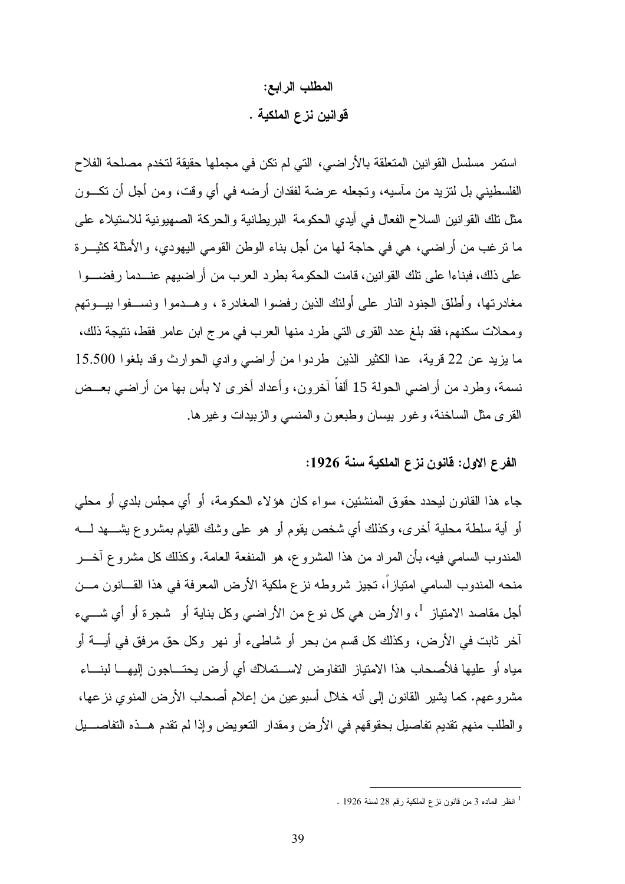## المطلب الرابع:
## قوانين نزع الملكية .

استمر مسلسل القوانين المتعلقة بالأراضي، التي لم تكن في مجملها حقيقة لتخدم مصلحة الفلاح الفلسطيني بل لتزيد من مآسيه، وتجعله عرضة لفقدان أرضه في أي وقت، ومن أجل أن تكون مثل تلك القوانين السلاح الفعال في أيدي الحكومة البريطانية والحركة الصهيونية للاستيلاء على ما ترغب من أراضي، هي في حاجة لها من أجل بناء الوطن القومي اليهودي، والأمثلة كثيرة على ذلك، فبناءا على تلك القوانين، قامت الحكومة بطرد العرب من أراضيهم عندما رفضوا مغادرتها، وأطلق الجنود النار على أولئك الذين رفضوا المغادرة ، وهدموا ونسفوا بيوتهم ومحلات سكنهم، فقد بلغ عدد القرى التي طرد منها العرب في مرج ابن عامر فقط، نتيجة ذلك، ما يزيد عن 22 قرية، عدا الكثير الذين طردوا من أراضي وادي الحوارث وقد بلغوا 15.500 نسمة، وطرد من أراضي الحولة 15 ألفاً آخرون، وأعداد أخرى لا بأس بها من أراضي بعض القرى مثل الساخنة، وغور بيسان وطبعون والمنسي والزبيدات وغيرها.

### الفرع الاول: قانون نزع الملكية سنة 1926:

جاء هذا القانون ليحدد حقوق المنشئين، سواء كان هؤلاء الحكومة، أو أي مجلس بلدي أو محلي أو أية سلطة محلية أخرى، وكذلك أي شخص يقوم أو هو على وشك القيام بمشروع يشهد له المندوب السامي فيه، بأن المراد من هذا المشروع، هو المنفعة العامة. وكذلك كل مشروع آخر منحه المندوب السامي امتيازاً، تجيز شروطه نزع ملكية الأرض المعرفة في هذا القانون من أجل مقاصد الامتياز [1]، والأرض هي كل نوع من الأراضي وكل بناية أو شجرة أو أي شيء آخر ثابت في الأرض، وكذلك كل قسم من بحر أو شاطىء أو نهر وكل حق مرفق في أية أو مياه أو عليها فلأصحاب هذا الامتياز التفاوض لاستملاك أي أرض يحتاجون إليها لبناء مشروعهم. كما يشير القانون إلى أنه خلال أسبوعين من إعلام أصحاب الأرض المنوي نزعها، والطلب منهم تقديم تفاصيل بحقوقهم في الأرض ومقدار التعويض وإذا لم تقدم هذه التفاصيل

---

[1] انظر الماده 3 من قانون نزع الملكية رقم 28 لسنة 1926 .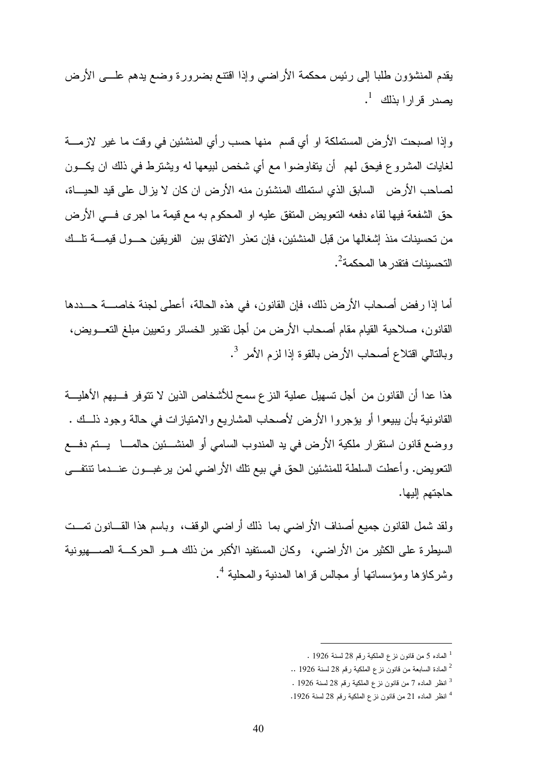يقدم المنشؤون طلبا إلى رئيس محكمة الأراضي وإذا اقتنع بضرورة وضع يدهم علـى الأرض يصدر قرارا بذلك [1].

وإذا اصبحت الأرض المستملكة او أي قسم منها حسب رأي المنشئين في وقت ما غير لازمة لغايات المشروع فيحق لهم أن يتفاوضوا مع أي شخص لبيعها له ويشترط في ذلك ان يكون لصاحب الأرض السابق الذي استملك المنشئون منه الأرض ان كان لا يزال على قيد الحياة، حق الشفعة فيها لقاء دفعه التعويض المتفق عليه او المحكوم به مع قيمة ما اجرى في الأرض من تحسينات منذ إشغالها من قبل المنشئين، فإن تعذر الاتفاق بين الفريقين حول قيمة تلك التحسينات فتقدرها المحكمة[2].

أما إذا رفض أصحاب الأرض ذلك، فإن القانون، في هذه الحالة، أعطى لجنة خاصة حددها القانون، صلاحية القيام مقام أصحاب الأرض من أجل تقدير الخسائر وتعيين مبلغ التعويض، وبالتالي اقتلاع أصحاب الأرض بالقوة إذا لزم الأمر [3].

هذا عدا أن القانون من أجل تسهيل عملية النزع سمح للأشخاص الذين لا تتوفر فيهم الأهلية القانونية بأن يبيعوا أو يؤجروا الأرض لأصحاب المشاريع والامتيازات في حالة وجود ذلك . ووضع قانون استقرار ملكية الأرض في يد المندوب السامي أو المنشئين حالما يتم دفع التعويض. وأعطت السلطة للمنشئين الحق في بيع تلك الأراضي لمن يرغبون عندما تنتفي حاجتهم إليها.

ولقد شمل القانون جميع أصناف الأراضي بما ذلك أراضي الوقف، وباسم هذا القانون تمت السيطرة على الكثير من الأراضي، وكان المستفيد الأكبر من ذلك هو الحركة الصهيونية وشركاؤها ومؤسساتها أو مجالس قراها المدنية والمحلية [4].

---

[1] الماده 5 من قانون نزع الملكية رقم 28 لسنة 1926 .

[2] المادة السابعة من قانون نزع الملكية رقم 28 لسنة 1926 ..

[3] انظر الماده 7 من قانون نزع الملكية رقم 28 لسنة 1926 .

[4] انظر الماده 21 من قانون نزع الملكية رقم 28 لسنة 1926.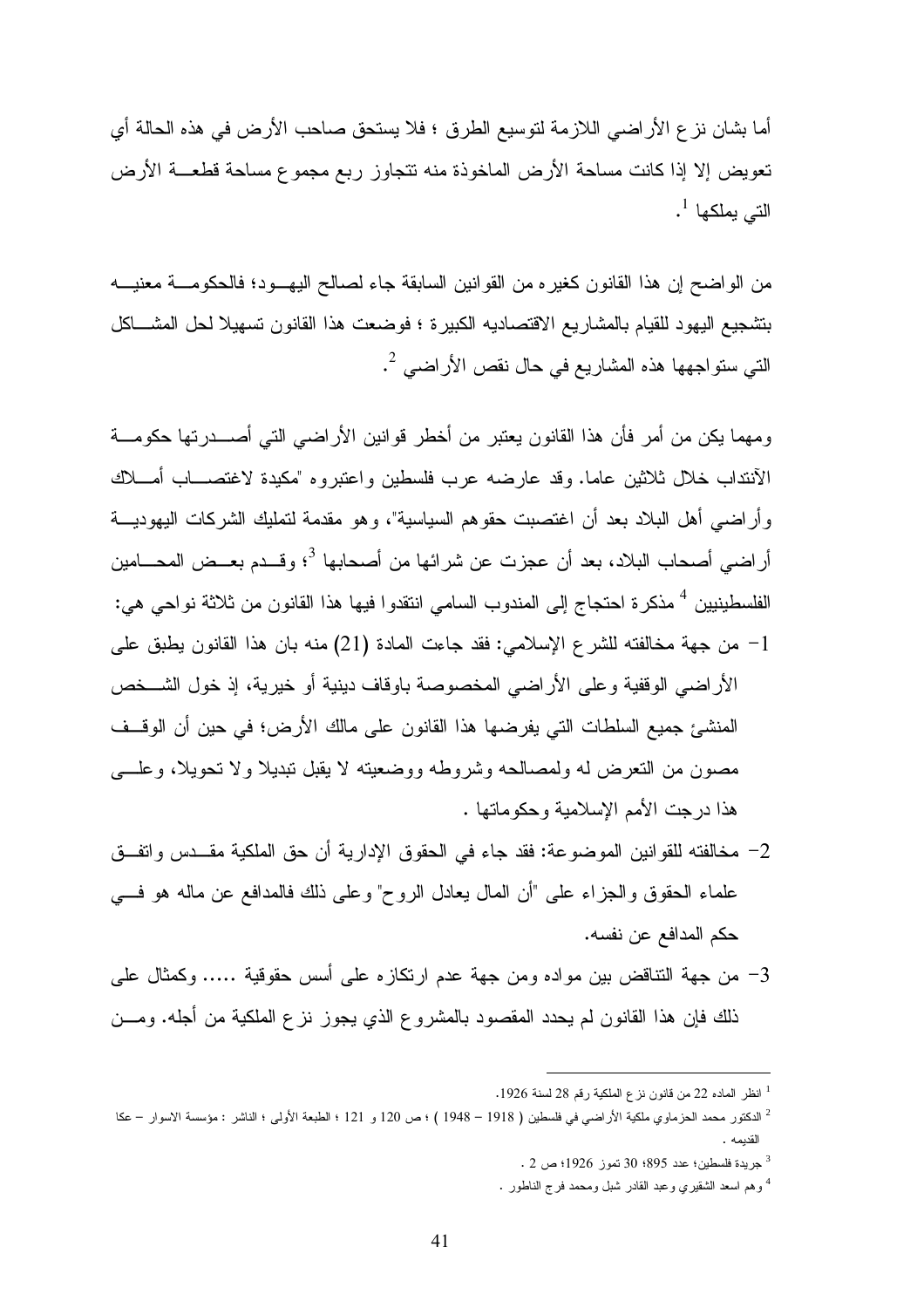أما بشان نزع الأراضي اللازمة لتوسيع الطرق ؛ فلا يستحق صاحب الأرض في هذه الحالة أي تعويض إلا إذا كانت مساحة الأرض الماخوذة منه تتجاوز ربع مجموع مساحة قطعة الأرض التي يملكها [1].

من الواضح إن هذا القانون كغيره من القوانين السابقة جاء لصالح اليهود؛ فالحكومة معنية بتشجيع اليهود للقيام بالمشاريع الاقتصاديه الكبيرة ؛ فوضعت هذا القانون تسهيلا لحل المشاكل التي ستواجهها هذه المشاريع في حال نقص الأراضي [2].

ومهما يكن من أمر فأن هذا القانون يعتبر من أخطر قوانين الأراضي التي أصدرتها حكومة الآنتداب خلال ثلاثين عاما. وقد عارضه عرب فلسطين واعتبروه "مكيدة لاغتصاب أملاك وأراضي أهل البلاد بعد أن اغتصبت حقوهم السياسية"، وهو مقدمة لتمليك الشركات اليهودية أراضي أصحاب البلاد، بعد أن عجزت عن شرائها من أصحابها [3]؛ وقدم بعض المحامين الفلسطينيين [4] مذكرة احتجاج إلى المندوب السامي انتقدوا فيها هذا القانون من ثلاثة نواحي هي:

1- من جهة مخالفته للشرع الإسلامي: فقد جاءت المادة (21) منه بان هذا القانون يطبق على الأراضي الوقفية وعلى الأراضي المخصوصة باوقاف دينية أو خيرية، إذ خول الشخص المنشئ جميع السلطات التي يفرضها هذا القانون على مالك الأرض؛ في حين أن الوقف مصون من التعرض له ولمصالحه وشروطه ووضعيته لا يقبل تبديلا ولا تحويلا، وعلى هذا درجت الأمم الإسلامية وحكوماتها .

2- مخالفته للقوانين الموضوعة: فقد جاء في الحقوق الإدارية أن حق الملكية مقدس واتفق علماء الحقوق والجزاء على "أن المال يعادل الروح" وعلى ذلك فالمدافع عن ماله هو في حكم المدافع عن نفسه.

3- من جهة التناقض بين مواده ومن جهة عدم ارتكازه على أسس حقوقية ..... وكمثال على ذلك فإن هذا القانون لم يحدد المقصود بالمشروع الذي يجوز نزع الملكية من أجله. ومن

---

[1] انظر الماده 22 من قانون نزع الملكية رقم 28 لسنة 1926.

[2] الدكتور محمد الحزماوي ملكية الأراضي في فلسطين ( 1918 – 1948 ) ؛ ص 120 و 121 ؛ الطبعة الأولى ؛ الناشر : مؤسسة الاسوار – عكا القديمه .

[3] جريدة فلسطين؛ عدد 895؛ 30 تموز 1926؛ ص 2 .

[4] وهم اسعد الشقيري وعبد القادر شبل ومحمد فرج الناطور .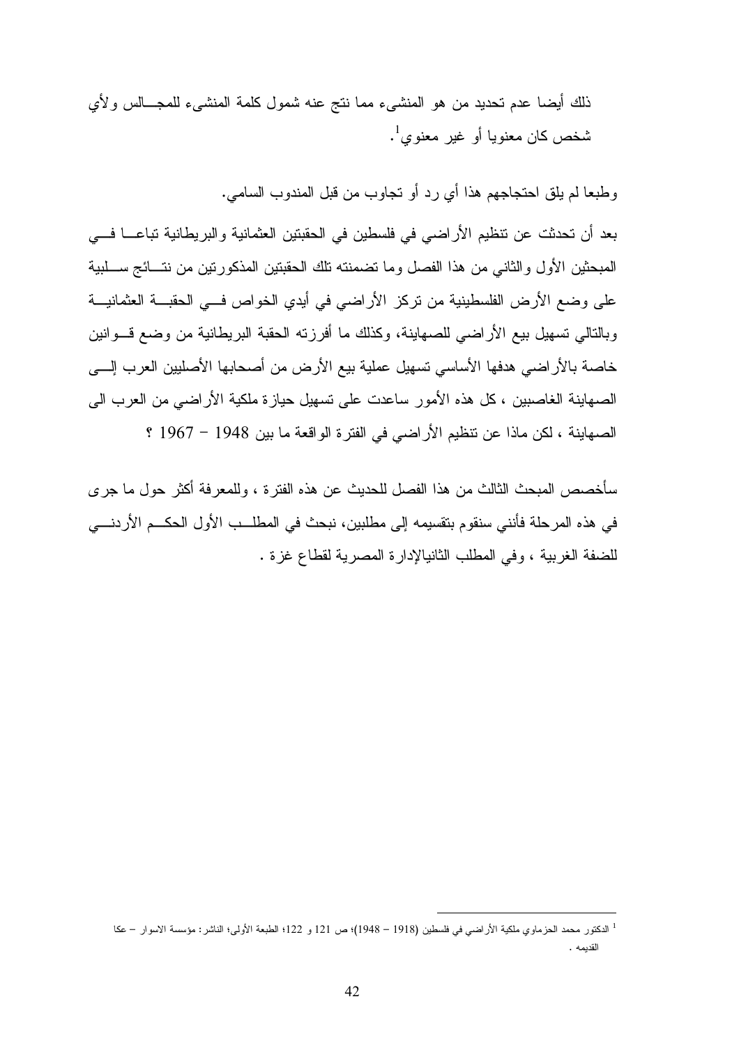ذلك أيضا عدم تحديد من هو المنشىء مما نتج عنه شمول كلمة المنشىء للمجـــالس ولأي شخص كان معنويا أو غير معنوي[1].

وطبعا لم يلق احتجاجهم هذا أي رد أو تجاوب من قبل المندوب السامي.

بعد أن تحدثت عن تنظيم الأراضي في فلسطين في الحقبتين العثمانية والبريطانية تباعـــا فـــي المبحثين الأول والثاني من هذا الفصل وما تضمنته تلك الحقبتين المذكورتين من نتـــائج ســـلبية على وضع الأرض الفلسطينية من تركز الأراضي في أيدي الخواص فـــي الحقبـــة العثمانيـــة وبالتالي تسهيل بيع الأراضي للصهاينة، وكذلك ما أفرزته الحقبة البريطانية من وضع قـــوانين خاصة بالأراضي هدفها الأساسي تسهيل عملية بيع الأرض من أصحابها الأصليين العرب إلـــى الصهاينة الغاصبين ، كل هذه الأمور ساعدت على تسهيل حيازة ملكية الأراضي من العرب الى الصهاينة ، لكن ماذا عن تنظيم الأراضي في الفترة الواقعة ما بين 1948 – 1967 ؟

سأخصص المبحث الثالث من هذا الفصل للحديث عن هذه الفترة ، وللمعرفة أكثر حول ما جرى في هذه المرحلة فأنني سنقوم بتقسيمه إلى مطلبين، نبحث في المطلـــب الأول الحكـــم الأردنـــي للضفة الغربية ، وفي المطلب الثانيالإدارة المصرية لقطاع غزة .

---

[1] الدكتور محمد الحزماوي ملكية الأراضي في فلسطين (1918 – 1948)؛ ص 121 و 122؛ الطبعة الأولى؛ الناشر: مؤسسة الاسوار – عكا القديمه .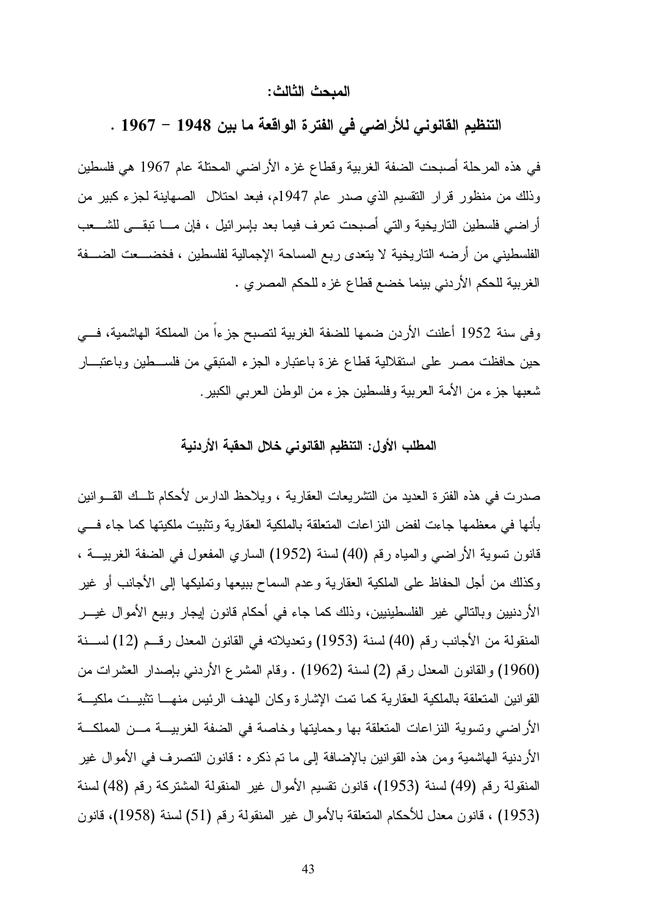## المبحث الثالث:

## التنظيم القانوني للأراضي في الفترة الواقعة ما بين 1948 – 1967 .

في هذه المرحلة أصبحت الضفة الغربية وقطاع غزه الأراضي المحتلة عام 1967 هي فلسطين وذلك من منظور قرار التقسيم الذي صدر عام 1947م، فبعد احتلال الصهاينة لجزء كبير من أراضي فلسطين التاريخية والتي أصبحت تعرف فيما بعد بإسرائيل ، فإن مـا تبقـى للشـعب الفلسطيني من أرضه التاريخية لا يتعدى ربع المساحة الإجمالية لفلسطين ، فخضـعت الضـفة الغربية للحكم الأردني بينما خضع قطاع غزه للحكم المصري .

وفى سنة 1952 أعلنت الأردن ضمها للضفة الغربية لتصبح جزءاً من المملكة الهاشمية، فـي حين حافظت مصر على استقلالية قطاع غزة باعتباره الجزء المتبقي من فلسـطين وباعتبـار شعبها جزء من الأمة العربية وفلسطين جزء من الوطن العربي الكبير.

### المطلب الأول: التنظيم القانوني خلال الحقبة الأردنية

صدرت في هذه الفترة العديد من التشريعات العقارية ، ويلاحظ الدارس لأحكام تلـك القـوانين بأنها في معظمها جاءت لفض النزاعات المتعلقة بالملكية العقارية وتثبيت ملكيتها كما جاء فـي قانون تسوية الأراضي والمياه رقم (40) لسنة (1952) الساري المفعول في الضفة الغربيـة ، وكذلك من أجل الحفاظ على الملكية العقارية وعدم السماح ببيعها وتمليكها إلى الأجانب أو غير الأردنيين وبالتالي غير الفلسطينيين، وذلك كما جاء في أحكام قانون إيجار وبيع الأموال غيـر المنقولة من الأجانب رقم (40) لسنة (1953) وتعديلاته في القانون المعدل رقـم (12) لسـنة (1960) والقانون المعدل رقم (2) لسنة (1962) . وقام المشرع الأردني بإصدار العشرات من القوانين المتعلقة بالملكية العقارية كما تمت الإشارة وكان الهدف الرئيس منهـا تثبيـت ملكيـة الأراضي وتسوية النزاعات المتعلقة بها وحمايتها وخاصة في الضفة الغربيـة مـن المملكـة الأردنية الهاشمية ومن هذه القوانين بالإضافة إلى ما تم ذكره : قانون التصرف في الأموال غير المنقولة رقم (49) لسنة (1953)، قانون تقسيم الأموال غير المنقولة المشتركة رقم (48) لسنة (1953) ، قانون معدل للأحكام المتعلقة بالأموال غير المنقولة رقم (51) لسنة (1958)، قانون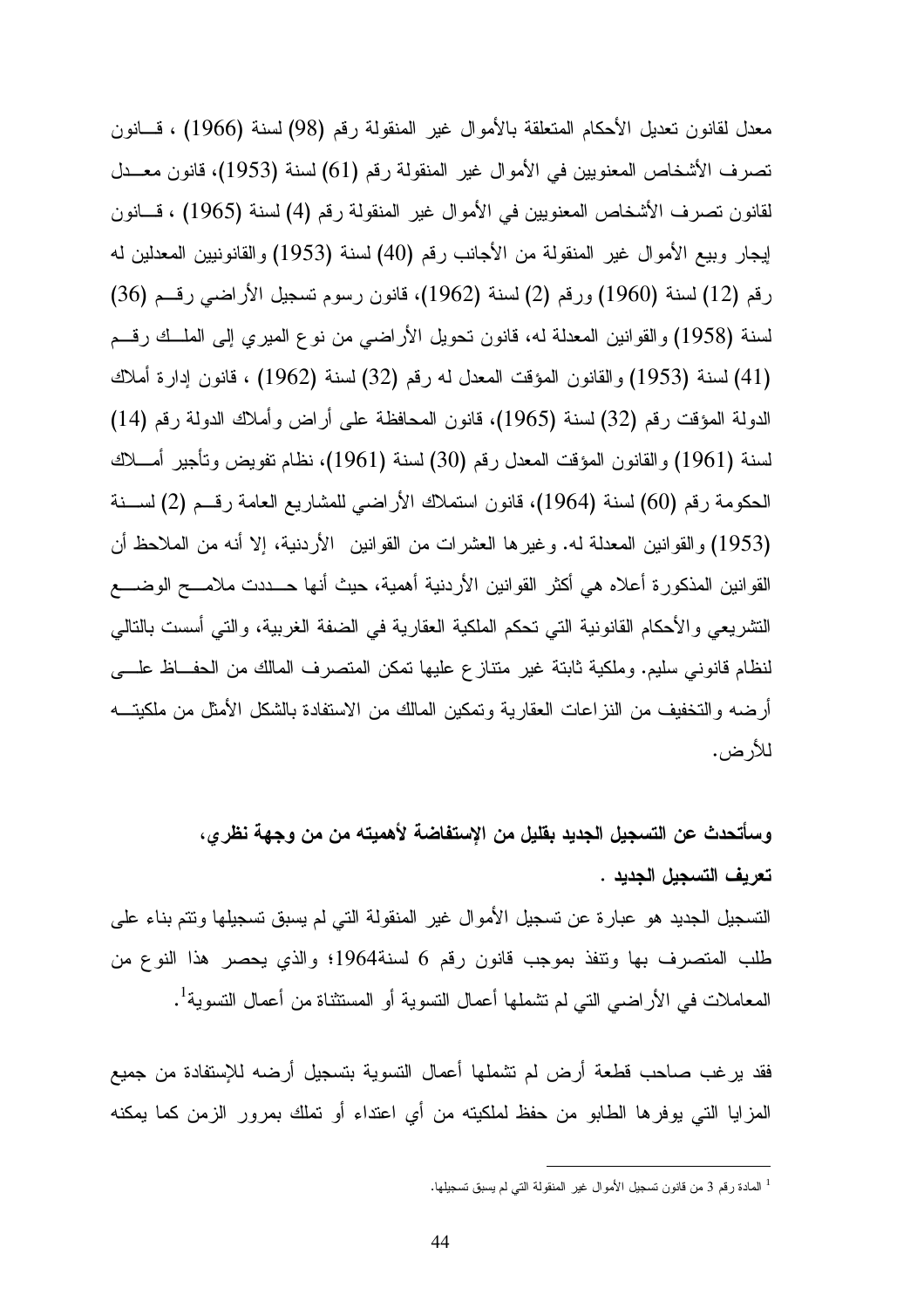معدل لقانون تعديل الأحكام المتعلقة بالأموال غير المنقولة رقم (98) لسنة (1966) ، قانون تصرف الأشخاص المعنويين في الأموال غير المنقولة رقم (61) لسنة (1953)، قانون معدل لقانون تصرف الأشخاص المعنويين في الأموال غير المنقولة رقم (4) لسنة (1965) ، قانون إيجار وبيع الأموال غير المنقولة من الأجانب رقم (40) لسنة (1953) والقانونيين المعدلين له رقم (12) لسنة (1960) ورقم (2) لسنة (1962)، قانون رسوم تسجيل الأراضي رقم (36) لسنة (1958) والقوانين المعدلة له، قانون تحويل الأراضي من نوع الميري إلى الملك رقم (41) لسنة (1953) والقانون المؤقت المعدل له رقم (32) لسنة (1962) ، قانون إدارة أملاك الدولة المؤقت رقم (32) لسنة (1965)، قانون المحافظة على أراض وأملاك الدولة رقم (14) لسنة (1961) والقانون المؤقت المعدل رقم (30) لسنة (1961)، نظام تفويض وتأجير أملاك الحكومة رقم (60) لسنة (1964)، قانون استملاك الأراضي للمشاريع العامة رقم (2) لسنة (1953) والقوانين المعدلة له. وغيرها العشرات من القوانين الأردنية، إلا أنه من الملاحظ أن القوانين المذكورة أعلاه هي أكثر القوانين الأردنية أهمية، حيث أنها حددت ملامح الوضع التشريعي والأحكام القانونية التي تحكم الملكية العقارية في الضفة الغربية، والتي أسست بالتالي لنظام قانوني سليم. وملكية ثابتة غير متنازع عليها تمكن المتصرف المالك من الحفاظ على أرضه والتخفيف من النزاعات العقارية وتمكين المالك من الاستفادة بالشكل الأمثل من ملكيته للأرض.

**وسأتحدث عن التسجيل الجديد بقليل من الإستفاضة لأهميته من من وجهة نظري،**

**تعريف التسجيل الجديد .**

التسجيل الجديد هو عبارة عن تسجيل الأموال غير المنقولة التي لم يسبق تسجيلها وتتم بناء على طلب المتصرف بها وتنفذ بموجب قانون رقم 6 لسنة1964؛ والذي يحصر هذا النوع من المعاملات في الأراضي التي لم تشملها أعمال التسوية أو المستثناة من أعمال التسوية[1].

فقد يرغب صاحب قطعة أرض لم تشملها أعمال التسوية بتسجيل أرضه للإستفادة من جميع المزايا التي يوفرها الطابو من حفظ لملكيته من أي اعتداء أو تملك بمرور الزمن كما يمكنه

---

[1] المادة رقم 3 من قانون تسجيل الأموال غير المنقولة التي لم يسبق تسجيلها.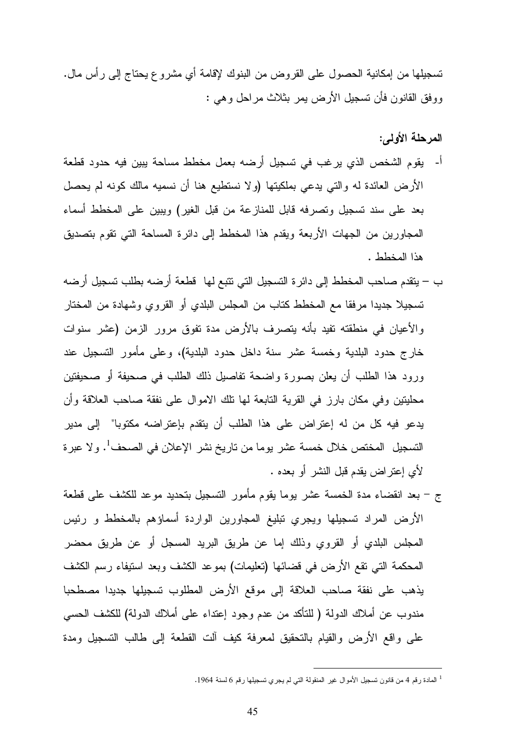تسجيلها من إمكانية الحصول على القروض من البنوك لإقامة أي مشروع يحتاج إلى رأس مال.
ووفق القانون فأن تسجيل الأرض يمر بثلاث مراحل وهي :

**المرحلة الأولى:**

أ- يقوم الشخص الذي يرغب في تسجيل أرضه بعمل مخطط مساحة يبين فيه حدود قطعة الأرض العائدة له والتي يدعي بملكيتها (ولا نستطيع هنا أن نسميه مالك كونه لم يحصل بعد على سند تسجيل وتصرفه قابل للمنازعة من قبل الغير) ويبين على المخطط أسماء المجاورين من الجهات الأربعة ويقدم هذا المخطط إلى دائرة المساحة التي تقوم بتصديق هذا المخطط .

ب – يتقدم صاحب المخطط إلى دائرة التسجيل التي تتبع لها قطعة أرضه بطلب تسجيل أرضه تسجيلا جديدا مرفقا مع المخطط كتاب من المجلس البلدي أو القروي وشهادة من المختار والأعيان في منطقته تفيد بأنه يتصرف بالأرض مدة تفوق مرور الزمن (عشر سنوات خارج حدود البلدية وخمسة عشر سنة داخل حدود البلدية)، وعلى مأمور التسجيل عند ورود هذا الطلب أن يعلن بصورة واضحة تفاصيل ذلك الطلب في صحيفة أو صحيفتين محليتين وفي مكان بارز في القرية التابعة لها تلك الاموال على نفقة صاحب العلاقة وأن يدعو فيه كل من له إعتراض على هذا الطلب أن يتقدم بإعتراضه مكتوبا" إلى مدير التسجيل المختص خلال خمسة عشر يوما من تاريخ نشر الإعلان في الصحف[1]. ولا عبرة لأي إعتراض يقدم قبل النشر أو بعده .

ج – بعد انقضاء مدة الخمسة عشر يوما يقوم مأمور التسجيل بتحديد موعد للكشف على قطعة الأرض المراد تسجيلها ويجري تبليغ المجاورين الواردة أسماؤهم بالمخطط و رئيس المجلس البلدي أو القروي وذلك إما عن طريق البريد المسجل أو عن طريق محضر المحكمة التي تقع الأرض في قضائها (تعليمات) بموعد الكشف وبعد استيفاء رسم الكشف يذهب على نفقة صاحب العلاقة إلى موقع الأرض المطلوب تسجيلها جديدا مصطحبا مندوب عن أملاك الدولة ( للتأكد من عدم وجود إعتداء على أملاك الدولة) للكشف الحسي على واقع الأرض والقيام بالتحقيق لمعرفة كيف آلت القطعة إلى طالب التسجيل ومدة

---

[1] المادة رقم 4 من قانون تسجيل الأموال غير المنقولة التي لم يجري تسجيلها رقم 6 لسنة 1964.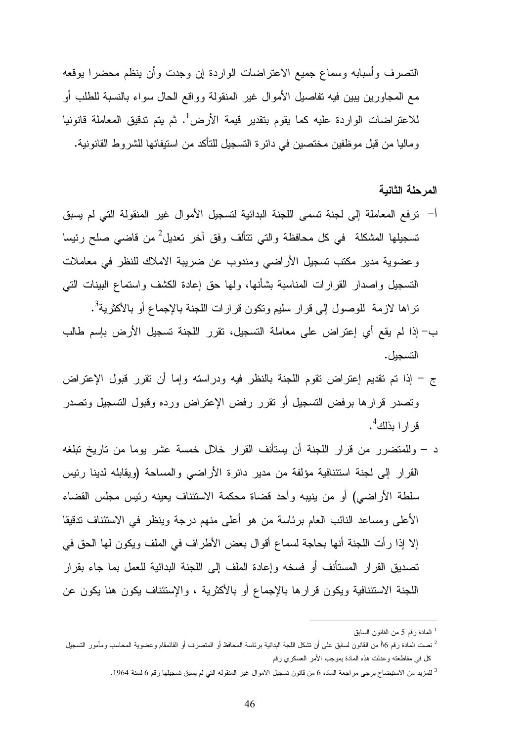التصرف وأسبابه وسماع جميع الاعتراضات الواردة إن وجدت وأن ينظم محضرا يوقعه مع المجاورين يبين فيه تفاصيل الأموال غير المنقولة وواقع الحال سواء بالنسبة للطلب أو للاعتراضات الواردة عليه كما يقوم بتقدير قيمة الأرض[1]. ثم يتم تدقيق المعاملة قانونيا وماليا من قبل موظفين مختصين في دائرة التسجيل للتأكد من استيفائها للشروط القانونية.

**المرحلة الثانية**

أ- ترفع المعاملة إلى لجنة تسمى اللجنة البدائية لتسجيل الأموال غير المنقولة التي لم يسبق تسجيلها المشكلة في كل محافظة والتي تتألف وفق آخر تعديل[2] من قاضي صلح رئيسا وعضوية مدير مكتب تسجيل الأراضي ومندوب عن ضريبة الاملاك للنظر في معاملات التسجيل واصدار القرارات المناسبة بشأنها، ولها حق إعادة الكشف واستماع البينات التي تراها لازمة للوصول إلى قرار سليم وتكون قرارات اللجنة بالإجماع أو بالأكثرية[3].

ب- إذا لم يقع أي إعتراض على معاملة التسجيل، تقرر اللجنة تسجيل الأرض بإسم طالب التسجيل.

ج - إذا تم تقديم إعتراض تقوم اللجنة بالنظر فيه ودراسته وإما أن تقرر قبول الإعتراض وتصدر قرارها برفض التسجيل أو تقرر رفض الإعتراض ورده وقبول التسجيل وتصدر قرارا بذلك[4].

د - وللمتضرر من قرار اللجنة أن يستأنف القرار خلال خمسة عشر يوما من تاريخ تبلغه القرار إلى لجنة استئنافية مؤلفة من مدير دائرة الأراضي والمساحة (ويقابله لدينا رئيس سلطة الأراضي) أو من ينيبه وأحد قضاة محكمة الاستئناف يعينه رئيس مجلس القضاء الأعلى ومساعد النائب العام برئاسة من هو أعلى منهم درجة وينظر في الاستئناف تدقيقا إلا إذا رأت اللجنة أنها بحاجة لسماع أقوال بعض الأطراف في الملف ويكون لها الحق في تصديق القرار المستأنف أو فسخه وإعادة الملف إلى اللجنة البدائية للعمل بما جاء بقرار اللجنة الاستئنافية ويكون قرارها بالإجماع أو بالأكثرية ، والإستئناف يكون هنا يكون عن

---

[1] المادة رقم 5 من القانون السابق

[2] نصت المادة رقم 6أ من القانون لسابق على أن تشكل اللجة البدائية برئاسة المحافظ أو المتصرف أو القائمقام وعضوية المحاسب ومأمور التسجيل كل في مقاطعته وعدلت هذه المادة بموجب الأمر العسكري رقم

[3] للمزيد من الاستيضاح يرجى مراجعة الماده 6 من قانون تسجيل الاموال غير المنقوله التي لم يسبق تسجيلها رقم 6 لسنة 1964.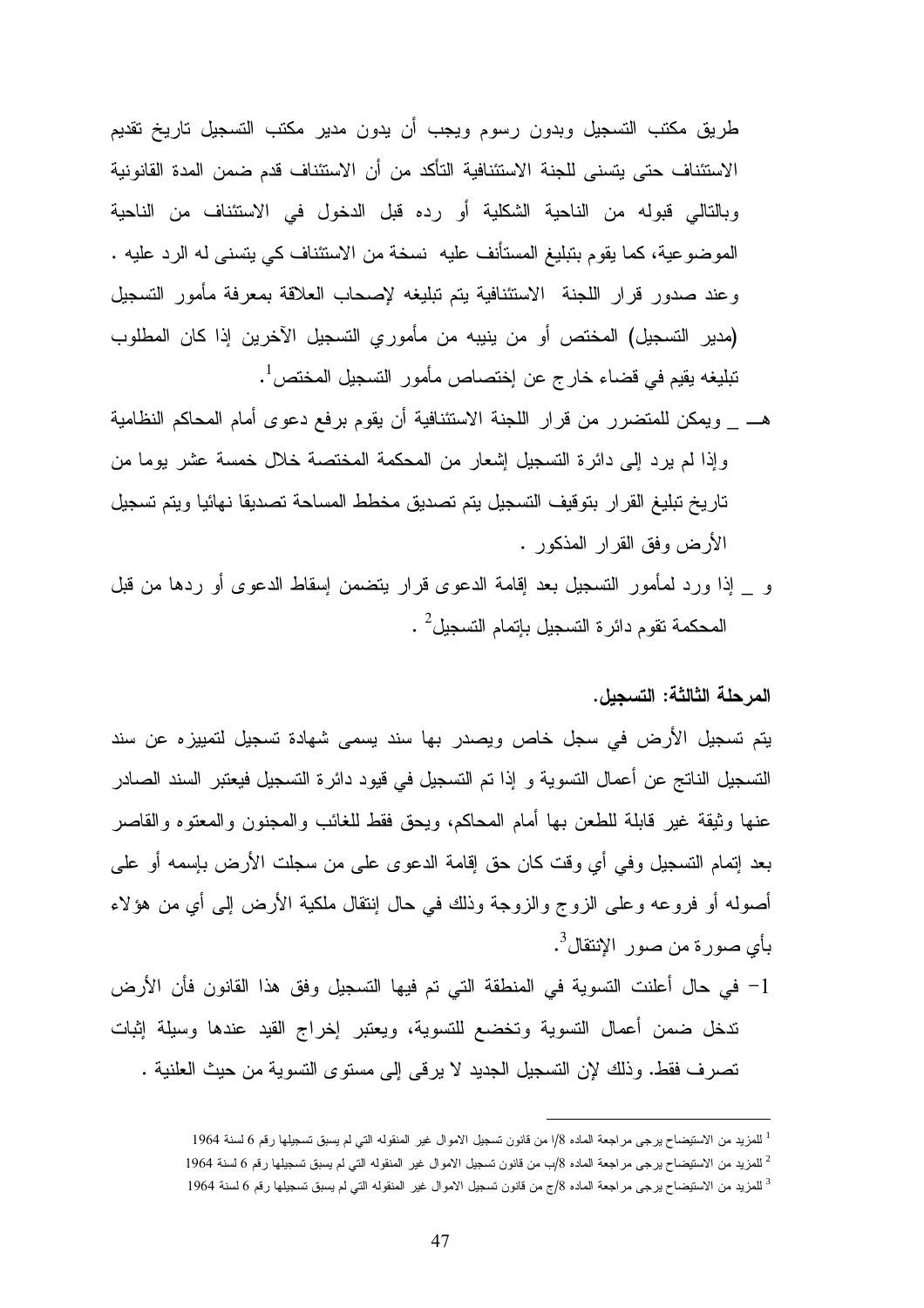طريق مكتب التسجيل وبدون رسوم ويجب أن يدون مدير مكتب التسجيل تاريخ تقديم الاستئناف حتى يتسنى للجنة الاستئنافية التأكد من أن الاستئناف قدم ضمن المدة القانونية وبالتالي قبوله من الناحية الشكلية أو رده قبل الدخول في الاستئناف من الناحية الموضوعية، كما يقوم بتبليغ المستأنف عليه نسخة من الاستئناف كي يتسنى له الرد عليه . وعند صدور قرار اللجنة الاستئنافية يتم تبليغه لإصحاب العلاقة بمعرفة مأمور التسجيل (مدير التسجيل) المختص أو من ينيبه من مأموري التسجيل الآخرين إذا كان المطلوب تبليغه يقيم في قضاء خارج عن إختصاص مأمور التسجيل المختص[1].

هـ \_ ويمكن للمتضرر من قرار اللجنة الاستئنافية أن يقوم برفع دعوى أمام المحاكم النظامية وإذا لم يرد إلى دائرة التسجيل إشعار من المحكمة المختصة خلال خمسة عشر يوما من تاريخ تبليغ القرار بتوقيف التسجيل يتم تصديق مخطط المساحة تصديقا نهائيا ويتم تسجيل الأرض وفق القرار المذكور .

و \_ إذا ورد لمأمور التسجيل بعد إقامة الدعوى قرار يتضمن إسقاط الدعوى أو ردها من قبل المحكمة تقوم دائرة التسجيل بإتمام التسجيل[2] .

**المرحلة الثالثة: التسجيل.**

يتم تسجيل الأرض في سجل خاص ويصدر بها سند يسمى شهادة تسجيل لتمييزه عن سند التسجيل الناتج عن أعمال التسوية و إذا تم التسجيل في قيود دائرة التسجيل فيعتبر السند الصادر عنها وثيقة غير قابلة للطعن بها أمام المحاكم، ويحق فقط للغائب والمجنون والمعتوه والقاصر بعد إتمام التسجيل وفي أي وقت كان حق إقامة الدعوى على من سجلت الأرض بإسمه أو على أصوله أو فروعه وعلى الزوج والزوجة وذلك في حال إنتقال ملكية الأرض إلى أي من هؤلاء بأي صورة من صور الإنتقال[3].

1- في حال أعلنت التسوية في المنطقة التي تم فيها التسجيل وفق هذا القانون فأن الأرض تدخل ضمن أعمال التسوية وتخضع للتسوية، ويعتبر إخراج القيد عندها وسيلة إثبات تصرف فقط. وذلك لإن التسجيل الجديد لا يرقى إلى مستوى التسوية من حيث العلنية .

---

[1] للمزيد من الاستيضاح يرجى مراجعة الماده 8/أ من قانون تسجيل الاموال غير المنقوله التي لم يسبق تسجيلها رقم 6 لسنة 1964

[2] للمزيد من الاستيضاح يرجى مراجعة الماده 8/ب من قانون تسجيل الاموال غير المنقوله التي لم يسبق تسجيلها رقم 6 لسنة 1964

[3] للمزيد من الاستيضاح يرجى مراجعة الماده 8/ج من قانون تسجيل الاموال غير المنقوله التي لم يسبق تسجيلها رقم 6 لسنة 1964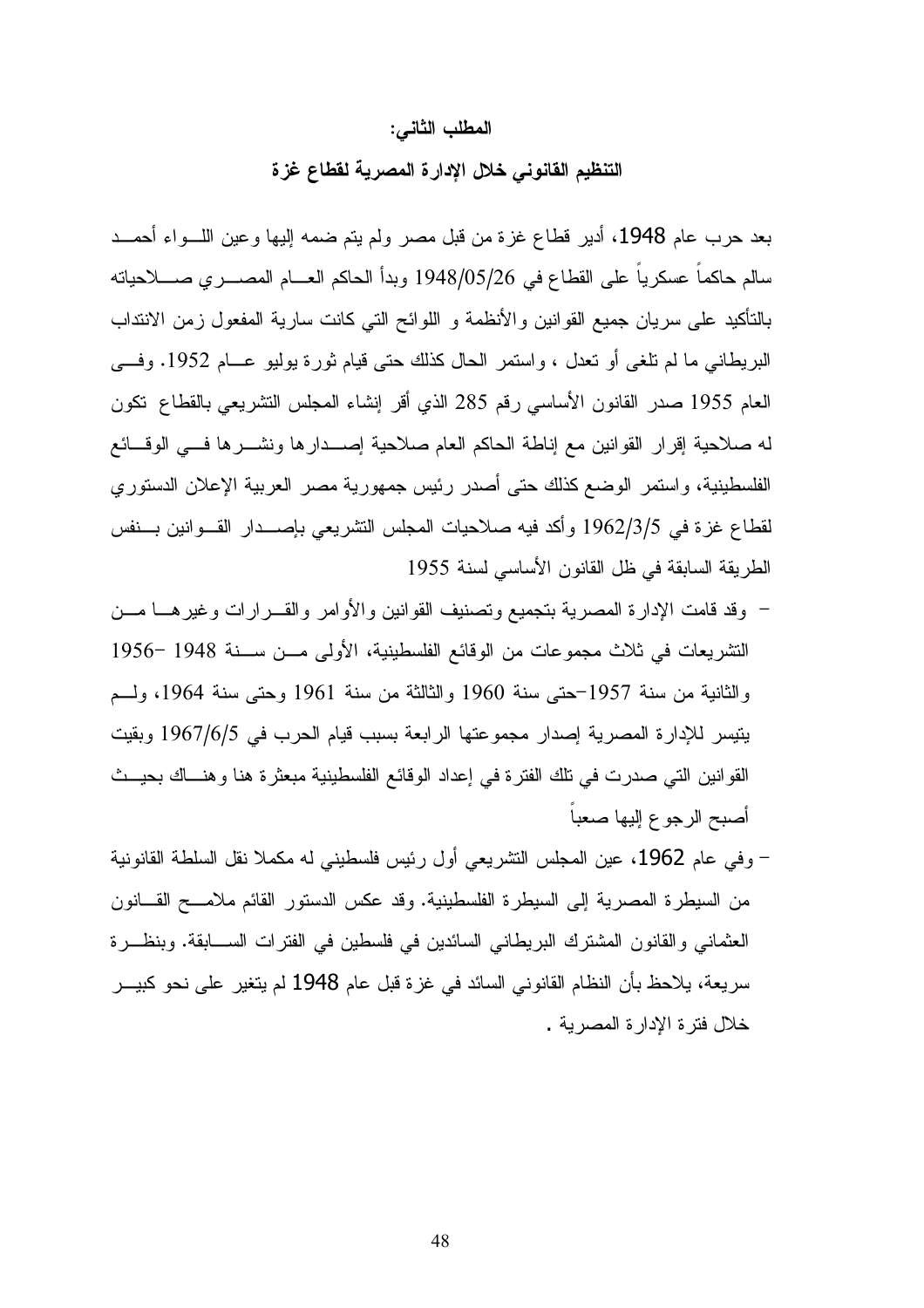### المطلب الثاني:

### التنظيم القانوني خلال الإدارة المصرية لقطاع غزة

بعد حرب عام 1948، أدير قطاع غزة من قبل مصر ولم يتم ضمه إليها وعين اللواء أحمد سالم حاكماً عسكرياً على القطاع في 1948/05/26 وبدأ الحاكم العام المصري صلاحياته بالتأكيد على سريان جميع القوانين والأنظمة و اللوائح التي كانت سارية المفعول زمن الانتداب البريطاني ما لم تلغى أو تعدل ، واستمر الحال كذلك حتى قيام ثورة يوليو عام 1952. وفي العام 1955 صدر القانون الأساسي رقم 285 الذي أقر إنشاء المجلس التشريعي بالقطاع تكون له صلاحية إقرار القوانين مع إناطة الحاكم العام صلاحية إصدارها ونشرها في الوقائع الفلسطينية، واستمر الوضع كذلك حتى أصدر رئيس جمهورية مصر العربية الإعلان الدستوري لقطاع غزة في 1962/3/5 وأكد فيه صلاحيات المجلس التشريعي بإصدار القوانين بنفس الطريقة السابقة في ظل القانون الأساسي لسنة 1955

- وقد قامت الإدارة المصرية بتجميع وتصنيف القوانين والأوامر والقرارات وغيرها من التشريعات في ثلاث مجموعات من الوقائع الفلسطينية، الأولى من سنة 1948 -1956 والثانية من سنة 1957-حتى سنة 1960 والثالثة من سنة 1961 وحتى سنة 1964، ولم يتيسر للإدارة المصرية إصدار مجموعتها الرابعة بسبب قيام الحرب في 1967/6/5 وبقيت القوانين التي صدرت في تلك الفترة في إعداد الوقائع الفلسطينية مبعثرة هنا وهناك بحيث أصبح الرجوع إليها صعباً
- وفي عام 1962، عين المجلس التشريعي أول رئيس فلسطيني له مكملا نقل السلطة القانونية من السيطرة المصرية إلى السيطرة الفلسطينية. وقد عكس الدستور القائم ملامح القانون العثماني والقانون المشترك البريطاني السائدين في فلسطين في الفترات السابقة. وبنظرة سريعة، يلاحظ بأن النظام القانوني السائد في غزة قبل عام 1948 لم يتغير على نحو كبير خلال فترة الإدارة المصرية .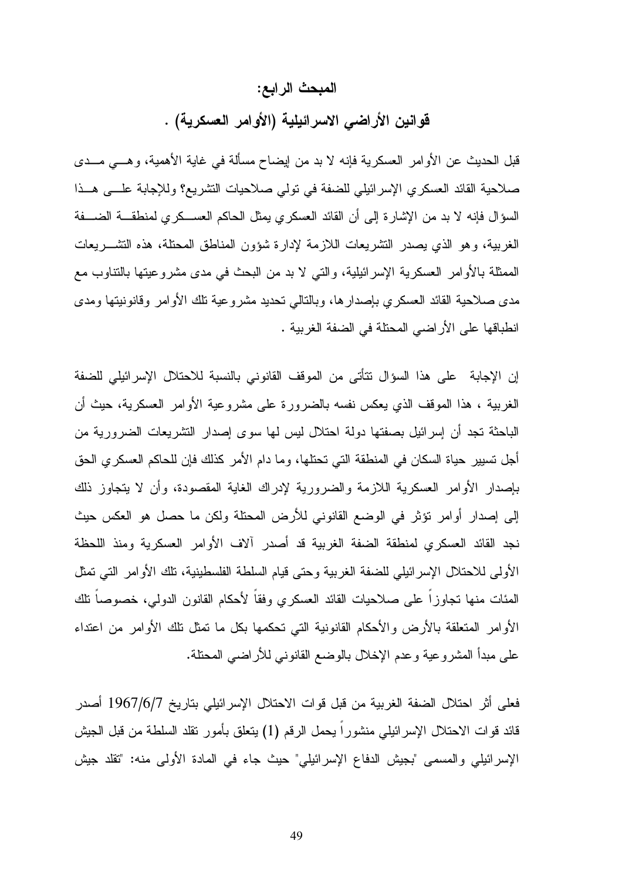## المبحث الرابع:

## قوانين الأراضي الاسرائيلية (الأوامر العسكرية) .

قبل الحديث عن الأوامر العسكرية فإنه لا بد من إيضاح مسألة في غاية الأهمية، وهي مدى صلاحية القائد العسكري الإسرائيلي للضفة في تولي صلاحيات التشريع؟ وللإجابة على هذا السؤال فإنه لا بد من الإشارة إلى أن القائد العسكري يمثل الحاكم العسكري لمنطقة الضفة الغربية، وهو الذي يصدر التشريعات اللازمة لإدارة شؤون المناطق المحتلة، هذه التشريعات الممثلة بالأوامر العسكرية الإسرائيلية، والتي لا بد من البحث في مدى مشروعيتها بالتناوب مع مدى صلاحية القائد العسكري بإصدارها، وبالتالي تحديد مشروعية تلك الأوامر وقانونيتها ومدى انطباقها على الأراضي المحتلة في الضفة الغربية .

إن الإجابة على هذا السؤال تتأتى من الموقف القانوني بالنسبة للاحتلال الإسرائيلي للضفة الغربية ، هذا الموقف الذي يعكس نفسه بالضرورة على مشروعية الأوامر العسكرية، حيث أن الباحثة تجد أن إسرائيل بصفتها دولة احتلال ليس لها سوى إصدار التشريعات الضرورية من أجل تسيير حياة السكان في المنطقة التي تحتلها، وما دام الأمر كذلك فإن للحاكم العسكري الحق بإصدار الأوامر العسكرية اللازمة والضرورية لإدراك الغاية المقصودة، وأن لا يتجاوز ذلك إلى إصدار أوامر تؤثر في الوضع القانوني للأرض المحتلة ولكن ما حصل هو العكس حيث نجد القائد العسكري لمنطقة الضفة الغربية قد أصدر آلاف الأوامر العسكرية ومنذ اللحظة الأولى للاحتلال الإسرائيلي للضفة الغربية وحتى قيام السلطة الفلسطينية، تلك الأوامر التي تمثل المئات منها تجاوزاً على صلاحيات القائد العسكري وفقاً لأحكام القانون الدولي، خصوصاً تلك الأوامر المتعلقة بالأرض والأحكام القانونية التي تحكمها بكل ما تمثل تلك الأوامر من اعتداء على مبدأ المشروعية وعدم الإخلال بالوضع القانوني للأراضي المحتلة.

فعلى أثر احتلال الضفة الغربية من قبل قوات الاحتلال الإسرائيلي بتاريخ 1967/6/7 أصدر قائد قوات الاحتلال الإسرائيلي منشوراً يحمل الرقم (1) يتعلق بأمور تقلد السلطة من قبل الجيش الإسرائيلي والمسمى "بجيش الدفاع الإسرائيلي" حيث جاء في المادة الأولى منه: "تقلد جيش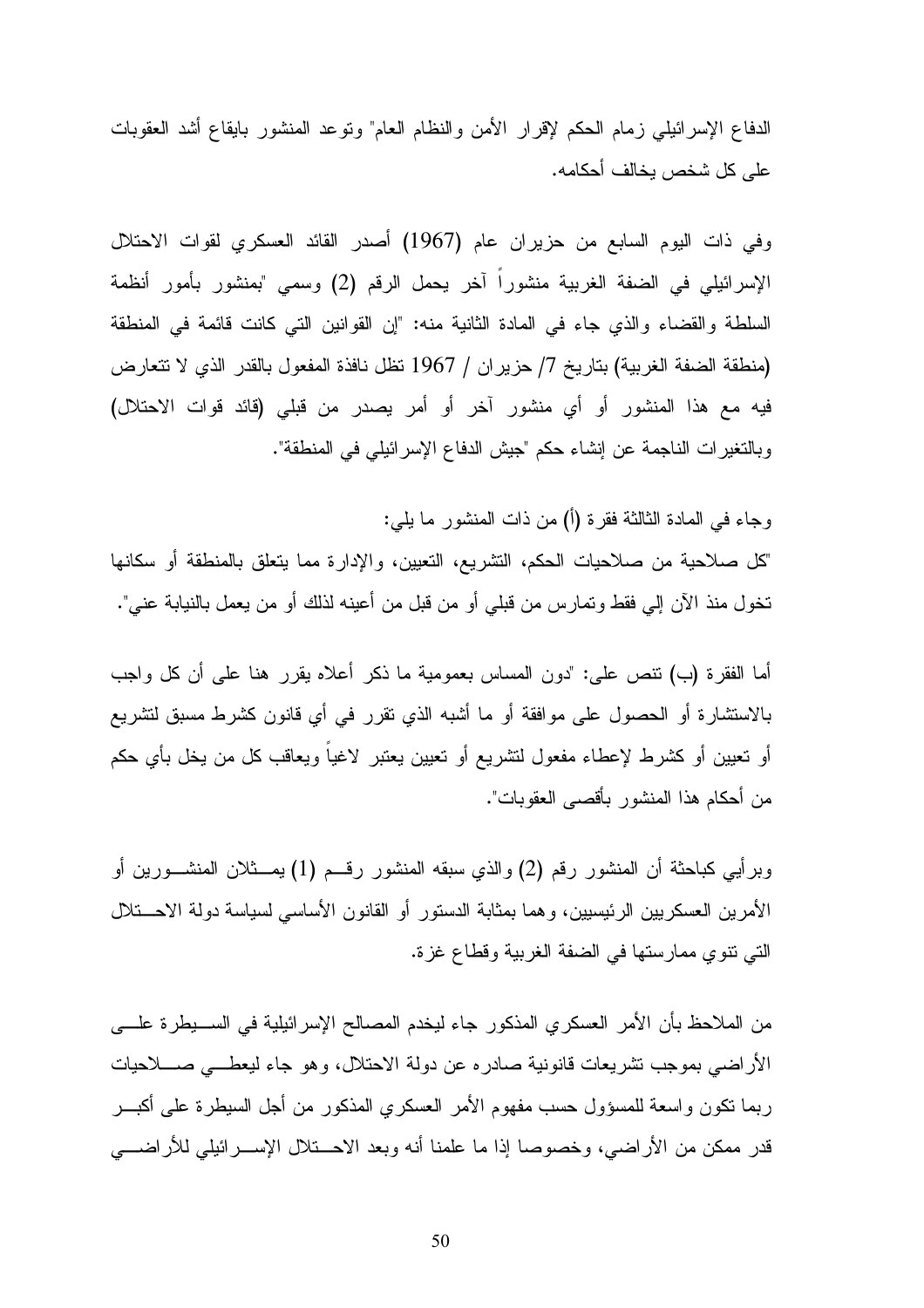الدفاع الإسرائيلي زمام الحكم لإقرار الأمن والنظام العام" وتوعد المنشور بايقاع أشد العقوبات على كل شخص يخالف أحكامه.

وفي ذات اليوم السابع من حزيران عام (1967) أصدر القائد العسكري لقوات الاحتلال الإسرائيلي في الضفة الغربية منشوراً آخر يحمل الرقم (2) وسمي "بمنشور بأمور أنظمة السلطة والقضاء والذي جاء في المادة الثانية منه: "إن القوانين التي كانت قائمة في المنطقة (منطقة الضفة الغربية) بتاريخ 7/ حزيران / 1967 تظل نافذة المفعول بالقدر الذي لا تتعارض فيه مع هذا المنشور أو أي منشور آخر أو أمر يصدر من قبلي (قائد قوات الاحتلال) وبالتغيرات الناجمة عن إنشاء حكم "جيش الدفاع الإسرائيلي في المنطقة".

وجاء في المادة الثالثة فقرة (أ) من ذات المنشور ما يلي:
"كل صلاحية من صلاحيات الحكم، التشريع، التعيين، والإدارة مما يتعلق بالمنطقة أو سكانها تخول منذ الآن إلي فقط وتمارس من قبلي أو من قبل من أعينه لذلك أو من يعمل بالنيابة عني".

أما الفقرة (ب) تنص على: "دون المساس بعمومية ما ذكر أعلاه يقرر هنا على أن كل واجب بالاستشارة أو الحصول على موافقة أو ما أشبه الذي تقرر في أي قانون كشرط مسبق لتشريع أو تعيين أو كشرط لإعطاء مفعول لتشريع أو تعيين يعتبر لاغياً ويعاقب كل من يخل بأي حكم من أحكام هذا المنشور بأقصى العقوبات".

وبرأيي كباحثة أن المنشور رقم (2) والذي سبقه المنشور رقم (1) يمثلان المنشورين أو الأمرين العسكريين الرئيسيين، وهما بمثابة الدستور أو القانون الأساسي لسياسة دولة الاحتلال التي تنوي ممارستها في الضفة الغربية وقطاع غزة.

من الملاحظ بأن الأمر العسكري المذكور جاء ليخدم المصالح الإسرائيلية في السيطرة على الأراضي بموجب تشريعات قانونية صادره عن دولة الاحتلال، وهو جاء ليعطي صلاحيات ربما تكون واسعة للمسؤول حسب مفهوم الأمر العسكري المذكور من أجل السيطرة على أكبر قدر ممكن من الأراضي، وخصوصا إذا ما علمنا أنه وبعد الاحتلال الإسرائيلي للأراضي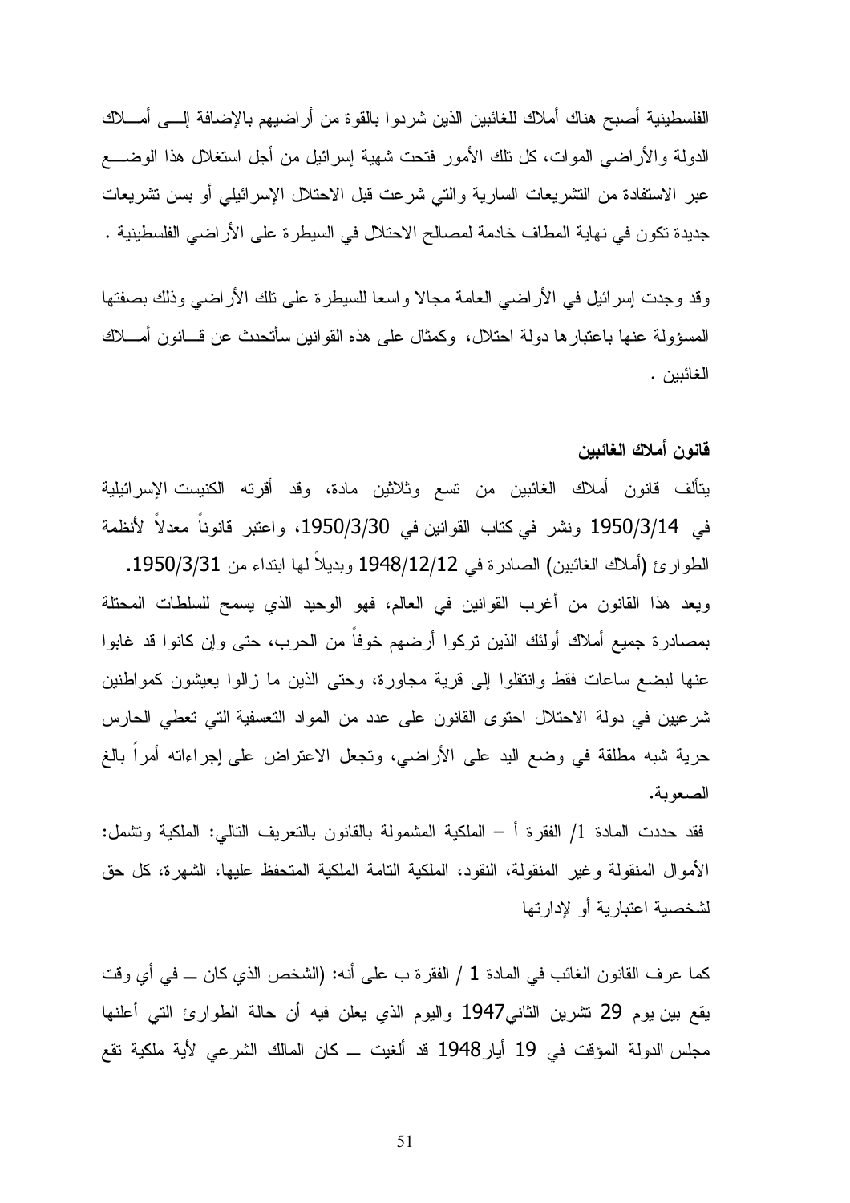الفلسطينية أصبح هناك أملاك للغائبين الذين شردوا بالقوة من أراضيهم بالإضافة إلى أملاك الدولة والأراضي الموات، كل تلك الأمور فتحت شهية إسرائيل من أجل استغلال هذا الوضع عبر الاستفادة من التشريعات السارية والتي شرعت قبل الاحتلال الإسرائيلي أو بسن تشريعات جديدة تكون في نهاية المطاف خادمة لمصالح الاحتلال في السيطرة على الأراضي الفلسطينية .

وقد وجدت إسرائيل في الأراضي العامة مجالا واسعا للسيطرة على تلك الأراضي وذلك بصفتها المسؤولة عنها باعتبارها دولة احتلال، وكمثال على هذه القوانين سأتحدث عن قانون أملاك الغائبين .

**قانون أملاك الغائبين**

يتألف قانون أملاك الغائبين من تسع وثلاثين مادة، وقد أقرته الكنيست الإسرائيلية في 1950/3/14 ونشر في كتاب القوانين في 1950/3/30، واعتبر قانوناً معدلاً لأنظمة الطوارئ (أملاك الغائبين) الصادرة في 1948/12/12 وبديلاً لها ابتداء من 1950/3/31.
ويعد هذا القانون من أغرب القوانين في العالم، فهو الوحيد الذي يسمح للسلطات المحتلة بمصادرة جميع أملاك أولئك الذين تركوا أرضهم خوفاً من الحرب، حتى وإن كانوا قد غابوا عنها لبضع ساعات فقط وانتقلوا إلى قرية مجاورة، وحتى الذين ما زالوا يعيشون كمواطنين شرعيين في دولة الاحتلال احتوى القانون على عدد من المواد التعسفية التي تعطي الحارس حرية شبه مطلقة في وضع اليد على الأراضي، وتجعل الاعتراض على إجراءاته أمراً بالغ الصعوبة.

فقد حددت المادة 1/ الفقرة أ – الملكية المشمولة بالقانون بالتعريف التالي: الملكية وتشمل: الأموال المنقولة وغير المنقولة، النقود، الملكية التامة الملكية المتحفظ عليها، الشهرة، كل حق لشخصية اعتبارية أو لإدارتها

كما عرف القانون الغائب في المادة 1 / الفقرة ب على أنه: (الشخص الذي كان ــ في أي وقت يقع بين يوم 29 تشرين الثاني1947 واليوم الذي يعلن فيه أن حالة الطوارئ التي أعلنها مجلس الدولة المؤقت في 19 أيار1948 قد ألغيت ــ كان المالك الشرعي لأية ملكية تقع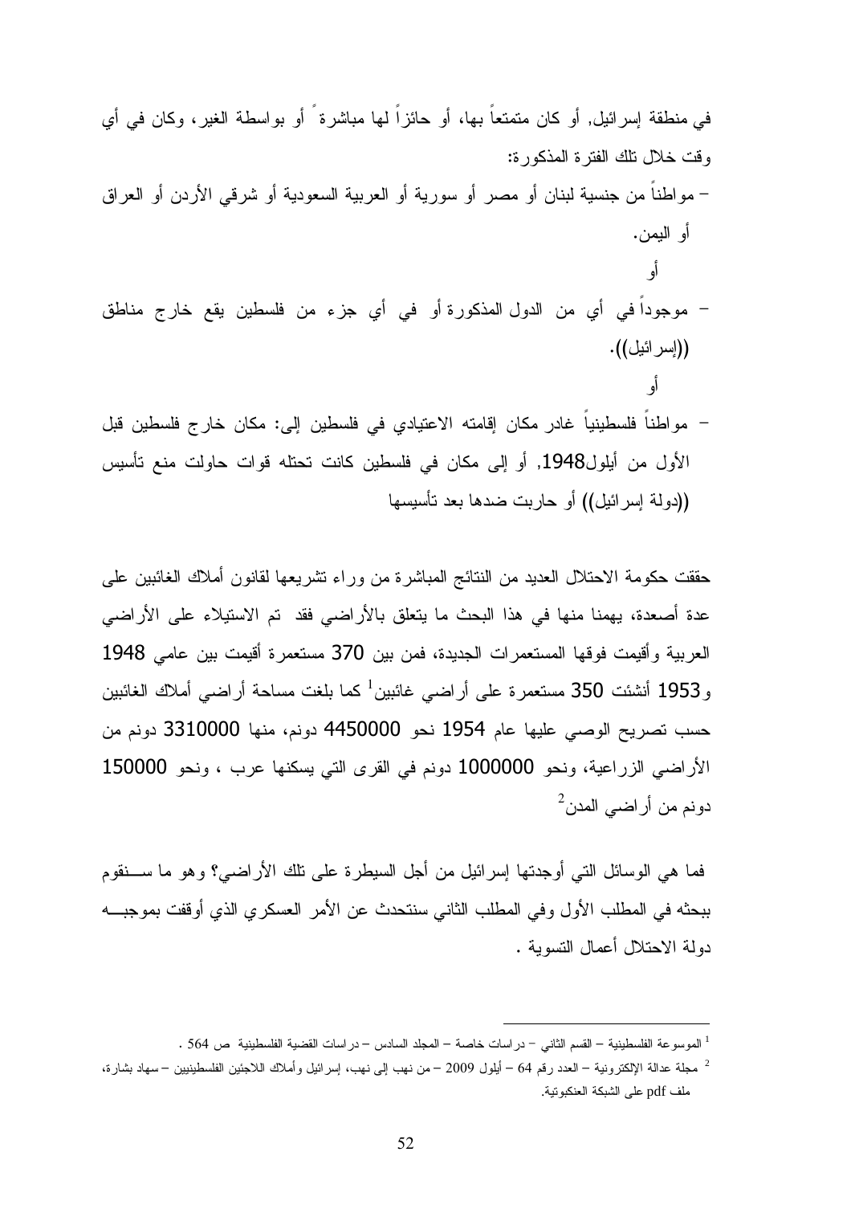في منطقة إسرائيل, أو كان متمتعاً بها، أو حائزاً لها مباشرةً أو بواسطة الغير، وكان في أي وقت خلال تلك الفترة المذكورة:

- مواطناً من جنسية لبنان أو مصر أو سورية أو العربية السعودية أو شرقي الأردن أو العراق أو اليمن.

أو

- موجوداً في أي من الدول المذكورة أو في أي جزء من فلسطين يقع خارج مناطق ((إسرائيل)).

أو

- مواطناً فلسطينياً غادر مكان إقامته الاعتيادي في فلسطين إلى: مكان خارج فلسطين قبل الأول من أيلول1948, أو إلى مكان في فلسطين كانت تحتله قوات حاولت منع تأسيس ((دولة إسرائيل)) أو حاربت ضدها بعد تأسيسها

حققت حكومة الاحتلال العديد من النتائج المباشرة من وراء تشريعها لقانون أملاك الغائبين على عدة أصعدة، يهمنا منها في هذا البحث ما يتعلق بالأراضي فقد تم الاستيلاء على الأراضي العربية وأقيمت فوقها المستعمرات الجديدة، فمن بين 370 مستعمرة أقيمت بين عامي 1948 و1953 أنشئت 350 مستعمرة على أراضي غائبين[1] كما بلغت مساحة أراضي أملاك الغائبين حسب تصريح الوصي عليها عام 1954 نحو 4450000 دونم، منها 3310000 دونم من الأراضي الزراعية، ونحو 1000000 دونم في القرى التي يسكنها عرب ، ونحو 150000 دونم من أراضي المدن[2]

فما هي الوسائل التي أوجدتها إسرائيل من أجل السيطرة على تلك الأراضي؟ وهو ما سنقوم ببحثه في المطلب الأول وفي المطلب الثاني سنتحدث عن الأمر العسكري الذي أوقفت بموجبه دولة الاحتلال أعمال التسوية .

---

[1] الموسوعة الفلسطينية – القسم الثاني – دراسات خاصة – المجلد السادس – دراسات القضية الفلسطينية ص 564 .

[2] مجلة عدالة الإلكترونية – العدد رقم 64 – أيلول 2009 – من نهب إلى نهب، إسرائيل وأملاك اللاجئين الفلسطينيين – سهاد بشارة، ملف pdf على الشبكة العنكبوتية.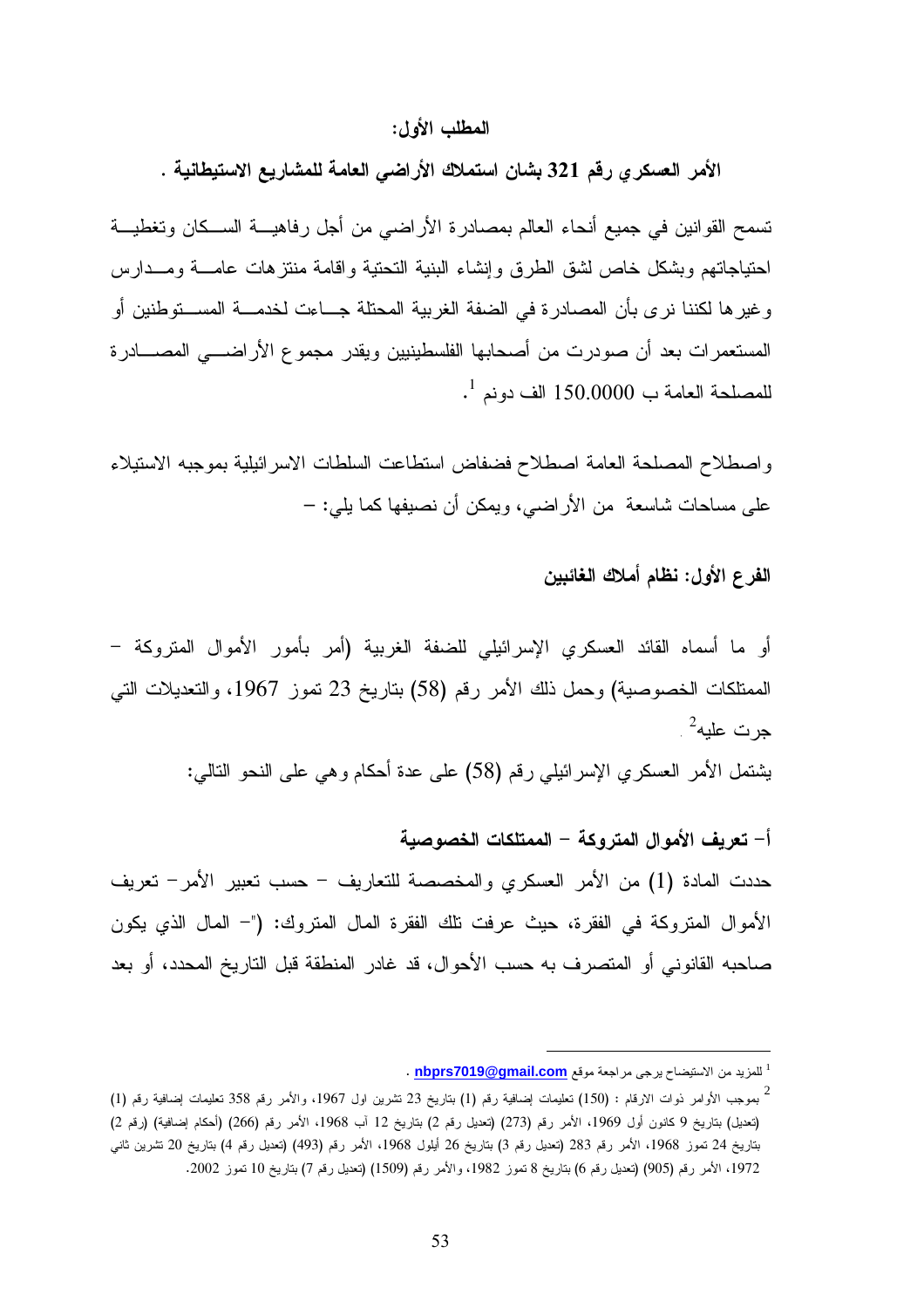**المطلب الأول:**

**الأمر العسكري رقم 321 بشان استملاك الأراضي العامة للمشاريع الاستيطانية .**

تسمح القوانين في جميع أنحاء العالم بمصادرة الأراضي من أجل رفاهية السكان وتغطية احتياجاتهم وبشكل خاص لشق الطرق وإنشاء البنية التحتية واقامة منتزهات عامة ومدارس وغيرها لكننا نرى بأن المصادرة في الضفة الغربية المحتلة جاءت لخدمة المستوطنين أو المستعمرات بعد أن صودرت من أصحابها الفلسطينيين ويقدر مجموع الأراضي المصادرة للمصلحة العامة ب 150.0000 الف دونم [1].

واصطلاح المصلحة العامة اصطلاح فضفاض استطاعت السلطات الاسرائيلية بموجبه الاستيلاء على مساحات شاسعة من الأراضي، ويمكن أن نصيفها كما يلي: –

**الفرع الأول: نظام أملاك الغائبين**

أو ما أسماه القائد العسكري الإسرائيلي للضفة الغربية (أمر بأمور الأموال المتروكة – الممتلكات الخصوصية) وحمل ذلك الأمر رقم (58) بتاريخ 23 تموز 1967، والتعديلات التي جرت عليه[2].

يشتمل الأمر العسكري الإسرائيلي رقم (58) على عدة أحكام وهي على النحو التالي:

**أ- تعريف الأموال المتروكة – الممتلكات الخصوصية**

حددت المادة (1) من الأمر العسكري والمخصصة للتعاريف – حسب تعبير الأمر- تعريف الأموال المتروكة في الفقرة، حيث عرفت تلك الفقرة المال المتروك: ("- المال الذي يكون صاحبه القانوني أو المتصرف به حسب الأحوال، قد غادر المنطقة قبل التاريخ المحدد، أو بعد

---

[1] للمزيد من الاستيضاح يرجى مراجعة موقع **nbprs7019@gmail.com** .

[2] بموجب الأوامر ذوات الارقام : (150) تعليمات إضافية رقم (1) بتاريخ 23 تشرين اول 1967، والأمر رقم 358 تعليمات إضافية رقم (1) (تعديل) بتاريخ 9 كانون أول 1969، الأمر رقم (273) (تعديل رقم 2) بتاريخ 12 آب 1968، الأمر رقم (266) (أحكام إضافية) (رقم 2) بتاريخ 24 تموز 1968، الأمر رقم 283 (تعديل رقم 3) بتاريخ 26 أيلول 1968، الأمر رقم (493) (تعديل رقم 4) بتاريخ 20 تشرين ثاني 1972، الأمر رقم (905) (تعديل رقم 6) بتاريخ 8 تموز 1982، والأمر رقم (1509) (تعديل رقم 7) بتاريخ 10 تموز 2002.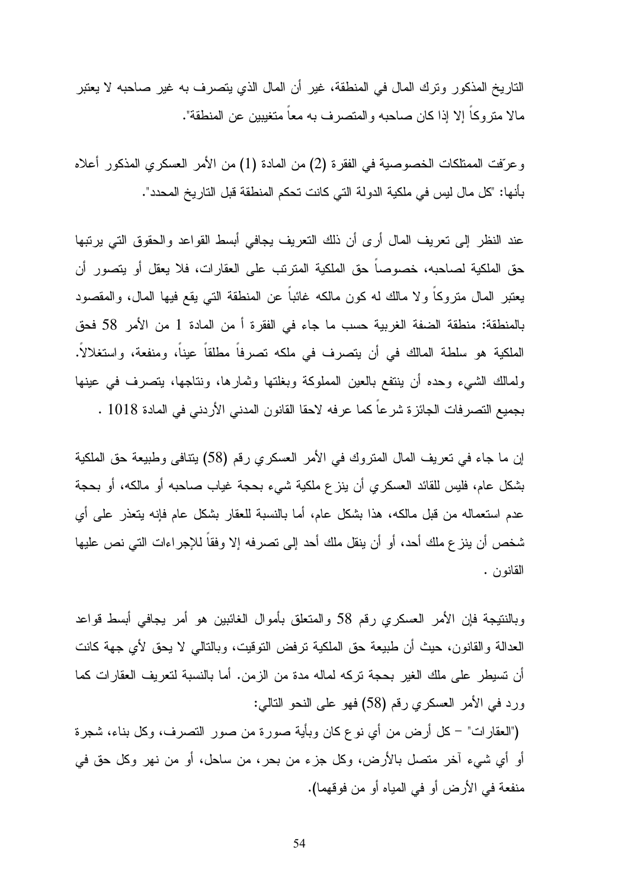التاريخ المذكور وترك المال في المنطقة، غير أن المال الذي يتصرف به غير صاحبه لا يعتبر مالا متروكاً إلا إذا كان صاحبه والمتصرف به معاً متغيبين عن المنطقة".

وعرّفت الممتلكات الخصوصية في الفقرة (2) من المادة (1) من الأمر العسكري المذكور أعلاه بأنها: "كل مال ليس في ملكية الدولة التي كانت تحكم المنطقة قبل التاريخ المحدد".

عند النظر إلى تعريف المال أرى أن ذلك التعريف يجافي أبسط القواعد والحقوق التي يرتبها حق الملكية لصاحبه، خصوصاً حق الملكية المترتب على العقارات، فلا يعقل أو يتصور أن يعتبر المال متروكاً ولا مالك له كون مالكه غائباً عن المنطقة التي يقع فيها المال، والمقصود بالمنطقة: منطقة الضفة الغربية حسب ما جاء في الفقرة أ من المادة 1 من الأمر 58 فحق الملكية هو سلطة المالك في أن يتصرف في ملكه تصرفاً مطلقاً عيناً، ومنفعة، واستغلالاً. ولمالك الشيء وحده أن ينتفع بالعين المملوكة وبغلتها وثمارها، ونتاجها، يتصرف في عينها بجميع التصرفات الجائزة شرعاً كما عرفه لاحقا القانون المدني الأردني في المادة 1018 .

إن ما جاء في تعريف المال المتروك في الأمر العسكري رقم (58) يتنافى وطبيعة حق الملكية بشكل عام، فليس للقائد العسكري أن ينزع ملكية شيء بحجة غياب صاحبه أو مالكه، أو بحجة عدم استعماله من قبل مالكه، هذا بشكل عام، أما بالنسبة للعقار بشكل عام فإنه يتعذر على أي شخص أن ينزع ملك أحد، أو أن ينقل ملك أحد إلى تصرفه إلا وفقاً للإجراءات التي نص عليها القانون .

وبالنتيجة فإن الأمر العسكري رقم 58 والمتعلق بأموال الغائبين هو أمر يجافي أبسط قواعد العدالة والقانون، حيث أن طبيعة حق الملكية ترفض التوقيت، وبالتالي لا يحق لأي جهة كانت أن تسيطر على ملك الغير بحجة تركه لماله مدة من الزمن. أما بالنسبة لتعريف العقارات كما ورد في الأمر العسكري رقم (58) فهو على النحو التالي:

("العقارات" – كل أرض من أي نوع كان وبأية صورة من صور التصرف، وكل بناء، شجرة أو أي شيء آخر متصل بالأرض، وكل جزء من بحر، من ساحل، أو من نهر وكل حق في منفعة في الأرض أو في المياه أو من فوقهما).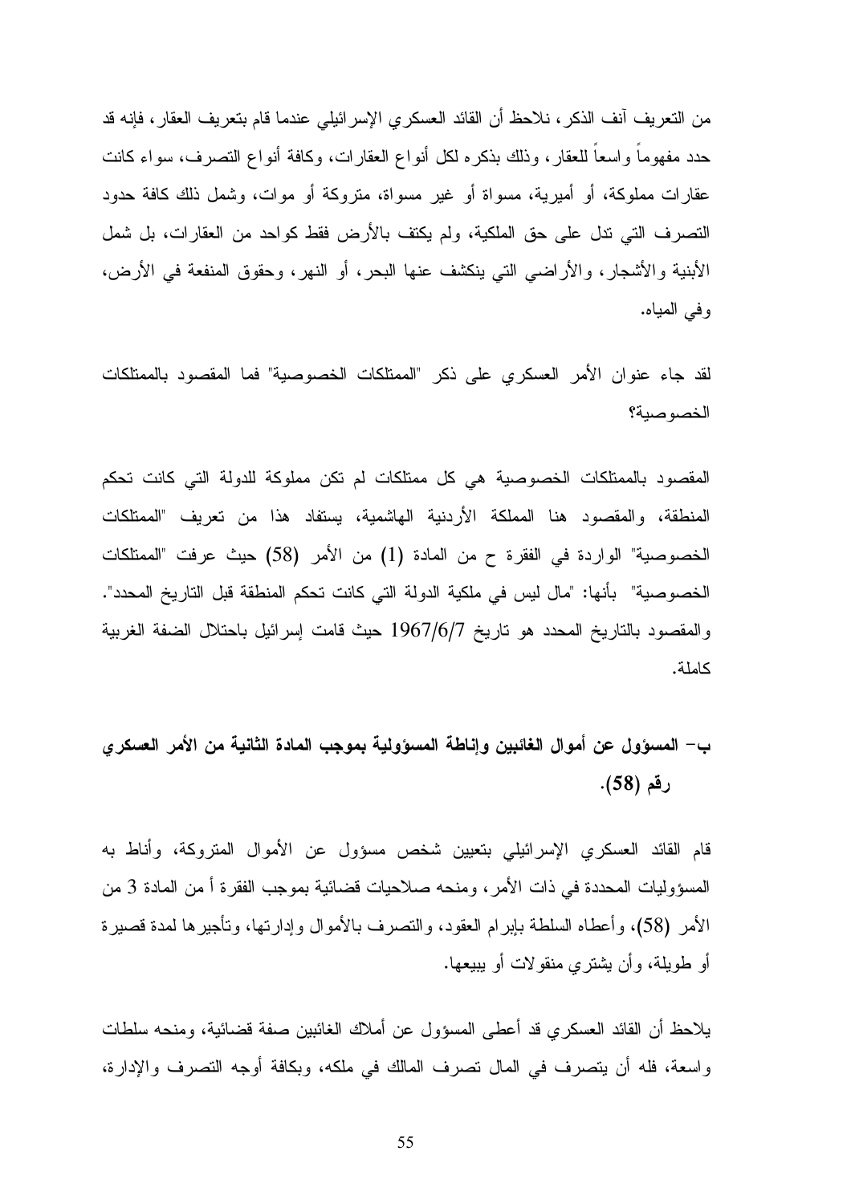من التعريف آنف الذكر، نلاحظ أن القائد العسكري الإسرائيلي عندما قام بتعريف العقار، فإنه قد حدد مفهوماً واسعاً للعقار، وذلك بذكره لكل أنواع العقارات، وكافة أنواع التصرف، سواء كانت عقارات مملوكة، أو أميرية، مسواة أو غير مسواة، متروكة أو موات، وشمل ذلك كافة حدود التصرف التي تدل على حق الملكية، ولم يكتف بالأرض فقط كواحد من العقارات، بل شمل الأبنية والأشجار، والأراضي التي ينكشف عنها البحر، أو النهر، وحقوق المنفعة في الأرض، وفي المياه.

لقد جاء عنوان الأمر العسكري على ذكر "الممتلكات الخصوصية" فما المقصود بالممتلكات الخصوصية؟

المقصود بالممتلكات الخصوصية هي كل ممتلكات لم تكن مملوكة للدولة التي كانت تحكم المنطقة، والمقصود هنا المملكة الأردنية الهاشمية، يستفاد هذا من تعريف "الممتلكات الخصوصية" الواردة في الفقرة ح من المادة (1) من الأمر (58) حيث عرفت "الممتلكات الخصوصية" بأنها: "مال ليس في ملكية الدولة التي كانت تحكم المنطقة قبل التاريخ المحدد". والمقصود بالتاريخ المحدد هو تاريخ 1967/6/7 حيث قامت إسرائيل باحتلال الضفة الغربية كاملة.

## ب- المسؤول عن أموال الغائبين وإناطة المسؤولية بموجب المادة الثانية من الأمر العسكري رقم (58).

قام القائد العسكري الإسرائيلي بتعيين شخص مسؤول عن الأموال المتروكة، وأناط به المسؤوليات المحددة في ذات الأمر، ومنحه صلاحيات قضائية بموجب الفقرة أ من المادة 3 من الأمر (58)، وأعطاه السلطة بإبرام العقود، والتصرف بالأموال وإدارتها، وتأجيرها لمدة قصيرة أو طويلة، وأن يشتري منقولات أو يبيعها.

يلاحظ أن القائد العسكري قد أعطى المسؤول عن أملاك الغائبين صفة قضائية، ومنحه سلطات واسعة، فله أن يتصرف في المال تصرف المالك في ملكه، وبكافة أوجه التصرف والإدارة،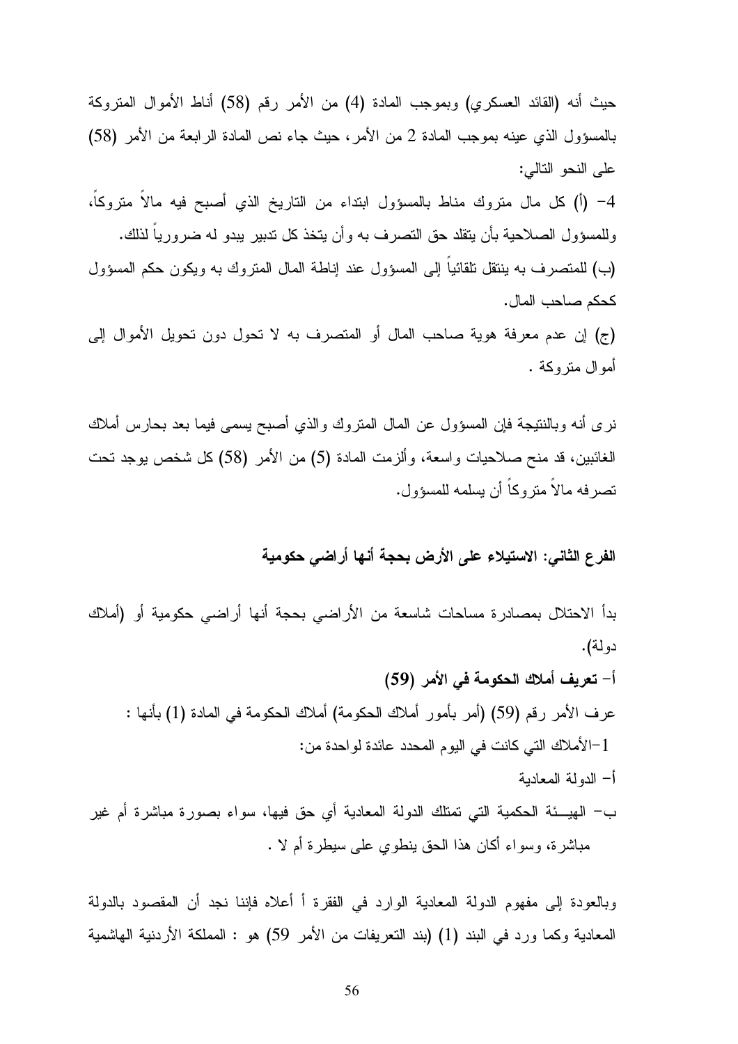حيث أنه (القائد العسكري) وبموجب المادة (4) من الأمر رقم (58) أناط الأموال المتروكة بالمسؤول الذي عينه بموجب المادة 2 من الأمر، حيث جاء نص المادة الرابعة من الأمر (58) على النحو التالي:

4- (أ) كل مال متروك مناط بالمسؤول ابتداء من التاريخ الذي أصبح فيه مالاً متروكاً، وللمسؤول الصلاحية بأن يتقلد حق التصرف به وأن يتخذ كل تدبير يبدو له ضرورياً لذلك.

(ب) للمتصرف به ينتقل تلقائياً إلى المسؤول عند إناطة المال المتروك به ويكون حكم المسؤول كحكم صاحب المال.

(ج) إن عدم معرفة هوية صاحب المال أو المتصرف به لا تحول دون تحويل الأموال إلى أموال متروكة .

نرى أنه وبالنتيجة فإن المسؤول عن المال المتروك والذي أصبح يسمى فيما بعد بحارس أملاك الغائبين، قد منح صلاحيات واسعة، وألزمت المادة (5) من الأمر (58) كل شخص يوجد تحت تصرفه مالاً متروكاً أن يسلمه للمسؤول.

**الفرع الثاني: الاستيلاء على الأرض بحجة أنها أراضي حكومية**

بدأ الاحتلال بمصادرة مساحات شاسعة من الأراضي بحجة أنها أراضي حكومية أو (أملاك دولة).

**أ- تعريف أملاك الحكومة في الأمر (59)**

عرف الأمر رقم (59) (أمر بأمور أملاك الحكومة) أملاك الحكومة في المادة (1) بأنها :

1-الأملاك التي كانت في اليوم المحدد عائدة لواحدة من:

أ- الدولة المعادية

ب- الهيـئة الحكمية التي تمتلك الدولة المعادية أي حق فيها، سواء بصورة مباشرة أم غير مباشرة، وسواء أكان هذا الحق ينطوي على سيطرة أم لا .

وبالعودة إلى مفهوم الدولة المعادية الوارد في الفقرة أ أعلاه فإننا نجد أن المقصود بالدولة المعادية وكما ورد في البند (1) (بند التعريفات من الأمر 59) هو : المملكة الأردنية الهاشمية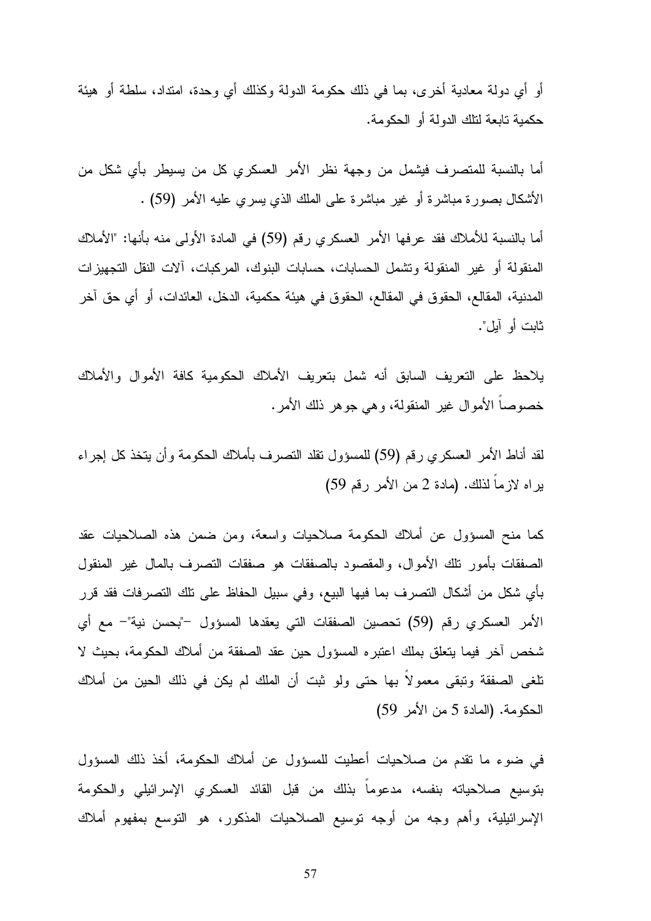أو أي دولة معادية أخرى، بما في ذلك حكومة الدولة وكذلك أي وحدة، امتداد، سلطة أو هيئة حكمية تابعة لتلك الدولة أو الحكومة.

أما بالنسبة للمتصرف فيشمل من وجهة نظر الأمر العسكري كل من يسيطر بأي شكل من الأشكال بصورة مباشرة أو غير مباشرة على الملك الذي يسري عليه الأمر (59) .

أما بالنسبة للأملاك فقد عرفها الأمر العسكري رقم (59) في المادة الأولى منه بأنها: "الأملاك المنقولة أو غير المنقولة وتشمل الحسابات، حسابات البنوك، المركبات، آلات النقل التجهيزات المدنية، المقالع، الحقوق في المقالع، الحقوق في هيئة حكمية، الدخل، العائدات، أو أي حق آخر ثابت أو آيل".

يلاحظ على التعريف السابق أنه شمل بتعريف الأملاك الحكومية كافة الأموال والأملاك خصوصاً الأموال غير المنقولة، وهي جوهر ذلك الأمر.

لقد أناط الأمر العسكري رقم (59) للمسؤول تقلد التصرف بأملاك الحكومة وأن يتخذ كل إجراء يراه لازماً لذلك. (مادة 2 من الأمر رقم 59)

كما منح المسؤول عن أملاك الحكومة صلاحيات واسعة، ومن ضمن هذه الصلاحيات عقد الصفقات بأمور تلك الأموال، والمقصود بالصفقات هو صفقات التصرف بالمال غير المنقول بأي شكل من أشكال التصرف بما فيها البيع، وفي سبيل الحفاظ على تلك التصرفات فقد قرر الأمر العسكري رقم (59) تحصين الصفقات التي يعقدها المسؤول –"بحسن نية"– مع أي شخص آخر فيما يتعلق بملك اعتبره المسؤول حين عقد الصفقة من أملاك الحكومة، بحيث لا تلغى الصفقة وتبقى معمولاً بها حتى ولو ثبت أن الملك لم يكن في ذلك الحين من أملاك الحكومة. (المادة 5 من الأمر 59)

في ضوء ما تقدم من صلاحيات أعطيت للمسؤول عن أملاك الحكومة، أخذ ذلك المسؤول بتوسيع صلاحياته بنفسه، مدعوماً بذلك من قبل القائد العسكري الإسرائيلي والحكومة الإسرائيلية، وأهم وجه من أوجه توسيع الصلاحيات المذكور، هو التوسع بمفهوم أملاك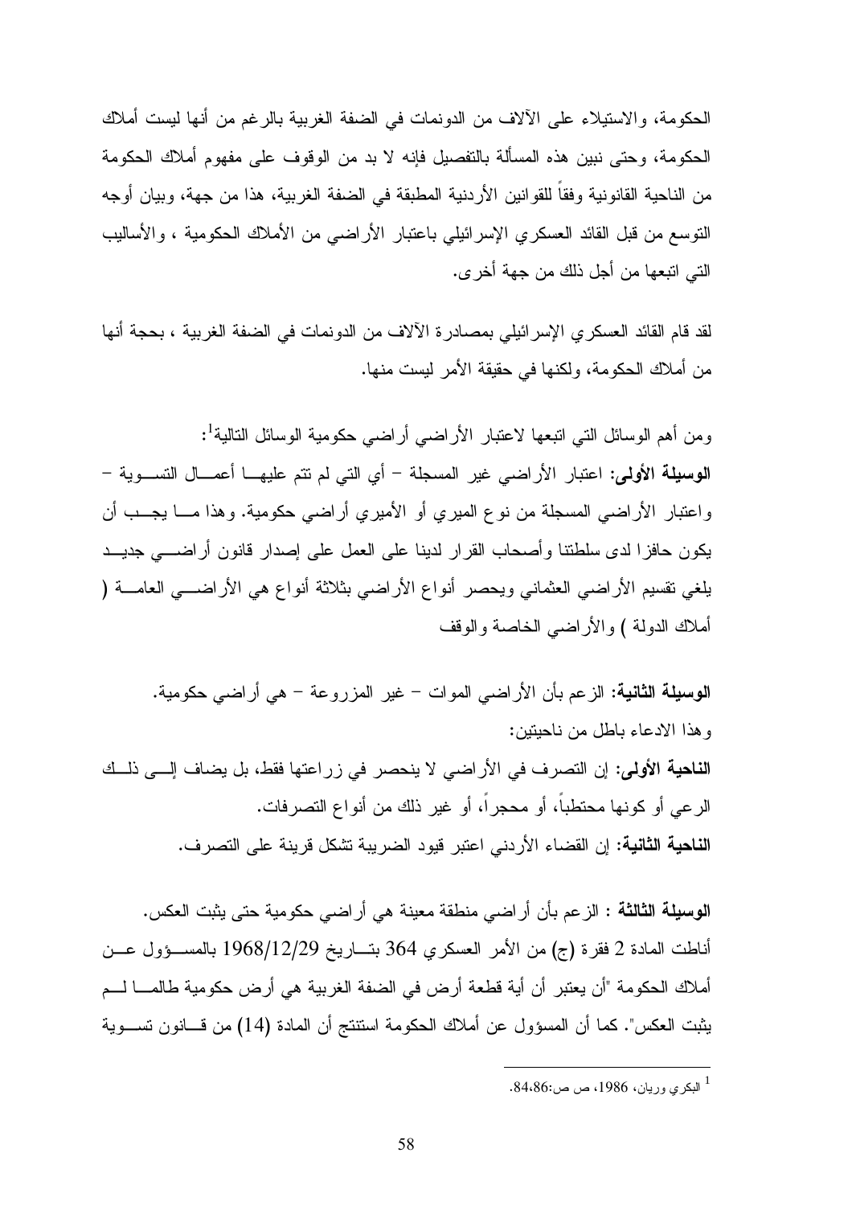الحكومة، والاستيلاء على الآلاف من الدونمات في الضفة الغربية بالرغم من أنها ليست أملاك الحكومة، وحتى نبين هذه المسألة بالتفصيل فإنه لا بد من الوقوف على مفهوم أملاك الحكومة من الناحية القانونية وفقاً للقوانين الأردنية المطبقة في الضفة الغربية، هذا من جهة، وبيان أوجه التوسع من قبل القائد العسكري الإسرائيلي باعتبار الأراضي من الأملاك الحكومية ، والأساليب التي اتبعها من أجل ذلك من جهة أخرى.

لقد قام القائد العسكري الإسرائيلي بمصادرة الآلاف من الدونمات في الضفة الغربية ، بحجة أنها من أملاك الحكومة، ولكنها في حقيقة الأمر ليست منها.

ومن أهم الوسائل التي اتبعها لاعتبار الأراضي أراضي حكومية الوسائل التالية[1]:

**الوسيلة الأولى:** اعتبار الأراضي غير المسجلة – أي التي لم تتم عليها أعمال التسوية – واعتبار الأراضي المسجلة من نوع الميري أو الأميري أراضي حكومية. وهذا ما يجب أن يكون حافزا لدى سلطتنا وأصحاب القرار لدينا على العمل على إصدار قانون أراضي جديد يلغي تقسيم الأراضي العثماني ويحصر أنواع الأراضي بثلاثة أنواع هي الأراضي العامة ( أملاك الدولة ) والأراضي الخاصة والوقف

**الوسيلة الثانية:** الزعم بأن الأراضي الموات – غير المزروعة – هي أراضي حكومية.

وهذا الادعاء باطل من ناحيتين:

**الناحية الأولى:** إن التصرف في الأراضي لا ينحصر في زراعتها فقط، بل يضاف إلى ذلك الرعي أو كونها محتطباً، أو محجراً، أو غير ذلك من أنواع التصرفات.

**الناحية الثانية:** إن القضاء الأردني اعتبر قيود الضريبة تشكل قرينة على التصرف.

**الوسيلة الثالثة :** الزعم بأن أراضي منطقة معينة هي أراضي حكومية حتى يثبت العكس.

أناطت المادة 2 فقرة (ج) من الأمر العسكري 364 بتاريخ 1968/12/29 بالمسؤول عن أملاك الحكومة "أن يعتبر أن أية قطعة أرض في الضفة الغربية هي أرض حكومية طالما لم يثبت العكس". كما أن المسؤول عن أملاك الحكومة استنتج أن المادة (14) من قانون تسوية

---

[1] البكري وريان، 1986، ص ص:84،86.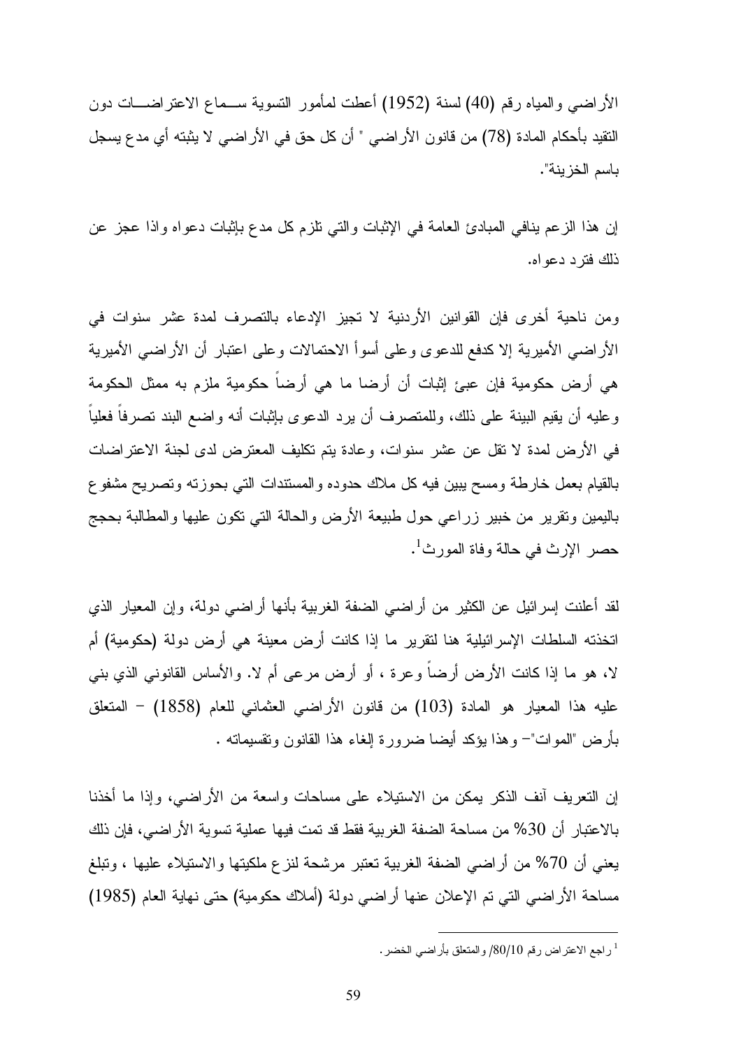الأراضي والمياه رقم (40) لسنة (1952) أعطت لمأمور التسوية ســماع الاعتراضـــات دون التقيد بأحكام المادة (78) من قانون الأراضي " أن كل حق في الأراضي لا يثبته أي مدع يسجل باسم الخزينة".

إن هذا الزعم ينافي المبادئ العامة في الإثبات والتي تلزم كل مدع بإثبات دعواه واذا عجز عن ذلك فترد دعواه.

ومن ناحية أخرى فإن القوانين الأردنية لا تجيز الإدعاء بالتصرف لمدة عشر سنوات في الأراضي الأميرية إلا كدفع للدعوى وعلى أسوأ الاحتمالات وعلى اعتبار أن الأراضي الأميرية هي أرض حكومية فإن عبئ إثبات أن أرضا ما هي أرضاً حكومية ملزم به ممثل الحكومة وعليه أن يقيم البينة على ذلك، وللمتصرف أن يرد الدعوى بإثبات أنه واضع البند تصرفاً فعلياً في الأرض لمدة لا تقل عن عشر سنوات، وعادة يتم تكليف المعترض لدى لجنة الاعتراضات بالقيام بعمل خارطة ومسح يبين فيه كل ملاك حدوده والمستندات التي بحوزته وتصريح مشفوع باليمين وتقرير من خبير زراعي حول طبيعة الأرض والحالة التي تكون عليها والمطالبة بحجج حصر الإرث في حالة وفاة المورث[1].

لقد أعلنت إسرائيل عن الكثير من أراضي الضفة الغربية بأنها أراضي دولة، وإن المعيار الذي اتخذته السلطات الإسرائيلية هنا لتقرير ما إذا كانت أرض معينة هي أرض دولة (حكومية) أم لا، هو ما إذا كانت الأرض أرضاً وعرة ، أو أرض مرعى أم لا. والأساس القانوني الذي بني عليه هذا المعيار هو المادة (103) من قانون الأراضي العثماني للعام (1858) – المتعلق بأرض "الموات"– وهذا يؤكد أيضا ضرورة إلغاء هذا القانون وتقسيماته .

إن التعريف آنف الذكر يمكن من الاستيلاء على مساحات واسعة من الأراضي، وإذا ما أخذنا بالاعتبار أن 30% من مساحة الضفة الغربية فقط قد تمت فيها عملية تسوية الأراضي، فإن ذلك يعني أن 70% من أراضي الضفة الغربية تعتبر مرشحة لنزع ملكيتها والاستيلاء عليها ، وتبلغ مساحة الأراضي التي تم الإعلان عنها أراضي دولة (أملاك حكومية) حتى نهاية العام (1985)

---

[1] راجع الاعتراض رقم 80/10/ والمتعلق بأراضي الخضر.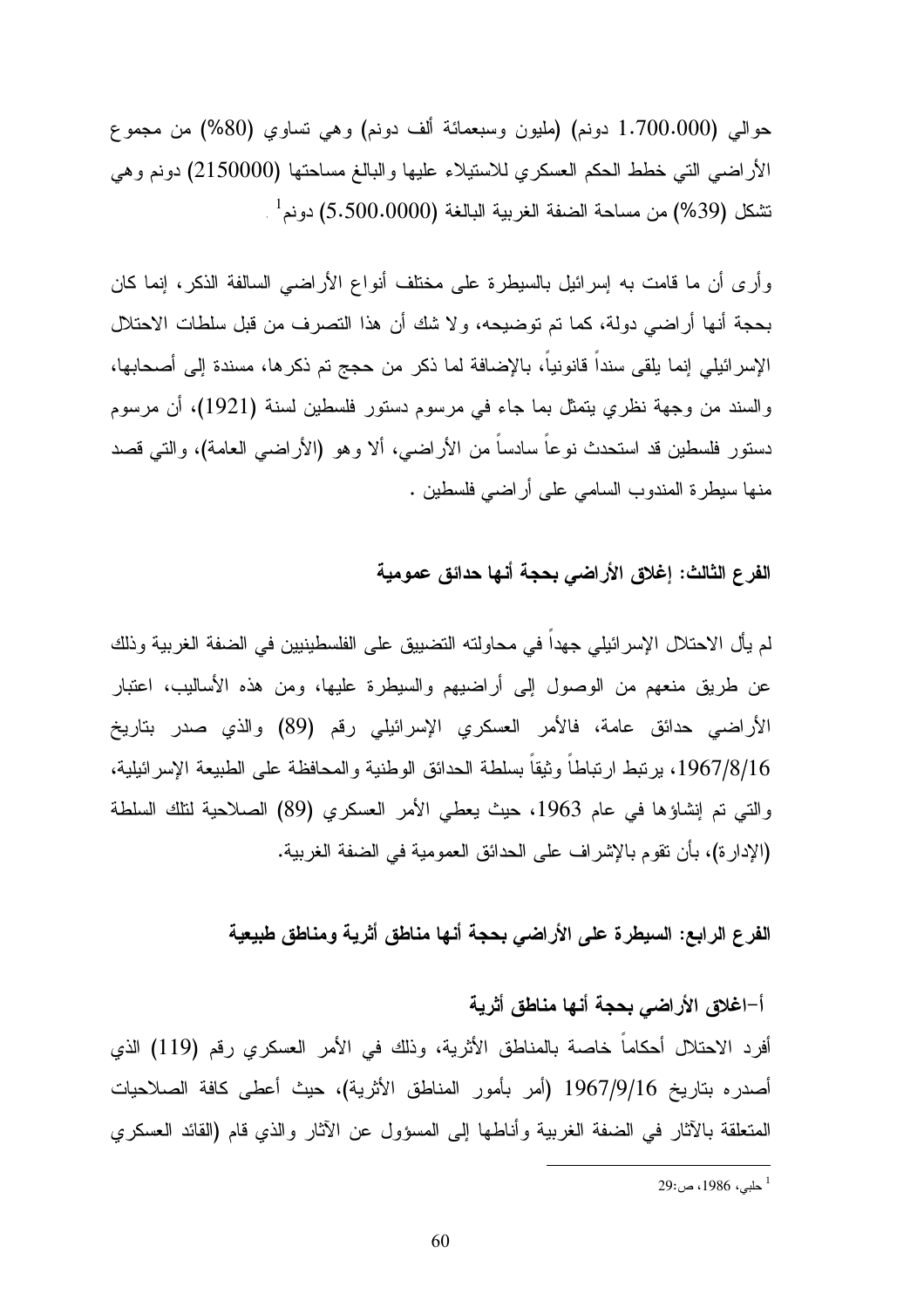حوالي (1.700.000 دونم) (مليون وسبعمائة ألف دونم) وهي تساوي (80%) من مجموع الأراضي التي خطط الحكم العسكري للاستيلاء عليها والبالغ مساحتها (2150000) دونم وهي تشكل (39%) من مساحة الضفة الغربية البالغة (5.500.0000) دونم[1].

وأرى أن ما قامت به إسرائيل بالسيطرة على مختلف أنواع الأراضي السالفة الذكر، إنما كان بحجة أنها أراضي دولة، كما تم توضيحه، ولا شك أن هذا التصرف من قبل سلطات الاحتلال الإسرائيلي إنما يلقى سنداً قانونياً، بالإضافة لما ذكر من حجج تم ذكرها، مسندة إلى أصحابها، والسند من وجهة نظري يتمثل بما جاء في مرسوم دستور فلسطين لسنة (1921)، أن مرسوم دستور فلسطين قد استحدث نوعاً سادساً من الأراضي، ألا وهو (الأراضي العامة)، والتي قصد منها سيطرة المندوب السامي على أراضي فلسطين .

### الفرع الثالث: إغلاق الأراضي بحجة أنها حدائق عمومية

لم يأل الاحتلال الإسرائيلي جهداً في محاولته التضييق على الفلسطينيين في الضفة الغربية وذلك عن طريق منعهم من الوصول إلى أراضيهم والسيطرة عليها، ومن هذه الأساليب، اعتبار الأراضي حدائق عامة، فالأمر العسكري الإسرائيلي رقم (89) والذي صدر بتاريخ 1967/8/16، يرتبط ارتباطاً وثيقاً بسلطة الحدائق الوطنية والمحافظة على الطبيعة الإسرائيلية، والتي تم إنشاؤها في عام 1963، حيث يعطي الأمر العسكري (89) الصلاحية لتلك السلطة (الإدارة)، بأن تقوم بالإشراف على الحدائق العمومية في الضفة الغربية.

### الفرع الرابع: السيطرة على الأراضي بحجة أنها مناطق أثرية ومناطق طبيعية

#### أ-اغلاق الأراضي بحجة أنها مناطق أثرية

أفرد الاحتلال أحكاماً خاصة بالمناطق الأثرية، وذلك في الأمر العسكري رقم (119) الذي أصدره بتاريخ 1967/9/16 (أمر بأمور المناطق الأثرية)، حيث أعطى كافة الصلاحيات المتعلقة بالآثار في الضفة الغربية وأناطها إلى المسؤول عن الآثار والذي قام (القائد العسكري

---

[1] حلبي، 1986، ص:29.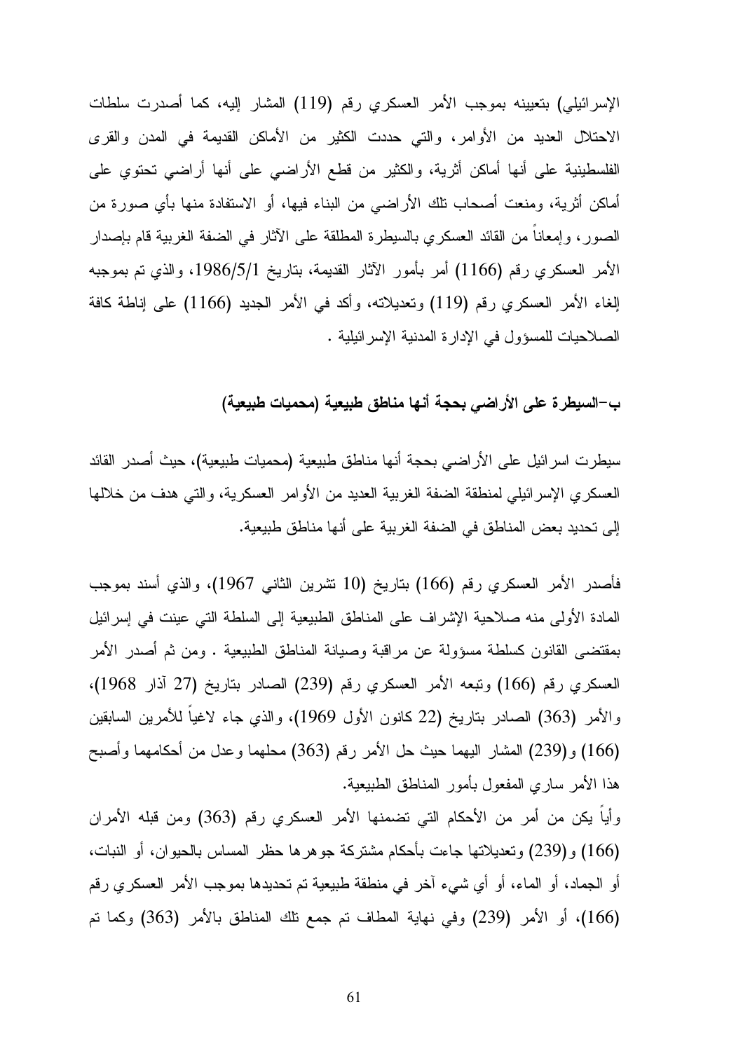الإسرائيلي) بتعيينه بموجب الأمر العسكري رقم (119) المشار إليه، كما أصدرت سلطات الاحتلال العديد من الأوامر، والتي حددت الكثير من الأماكن القديمة في المدن والقرى الفلسطينية على أنها أماكن أثرية، والكثير من قطع الأراضي على أنها أراضي تحتوي على أماكن أثرية، ومنعت أصحاب تلك الأراضي من البناء فيها، أو الاستفادة منها بأي صورة من الصور، وإمعاناً من القائد العسكري بالسيطرة المطلقة على الآثار في الضفة الغربية قام بإصدار الأمر العسكري رقم (1166) أمر بأمور الآثار القديمة، بتاريخ 1986/5/1، والذي تم بموجبه إلغاء الأمر العسكري رقم (119) وتعديلاته، وأكد في الأمر الجديد (1166) على إناطة كافة الصلاحيات للمسؤول في الإدارة المدنية الإسرائيلية .

**ب-السيطرة على الأراضي بحجة أنها مناطق طبيعية (محميات طبيعية)**

سيطرت اسرائيل على الأراضي بحجة أنها مناطق طبيعية (محميات طبيعية)، حيث أصدر القائد العسكري الإسرائيلي لمنطقة الضفة الغربية العديد من الأوامر العسكرية، والتي هدف من خلالها إلى تحديد بعض المناطق في الضفة الغربية على أنها مناطق طبيعية.

فأصدر الأمر العسكري رقم (166) بتاريخ (10 تشرين الثاني 1967)، والذي أسند بموجب المادة الأولى منه صلاحية الإشراف على المناطق الطبيعية إلى السلطة التي عينت في إسرائيل بمقتضى القانون كسلطة مسؤولة عن مراقبة وصيانة المناطق الطبيعية . ومن ثم أصدر الأمر العسكري رقم (166) وتبعه الأمر العسكري رقم (239) الصادر بتاريخ (27 آذار 1968)، والأمر (363) الصادر بتاريخ (22 كانون الأول 1969)، والذي جاء لاغياً للأمرين السابقين (166) و(239) المشار اليهما حيث حل الأمر رقم (363) محلهما وعدل من أحكامهما وأصبح هذا الأمر ساري المفعول بأمور المناطق الطبيعية.

وأياً يكن من أمر من الأحكام التي تضمنها الأمر العسكري رقم (363) ومن قبله الأمران (166) و(239) وتعديلاتها جاءت بأحكام مشتركة جوهرها حظر المساس بالحيوان، أو النبات، أو الجماد، أو الماء، أو أي شيء آخر في منطقة طبيعية تم تحديدها بموجب الأمر العسكري رقم (166)، أو الأمر (239) وفي نهاية المطاف تم جمع تلك المناطق بالأمر (363) وكما تم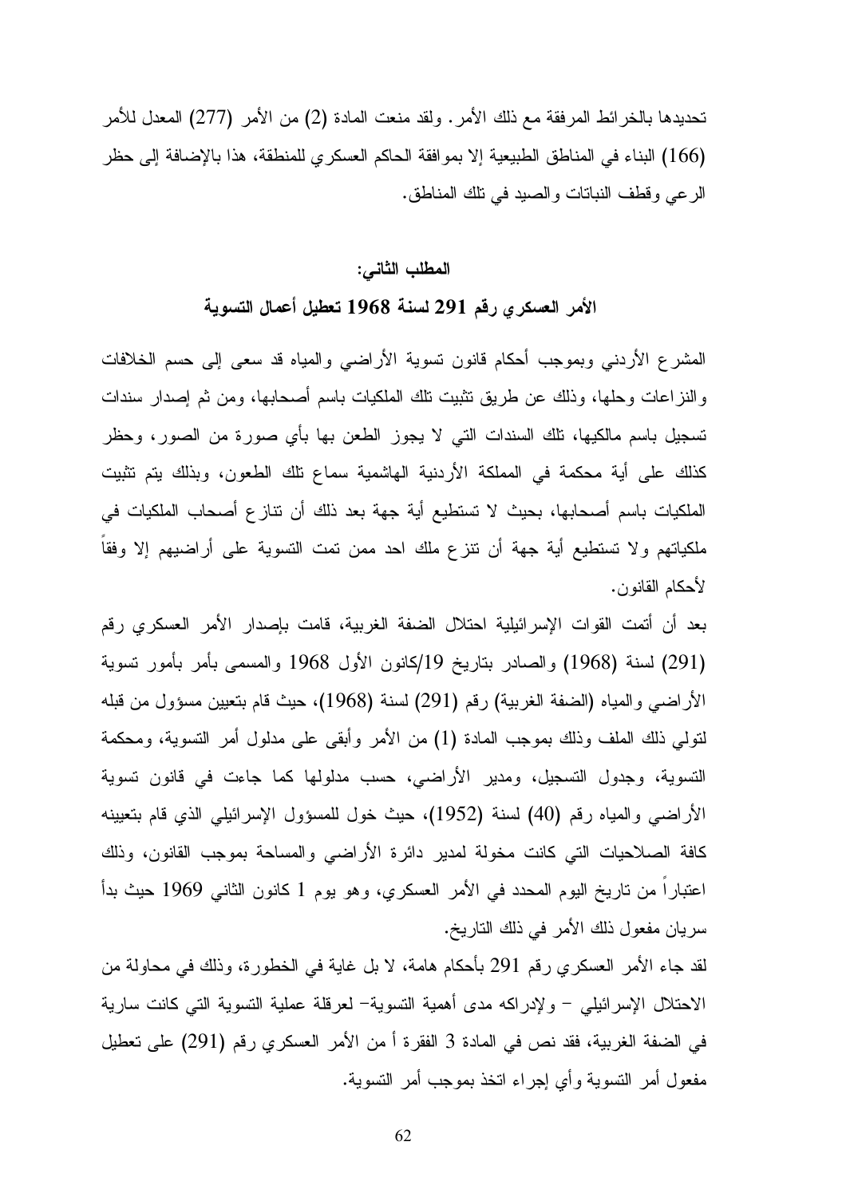تحديدها بالخرائط المرفقة مع ذلك الأمر. ولقد منعت المادة (2) من الأمر (277) المعدل للأمر (166) البناء في المناطق الطبيعية إلا بموافقة الحاكم العسكري للمنطقة، هذا بالإضافة إلى حظر الرعي وقطف النباتات والصيد في تلك المناطق.

### المطلب الثاني:

### الأمر العسكري رقم 291 لسنة 1968 تعطيل أعمال التسوية

المشرع الأردني وبموجب أحكام قانون تسوية الأراضي والمياه قد سعى إلى حسم الخلافات والنزاعات وحلها، وذلك عن طريق تثبيت تلك الملكيات باسم أصحابها، ومن ثم إصدار سندات تسجيل باسم مالكيها، تلك السندات التي لا يجوز الطعن بها بأي صورة من الصور، وحظر كذلك على أية محكمة في المملكة الأردنية الهاشمية سماع تلك الطعون، وبذلك يتم تثبيت الملكيات باسم أصحابها، بحيث لا تستطيع أية جهة بعد ذلك أن تنازع أصحاب الملكيات في ملكياتهم ولا تستطيع أية جهة أن تنزع ملك احد ممن تمت التسوية على أراضيهم إلا وفقاً لأحكام القانون.

بعد أن أتمت القوات الإسرائيلية احتلال الضفة الغربية، قامت بإصدار الأمر العسكري رقم (291) لسنة (1968) والصادر بتاريخ 19/كانون الأول 1968 والمسمى بأمر بأمور تسوية الأراضي والمياه (الضفة الغربية) رقم (291) لسنة (1968)، حيث قام بتعيين مسؤول من قبله لتولي ذلك الملف وذلك بموجب المادة (1) من الأمر وأبقى على مدلول أمر التسوية، ومحكمة التسوية، وجدول التسجيل، ومدير الأراضي، حسب مدلولها كما جاءت في قانون تسوية الأراضي والمياه رقم (40) لسنة (1952)، حيث خول للمسؤول الإسرائيلي الذي قام بتعيينه كافة الصلاحيات التي كانت مخولة لمدير دائرة الأراضي والمساحة بموجب القانون، وذلك اعتباراً من تاريخ اليوم المحدد في الأمر العسكري، وهو يوم 1 كانون الثاني 1969 حيث بدأ سريان مفعول ذلك الأمر في ذلك التاريخ.

لقد جاء الأمر العسكري رقم 291 بأحكام هامة، لا بل غاية في الخطورة، وذلك في محاولة من الاحتلال الإسرائيلي – ولإدراكه مدى أهمية التسوية– لعرقلة عملية التسوية التي كانت سارية في الضفة الغربية، فقد نص في المادة 3 الفقرة أ من الأمر العسكري رقم (291) على تعطيل مفعول أمر التسوية وأي إجراء اتخذ بموجب أمر التسوية.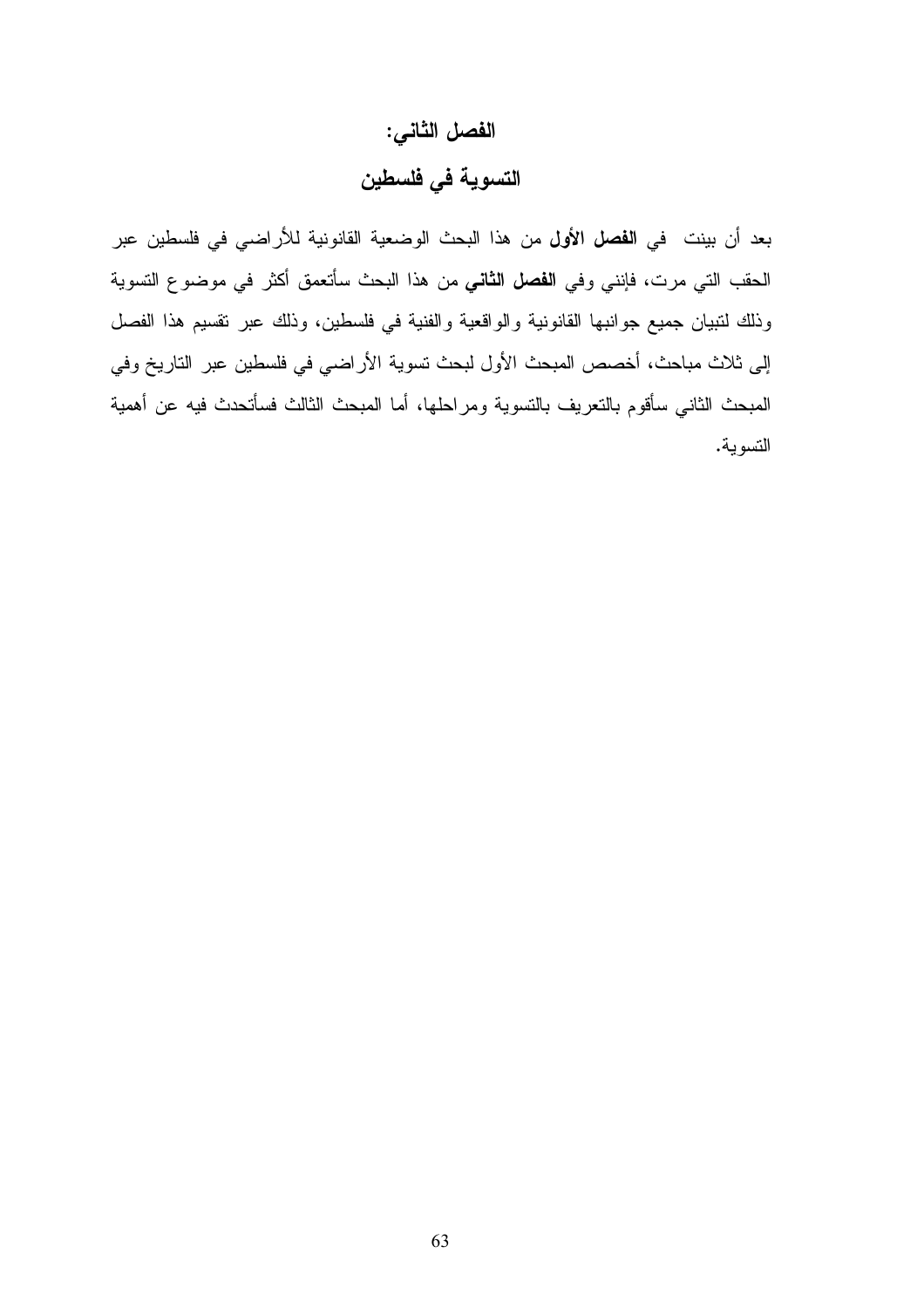# الفصل الثاني:

# التسوية في فلسطين

بعد أن بينت  في **الفصل الأول** من هذا البحث الوضعية القانونية للأراضي في فلسطين عبر الحقب التي مرت، فإنني وفي **الفصل الثاني** من هذا البحث سأتعمق أكثر في موضوع التسوية وذلك لتبيان جميع جوانبها القانونية والواقعية والفنية في فلسطين، وذلك عبر تقسيم هذا الفصل إلى ثلاث مباحث، أخصص المبحث الأول لبحث تسوية الأراضي في فلسطين عبر التاريخ وفي المبحث الثاني سأقوم بالتعريف بالتسوية ومراحلها، أما المبحث الثالث فسأتحدث فيه عن أهمية التسوية.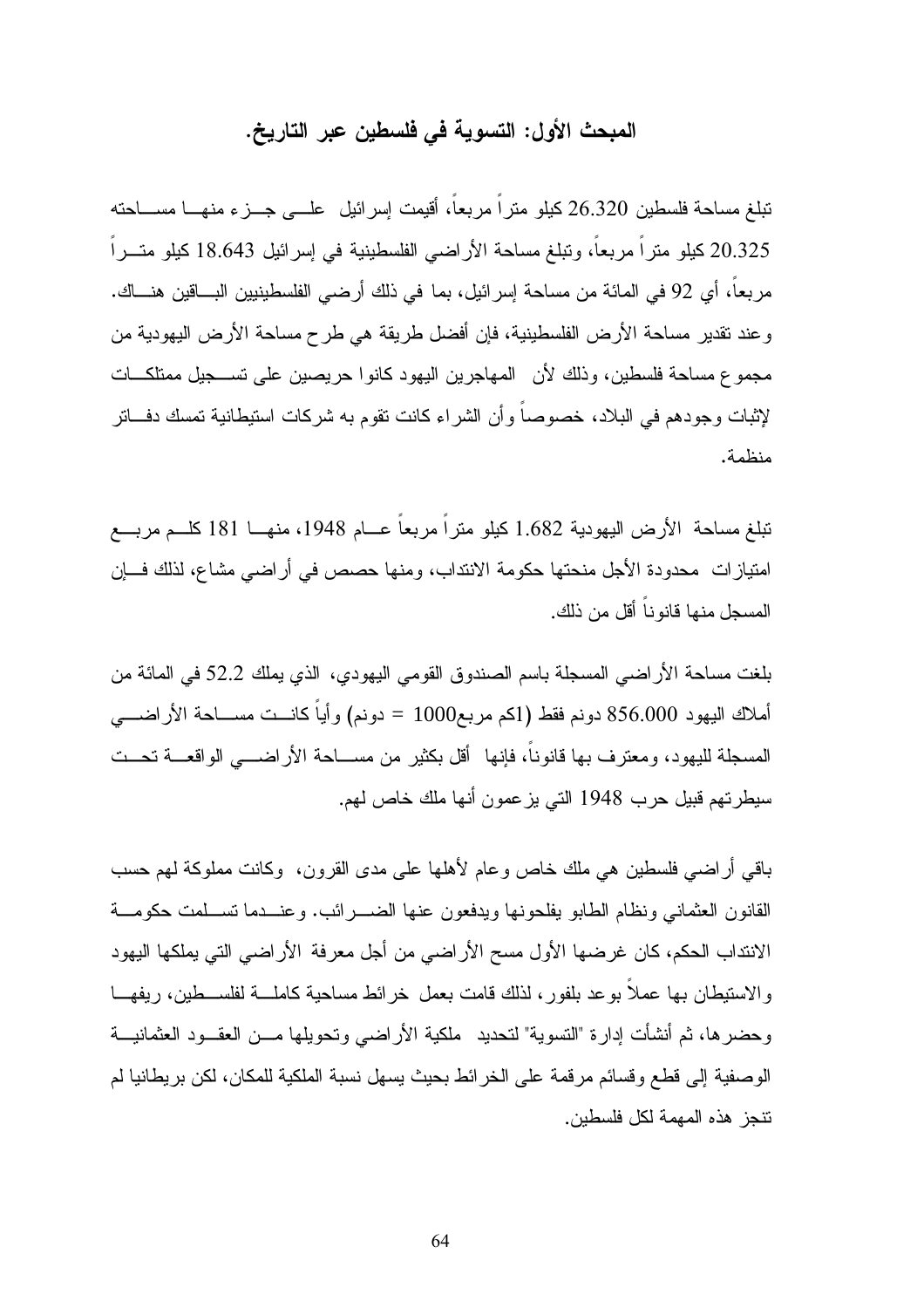## المبحث الأول: التسوية في فلسطين عبر التاريخ.

تبلغ مساحة فلسطين 26.320 كيلو متراً مربعاً، أقيمت إسرائيل على جزء منها مساحته 20.325 كيلو متراً مربعاً، وتبلغ مساحة الأراضي الفلسطينية في إسرائيل 18.643 كيلو متراً مربعاً، أي 92 في المائة من مساحة إسرائيل، بما في ذلك أرضي الفلسطينيين الباقين هناك. وعند تقدير مساحة الأرض الفلسطينية، فإن أفضل طريقة هي طرح مساحة الأرض اليهودية من مجموع مساحة فلسطين، وذلك لأن المهاجرين اليهود كانوا حريصين على تسجيل ممتلكات لإثبات وجودهم في البلاد، خصوصاً وأن الشراء كانت تقوم به شركات استيطانية تمسك دفاتر منظمة.

تبلغ مساحة الأرض اليهودية 1.682 كيلو متراً مربعاً عام 1948، منها 181 كلم مربع امتيازات محدودة الأجل منحتها حكومة الانتداب، ومنها حصص في أراضي مشاع، لذلك فإن المسجل منها قانوناً أقل من ذلك.

بلغت مساحة الأراضي المسجلة باسم الصندوق القومي اليهودي، الذي يملك 52.2 في المائة من أملاك اليهود 856.000 دونم فقط (1كم مربع1000 = دونم) وأياً كانت مساحة الأراضي المسجلة لليهود، ومعترف بها قانوناً، فإنها أقل بكثير من مساحة الأراضي الواقعة تحت سيطرتهم قبيل حرب 1948 التي يزعمون أنها ملك خاص لهم.

باقي أراضي فلسطين هي ملك خاص وعام لأهلها على مدى القرون، وكانت مملوكة لهم حسب القانون العثماني ونظام الطابو يفلحونها ويدفعون عنها الضرائب. وعندما تسلمت حكومة الانتداب الحكم، كان غرضها الأول مسح الأراضي من أجل معرفة الأراضي التي يملكها اليهود والاستيطان بها عملاً بوعد بلفور، لذلك قامت بعمل خرائط مساحية كاملة لفلسطين، ريفها وحضرها، ثم أنشأت إدارة "التسوية" لتحديد ملكية الأراضي وتحويلها من العقود العثمانية الوصفية إلى قطع وقسائم مرقمة على الخرائط بحيث يسهل نسبة الملكية للمكان، لكن بريطانيا لم تنجز هذه المهمة لكل فلسطين.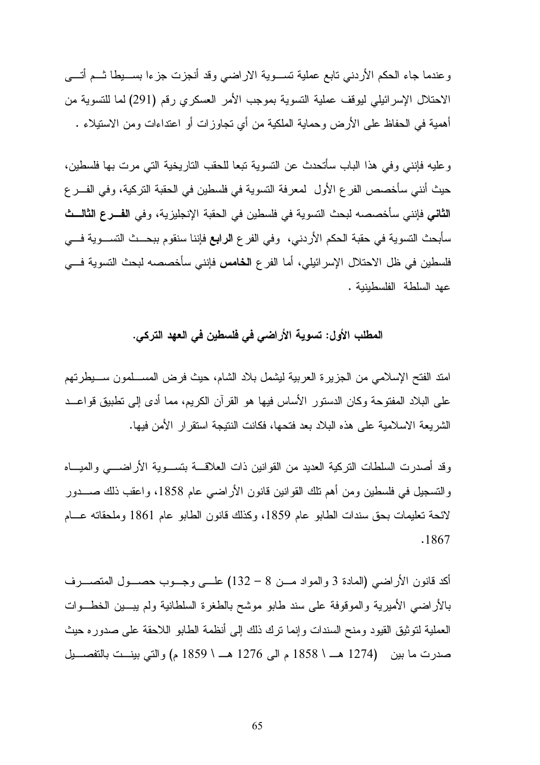وعندما جاء الحكم الأردني تابع عملية تسوية الاراضي وقد أنجزت جزءا بسيطا ثم أتى الاحتلال الإسرائيلي ليوقف عملية التسوية بموجب الأمر العسكري رقم (291) لما للتسوية من أهمية في الحفاظ على الأرض وحماية الملكية من أي تجاوزات أو اعتداءات ومن الاستيلاء .

وعليه فإنني وفي هذا الباب سأتحدث عن التسوية تبعا للحقب التاريخية التي مرت بها فلسطين، حيث أنني سأخصص الفرع الأول لمعرفة التسوية في فلسطين في الحقبة التركية، وفي الفرع **الثاني** فإنني سأخصصه لبحث التسوية في فلسطين في الحقبة الإنجليزية، وفي **الفرع الثالث** سأبحث التسوية في حقبة الحكم الأردني، وفي الفرع **الرابع** فإننا سنقوم ببحث التسوية في فلسطين في ظل الاحتلال الإسرائيلي، أما الفرع **الخامس** فإنني سأخصصه لبحث التسوية في عهد السلطة الفلسطينية .

### المطلب الأول: تسوية الأراضي في فلسطين في العهد التركي.

امتد الفتح الإسلامي من الجزيرة العربية ليشمل بلاد الشام، حيث فرض المسلمون سيطرتهم على البلاد المفتوحة وكان الدستور الأساس فيها هو القرآن الكريم، مما أدى إلى تطبيق قواعد الشريعة الاسلامية على هذه البلاد بعد فتحها، فكانت النتيجة استقرار الأمن فيها.

وقد أصدرت السلطات التركية العديد من القوانين ذات العلاقة بتسوية الأراضي والمياه والتسجيل في فلسطين ومن أهم تلك القوانين قانون الأراضي عام 1858، واعقب ذلك صدور لائحة تعليمات بحق سندات الطابو عام 1859، وكذلك قانون الطابو عام 1861 وملحقاته عام 1867.

أكد قانون الأراضي (المادة 3 والمواد من 8 – 132) على وجوب حصول المتصرف بالأراضي الأميرية والموقوفة على سند طابو موشح بالطغرة السلطانية ولم يبين الخطوات العملية لتوثيق القيود ومنح السندات وإنما ترك ذلك إلى أنظمة الطابو اللاحقة على صدوره حيث صدرت ما بين (1274 هـ \ 1858 م الى 1276 هـ \ 1859 م) والتي بينت بالتفصيل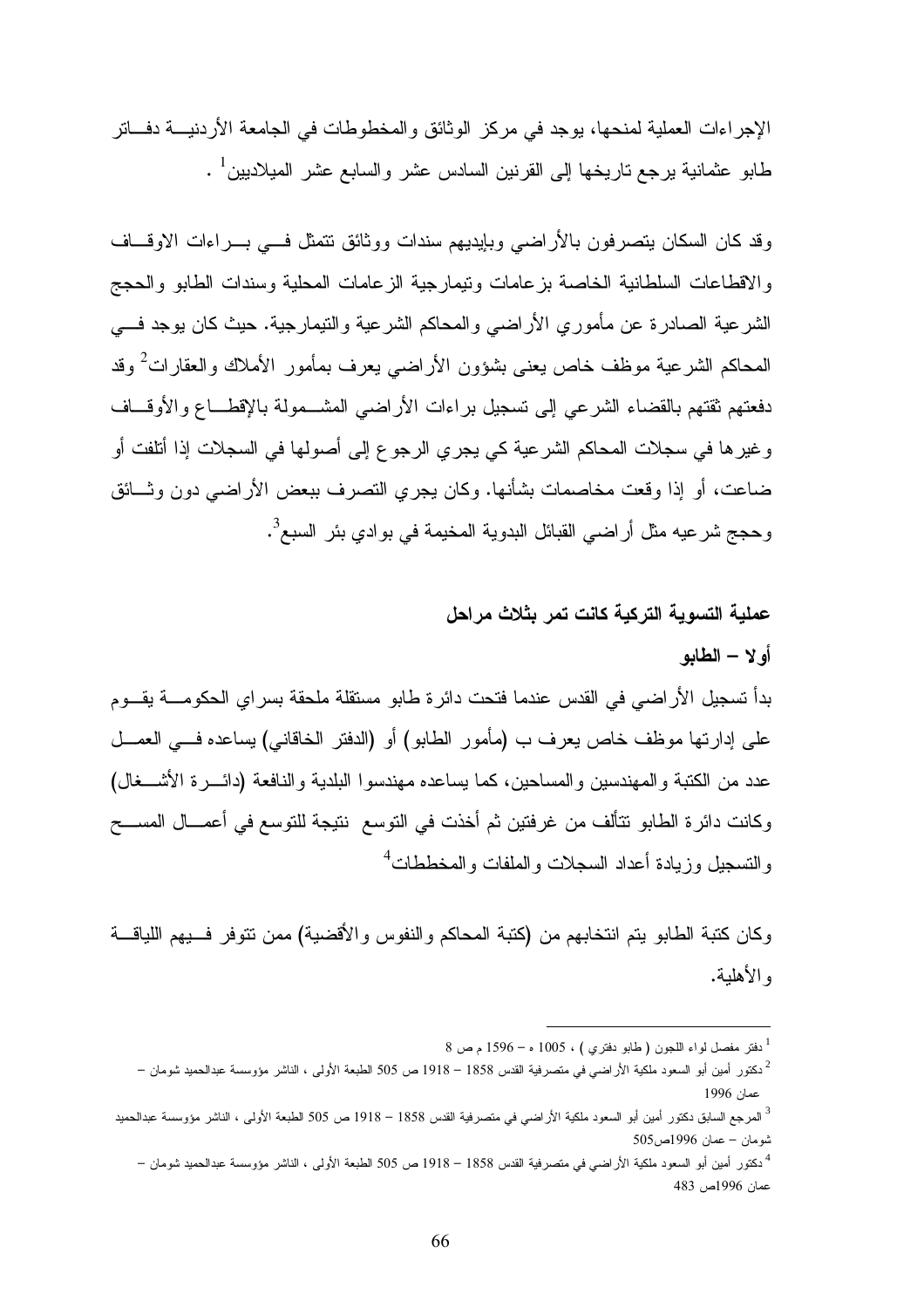الإجراءات العملية لمنحها، يوجد في مركز الوثائق والمخطوطات في الجامعة الأردنيــة دفــاتر طابو عثمانية يرجع تاريخها إلى القرنين السادس عشر والسابع عشر الميلاديين[1] .

وقد كان السكان يتصرفون بالأراضي وبإيديهم سندات ووثائق تتمثل فــي بــراءات الاوقــاف والاقطاعات السلطانية الخاصة بزعامات وتيمارجية الزعامات المحلية وسندات الطابو والحجج الشرعية الصادرة عن مأموري الأراضي والمحاكم الشرعية والتيمارجية. حيث كان يوجد فــي المحاكم الشرعية موظف خاص يعنى بشؤون الأراضي يعرف بمأمور الأملاك والعقارات[2] وقد دفعتهم ثقتهم بالقضاء الشرعي إلى تسجيل براءات الأراضي المشــمولة بالإقطــاع والأوقــاف وغيرها في سجلات المحاكم الشرعية كي يجري الرجوع إلى أصولها في السجلات إذا أتلفت أو ضاعت، أو إذا وقعت مخاصمات بشأنها. وكان يجري التصرف ببعض الأراضي دون وثــائق وحجج شرعيه مثل أراضي القبائل البدوية المخيمة في بوادي بئر السبع[3].

**عملية التسوية التركية كانت تمر بثلاث مراحل**

**أولا – الطابو**

بدأ تسجيل الأراضي في القدس عندما فتحت دائرة طابو مستقلة ملحقة بسراي الحكومــة يقــوم على إدارتها موظف خاص يعرف ب (مأمور الطابو) أو (الدفتر الخاقاني) يساعده فــي العمــل عدد من الكتبة والمهندسين والمساحين، كما يساعده مهندسوا البلدية والنافعة (دائــرة الأشــغال) وكانت دائرة الطابو تتألف من غرفتين ثم أخذت في التوسع نتيجة للتوسع في أعمــال المســح والتسجيل وزيادة أعداد السجلات والملفات والمخططات[4]

وكان كتبة الطابو يتم انتخابهم من (كتبة المحاكم والنفوس والأقضية) ممن تتوفر فــيهم اللياقــة والأهلية.

---

[1] دفتر مفصل لواء اللجون ( طابو دفتري ) ، 1005 هـ – 1596 م ص 8

[2] دكتور أمين أبو السعود ملكية الأراضي في متصرفية القدس 1858 – 1918 ص 505 الطبعة الأولى ، الناشر مؤوسسة عبدالحميد شومان – عمان 1996

[3] المرجع السابق دكتور أمين أبو السعود ملكية الأراضي في متصرفية القدس 1858 – 1918 ص 505 الطبعة الأولى ، الناشر مؤوسسة عبدالحميد شومان – عمان 1996ص505

[4] دكتور أمين أبو السعود ملكية الأراضي في متصرفية القدس 1858 – 1918 ص 505 الطبعة الأولى ، الناشر مؤوسسة عبدالحميد شومان – عمان 1996ص 483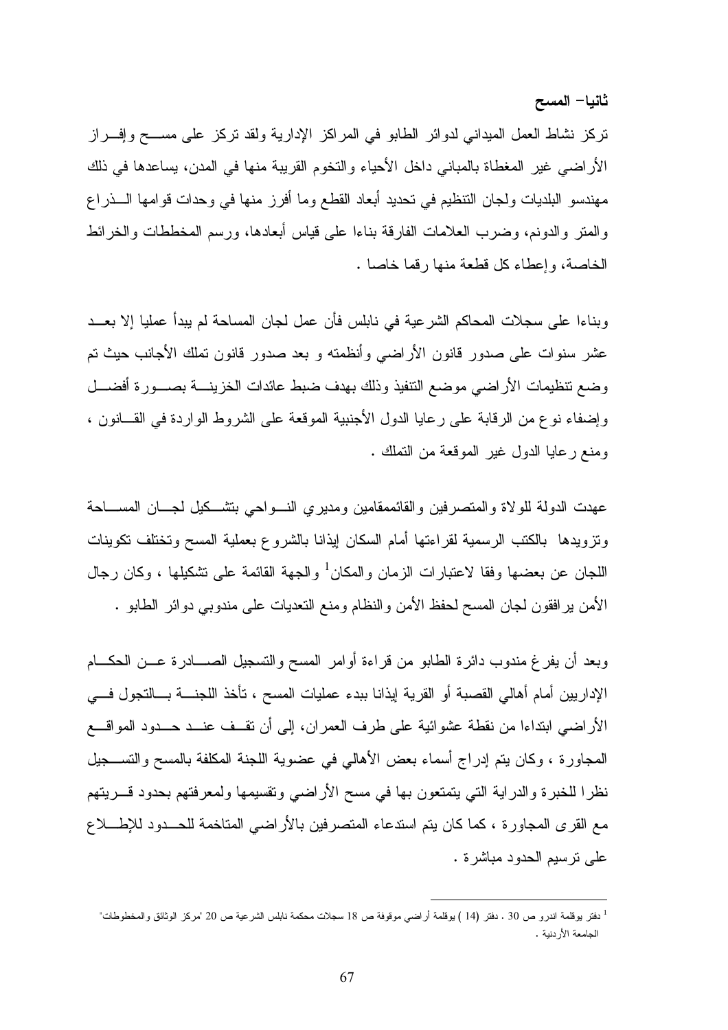**ثانيا- المسح**

تركز نشاط العمل الميداني لدوائر الطابو في المراكز الإدارية ولقد تركز على مسح وإفراز الأراضي غير المغطاة بالمباني داخل الأحياء والتخوم القريبة منها في المدن، يساعدها في ذلك مهندسو البلديات ولجان التنظيم في تحديد أبعاد القطع وما أفرز منها في وحدات قوامها الذراع والمتر والدونم، وضرب العلامات الفارقة بناءا على قياس أبعادها، ورسم المخططات والخرائط الخاصة، وإعطاء كل قطعة منها رقما خاصا .

وبناءا على سجلات المحاكم الشرعية في نابلس فأن عمل لجان المساحة لم يبدأ عمليا إلا بعد عشر سنوات على صدور قانون الأراضي وأنظمته و بعد صدور قانون تملك الأجانب حيث تم وضع تنظيمات الأراضي موضع التنفيذ وذلك بهدف ضبط عائدات الخزينة بصورة أفضل وإضفاء نوع من الرقابة على رعايا الدول الأجنبية الموقعة على الشروط الواردة في القانون ، ومنع رعايا الدول غير الموقعة من التملك .

عهدت الدولة للولاة والمتصرفين والقائممقامين ومديري النواحي بتشكيل لجان المساحة وتزويدها بالكتب الرسمية لقراءتها أمام السكان إيذانا بالشروع بعملية المسح وتختلف تكوينات اللجان عن بعضها وفقا لاعتبارات الزمان والمكان[1] والجهة القائمة على تشكيلها ، وكان رجال الأمن يرافقون لجان المسح لحفظ الأمن والنظام ومنع التعديات على مندوبي دوائر الطابو .

وبعد أن يفرغ مندوب دائرة الطابو من قراءة أوامر المسح والتسجيل الصادرة عن الحكام الإداريين أمام أهالي القصبة أو القرية إيذانا ببدء عمليات المسح ، تأخذ اللجنة بالتجول في الأراضي ابتداءا من نقطة عشوائية على طرف العمران، إلى أن تقف عند حدود المواقع المجاورة ، وكان يتم إدراج أسماء بعض الأهالي في عضوية اللجنة المكلفة بالمسح والتسجيل نظرا للخبرة والدراية التي يتمتعون بها في مسح الأراضي وتقسيمها ولمعرفتهم بحدود قريتهم مع القرى المجاورة ، كما كان يتم استدعاء المتصرفين بالأراضي المتاخمة للحدود للإطلاع على ترسيم الحدود مباشرة .

---

[1] دفتر يوقلمة اندرو ص 30 . دفتر (14 ) يوقلمة أراضي موقوفة ص 18 سجلات محكمة نابلس الشرعية ص 20 "مركز الوثائق والمخطوطات" الجامعة الأردنية .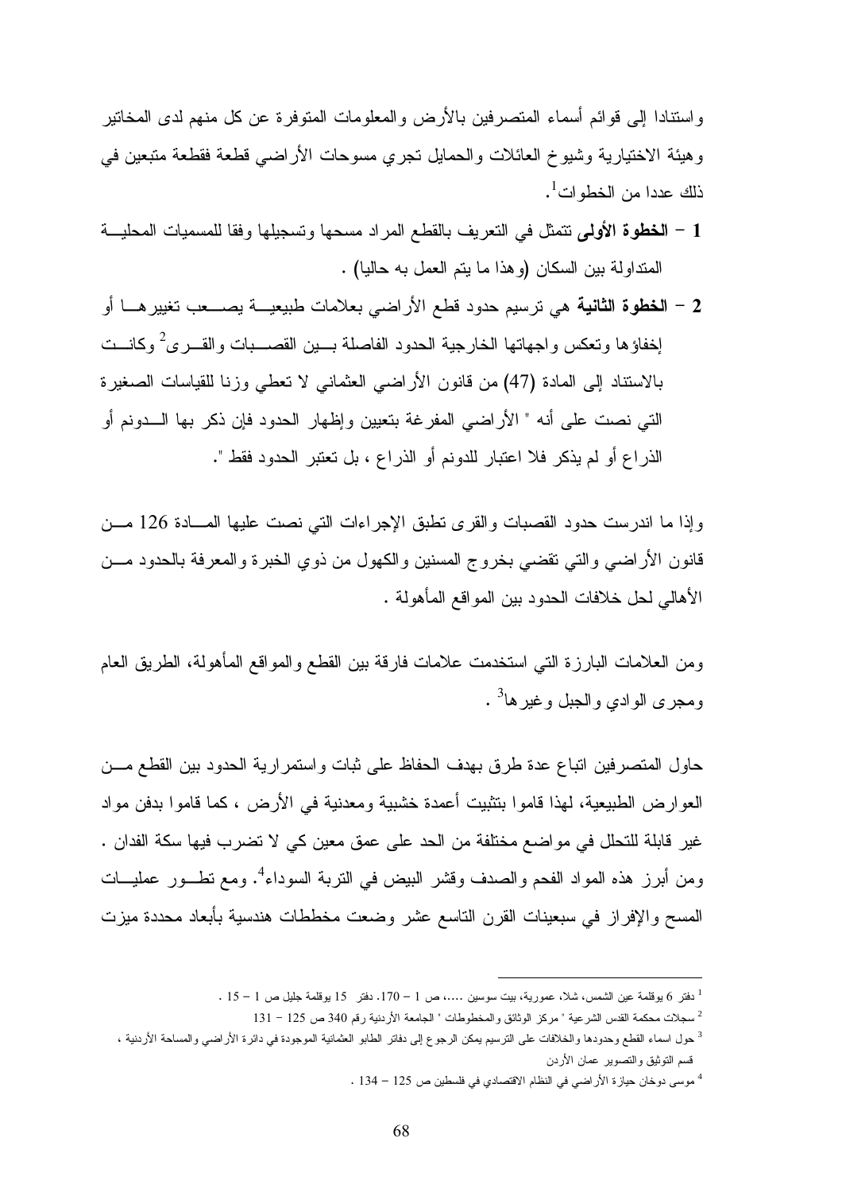واستنادا إلى قوائم أسماء المتصرفين بالأرض والمعلومات المتوفرة عن كل منهم لدى المخاتير وهيئة الاختيارية وشيوخ العائلات والحمايل تجري مسوحات الأراضي قطعة فقطعة متبعين في ذلك عددا من الخطوات[1].

1 – **الخطوة الأولى** تتمثل في التعريف بالقطع المراد مسحها وتسجيلها وفقا للمسميات المحلية المتداولة بين السكان (وهذا ما يتم العمل به حاليا) .

2 – **الخطوة الثانية** هي ترسيم حدود قطع الأراضي بعلامات طبيعية يصعب تغييرها أو إخفاؤها وتعكس واجهاتها الخارجية الحدود الفاصلة بين القصبات والقرى[2] وكانت بالاستناد إلى المادة (47) من قانون الأراضي العثماني لا تعطي وزنا للقياسات الصغيرة التي نصت على أنه " الأراضي المفرغة بتعيين وإظهار الحدود فإن ذكر بها الدونم أو الذراع أو لم يذكر فلا اعتبار للدونم أو الذراع ، بل تعتبر الحدود فقط ".

وإذا ما اندرست حدود القصبات والقرى تطبق الإجراءات التي نصت عليها المادة 126 من قانون الأراضي والتي تقضي بخروج المسنين والكهول من ذوي الخبرة والمعرفة بالحدود من الأهالي لحل خلافات الحدود بين المواقع المأهولة .

ومن العلامات البارزة التي استخدمت علامات فارقة بين القطع والمواقع المأهولة، الطريق العام ومجرى الوادي والجبل وغيرها[3] .

حاول المتصرفين اتباع عدة طرق بهدف الحفاظ على ثبات واستمرارية الحدود بين القطع من العوارض الطبيعية، لهذا قاموا بتثبيت أعمدة خشبية ومعدنية في الأرض ، كما قاموا بدفن مواد غير قابلة للتحلل في مواضع مختلفة من الحد على عمق معين كي لا تضرب فيها سكة الفدان . ومن أبرز هذه المواد الفحم والصدف وقشر البيض في التربة السوداء[4]. ومع تطور عمليات المسح والإفراز في سبعينات القرن التاسع عشر وضعت مخططات هندسية بأبعاد محددة ميزت

---

[1] دفتر 6 يوقلمة عين الشمس، شلا، عمورية، بيت سوسين ....، ص 1 – 170. دفتر 15 يوقلمة جليل ص 1 – 15 .

[2] سجلات محكمة القدس الشرعية " مركز الوثائق والمخطوطات " الجامعة الأردنية رقم 340 ص 125 – 131

[3] حول اسماء القطع وحدودها والخلافات على الترسيم يمكن الرجوع إلى دفاتر الطابو العثمانية الموجودة في دائرة الأراضي والمساحة الأردنية ، قسم التوثيق والتصوير عمان الأردن

[4] موسى دوخان حيازة الأراضي في النظام الاقتصادي في فلسطين ص 125 – 134 .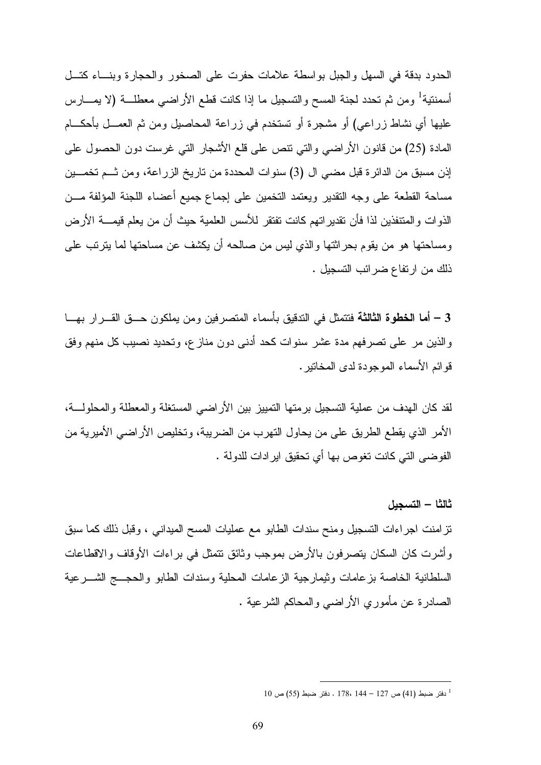الحدود بدقة في السهل والجبل بواسطة علامات حفرت على الصخور والحجارة وبناء كتل أسمنتية[1] ومن ثم تحدد لجنة المسح والتسجيل ما إذا كانت قطع الأراضي معطلة (لا يمارس عليها أي نشاط زراعي) أو مشجرة أو تستخدم في زراعة المحاصيل ومن ثم العمل بأحكام المادة (25) من قانون الأراضي والتي تنص على قلع الأشجار التي غرست دون الحصول على إذن مسبق من الدائرة قبل مضي ال (3) سنوات المحددة من تاريخ الزراعة، ومن ثم تخمين مساحة القطعة على وجه التقدير ويعتمد التخمين على إجماع جميع أعضاء اللجنة المؤلفة من الذوات والمتنفذين لذا فأن تقديراتهم كانت تفتقر للأسس العلمية حيث أن من يعلم قيمة الأرض ومساحتها هو من يقوم بحراثتها والذي ليس من صالحه أن يكشف عن مساحتها لما يترتب على ذلك من ارتفاع ضرائب التسجيل .

3 – **أما الخطوة الثالثة** فتتمثل في التدقيق بأسماء المتصرفين ومن يملكون حق القرار بها والذين مر على تصرفهم مدة عشر سنوات كحد أدنى دون منازع، وتحديد نصيب كل منهم وفق قوائم الأسماء الموجودة لدى المخاتير.

لقد كان الهدف من عملية التسجيل برمتها التمييز بين الأراضي المستغلة والمعطلة والمحلولة، الأمر الذي يقطع الطريق على من يحاول التهرب من الضريبة، وتخليص الأراضي الأميرية من الفوضى التي كانت تغوص بها أي تحقيق ايرادات للدولة .

**ثالثا – التسجيل**

تزامنت اجراءات التسجيل ومنح سندات الطابو مع عمليات المسح الميداني ، وقبل ذلك كما سبق وأشرت كان السكان يتصرفون بالأرض بموجب وثائق تتمثل في براءات الأوقاف والاقطاعات السلطانية الخاصة بزعامات وثيمارجية الزعامات المحلية وسندات الطابو والحجج الشرعية الصادرة عن مأموري الأراضي والمحاكم الشرعية .

---

[1] دفتر ضبط (41) ص 127 – 144، 178 . دفتر ضبط (55) ص 10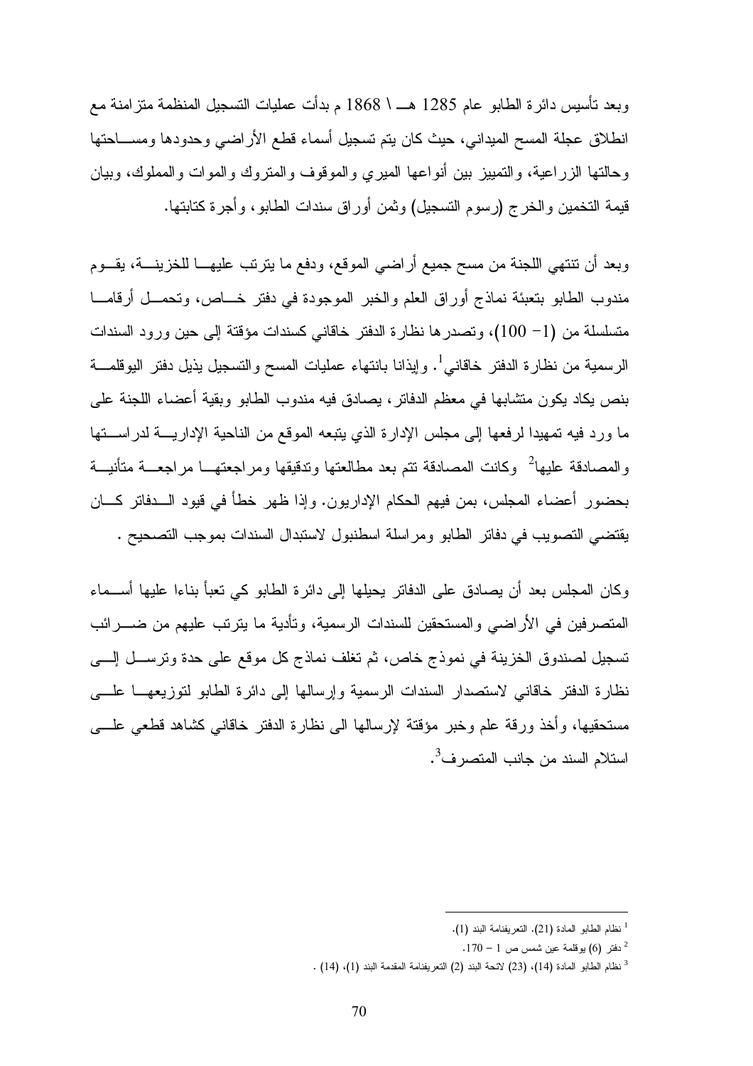وبعد تأسيس دائرة الطابو عام 1285 هـ \ 1868 م بدأت عمليات التسجيل المنظمة متزامنة مع انطلاق عجلة المسح الميداني، حيث كان يتم تسجيل أسماء قطع الأراضي وحدودها ومساحتها وحالتها الزراعية، والتمييز بين أنواعها الميري والموقوف والمتروك والموات والمملوك، وبيان قيمة التخمين والخرج (رسوم التسجيل) وثمن أوراق سندات الطابو، وأجرة كتابتها.

وبعد أن تنتهي اللجنة من مسح جميع أراضي الموقع، ودفع ما يترتب عليها للخزينة، يقوم مندوب الطابو بتعبئة نماذج أوراق العلم والخبر الموجودة في دفتر خاص، وتحمل أرقاما متسلسلة من (1– 100)، وتصدرها نظارة الدفتر خاقاني كسندات مؤقتة إلى حين ورود السندات الرسمية من نظارة الدفتر خاقاني[1]. وإيذانا بانتهاء عمليات المسح والتسجيل يذيل دفتر اليوقلمة بنص يكاد يكون متشابها في معظم الدفاتر، يصادق فيه مندوب الطابو وبقية أعضاء اللجنة على ما ورد فيه تمهيدا لرفعها إلى مجلس الإدارة الذي يتبعه الموقع من الناحية الإدارية لدراستها والمصادقة عليها[2] وكانت المصادقة تتم بعد مطالعتها وتدقيقها ومراجعتها مراجعة متأنية بحضور أعضاء المجلس، بمن فيهم الحكام الإداريون. وإذا ظهر خطأ في قيود الدفاتر كان يقتضي التصويب في دفاتر الطابو ومراسلة اسطنبول لاستبدال السندات بموجب التصحيح .

وكان المجلس بعد أن يصادق على الدفاتر يحيلها إلى دائرة الطابو كي تعبأ بناءا عليها أسماء المتصرفين في الأراضي والمستحقين للسندات الرسمية، وتأدية ما يترتب عليهم من ضرائب تسجيل لصندوق الخزينة في نموذج خاص، ثم تغلف نماذج كل موقع على حدة وترسل إلى نظارة الدفتر خاقاني لاستصدار السندات الرسمية وإرسالها إلى دائرة الطابو لتوزيعها على مستحقيها، وأخذ ورقة علم وخبر مؤقتة لإرسالها الى نظارة الدفتر خاقاني كشاهد قطعي على استلام السند من جانب المتصرف[3].

---

[1] نظام الطابو المادة (21). التعريفنامة البند (1).

[2] دفتر (6) يوقلمة عين شمس ص 1 – 170.

[3] نظام الطابو المادة (14)، (23) لائحة البند (2) التعريفنامة المقدمة البند (1)، (14) .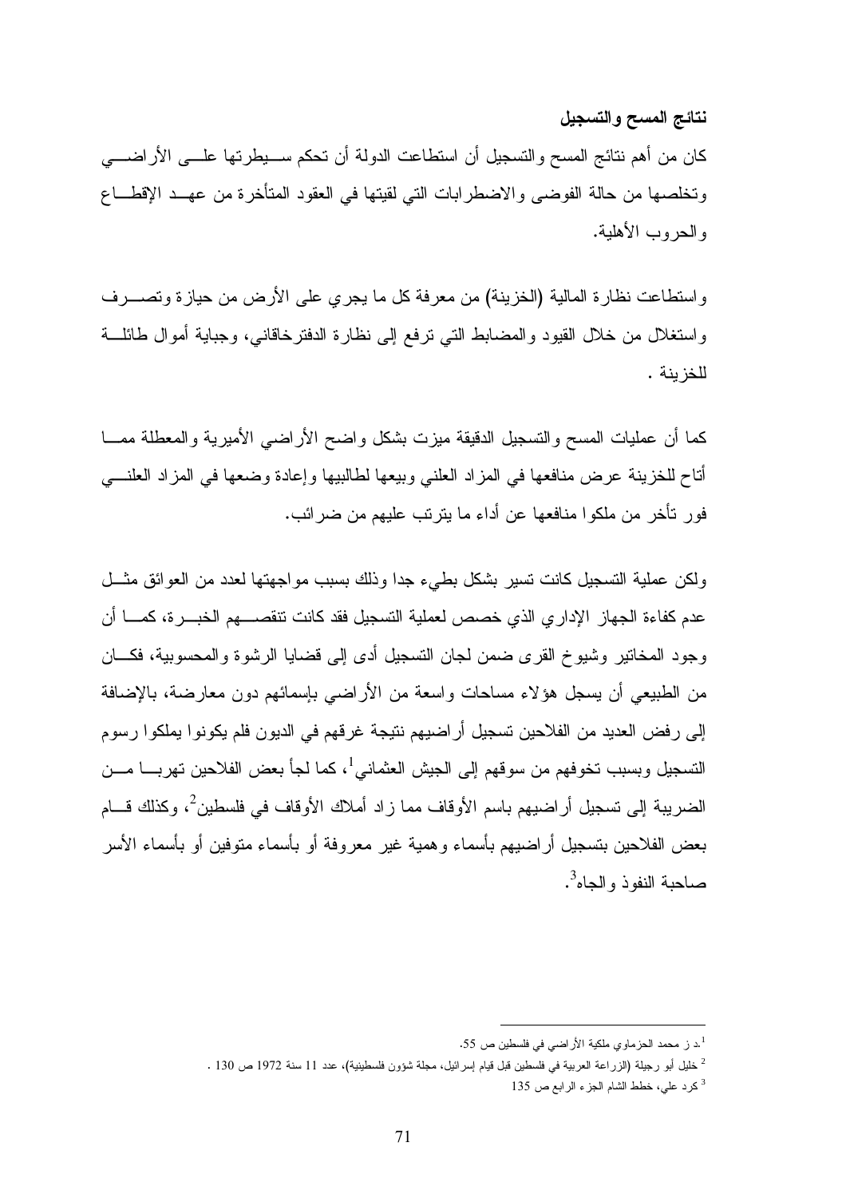**نتائج المسح والتسجيل**

كان من أهم نتائج المسح والتسجيل أن استطاعت الدولة أن تحكم سيطرتها على الأراضي وتخلصها من حالة الفوضى والاضطرابات التي لقيتها في العقود المتأخرة من عهد الإقطاع والحروب الأهلية.

واستطاعت نظارة المالية (الخزينة) من معرفة كل ما يجري على الأرض من حيازة وتصرف واستغلال من خلال القيود والمضابط التي ترفع إلى نظارة الدفترخاقاني، وجباية أموال طائلة للخزينة .

كما أن عمليات المسح والتسجيل الدقيقة ميزت بشكل واضح الأراضي الأميرية والمعطلة مما أتاح للخزينة عرض منافعها في المزاد العلني وبيعها لطالبيها وإعادة وضعها في المزاد العلني فور تأخر من ملكوا منافعها عن أداء ما يترتب عليهم من ضرائب.

ولكن عملية التسجيل كانت تسير بشكل بطيء جدا وذلك بسبب مواجهتها لعدد من العوائق مثل عدم كفاءة الجهاز الإداري الذي خصص لعملية التسجيل فقد كانت تنقصهم الخبرة، كما أن وجود المخاتير وشيوخ القرى ضمن لجان التسجيل أدى إلى قضايا الرشوة والمحسوبية، فكان من الطبيعي أن يسجل هؤلاء مساحات واسعة من الأراضي بإسمائهم دون معارضة، بالإضافة إلى رفض العديد من الفلاحين تسجيل أراضيهم نتيجة غرقهم في الديون فلم يكونوا يملكوا رسوم التسجيل وبسبب تخوفهم من سوقهم إلى الجيش العثماني[1]، كما لجأ بعض الفلاحين تهربا من الضريبة إلى تسجيل أراضيهم باسم الأوقاف مما زاد أملاك الأوقاف في فلسطين[2]، وكذلك قام بعض الفلاحين بتسجيل أراضيهم بأسماء وهمية غير معروفة أو بأسماء متوفين أو بأسماء الأسر صاحبة النفوذ والجاه[3].

---

[1] .د ز محمد الحزماوي ملكية الأراضي في فلسطين ص 55.

[2] خليل أبو رجيلة (الزراعة العربية في فلسطين قبل قيام إسرائيل، مجلة شؤون فلسطينية)، عدد 11 سنة 1972 ص 130 .

[3] كرد علي، خطط الشام الجزء الرابع ص 135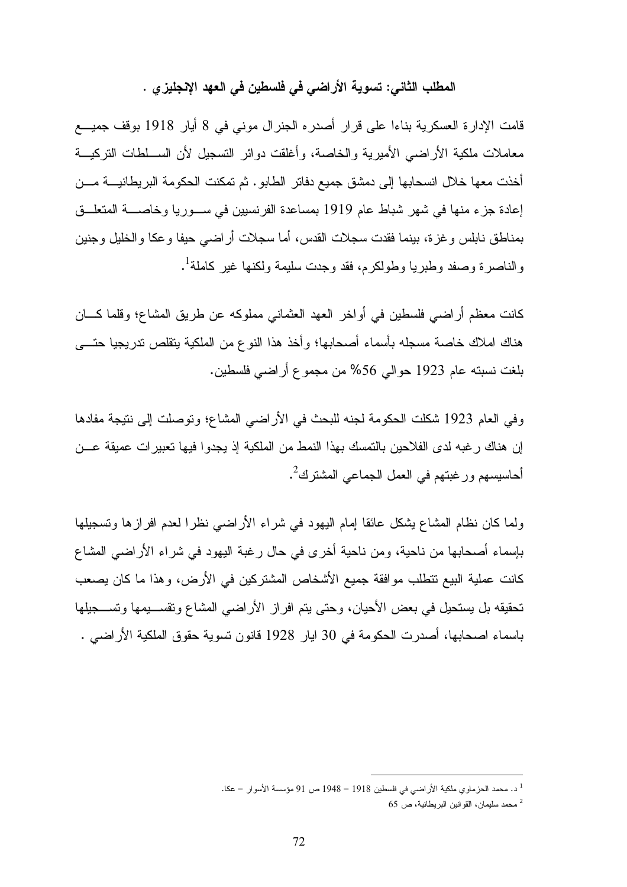### المطلب الثاني: تسوية الأراضي في فلسطين في العهد الإنجليزي .

قامت الإدارة العسكرية بناءا على قرار أصدره الجنرال موني في 8 أيار 1918 بوقف جميع معاملات ملكية الأراضي الأميرية والخاصة، وأغلقت دوائر التسجيل لأن السلطات التركية أخذت معها خلال انسحابها إلى دمشق جميع دفاتر الطابو. ثم تمكنت الحكومة البريطانية من إعادة جزء منها في شهر شباط عام 1919 بمساعدة الفرنسيين في سوريا وخاصة المتعلق بمناطق نابلس وغزة، بينما فقدت سجلات القدس، أما سجلات أراضي حيفا وعكا والخليل وجنين والناصرة وصفد وطبريا وطولكرم، فقد وجدت سليمة ولكنها غير كاملة[1].

كانت معظم أراضي فلسطين في أواخر العهد العثماني مملوكه عن طريق المشاع؛ وقلما كان هناك املاك خاصة مسجله بأسماء أصحابها؛ وأخذ هذا النوع من الملكية يتقلص تدريجيا حتى بلغت نسبته عام 1923 حوالي 56% من مجموع أراضي فلسطين.

وفي العام 1923 شكلت الحكومة لجنه للبحث في الأراضي المشاع؛ وتوصلت إلى نتيجة مفادها إن هناك رغبه لدى الفلاحين بالتمسك بهذا النمط من الملكية إذ يجدوا فيها تعبيرات عميقة عن أحاسيسهم ورغبتهم في العمل الجماعي المشترك[2].

ولما كان نظام المشاع يشكل عائقا إمام اليهود في شراء الأراضي نظرا لعدم افرازها وتسجيلها بإسماء أصحابها من ناحية، ومن ناحية أخرى في حال رغبة اليهود في شراء الأراضي المشاع كانت عملية البيع تتطلب موافقة جميع الأشخاص المشتركين في الأرض، وهذا ما كان يصعب تحقيقه بل يستحيل في بعض الأحيان، وحتى يتم افراز الأراضي المشاع وتقسيمها وتسجيلها باسماء اصحابها، أصدرت الحكومة في 30 ايار 1928 قانون تسوية حقوق الملكية الأراضي .

---

[1] د. محمد الحزماوي ملكية الأراضي في فلسطين 1918 – 1948 ص 91 مؤسسة الأسوار – عكا.

[2] محمد سليمان، القوانين البريطانية، ص 65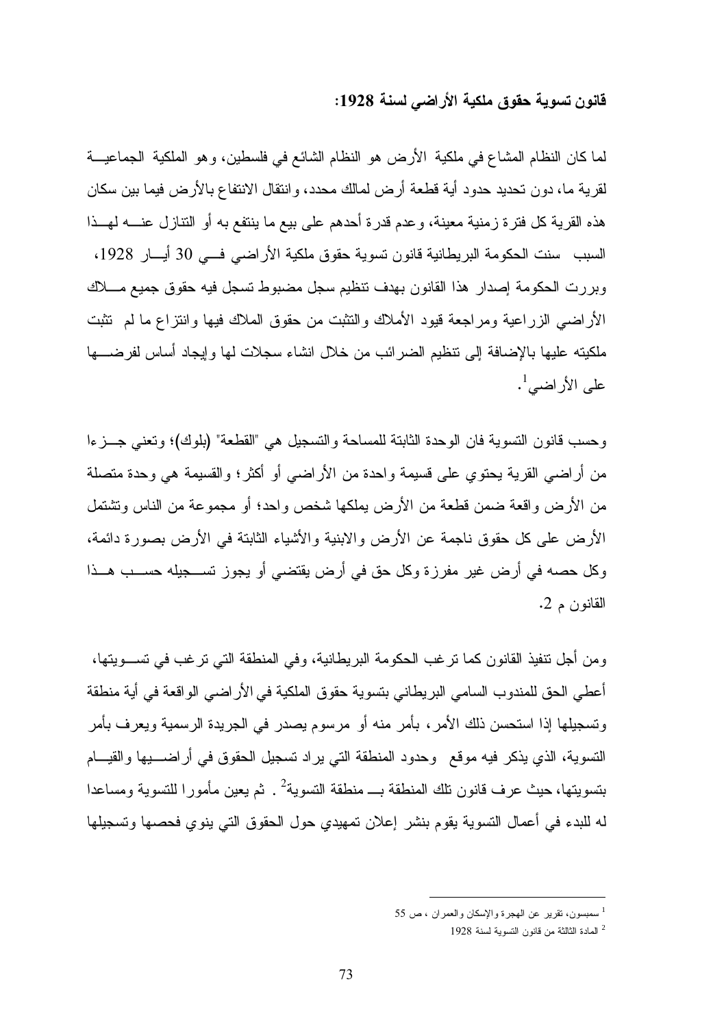### قانون تسوية حقوق ملكية الأراضي لسنة 1928:

لما كان النظام المشاع في ملكية الأرض هو النظام الشائع في فلسطين، وهو الملكية الجماعية لقرية ما، دون تحديد حدود أية قطعة أرض لمالك محدد، وانتقال الانتفاع بالأرض فيما بين سكان هذه القرية كل فترة زمنية معينة، وعدم قدرة أحدهم على بيع ما ينتفع به أو التنازل عنه لهذا السبب سنت الحكومة البريطانية قانون تسوية حقوق ملكية الأراضي في 30 أيار 1928، وبررت الحكومة إصدار هذا القانون بهدف تنظيم سجل مضبوط تسجل فيه حقوق جميع ملاك الأراضي الزراعية ومراجعة قيود الأملاك والتثبت من حقوق الملاك فيها وانتزاع ما لم تثبت ملكيته عليها بالإضافة إلى تنظيم الضرائب من خلال انشاء سجلات لها وإيجاد أساس لفرضها على الأراضي[1].

وحسب قانون التسوية فان الوحدة الثابتة للمساحة والتسجيل هي "القطعة" (بلوك)؛ وتعني جزءا من أراضي القرية يحتوي على قسيمة واحدة من الأراضي أو أكثر؛ والقسيمة هي وحدة متصلة من الأرض واقعة ضمن قطعة من الأرض يملكها شخص واحد؛ أو مجموعة من الناس وتشتمل الأرض على كل حقوق ناجمة عن الأرض والابنية والأشياء الثابتة في الأرض بصورة دائمة، وكل حصه في أرض غير مفرزة وكل حق في أرض يقتضي أو يجوز تسجيله حسب هذا القانون م 2.

ومن أجل تنفيذ القانون كما ترغب الحكومة البريطانية، وفي المنطقة التي ترغب في تسويتها، أعطي الحق للمندوب السامي البريطاني بتسوية حقوق الملكية في الأراضي الواقعة في أية منطقة وتسجيلها إذا استحسن ذلك الأمر، بأمر منه أو مرسوم يصدر في الجريدة الرسمية ويعرف بأمر التسوية، الذي يذكر فيه موقع وحدود المنطقة التي يراد تسجيل الحقوق في أراضيها والقيام بتسويتها، حيث عرف قانون تلك المنطقة بـ منطقة التسوية[2]. ثم يعين مأمورا للتسوية ومساعدا له للبدء في أعمال التسوية يقوم بنشر إعلان تمهيدي حول الحقوق التي ينوي فحصها وتسجيلها

---

[1] سمبسون، تقرير عن الهجرة والإسكان والعمران ، ص 55

[2] المادة الثالثة من قانون التسوية لسنة 1928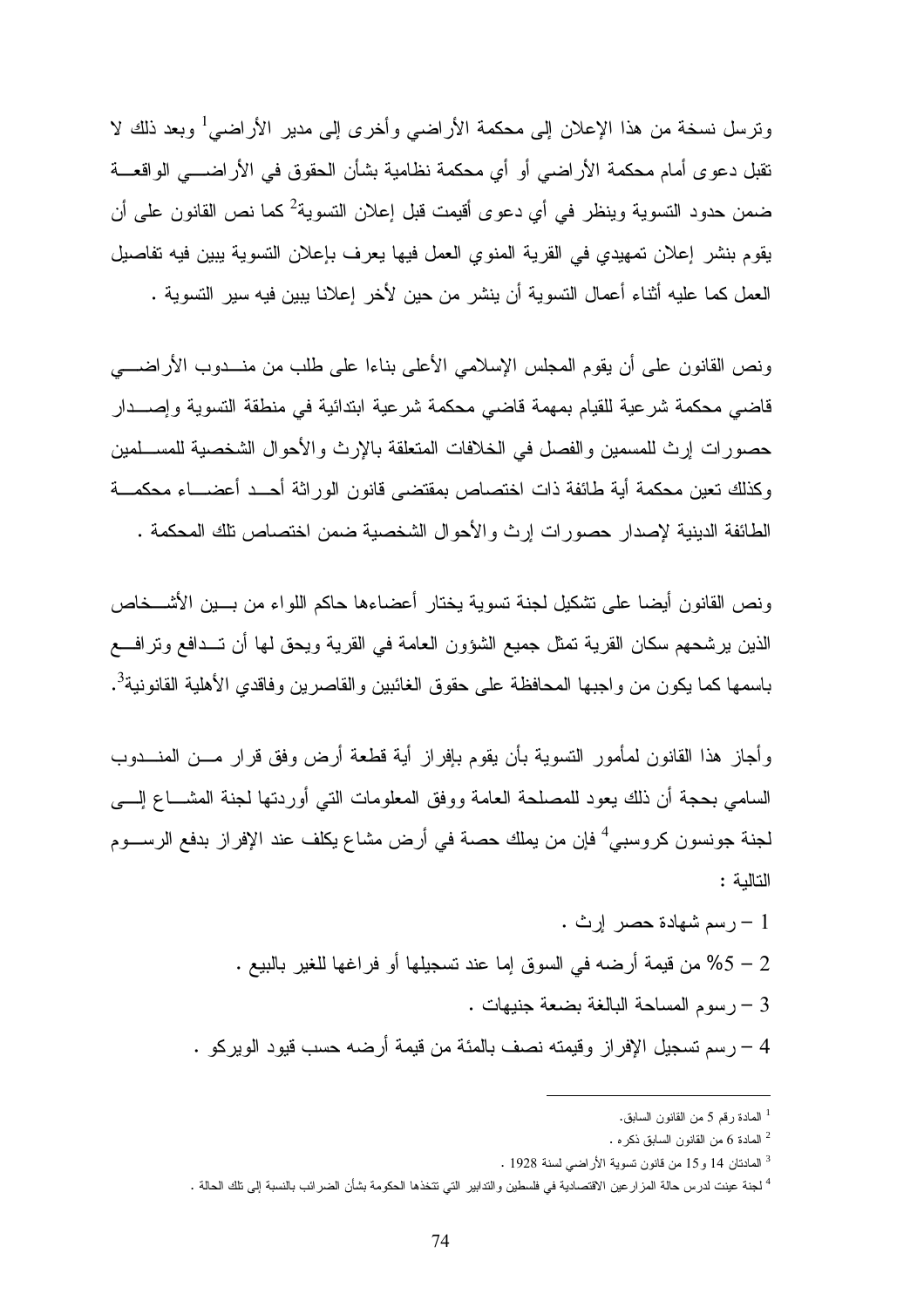وترسل نسخة من هذا الإعلان إلى محكمة الأراضي وأخرى إلى مدير الأراضي[1] وبعد ذلك لا تقبل دعوى أمام محكمة الأراضي أو أي محكمة نظامية بشأن الحقوق في الأراضي الواقعة ضمن حدود التسوية وينظر في أي دعوى أقيمت قبل إعلان التسوية[2] كما نص القانون على أن يقوم بنشر إعلان تمهيدي في القرية المنوي العمل فيها يعرف بإعلان التسوية يبين فيه تفاصيل العمل كما عليه أثناء أعمال التسوية أن ينشر من حين لأخر إعلانا يبين فيه سير التسوية .

ونص القانون على أن يقوم المجلس الإسلامي الأعلى بناءا على طلب من مندوب الأراضي قاضي محكمة شرعية للقيام بمهمة قاضي محكمة شرعية ابتدائية في منطقة التسوية وإصدار حصورات إرث للمسمين والفصل في الخلافات المتعلقة بالإرث والأحوال الشخصية للمسلمين وكذلك تعين محكمة أية طائفة ذات اختصاص بمقتضى قانون الوراثة أحد أعضاء محكمة الطائفة الدينية لإصدار حصورات إرث والأحوال الشخصية ضمن اختصاص تلك المحكمة .

ونص القانون أيضا على تشكيل لجنة تسوية يختار أعضاءها حاكم اللواء من بين الأشخاص الذين يرشحهم سكان القرية تمثل جميع الشؤون العامة في القرية ويحق لها أن تدافع وترافع باسمها كما يكون من واجبها المحافظة على حقوق الغائبين والقاصرين وفاقدي الأهلية القانونية[3].

وأجاز هذا القانون لمأمور التسوية بأن يقوم بإفراز أية قطعة أرض وفق قرار من المندوب السامي بحجة أن ذلك يعود للمصلحة العامة ووفق المعلومات التي أوردتها لجنة المشاع إلى لجنة جونسون كروسبي[4] فإن من يملك حصة في أرض مشاع يكلف عند الإفراز بدفع الرسوم التالية :

1 – رسم شهادة حصر إرث .

2 – 5% من قيمة أرضه في السوق إما عند تسجيلها أو فراغها للغير بالبيع .

3 – رسوم المساحة البالغة بضعة جنيهات .

4 – رسم تسجيل الإفراز وقيمته نصف بالمئة من قيمة أرضه حسب قيود الويركو .

---

[1] المادة رقم 5 من القانون السابق.

[2] المادة 6 من القانون السابق ذكره .

[3] المادتان 14 و15 من قانون تسوية الأراضي لسنة 1928 .

[4] لجنة عينت لدرس حالة المزارعين الاقتصادية في فلسطين والتدابير التي تتخذها الحكومة بشأن الضرائب بالنسبة إلى تلك الحالة .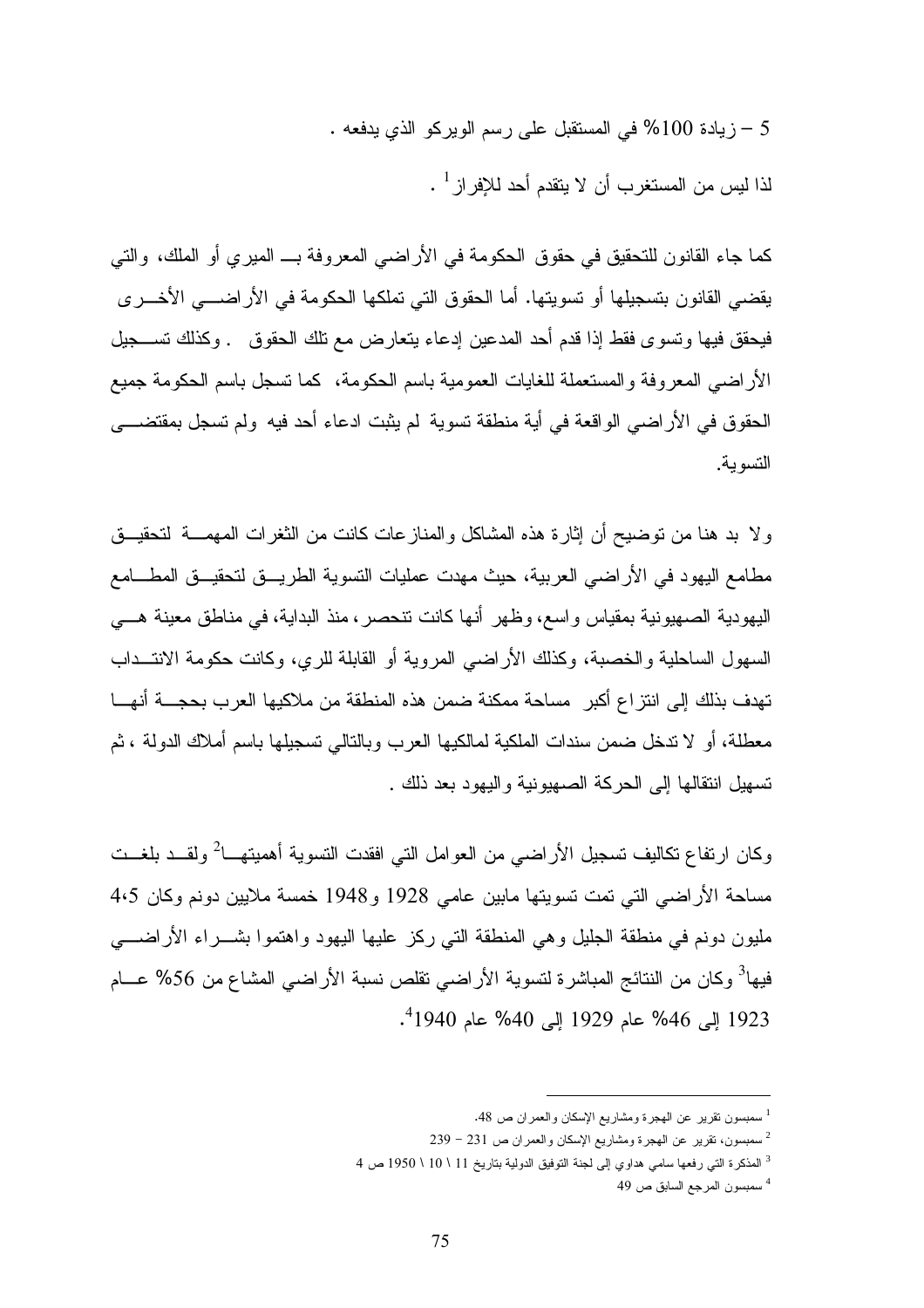5 – زيادة 100% في المستقبل على رسم الويركو الذي يدفعه .

لذا ليس من المستغرب أن لا يتقدم أحد للإفراز[1] .

كما جاء القانون للتحقيق في حقوق الحكومة في الأراضي المعروفة بـــ الميري أو الملك، والتي يقضي القانون بتسجيلها أو تسويتها. أما الحقوق التي تملكها الحكومة في الأراضـــي الأخـــرى فيحقق فيها وتسوى فقط إذا قدم أحد المدعين إدعاء يتعارض مع تلك الحقوق . وكذلك تســـجيل الأراضي المعروفة والمستعملة للغايات العمومية باسم الحكومة، كما تسجل باسم الحكومة جميع الحقوق في الأراضي الواقعة في أية منطقة تسوية لم يثبت ادعاء أحد فيه ولم تسجل بمقتضـــى التسوية.

ولا بد هنا من توضيح أن إثارة هذه المشاكل والمنازعات كانت من الثغرات المهمـــة لتحقيـــق مطامع اليهود في الأراضي العربية، حيث مهدت عمليات التسوية الطريـــق لتحقيـــق المطـــامع اليهودية الصهيونية بمقياس واسع، وظهر أنها كانت تنحصر، منذ البداية، في مناطق معينة هـــي السهول الساحلية والخصبة، وكذلك الأراضي المروية أو القابلة للري، وكانت حكومة الانتـــداب تهدف بذلك إلى انتزاع أكبر مساحة ممكنة ضمن هذه المنطقة من ملاكيها العرب بحجـــة أنهـــا معطلة، أو لا تدخل ضمن سندات الملكية لمالكيها العرب وبالتالي تسجيلها باسم أملاك الدولة ، ثم تسهيل انتقالها إلى الحركة الصهيونية واليهود بعد ذلك .

وكان ارتفاع تكاليف تسجيل الأراضي من العوامل التي افقدت التسوية أهميتهـــا[2] ولقـــد بلغـــت مساحة الأراضي التي تمت تسويتها مابين عامي 1928 و1948 خمسة ملايين دونم وكان 4،5 مليون دونم في منطقة الجليل وهي المنطقة التي ركز عليها اليهود واهتموا بشـــراء الأراضـــي فيها[3] وكان من النتائج المباشرة لتسوية الأراضي تقلص نسبة الأراضي المشاع من 56% عـــام 1923 إلى 46% عام 1929 إلى 40% عام 1940[4].

---

[1] سمبسون تقرير عن الهجرة ومشاريع الإسكان والعمران ص 48.

[2] سمبسون، تقرير عن الهجرة ومشاريع الإسكان والعمران ص 231 – 239

[3] المذكرة التي رفعها سامي هداوي إلى لجنة التوفيق الدولية بتاريخ 11 \ 10 \ 1950 ص 4

[4] سمبسون المرجع السابق ص 49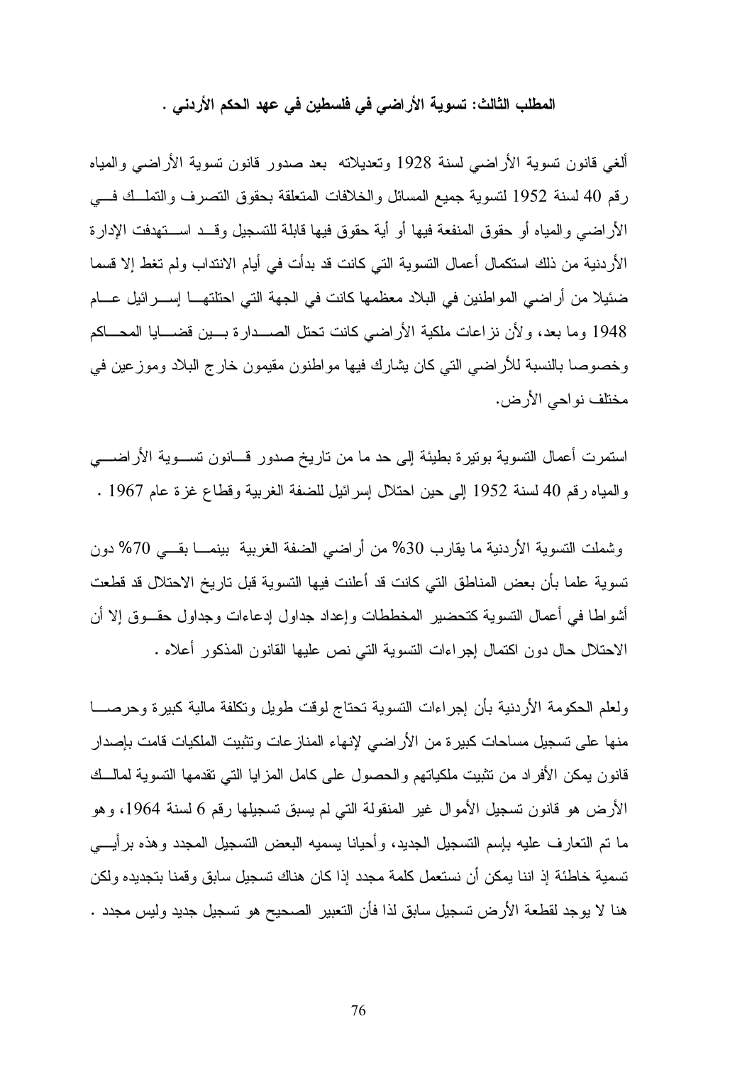### المطلب الثالث: تسوية الأراضي في فلسطين في عهد الحكم الأردني .

ألغي قانون تسوية الأراضي لسنة 1928 وتعديلاته بعد صدور قانون تسوية الأراضي والمياه رقم 40 لسنة 1952 لتسوية جميع المسائل والخلافات المتعلقة بحقوق التصرف والتملك في الأراضي والمياه أو حقوق المنفعة فيها أو أية حقوق فيها قابلة للتسجيل وقد استهدفت الإدارة الأردنية من ذلك استكمال أعمال التسوية التي كانت قد بدأت في أيام الانتداب ولم تغط إلا قسما ضئيلا من أراضي المواطنين في البلاد معظمها كانت في الجهة التي احتلتها إسرائيل عام 1948 وما بعد، ولأن نزاعات ملكية الأراضي كانت تحتل الصدارة بين قضايا المحاكم وخصوصا بالنسبة للأراضي التي كان يشارك فيها مواطنون مقيمون خارج البلاد وموزعين في مختلف نواحي الأرض.

استمرت أعمال التسوية بوتيرة بطيئة إلى حد ما من تاريخ صدور قانون تسوية الأراضي والمياه رقم 40 لسنة 1952 إلى حين احتلال إسرائيل للضفة الغربية وقطاع غزة عام 1967 .

وشملت التسوية الأردنية ما يقارب 30% من أراضي الضفة الغربية بينما بقي 70% دون تسوية علما بأن بعض المناطق التي كانت قد أعلنت فيها التسوية قبل تاريخ الاحتلال قد قطعت أشواطا في أعمال التسوية كتحضير المخططات وإعداد جداول إدعاءات وجداول حقوق إلا أن الاحتلال حال دون اكتمال إجراءات التسوية التي نص عليها القانون المذكور أعلاه .

ولعلم الحكومة الأردنية بأن إجراءات التسوية تحتاج لوقت طويل وتكلفة مالية كبيرة وحرصا منها على تسجيل مساحات كبيرة من الأراضي لإنهاء المنازعات وتثبيت الملكيات قامت بإصدار قانون يمكن الأفراد من تثبيت ملكياتهم والحصول على كامل المزايا التي تقدمها التسوية لمالك الأرض هو قانون تسجيل الأموال غير المنقولة التي لم يسبق تسجيلها رقم 6 لسنة 1964، وهو ما تم التعارف عليه بإسم التسجيل الجديد، وأحيانا يسميه البعض التسجيل المجدد وهذه برأيي تسمية خاطئة إذ اننا يمكن أن نستعمل كلمة مجدد إذا كان هناك تسجيل سابق وقمنا بتجديده ولكن هنا لا يوجد لقطعة الأرض تسجيل سابق لذا فأن التعبير الصحيح هو تسجيل جديد وليس مجدد .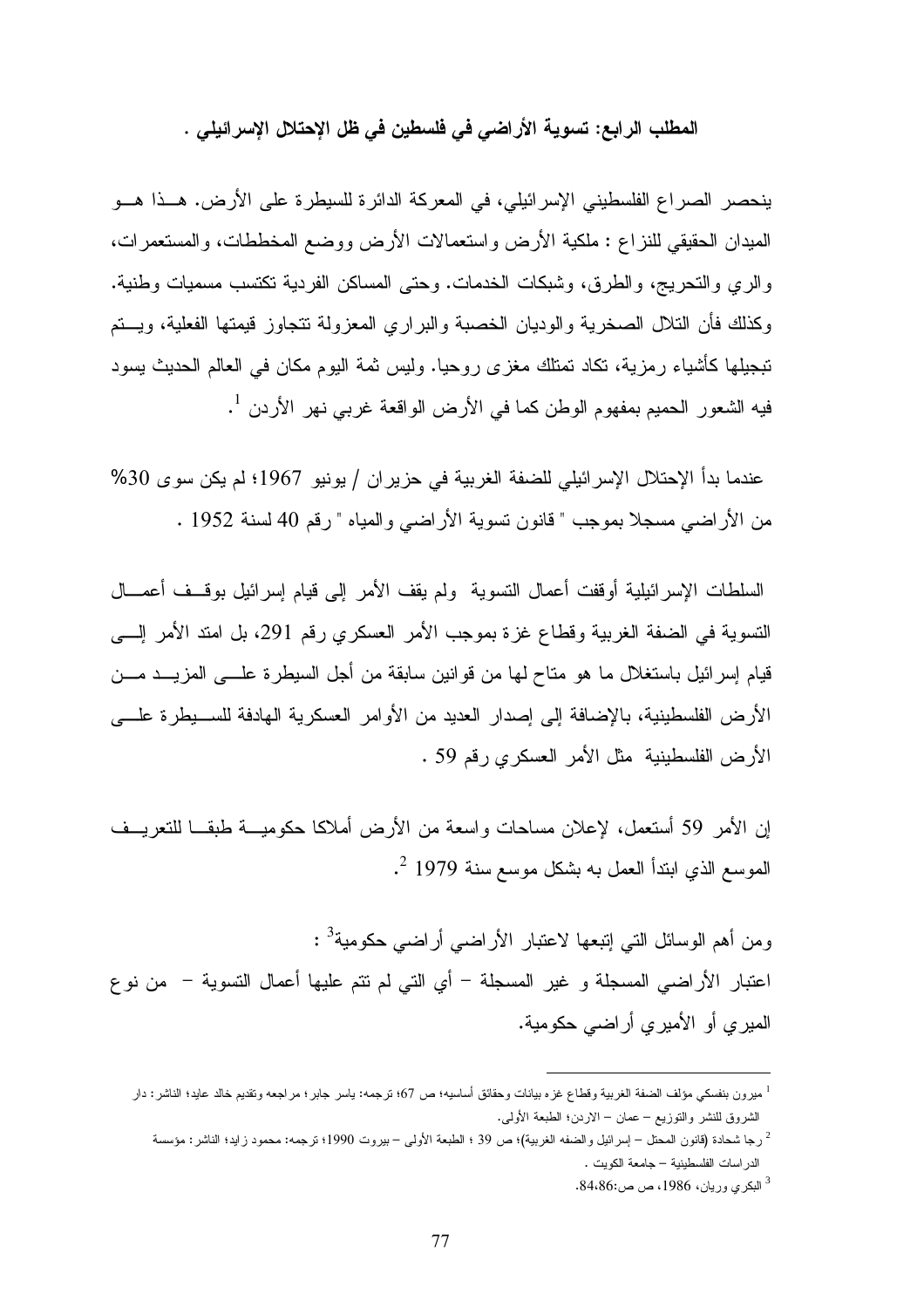### المطلب الرابع: تسوية الأراضي في فلسطين في ظل الإحتلال الإسرائيلي .

ينحصر الصراع الفلسطيني الإسرائيلي، في المعركة الدائرة للسيطرة على الأرض. هذا هو الميدان الحقيقي للنزاع : ملكية الأرض واستعمالات الأرض ووضع المخططات، والمستعمرات، والري والتحريج، والطرق، وشبكات الخدمات. وحتى المساكن الفردية تكتسب مسميات وطنية. وكذلك فأن التلال الصخرية والوديان الخصبة والبراري المعزولة تتجاوز قيمتها الفعلية، ويتم تبجيلها كأشياء رمزية، تكاد تمتلك مغزى روحيا. وليس ثمة اليوم مكان في العالم الحديث يسود فيه الشعور الحميم بمفهوم الوطن كما في الأرض الواقعة غربي نهر الأردن [1].

عندما بدأ الإحتلال الإسرائيلي للضفة الغربية في حزيران / يونيو 1967؛ لم يكن سوى 30% من الأراضي مسجلا بموجب " قانون تسوية الأراضي والمياه " رقم 40 لسنة 1952 .

السلطات الإسرائيلية أوقفت أعمال التسوية ولم يقف الأمر إلى قيام إسرائيل بوقف أعمال التسوية في الضفة الغربية وقطاع غزة بموجب الأمر العسكري رقم 291، بل امتد الأمر إلى قيام إسرائيل باستغلال ما هو متاح لها من قوانين سابقة من أجل السيطرة على المزيد من الأرض الفلسطينية، بالإضافة إلى إصدار العديد من الأوامر العسكرية الهادفة للسيطرة على الأرض الفلسطينية مثل الأمر العسكري رقم 59 .

إن الأمر 59 أستعمل، لإعلان مساحات واسعة من الأرض أملاكا حكومية طبقا للتعريف الموسع الذي ابتدأ العمل به بشكل موسع سنة 1979 [2].

ومن أهم الوسائل التي إتبعها لاعتبار الأراضي أراضي حكومية[3] :
اعتبار الأراضي المسجلة و غير المسجلة – أي التي لم تتم عليها أعمال التسوية – من نوع الميري أو الأميري أراضي حكومية.

---

[1] ميرون بنفسكي مؤلف الضفة الغربية وقطاع غزه بيانات وحقائق أساسيه؛ ص 67؛ ترجمه: ياسر جابر؛ مراجعه وتقديم خالد عايد؛ الناشر: دار الشروق للنشر والتوزيع – عمان – الاردن؛ الطبعة الأولى.

[2] رجا شحادة (قانون المحتل – إسرائيل والضفه الغربية)؛ ص 39 ؛ الطبعة الأولى – بيروت 1990؛ ترجمه: محمود زايد؛ الناشر: مؤسسة الدراسات الفلسطينية – جامعة الكويت .

[3] البكري وريان، 1986، ص ص:84،86.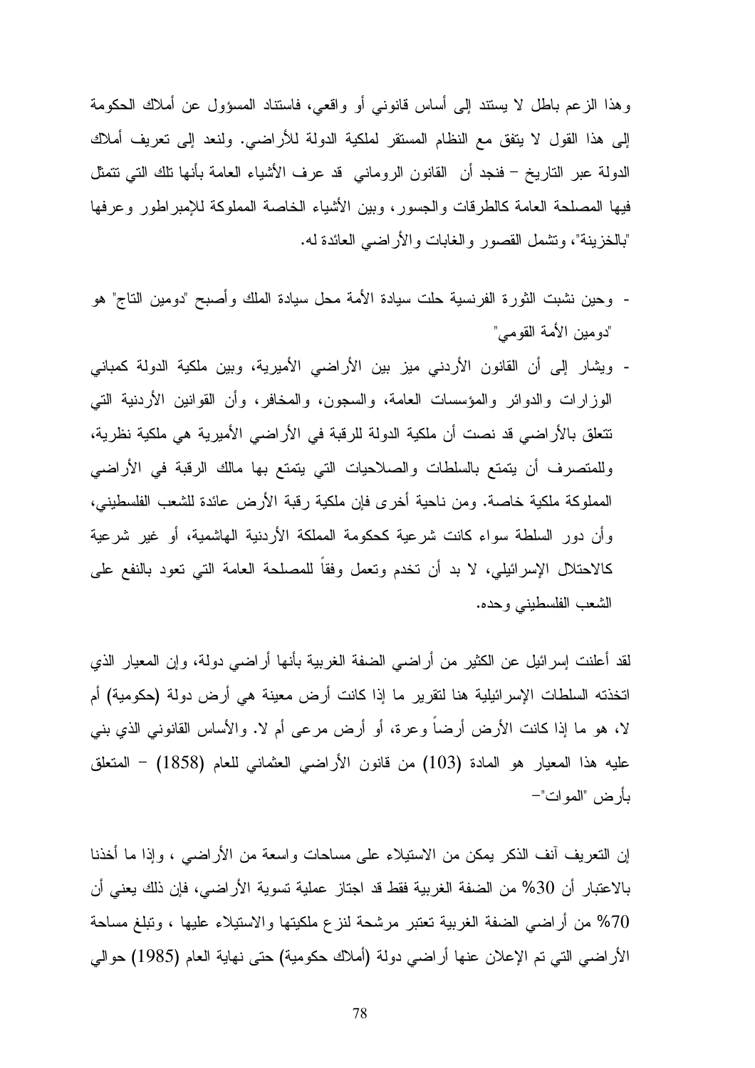وهذا الزعم باطل لا يستند إلى أساس قانوني أو واقعي، فاستناد المسؤول عن أملاك الحكومة إلى هذا القول لا يتفق مع النظام المستقر لملكية الدولة للأراضي. ولنعد إلى تعريف أملاك الدولة عبر التاريخ – فنجد أن القانون الروماني قد عرف الأشياء العامة بأنها تلك التي تتمثل فيها المصلحة العامة كالطرقات والجسور، وبين الأشياء الخاصة المملوكة للإمبراطور وعرفها "بالخزينة"، وتشمل القصور والغابات والأراضي العائدة له.

- وحين نشبت الثورة الفرنسية حلت سيادة الأمة محل سيادة الملك وأصبح "دومين التاج" هو "دومين الأمة القومي"
- ويشار إلى أن القانون الأردني ميز بين الأراضي الأميرية، وبين ملكية الدولة كمباني الوزارات والدوائر والمؤسسات العامة، والسجون، والمخافر، وأن القوانين الأردنية التي تتعلق بالأراضي قد نصت أن ملكية الدولة للرقبة في الأراضي الأميرية هي ملكية نظرية، وللمتصرف أن يتمتع بالسلطات والصلاحيات التي يتمتع بها مالك الرقبة في الأراضي المملوكة ملكية خاصة. ومن ناحية أخرى فإن ملكية رقبة الأرض عائدة للشعب الفلسطيني، وأن دور السلطة سواء كانت شرعية كحكومة المملكة الأردنية الهاشمية، أو غير شرعية كالاحتلال الإسرائيلي، لا بد أن تخدم وتعمل وفقاً للمصلحة العامة التي تعود بالنفع على الشعب الفلسطيني وحده.

لقد أعلنت إسرائيل عن الكثير من أراضي الضفة الغربية بأنها أراضي دولة، وإن المعيار الذي اتخذته السلطات الإسرائيلية هنا لتقرير ما إذا كانت أرض معينة هي أرض دولة (حكومية) أم لا، هو ما إذا كانت الأرض أرضاً وعرة، أو أرض مرعى أم لا. والأساس القانوني الذي بني عليه هذا المعيار هو المادة (103) من قانون الأراضي العثماني للعام (1858) – المتعلق بأرض "الموات"–

إن التعريف آنف الذكر يمكن من الاستيلاء على مساحات واسعة من الأراضي ، وإذا ما أخذنا بالاعتبار أن 30% من الضفة الغربية فقط قد اجتاز عملية تسوية الأراضي، فإن ذلك يعني أن 70% من أراضي الضفة الغربية تعتبر مرشحة لنزع ملكيتها والاستيلاء عليها ، وتبلغ مساحة الأراضي التي تم الإعلان عنها أراضي دولة (أملاك حكومية) حتى نهاية العام (1985) حوالي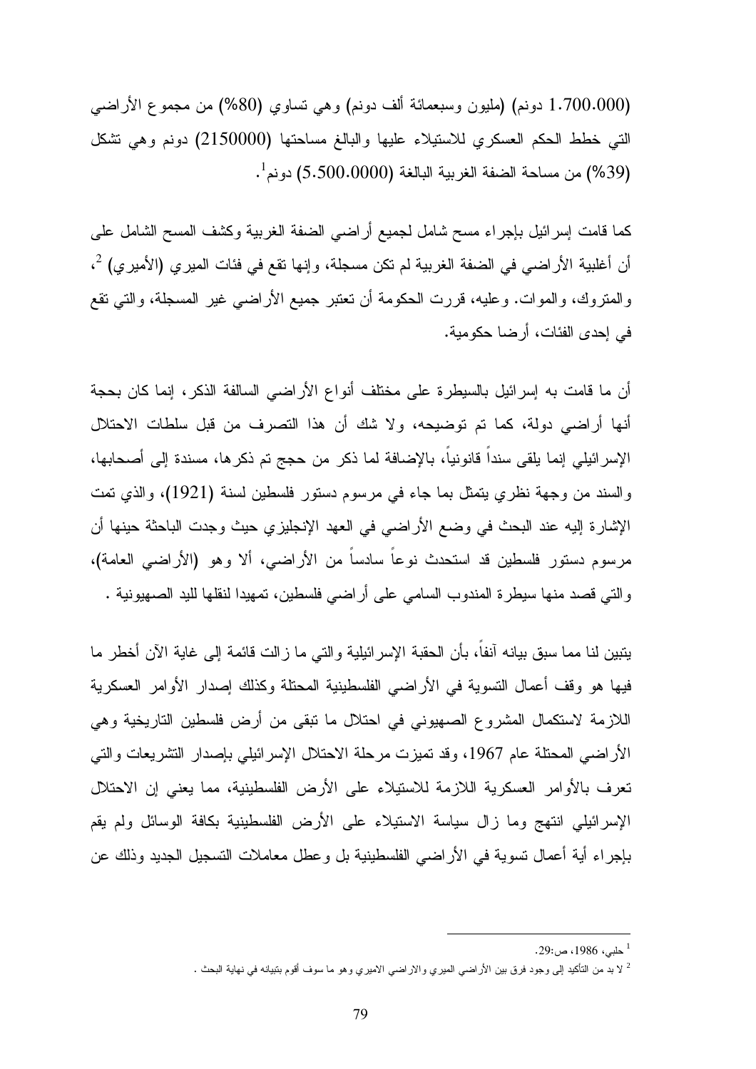(1.700.000 دونم) (مليون وسبعمائة ألف دونم) وهي تساوي (80%) من مجموع الأراضي التي خطط الحكم العسكري للاستيلاء عليها والبالغ مساحتها (2150000) دونم وهي تشكل (39%) من مساحة الضفة الغربية البالغة (5.500.0000) دونم[1].

كما قامت إسرائيل بإجراء مسح شامل لجميع أراضي الضفة الغربية وكشف المسح الشامل على أن أغلبية الأراضي في الضفة الغربية لم تكن مسجلة، وإنها تقع في فئات الميري (الأميري) [2]، والمتروك، والموات. وعليه، قررت الحكومة أن تعتبر جميع الأراضي غير المسجلة، والتي تقع في إحدى الفئات، أرضا حكومية.

أن ما قامت به إسرائيل بالسيطرة على مختلف أنواع الأراضي السالفة الذكر، إنما كان بحجة أنها أراضي دولة، كما تم توضيحه، ولا شك أن هذا التصرف من قبل سلطات الاحتلال الإسرائيلي إنما يلقى سنداً قانونياً، بالإضافة لما ذكر من حجج تم ذكرها، مسندة إلى أصحابها، والسند من وجهة نظري يتمثل بما جاء في مرسوم دستور فلسطين لسنة (1921)، والذي تمت الإشارة إليه عند البحث في وضع الأراضي في العهد الإنجليزي حيث وجدت الباحثة حينها أن مرسوم دستور فلسطين قد استحدث نوعاً سادساً من الأراضي، ألا وهو (الأراضي العامة)، والتي قصد منها سيطرة المندوب السامي على أراضي فلسطين، تمهيدا لنقلها لليد الصهيونية .

يتبين لنا مما سبق بيانه آنفاً، بأن الحقبة الإسرائيلية والتي ما زالت قائمة إلى غاية الآن أخطر ما فيها هو وقف أعمال التسوية في الأراضي الفلسطينية المحتلة وكذلك إصدار الأوامر العسكرية اللازمة لاستكمال المشروع الصهيوني في احتلال ما تبقى من أرض فلسطين التاريخية وهي الأراضي المحتلة عام 1967، وقد تميزت مرحلة الاحتلال الإسرائيلي بإصدار التشريعات والتي تعرف بالأوامر العسكرية اللازمة للاستيلاء على الأرض الفلسطينية، مما يعني إن الاحتلال الإسرائيلي انتهج وما زال سياسة الاستيلاء على الأرض الفلسطينية بكافة الوسائل ولم يقم بإجراء أية أعمال تسوية في الأراضي الفلسطينية بل وعطل معاملات التسجيل الجديد وذلك عن

---

[1] حلبي، 1986، ص:29.

[2] لا بد من التأكيد إلى وجود فرق بين الأراضي الميري والاراضي الاميري وهو ما سوف أقوم بتبيانه في نهاية البحث .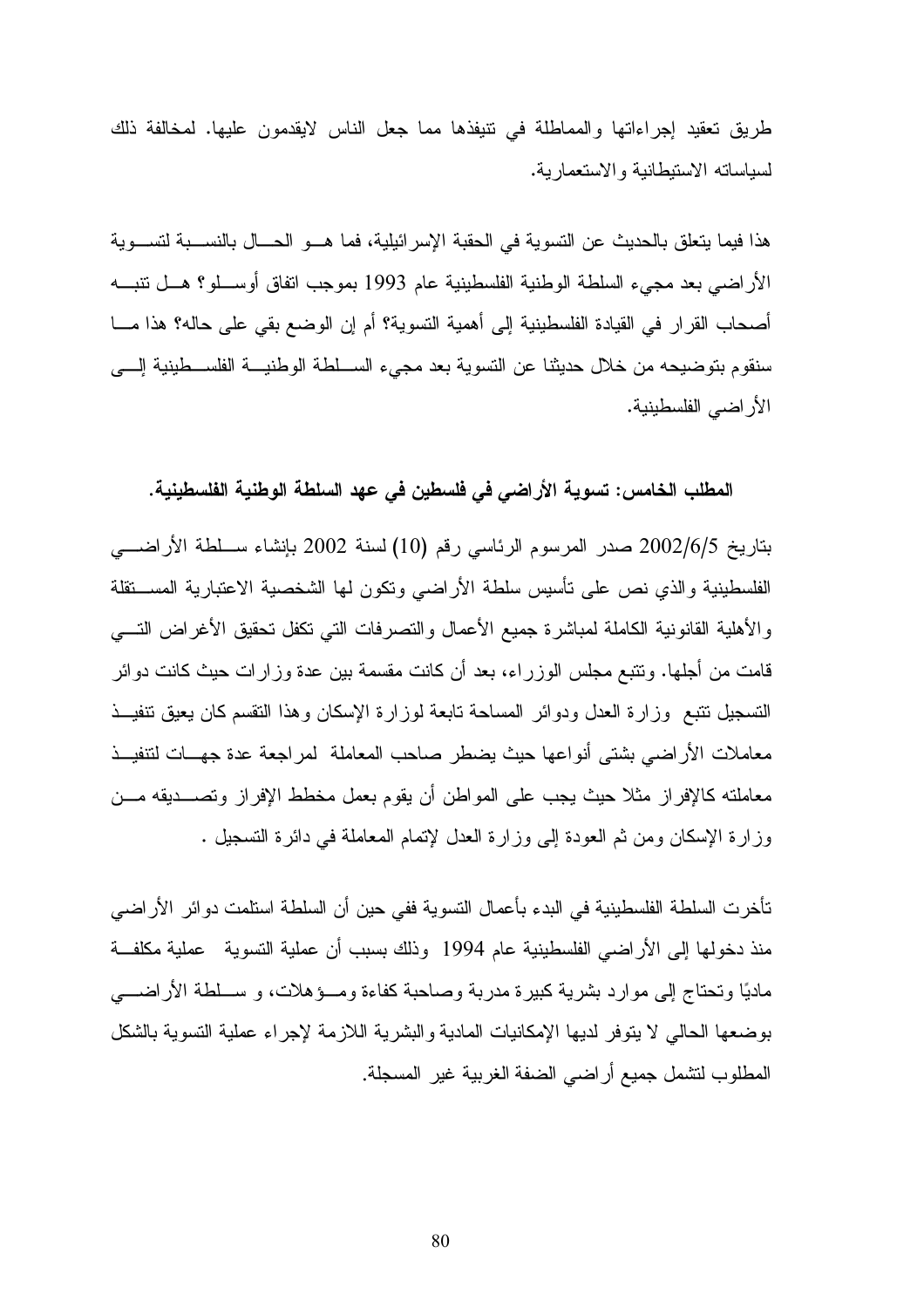طريق تعقيد إجراءاتها والمماطلة في تنيفذها مما جعل الناس لايقدمون عليها. لمخالفة ذلك لسياساته الاستيطانية والاستعمارية.

هذا فيما يتعلق بالحديث عن التسوية في الحقبة الإسرائيلية، فما هو الحال بالنسبة لتسوية الأراضي بعد مجيء السلطة الوطنية الفلسطينية عام 1993 بموجب اتفاق أوسلو؟ هل تنبه أصحاب القرار في القيادة الفلسطينية إلى أهمية التسوية؟ أم إن الوضع بقي على حاله؟ هذا ما سنقوم بتوضيحه من خلال حديثنا عن التسوية بعد مجيء السلطة الوطنية الفلسطينية إلى الأراضي الفلسطينية.

### المطلب الخامس: تسوية الأراضي في فلسطين في عهد السلطة الوطنية الفلسطينية.

بتاريخ 2002/6/5 صدر المرسوم الرئاسي رقم (10) لسنة 2002 بإنشاء سلطة الأراضي الفلسطينية والذي نص على تأسيس سلطة الأراضي وتكون لها الشخصية الاعتبارية المستقلة والأهلية القانونية الكاملة لمباشرة جميع الأعمال والتصرفات التي تكفل تحقيق الأغراض التي قامت من أجلها. وتتبع مجلس الوزراء، بعد أن كانت مقسمة بين عدة وزارات حيث كانت دوائر التسجيل تتبع وزارة العدل ودوائر المساحة تابعة لوزارة الإسكان وهذا التقسم كان يعيق تنفيذ معاملات الأراضي بشتى أنواعها حيث يضطر صاحب المعاملة لمراجعة عدة جهات لتنفيذ معاملته كالإفراز مثلا حيث يجب على المواطن أن يقوم بعمل مخطط الإفراز وتصديقه من وزارة الإسكان ومن ثم العودة إلى وزارة العدل لإتمام المعاملة في دائرة التسجيل .

تأخرت السلطة الفلسطينية في البدء بأعمال التسوية ففي حين أن السلطة استلمت دوائر الأراضي منذ دخولها إلى الأراضي الفلسطينية عام 1994 وذلك بسبب أن عملية التسوية عملية مكلفة ماديًا وتحتاج إلى موارد بشرية كبيرة مدربة وصاحبة كفاءة ومؤهلات، و سلطة الأراضي بوضعها الحالي لا يتوفر لديها الإمكانيات المادية والبشرية اللازمة لإجراء عملية التسوية بالشكل المطلوب لتشمل جميع أراضي الضفة الغربية غير المسجلة.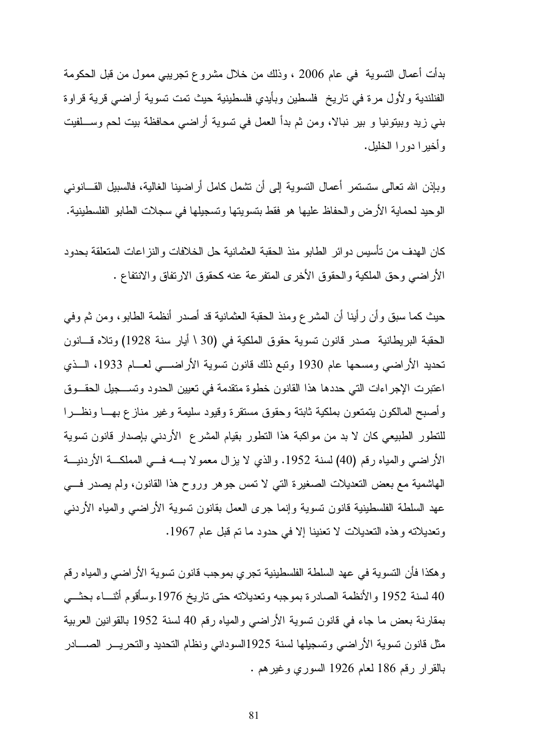بدأت أعمال التسوية في عام 2006 ، وذلك من خلال مشروع تجريبي ممول من قبل الحكومة الفنلندية ولأول مرة في تاريخ فلسطين وبأيدي فلسطينية حيث تمت تسوية أراضي قرية قراوة بني زيد وبيتونيا و بير نبالا، ومن ثم بدأ العمل في تسوية أراضي محافظة بيت لحم وسلفيت وأخيرا دورا الخليل.

وبإذن الله تعالى ستستمر أعمال التسوية إلى أن تشمل كامل أراضينا الغالية، فالسبيل القانوني الوحيد لحماية الأرض والحفاظ عليها هو فقط بتسويتها وتسجيلها في سجلات الطابو الفلسطينية.

كان الهدف من تأسيس دوائر الطابو منذ الحقبة العثمانية حل الخلافات والنزاعات المتعلقة بحدود الأراضي وحق الملكية والحقوق الأخرى المتفرعة عنه كحقوق الارتفاق والانتفاع .

حيث كما سبق وأن رأينا أن المشرع ومنذ الحقبة العثمانية قد أصدر أنظمة الطابو، ومن ثم وفي الحقبة البريطانية صدر قانون تسوية حقوق الملكية في (30 \ أيار سنة 1928) وتلاه قانون تحديد الأراضي ومسحها عام 1930 وتبع ذلك قانون تسوية الأراضي لعام 1933، الذي اعتبرت الإجراءات التي حددها هذا القانون خطوة متقدمة في تعيين الحدود وتسجيل الحقوق وأصبح المالكون يتمتعون بملكية ثابتة وحقوق مستقرة وقيود سليمة وغير منازع بها ونظرا للتطور الطبيعي كان لا بد من مواكبة هذا التطور بقيام المشرع الأردني بإصدار قانون تسوية الأراضي والمياه رقم (40) لسنة 1952. والذي لا يزال معمولا به في المملكة الأردنية الهاشمية مع بعض التعديلات الصغيرة التي لا تمس جوهر وروح هذا القانون، ولم يصدر في عهد السلطة الفلسطينية قانون تسوية وإنما جرى العمل بقانون تسوية الأراضي والمياه الأردني وتعديلاته وهذه التعديلات لا تعنينا إلا في حدود ما تم قبل عام 1967.

وهكذا فأن التسوية في عهد السلطة الفلسطينية تجري بموجب قانون تسوية الأراضي والمياه رقم 40 لسنة 1952 والأنظمة الصادرة بموجبه وتعديلاته حتى تاريخ 1976.وسأقوم أثناء بحثي بمقارنة بعض ما جاء في قانون تسوية الأراضي والمياه رقم 40 لسنة 1952 بالقوانين العربية مثل قانون تسوية الأراضي وتسجيلها لسنة 1925السوداني ونظام التحديد والتحرير الصادر بالقرار رقم 186 لعام 1926 السوري وغيرهم .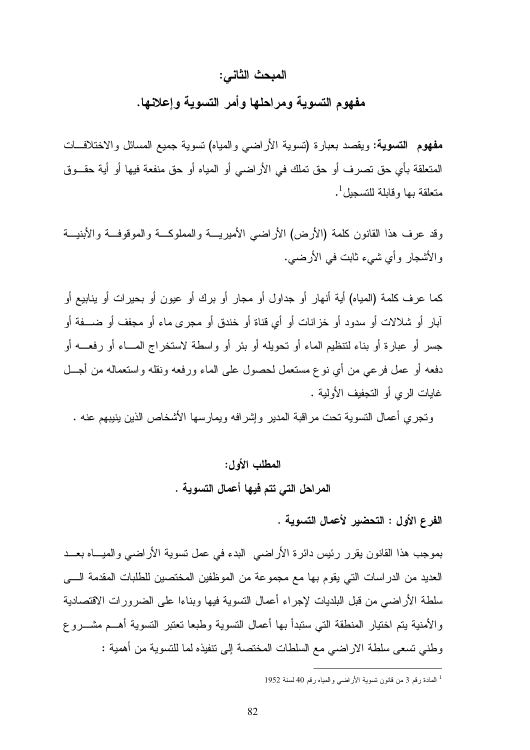## المبحث الثاني:

## مفهوم التسوية ومراحلها وأمر التسوية وإعلانها.

**مفهوم التسوية:** ويقصد بعبارة (تسوية الأراضي والمياه) تسوية جميع المسائل والاختلافات المتعلقة بأي حق تصرف أو حق تملك في الأراضي أو المياه أو حق منفعة فيها أو أية حقوق متعلقة بها وقابلة للتسجيل[1].

وقد عرف هذا القانون كلمة (الأرض) الأراضي الأميرية والمملوكة والموقوفة والأبنية والأشجار وأي شيء ثابت في الأرضي.

كما عرف كلمة (المياه) أية أنهار أو جداول أو مجار أو برك أو عيون أو بحيرات أو ينابيع أو آبار أو شلالات أو سدود أو خزانات أو أي قناة أو خندق أو مجرى ماء أو مجفف أو ضفة أو جسر أو عبارة أو بناء لتنظيم الماء أو تحويله أو بئر أو واسطة لاستخراج الماء أو رفعه أو دفعه أو عمل فرعي من أي نوع مستعمل لحصول على الماء ورفعه ونقله واستعماله من أجل غايات الري أو التجفيف الأولية .

وتجري أعمال التسوية تحت مراقبة المدير وإشرافه ويمارسها الأشخاص الذين ينيبهم عنه .

### المطلب الأول:

### المراحل التي تتم فيها أعمال التسوية .

#### الفرع الأول : التحضير لأعمال التسوية .

بموجب هذا القانون يقرر رئيس دائرة الأراضي البدء في عمل تسوية الأراضي والمياه بعد العديد من الدراسات التي يقوم بها مع مجموعة من الموظفين المختصين للطلبات المقدمة الى سلطة الأراضي من قبل البلديات لإجراء أعمال التسوية فيها وبناءا على الضرورات الاقتصادية والأمنية يتم اختيار المنطقة التي ستبدأ بها أعمال التسوية وطبعا تعتبر التسوية أهم مشروع وطني تسعى سلطة الاراضي مع السلطات المختصة إلى تنفيذه لما للتسوية من أهمية :

---

[1] المادة رقم 3 من قانون تسوية الأراضي والمياه رقم 40 لسنة 1952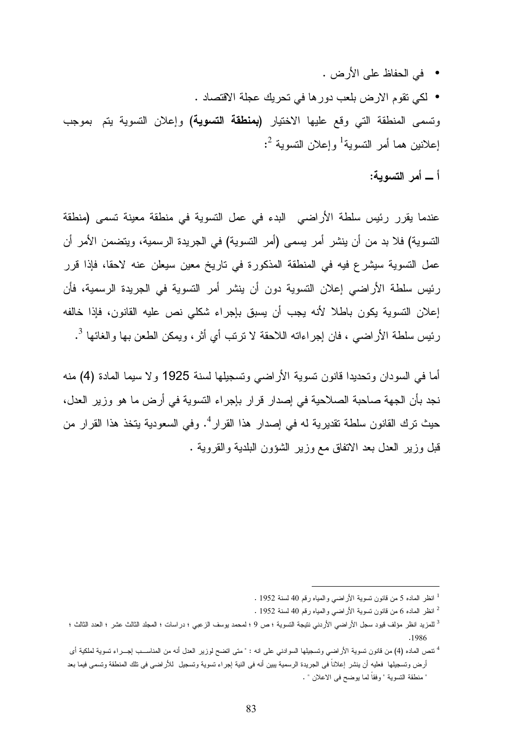- في الحفاظ على الأرض .
- لكي تقوم الارض بلعب دورها في تحريك عجلة الاقتصاد .

وتسمى المنطقة التي وقع عليها الاختيار **(بمنطقة التسوية)** وإعلان التسوية يتم بموجب إعلانين هما أمر التسوية[1] وإعلان التسوية [2]:

**أ ـــ أمر التسوية:**

عندما يقرر رئيس سلطة الأراضي البدء في عمل التسوية في منطقة معينة تسمى (منطقة التسوية) فلا بد من أن ينشر أمر يسمى (أمر التسوية) في الجريدة الرسمية، ويتضمن الأمر أن عمل التسوية سيشرع فيه في المنطقة المذكورة في تاريخ معين سيعلن عنه لاحقا، فإذا قرر رئيس سلطة الأراضي إعلان التسوية دون أن ينشر أمر التسوية في الجريدة الرسمية، فأن إعلان التسوية يكون باطلا لأنه يجب أن يسبق بإجراء شكلي نص عليه القانون، فإذا خالفه رئيس سلطة الأراضي ، فان إجراءاته اللاحقة لا ترتب أي أثر، ويمكن الطعن بها والغائها [3].

أما في السودان وتحديدا قانون تسوية الأراضي وتسجيلها لسنة 1925 ولا سيما المادة (4) منه نجد بأن الجهة صاحبة الصلاحية في إصدار قرار بإجراء التسوية في أرض ما هو وزير العدل، حيث ترك القانون سلطة تقديرية له في إصدار هذا القرار[4]. وفي السعودية يتخذ هذا القرار من قبل وزير العدل بعد الاتفاق مع وزير الشؤون البلدية والقروية .

---

[1] انظر الماده 5 من قانون تسوية الأراضي والمياه رقم 40 لسنة 1952 .

[2] انظر الماده 6 من قانون تسوية الأراضي والمياه رقم 40 لسنة 1952 .

[3] للمزيد انظر مؤلف قيود سجل الأراضي الأردني نتيجة التسوية ؛ ص 9 ؛ لمحمد يوسف الزعبي ؛ دراسات ؛ المجلد الثالث عشر ؛ العدد الثالث ؛ 1986.

[4] تنص الماده (4) من قانون تسوية الأراضي وتسجيلها السوداني على انه : " متى اتضح لوزير العدل أنه من المناســب إجــراء تسوية لملكية أى أرض وتسجيلها فعليه أن ينشر إعلاناً فى الجريدة الرسمية يبين أنه فى النية إجراء تسوية وتسجيل للأراضى فى تلك المنطقة وتسمى فيما بعد " منطقة التسوية " وفقاً لما يوضح فى الاعلان " .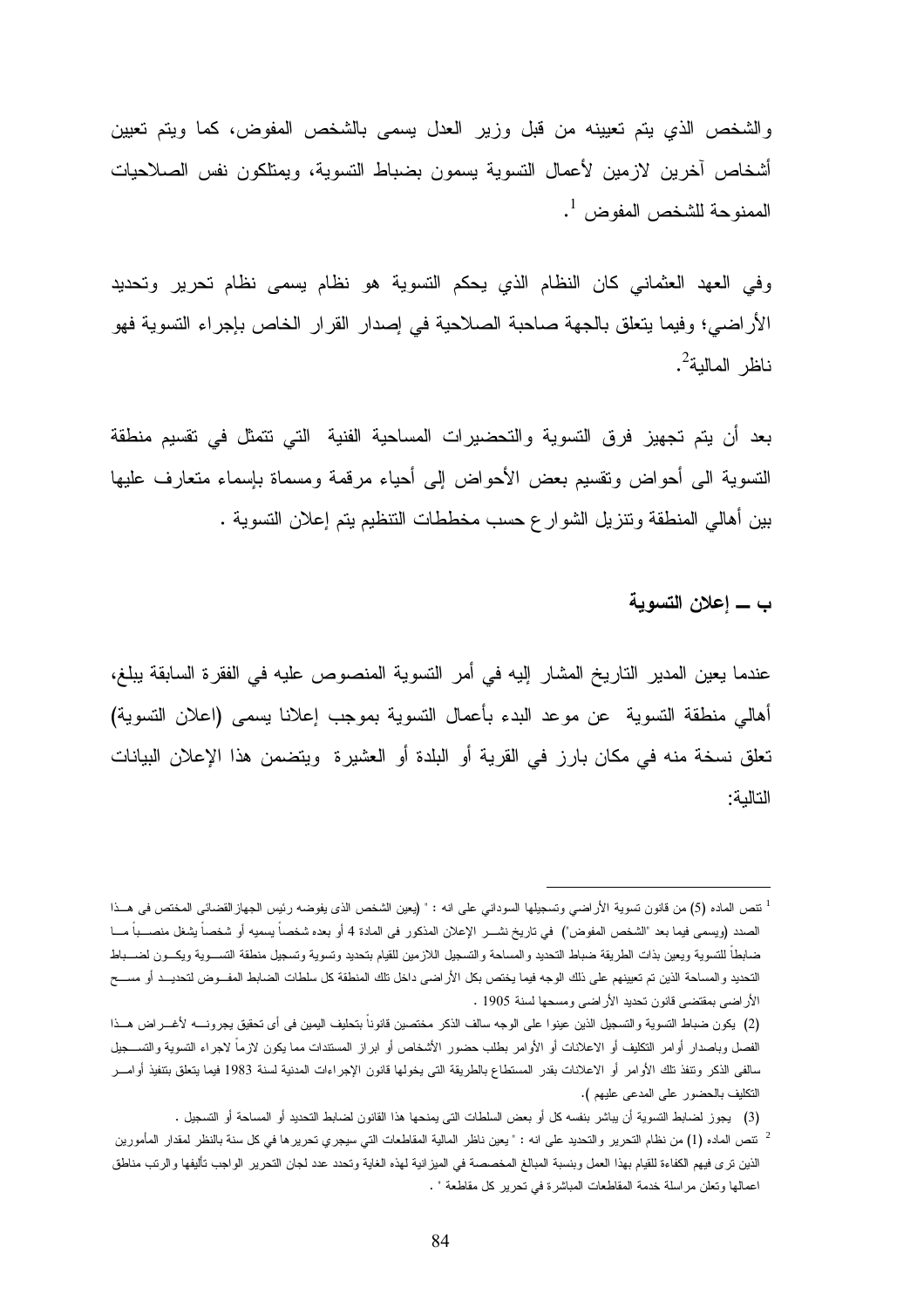والشخص الذي يتم تعيينه من قبل وزير العدل يسمى بالشخص المفوض، كما ويتم تعيين أشخاص آخرين لازمين لأعمال التسوية يسمون بضباط التسوية، ويمتلكون نفس الصلاحيات الممنوحة للشخص المفوض [1].

وفي العهد العثماني كان النظام الذي يحكم التسوية هو نظام يسمى نظام تحرير وتحديد الأراضي؛ وفيما يتعلق بالجهة صاحبة الصلاحية في إصدار القرار الخاص بإجراء التسوية فهو ناظر المالية[2].

بعد أن يتم تجهيز فرق التسوية والتحضيرات المساحية الفنية التي تتمثل في تقسيم منطقة التسوية الى أحواض وتقسيم بعض الأحواض إلى أحياء مرقمة ومسماة بإسماء متعارف عليها بين أهالي المنطقة وتنزيل الشوارع حسب مخططات التنظيم يتم إعلان التسوية .

### ب ــ إعلان التسوية

عندما يعين المدير التاريخ المشار إليه في أمر التسوية المنصوص عليه في الفقرة السابقة يبلغ، أهالي منطقة التسوية عن موعد البدء بأعمال التسوية بموجب إعلانا يسمى (اعلان التسوية) تعلق نسخة منه في مكان بارز في القرية أو البلدة أو العشيرة ويتضمن هذا الإعلان البيانات التالية:

---

[1] تنص الماده (5) من قانون تسوية الأراضي وتسجيلها السوداني على انه : " (يعين الشخص الذى يفوضه رئيس الجهاز القضائى المختص فى هـذا الصدد (ويسمى فيما بعد "الشخص المفوض") في تاريخ نشـر الإعلان المذكور في المادة 4 أو بعده شخصاً يسميه أو شخصاً يشغل منصـباً مـا ضابطاً للتسوية ويعين بذات الطريقة ضباط التحديد والمساحة والتسجيل اللازمين للقيام بتحديد وتسوية وتسجيل منطقة التسـوية ويكـون لضـباط التحديد والمساحة الذين تم تعيينهم على ذلك الوجه فيما يختص بكل الأراضى داخل تلك المنطقة كل سلطات الضابط المفـوض لتحديـد أو مسـح الأراضى بمقتضى قانون تحديد الأراضى ومسحها لسنة 1905 .

(2) يكون ضباط التسوية والتسجيل الذين عينوا على الوجه سالف الذكر مختصين قانوناً بتحليف اليمين فى أى تحقيق يجرونـه لأغـراض هـذا الفصل وباصدار أوامر التكليف أو الاعلانات أو الأوامر بطلب حضور الأشخاص أو ابراز المستندات مما يكون لازماً لاجراء التسوية والتسـجيل سالفى الذكر وتنفذ تلك الأوامر أو الاعلانات بقدر المستطاع بالطريقة التى يخولها قانون الإجراءات المدنية لسنة 1983 فيما يتعلق بتنفيذ أوامـر التكليف بالحضور على المدعى عليهم ).

(3) يجوز لضابط التسوية أن يباشر بنفسه كل أو بعض السلطات التى يمنحها هذا القانون لضابط التحديد أو المساحة أو التسجيل .

[2] تنص الماده (1) من نظام التحرير والتحديد على انه : " يعين ناظر المالية المقاطعات التي سيجري تحريرها في كل سنة بالنظر لمقدار المأمورين الذين ترى فيهم الكفاءة للقيام بهذا العمل وبنسبة المبالغ المخصصة في الميزانية لهذه الغاية وتحدد عدد لجان التحرير الواجب تأليفها والرتب مناطق اعمالها وتعلن مراسلة خدمة المقاطعات المباشرة في تحرير كل مقاطعة " .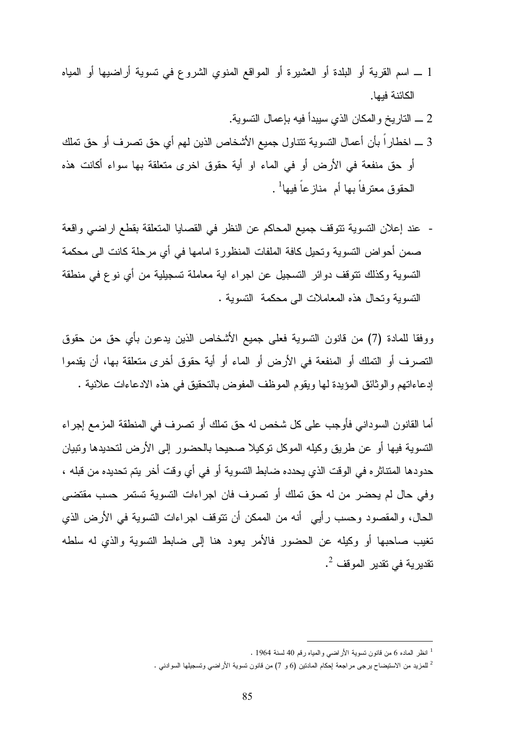1 ــ اسم القرية أو البلدة أو العشيرة أو المواقع المنوي الشروع في تسوية أراضيها أو المياه الكائنة فيها.

2 ــ التاريخ والمكان الذي سيبدأ فيه بإعمال التسوية.

3 ــ اخطاراً بأن أعمال التسوية تتناول جميع الأشخاص الذين لهم أي حق تصرف أو حق تملك أو حق منفعة في الأرض أو في الماء او أية حقوق اخرى متعلقة بها سواء أكانت هذه الحقوق معترفاً بها أم منازعاً فيها[1] .

- عند إعلان التسوية تتوقف جميع المحاكم عن النظر في القضايا المتعلقة بقطع اراضي واقعة ضمن أحواض التسوية وتحيل كافة الملفات المنظورة امامها في أي مرحلة كانت الى محكمة التسوية وكذلك تتوقف دوائر التسجيل عن اجراء اية معاملة تسجيلية من أي نوع في منطقة التسوية وتحال هذه المعاملات الى محكمة التسوية .

ووفقا للمادة (7) من قانون التسوية فعلى جميع الأشخاص الذين يدعون بأي حق من حقوق التصرف أو التملك أو المنفعة في الأرض أو الماء أو أية حقوق أخرى متعلقة بها، أن يقدموا إدعاءاتهم والوثائق المؤيدة لها ويقوم الموظف المفوض بالتحقيق في هذه الادعاءات علانية .

أما القانون السوداني فأوجب على كل شخص له حق تملك أو تصرف في المنطقة المزمع إجراء التسوية فيها أو عن طريق وكيله الموكل توكيلا صحيحا بالحضور إلى الأرض لتحديدها وتبيان حدودها المتناثره في الوقت الذي يحدده ضابط التسوية أو في أي وقت أخر يتم تحديده من قبله ، وفي حال لم يحضر من له حق تملك أو تصرف فان اجراءات التسوية تستمر حسب مقتضى الحال، والمقصود وحسب رأيي أنه من الممكن أن تتوقف اجراءات التسوية في الأرض الذي تغيب صاحبها أو وكيله عن الحضور فالأمر يعود هنا إلى ضابط التسوية والذي له سلطه تقديرية في تقدير الموقف [2].

---

[1] انظر الماده 6 من قانون تسوية الأراضي والمياه رقم 40 لسنة 1964 .

[2] للمزيد من الاستيضاح يرجى مراجعة إحكام المادتين (6 و 7) من قانون تسوية الأراضي وتسجيلها السوادني .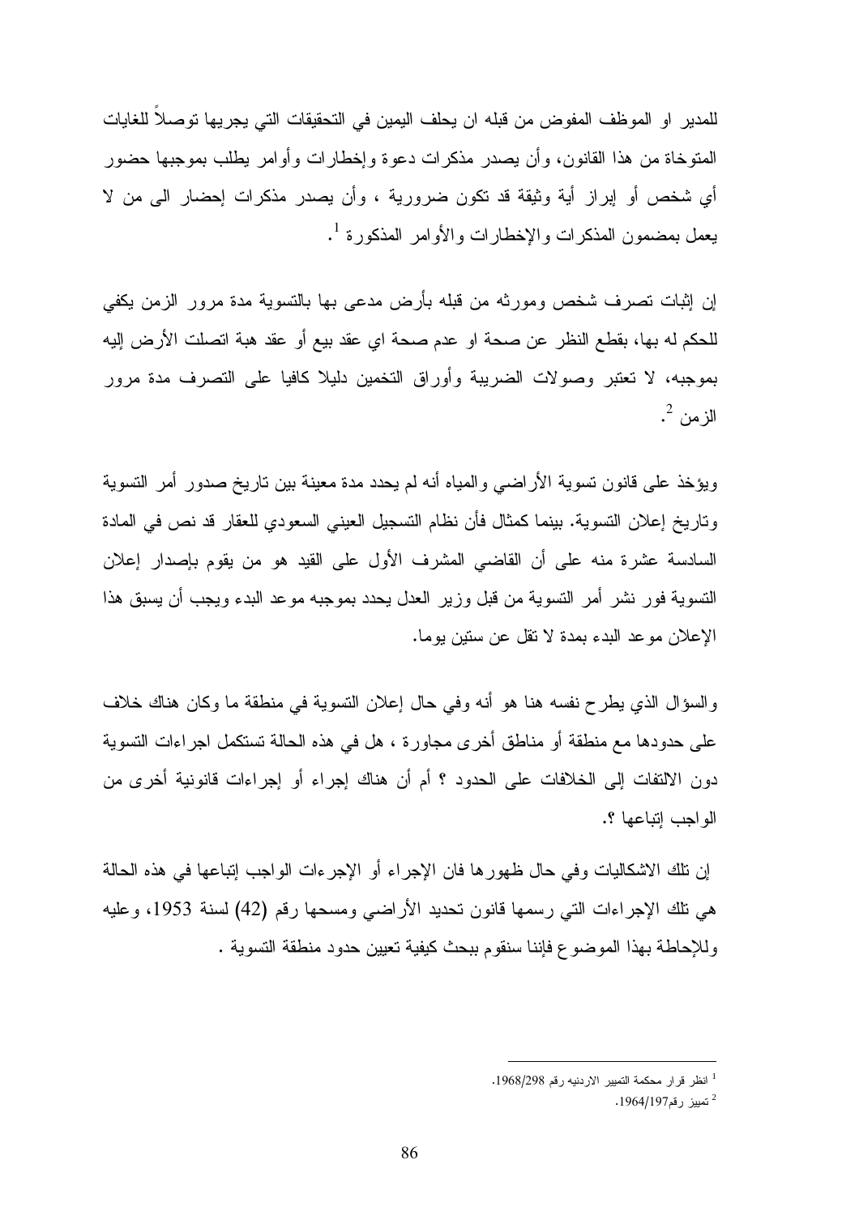للمدير او الموظف المفوض من قبله ان يحلف اليمين في التحقيقات التي يجريها توصلاً للغايات المتوخاة من هذا القانون، وأن يصدر مذكرات دعوة وإخطارات وأوامر يطلب بموجبها حضور أي شخص أو إبراز أية وثيقة قد تكون ضرورية ، وأن يصدر مذكرات إحضار الى من لا يعمل بمضمون المذكرات والإخطارات والأوامر المذكورة [1].

إن إثبات تصرف شخص ومورثه من قبله بأرض مدعى بها بالتسوية مدة مرور الزمن يكفي للحكم له بها، بقطع النظر عن صحة او عدم صحة اي عقد بيع أو عقد هبة اتصلت الأرض إليه بموجبه، لا تعتبر وصولات الضريبة وأوراق التخمين دليلا كافيا على التصرف مدة مرور الزمن [2].

ويؤخذ على قانون تسوية الأراضي والمياه أنه لم يحدد مدة معينة بين تاريخ صدور أمر التسوية وتاريخ إعلان التسوية. بينما كمثال فأن نظام التسجيل العيني السعودي للعقار قد نص في المادة السادسة عشرة منه على أن القاضي المشرف الأول على القيد هو من يقوم بإصدار إعلان التسوية فور نشر أمر التسوية من قبل وزير العدل يحدد بموجبه موعد البدء ويجب أن يسبق هذا الإعلان موعد البدء بمدة لا تقل عن ستين يوما.

والسؤال الذي يطرح نفسه هنا هو أنه وفي حال إعلان التسوية في منطقة ما وكان هناك خلاف على حدودها مع منطقة أو مناطق أخرى مجاورة ، هل في هذه الحالة تستكمل اجراءات التسوية دون الالتفات إلى الخلافات على الحدود ؟ أم أن هناك إجراء أو إجراءات قانونية أخرى من الواجب إتباعها ؟.

إن تلك الاشكاليات وفي حال ظهورها فان الإجراء أو الإجرءات الواجب إتباعها في هذه الحالة هي تلك الإجراءات التي رسمها قانون تحديد الأراضي ومسحها رقم (42) لسنة 1953، وعليه وللإحاطة بهذا الموضوع فإننا سنقوم ببحث كيفية تعيين حدود منطقة التسوية .

---

[1] انظر قرار محكمة التمييز الاردنيه رقم 1968/298.

[2] تمييز رقم1964/197.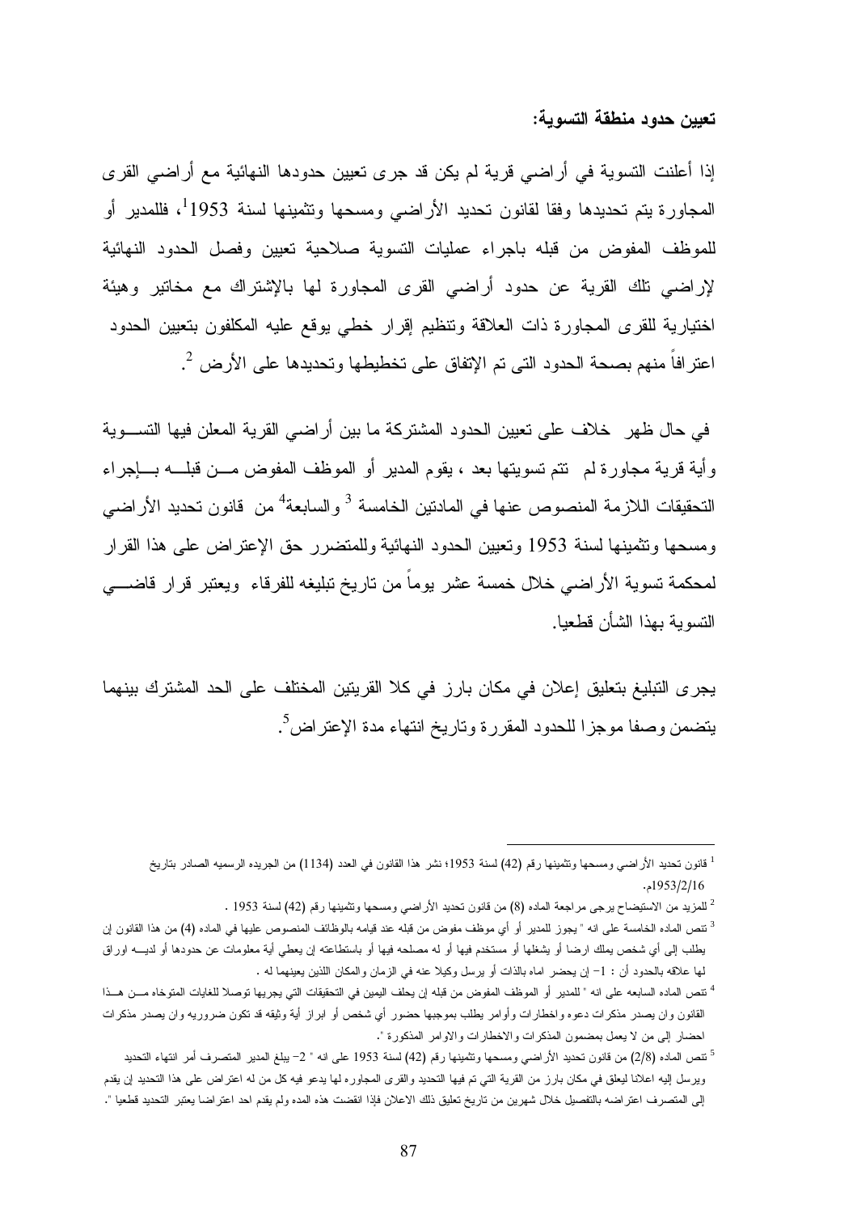**تعيين حدود منطقة التسوية:**

إذا أعلنت التسوية في أراضي قرية لم يكن قد جرى تعيين حدودها النهائية مع أراضي القرى المجاورة يتم تحديدها وفقا لقانون تحديد الأراضي ومسحها وتثمينها لسنة 1953[1]، فللمدير أو للموظف المفوض من قبله باجراء عمليات التسوية صلاحية تعيين وفصل الحدود النهائية لإراضي تلك القرية عن حدود أراضي القرى المجاورة لها بالإشتراك مع مخاتير وهيئة اختيارية للقرى المجاورة ذات العلاقة وتنظيم إقرار خطي يوقع عليه المكلفون بتعيين الحدود اعترافاً منهم بصحة الحدود التى تم الإتفاق على تخطيطها وتحديدها على الأرض [2].

في حال ظهر خلاف على تعيين الحدود المشتركة ما بين أراضي القرية المعلن فيها التسوية وأية قرية مجاورة لم تتم تسويتها بعد ، يقوم المدير أو الموظف المفوض من قبله بإجراء التحقيقات اللازمة المنصوص عنها في المادتين الخامسة [3] والسابعة[4] من قانون تحديد الأراضي ومسحها وتثمينها لسنة 1953 وتعيين الحدود النهائية وللمتضرر حق الإعتراض على هذا القرار لمحكمة تسوية الأراضي خلال خمسة عشر يوماً من تاريخ تبليغه للفرقاء ويعتبر قرار قاضي التسوية بهذا الشأن قطعيا.

يجرى التبليغ بتعليق إعلان في مكان بارز في كلا القريتين المختلف على الحد المشترك بينهما يتضمن وصفا موجزا للحدود المقررة وتاريخ انتهاء مدة الإعتراض[5].

---

[1] قانون تحديد الأراضي ومسحها وتثمينها رقم (42) لسنة 1953؛ نشر هذا القانون في العدد (1134) من الجريده الرسميه الصادر بتاريخ 1953/2/16م.

[2] للمزيد من الاستيضاح يرجى مراجعة الماده (8) من قانون تحديد الأراضي ومسحها وتثمينها رقم (42) لسنة 1953 .

[3] تنص الماده الخامسة على انه " يجوز للمدير أو أي موظف مفوض من قبله عند قيامه بالوظائف المنصوص عليها في الماده (4) من هذا القانون إن يطلب إلى أي شخص يملك ارضا أو يشغلها أو مستخدم فيها أو له مصلحه فيها أو باستطاعته إن يعطي أية معلومات عن حدودها أو لديه اوراق لها علاقه بالحدود أن : 1- إن يحضر اماه بالذات أو يرسل وكيلا عنه في الزمان والمكان اللذين يعينهما له .

[4] تنص الماده السابعه على انه " للمدير أو الموظف المفوض من قبله إن يحلف اليمين في التحقيقات التي يجريها توصلا للغايات المتوخاه من هذا القانون وان يصدر مذكرات دعوه واخطارات وأوامر يطلب بموجبها حضور أي شخص أو ابراز أية وثيقه قد تكون ضروريه وان يصدر مذكرات احضار إلى من لا يعمل بمضمون المذكرات والاخطارات والاوامر المذكورة ".

[5] تنص الماده (2/8) من قانون تحديد الأراضي ومسحها وتثمينها رقم (42) لسنة 1953 على انه " 2- يبلغ المدير المتصرف أمر انتهاء التحديد ويرسل إليه اعلانا ليعلق في مكان بارز من القرية التي تم فيها التحديد والقرى المجاوره لها يدعو فيه كل من له اعتراض على هذا التحديد إن يقدم إلى المتصرف اعتراضه بالتفصيل خلال شهرين من تاريخ تعليق ذلك الاعلان فإذا انقضت هذه المده ولم يقدم احد اعتراضا يعتبر التحديد قطعيا ".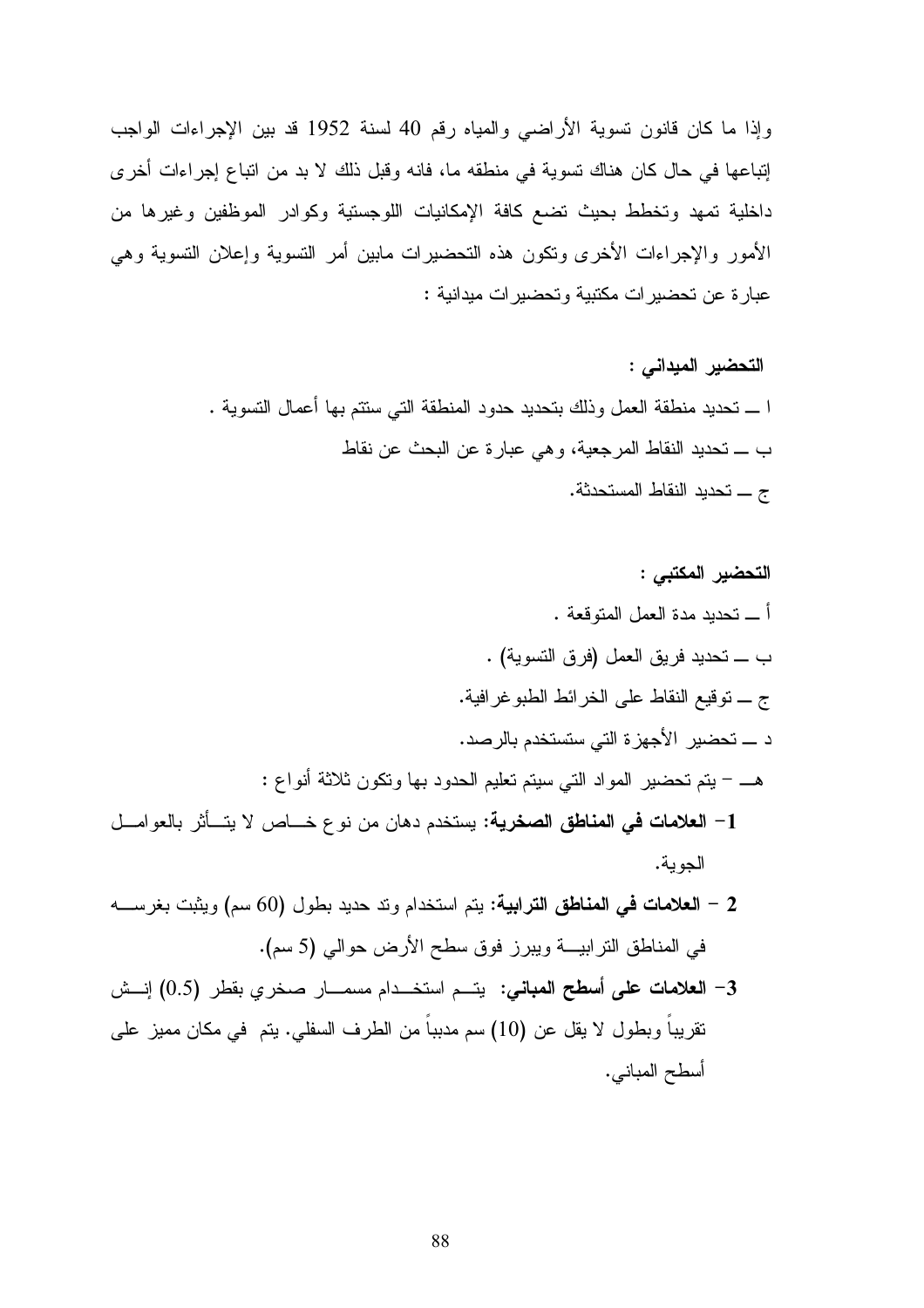وإذا ما كان قانون تسوية الأراضي والمياه رقم 40 لسنة 1952 قد بين الإجراءات الواجب إتباعها في حال كان هناك تسوية في منطقه ما، فانه وقبل ذلك لا بد من اتباع إجراءات أخرى داخلية تمهد وتخطط بحيث تضع كافة الإمكانيات اللوجستية وكوادر الموظفين وغيرها من الأمور والإجراءات الأخرى وتكون هذه التحضيرات مابين أمر التسوية وإعلان التسوية وهي عبارة عن تحضيرات مكتبية وتحضيرات ميدانية :

**التحضير الميداني :**

ا ــ تحديد منطقة العمل وذلك بتحديد حدود المنطقة التي ستتم بها أعمال التسوية .

ب ــ تحديد النقاط المرجعية، وهي عبارة عن البحث عن نقاط

ج ــ تحديد النقاط المستحدثة.

**التحضير المكتبي :**

أ ــ تحديد مدة العمل المتوقعة .

ب ــ تحديد فريق العمل (فرق التسوية) .

ج ــ توقيع النقاط على الخرائط الطبوغرافية.

د ــ تحضير الأجهزة التي ستستخدم بالرصد.

هــ – يتم تحضير المواد التي سيتم تعليم الحدود بها وتكون ثلاثة أنواع :

1- **العلامات في المناطق الصخرية:** يستخدم دهان من نوع خاص لا يتأثر بالعوامل الجوية.

2 – **العلامات في المناطق الترابية:** يتم استخدام وتد حديد بطول (60 سم) ويثبت بغرسه في المناطق الترابية ويبرز فوق سطح الأرض حوالي (5 سم).

3- **العلامات على أسطح المباني:** يتم استخدام مسمار صخري بقطر (0.5) إنش تقريباً وبطول لا يقل عن (10) سم مدبباً من الطرف السفلي. يتم في مكان مميز على أسطح المباني.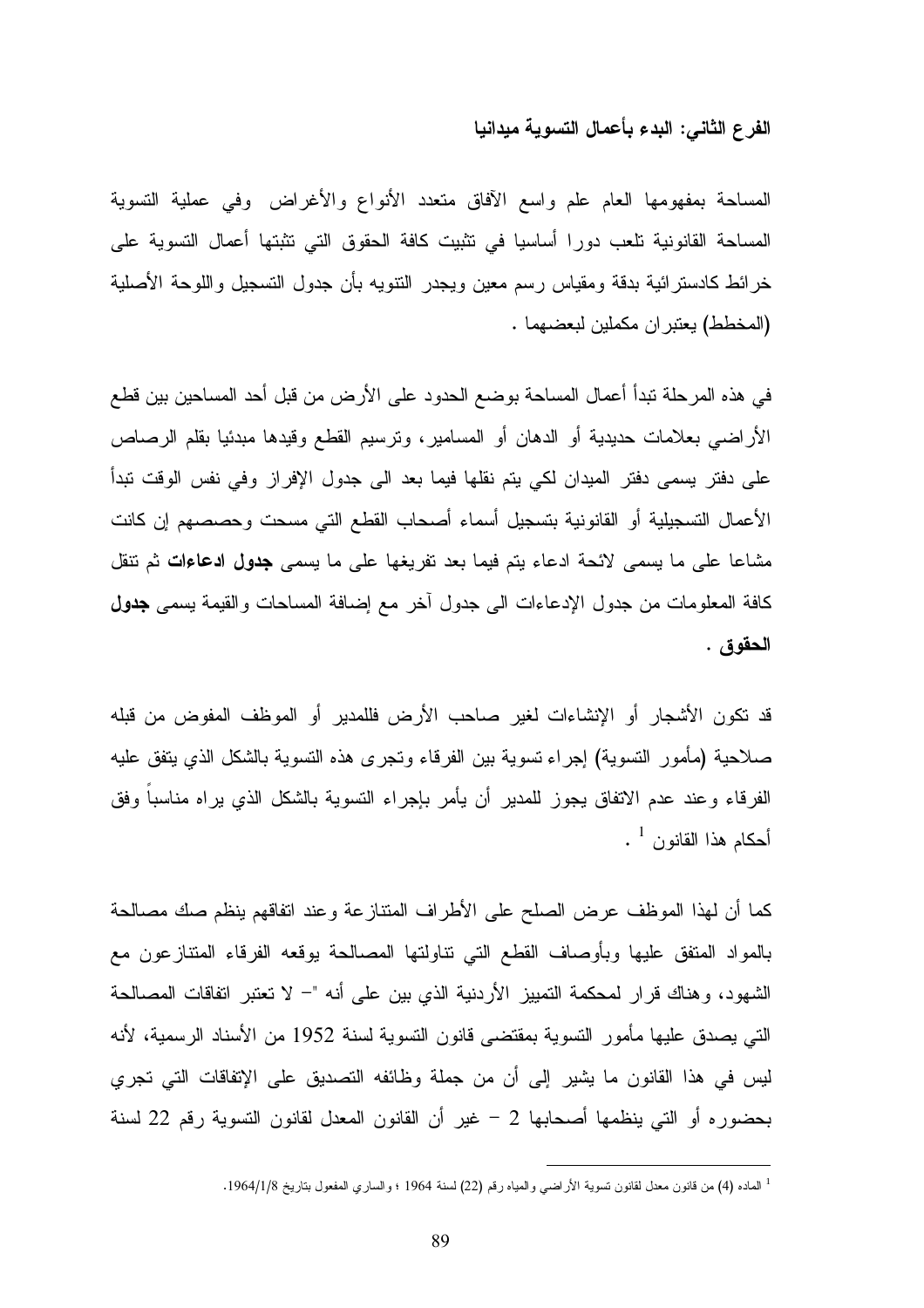### الفرع الثاني: البدء بأعمال التسوية ميدانيا

المساحة بمفهومها العام علم واسع الآفاق متعدد الأنواع والأغراض وفي عملية التسوية المساحة القانونية تلعب دورا أساسيا في تثبيت كافة الحقوق التي تثبتها أعمال التسوية على خرائط كادسترائية بدقة ومقياس رسم معين ويجدر التنويه بأن جدول التسجيل واللوحة الأصلية (المخطط) يعتبران مكملين لبعضهما .

في هذه المرحلة تبدأ أعمال المساحة بوضع الحدود على الأرض من قبل أحد المساحين بين قطع الأراضي بعلامات حديدية أو الدهان أو المسامير، وترسيم القطع وقيدها مبدئيا بقلم الرصاص على دفتر يسمى دفتر الميدان لكي يتم نقلها فيما بعد الى جدول الإفراز وفي نفس الوقت تبدأ الأعمال التسجيلية أو القانونية بتسجيل أسماء أصحاب القطع التي مسحت وحصصهم إن كانت مشاعا على ما يسمى لائحة ادعاء يتم فيما بعد تفريغها على ما يسمى **جدول ادعاءات** ثم تنقل كافة المعلومات من جدول الإدعاءات الى جدول آخر مع إضافة المساحات والقيمة يسمى **جدول الحقوق** .

قد تكون الأشجار أو الإنشاءات لغير صاحب الأرض فللمدير أو الموظف المفوض من قبله صلاحية (مأمور التسوية) إجراء تسوية بين الفرقاء وتجرى هذه التسوية بالشكل الذي يتفق عليه الفرقاء وعند عدم الاتفاق يجوز للمدير أن يأمر بإجراء التسوية بالشكل الذي يراه مناسباً وفق أحكام هذا القانون [1] .

كما أن لهذا الموظف عرض الصلح على الأطراف المتنازعة وعند اتفاقهم ينظم صك مصالحة بالمواد المتفق عليها وبأوصاف القطع التي تناولتها المصالحة يوقعه الفرقاء المتنازعون مع الشهود، وهناك قرار لمحكمة التمييز الأردنية الذي بين على أنه "- لا تعتبر اتفاقات المصالحة التي يصدق عليها مأمور التسوية بمقتضى قانون التسوية لسنة 1952 من الأسناد الرسمية، لأنه ليس في هذا القانون ما يشير إلى أن من جملة وظائفه التصديق على الإتفاقات التي تجري بحضوره أو التي ينظمها أصحابها 2 - غير أن القانون المعدل لقانون التسوية رقم 22 لسنة

---

[1] الماده (4) من قانون معدل لقانون تسوية الأراضي والمياه رقم (22) لسنة 1964 ؛ والساري المفعول بتاريخ 1964/1/8.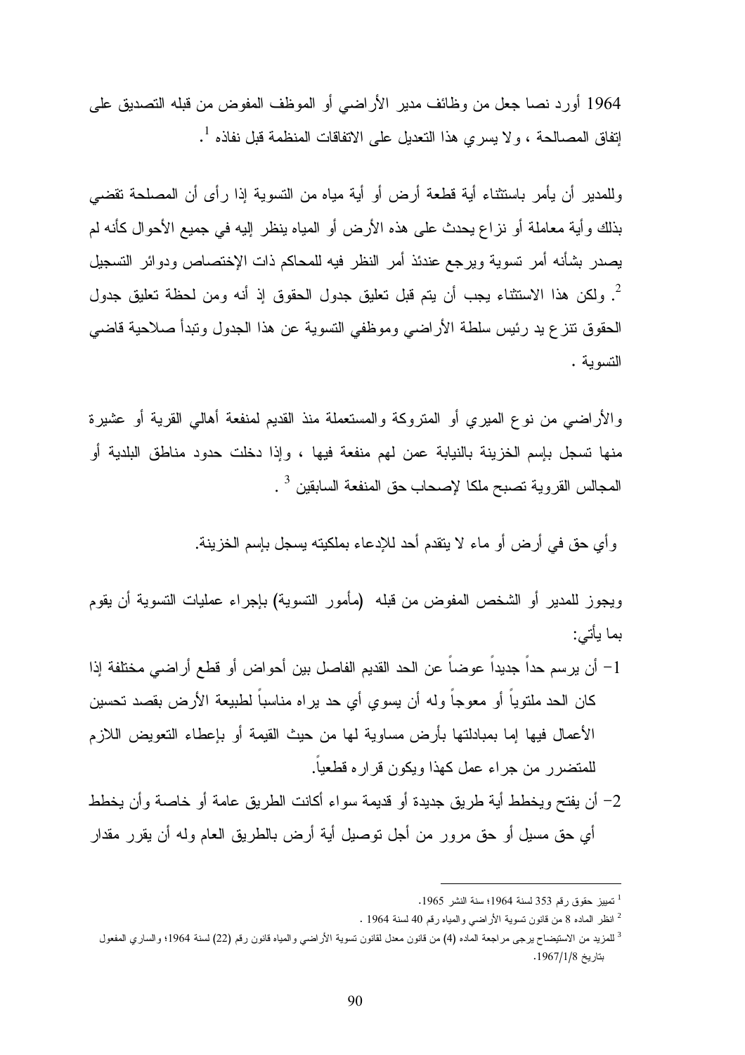1964 أورد نصا جعل من وظائف مدير الأراضي أو الموظف المفوض من قبله التصديق على إتفاق المصالحة ، ولا يسري هذا التعديل على الاتفاقات المنظمة قبل نفاذه [1].

وللمدير أن يأمر باستثناء أية قطعة أرض أو أية مياه من التسوية إذا رأى أن المصلحة تقضي بذلك وأية معاملة أو نزاع يحدث على هذه الأرض أو المياه ينظر إليه في جميع الأحوال كأنه لم يصدر بشأنه أمر تسوية ويرجع عندئذ أمر النظر فيه للمحاكم ذات الإختصاص ودوائر التسجيل [2]. ولكن هذا الاستثناء يجب أن يتم قبل تعليق جدول الحقوق إذ أنه ومن لحظة تعليق جدول الحقوق تنزع يد رئيس سلطة الأراضي وموظفي التسوية عن هذا الجدول وتبدأ صلاحية قاضي التسوية .

والأراضي من نوع الميري أو المتروكة والمستعملة منذ القديم لمنفعة أهالي القرية أو عشيرة منها تسجل بإسم الخزينة بالنيابة عمن لهم منفعة فيها ، وإذا دخلت حدود مناطق البلدية أو المجالس القروية تصبح ملكا لإصحاب حق المنفعة السابقين [3] .

وأي حق في أرض أو ماء لا يتقدم أحد للإدعاء بملكيته يسجل بإسم الخزينة.

ويجوز للمدير أو الشخص المفوض من قبله (مأمور التسوية) بإجراء عمليات التسوية أن يقوم بما يأتي:

1- أن يرسم حداً جديداً عوضاً عن الحد القديم الفاصل بين أحواض أو قطع أراضي مختلفة إذا كان الحد ملتوياً أو معوجاً وله أن يسوي أي حد يراه مناسباً لطبيعة الأرض بقصد تحسين الأعمال فيها إما بمبادلتها بأرض مساوية لها من حيث القيمة أو بإعطاء التعويض اللازم للمتضرر من جراء عمل كهذا ويكون قراره قطعياً.

2- أن يفتح ويخطط أية طريق جديدة أو قديمة سواء أكانت الطريق عامة أو خاصة وأن يخطط أي حق مسيل أو حق مرور من أجل توصيل أية أرض بالطريق العام وله أن يقرر مقدار

---

[1] تمييز حقوق رقم 353 لسنة 1964؛ سنة النشر 1965.

[2] انظر الماده 8 من قانون تسوية الأراضي والمياه رقم 40 لسنة 1964 .

[3] للمزيد من الاستيضاح يرجى مراجعة الماده (4) من قانون معدل لقانون تسوية الأراضي والمياه قانون رقم (22) لسنة 1964؛ والساري المفعول بتاريخ 1967/1/8.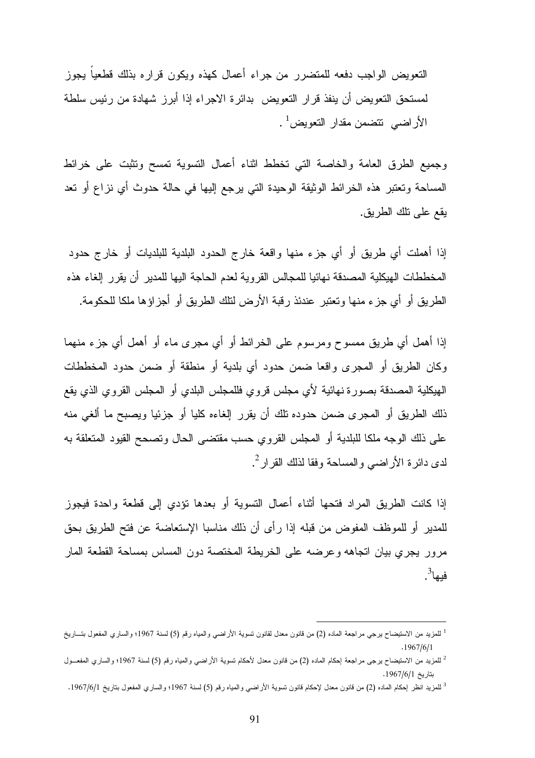التعويض الواجب دفعه للمتضرر من جراء أعمال كهذه ويكون قراره بذلك قطعياً يجوز لمستحق التعويض أن ينفذ قرار التعويض بدائرة الاجراء إذا أبرز شهادة من رئيس سلطة الأراضي تتضمن مقدار التعويض[1].

وجميع الطرق العامة والخاصة التي تخطط اثناء أعمال التسوية تمسح وتثبت على خرائط المساحة وتعتبر هذه الخرائط الوثيقة الوحيدة التي يرجع إليها في حالة حدوث أي نزاع أو تعد يقع على تلك الطريق.

إذا أهملت أي طريق أو أي جزء منها واقعة خارج الحدود البلدية للبلديات أو خارج حدود المخططات الهيكلية المصدقة نهائيا للمجالس القروية لعدم الحاجة اليها للمدير أن يقرر إلغاء هذه الطريق أو أي جزء منها وتعتبر عندئذ رقبة الأرض لتلك الطريق أو أجزاؤها ملكا للحكومة.

إذا أهمل أي طريق ممسوح ومرسوم على الخرائط أو أي مجرى ماء أو أهمل أي جزء منهما وكان الطريق أو المجرى واقعا ضمن حدود أي بلدية أو منطقة أو ضمن حدود المخططات الهيكلية المصدقة بصورة نهائية لأي مجلس قروي فللمجلس البلدي أو المجلس القروي الذي يقع ذلك الطريق أو المجرى ضمن حدوده تلك أن يقرر إلغاءه كليا أو جزئيا ويصبح ما ألغي منه على ذلك الوجه ملكا للبلدية أو المجلس القروي حسب مقتضى الحال وتصحح القيود المتعلقة به لدى دائرة الأراضي والمساحة وفقا لذلك القرار[2].

إذا كانت الطريق المراد فتحها أثناء أعمال التسوية أو بعدها تؤدي إلى قطعة واحدة فيجوز للمدير أو للموظف المفوض من قبله إذا رأى أن ذلك مناسبا الإستعاضة عن فتح الطريق بحق مرور يجري بيان اتجاهه وعرضه على الخريطة المختصة دون المساس بمساحة القطعة المار فيها[3].

---

[1] للمزيد من الاستيضاح يرجى مراجعة الماده (2) من قانون معدل لقانون تسوية الأراضي والمياه رقم (5) لسنة 1967؛ والساري المفعول بتاريخ 1967/6/1.

[2] للمزيد من الاستيضاح يرجى مراجعة إحكام الماده (2) من قانون معدل لأحكام تسوية الأراضي والمياه رقم (5) لسنة 1967؛ والساري المفعول بتاريخ 1967/6/1.

[3] للمزيد انظر إحكام الماده (2) من قانون معدل لإحكام قانون تسوية الأراضي والمياه رقم (5) لسنة 1967؛ والساري المفعول بتاريخ 1967/6/1.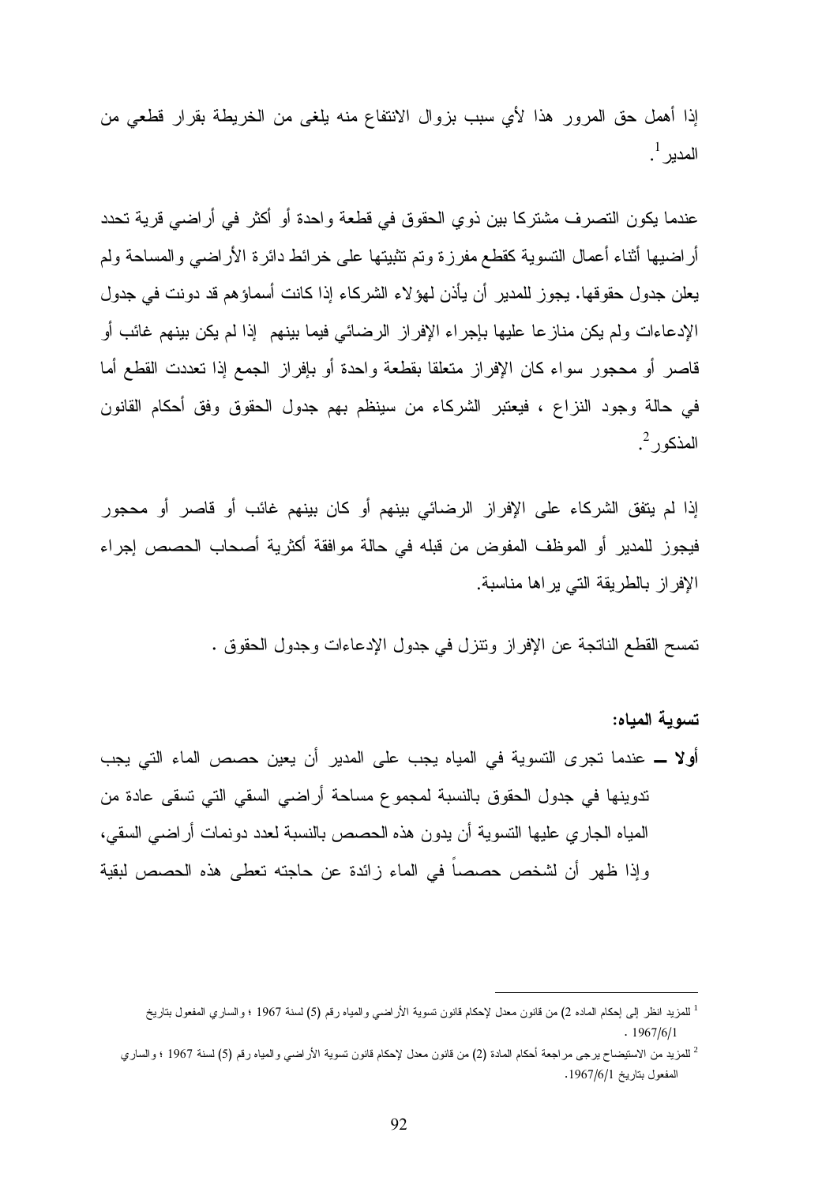إذا أهمل حق المرور هذا لأي سبب بزوال الانتفاع منه يلغى من الخريطة بقرار قطعي من المدير[1].

عندما يكون التصرف مشتركا بين ذوي الحقوق في قطعة واحدة أو أكثر في أراضي قرية تحدد أراضيها أثناء أعمال التسوية كقطع مفرزة وتم تثبيتها على خرائط دائرة الأراضي والمساحة ولم يعلن جدول حقوقها. يجوز للمدير أن يأذن لهؤلاء الشركاء إذا كانت أسماؤهم قد دونت في جدول الإدعاءات ولم يكن منازعا عليها بإجراء الإفراز الرضائي فيما بينهم إذا لم يكن بينهم غائب أو قاصر أو محجور سواء كان الإفراز متعلقا بقطعة واحدة أو بإفراز الجمع إذا تعددت القطع أما في حالة وجود النزاع ، فيعتبر الشركاء من سينظم بهم جدول الحقوق وفق أحكام القانون المذكور[2].

إذا لم يتفق الشركاء على الإفراز الرضائي بينهم أو كان بينهم غائب أو قاصر أو محجور فيجوز للمدير أو الموظف المفوض من قبله في حالة موافقة أكثرية أصحاب الحصص إجراء الإفراز بالطريقة التي يراها مناسبة.

تمسح القطع الناتجة عن الإفراز وتنزل في جدول الإدعاءات وجدول الحقوق .

**تسوية المياه:**

**أولا ــ** عندما تجرى التسوية في المياه يجب على المدير أن يعين حصص الماء التي يجب تدوينها في جدول الحقوق بالنسبة لمجموع مساحة أراضي السقي التي تسقى عادة من المياه الجاري عليها التسوية أن يدون هذه الحصص بالنسبة لعدد دونمات أراضي السقي، وإذا ظهر أن لشخص حصصاً في الماء زائدة عن حاجته تعطى هذه الحصص لبقية

---

[1] للمزيد انظر إلى إحكام الماده 2) من قانون معدل لإحكام قانون تسوية الأراضي والمياه رقم (5) لسنة 1967 ؛ والساري المفعول بتاريخ 1967/6/1 .

[2] للمزيد من الاستيضاح يرجى مراجعة أحكام المادة (2) من قانون معدل لإحكام قانون تسوية الأراضي والمياه رقم (5) لسنة 1967 ؛ والساري المفعول بتاريخ 1967/6/1.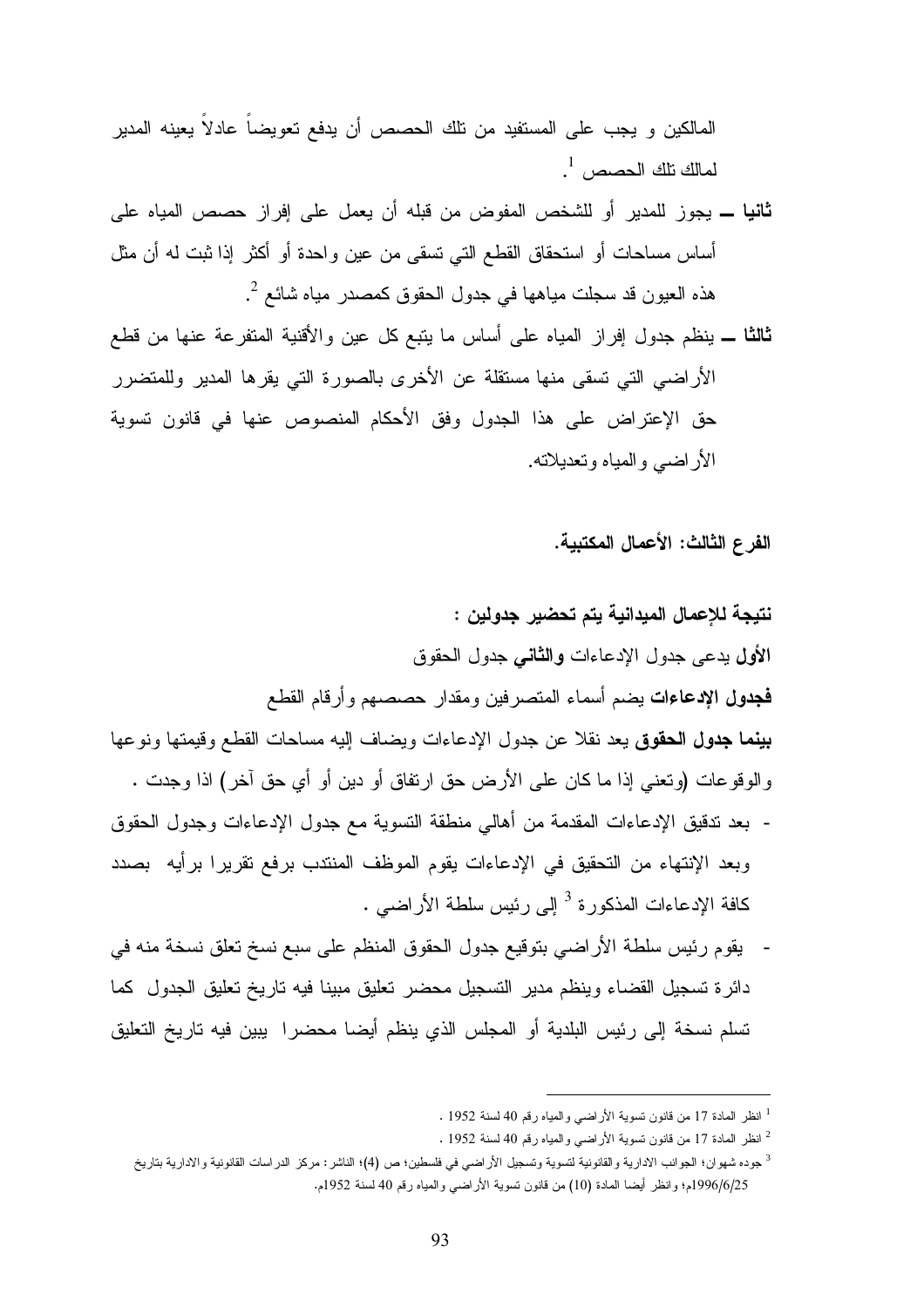المالكين و يجب على المستفيد من تلك الحصص أن يدفع تعويضاً عادلاً يعينه المدير لمالك تلك الحصص [1].

**ثانيا ــ** يجوز للمدير أو للشخص المفوض من قبله أن يعمل على إفراز حصص المياه على أساس مساحات أو استحقاق القطع التي تسقى من عين واحدة أو أكثر إذا ثبت له أن مثل هذه العيون قد سجلت مياهها في جدول الحقوق كمصدر مياه شائع [2].

**ثالثا ــ** ينظم جدول إفراز المياه على أساس ما يتبع كل عين والأقنية المتفرعة عنها من قطع الأراضي التي تسقى منها مستقلة عن الأخرى بالصورة التي يقرها المدير وللمتضرر حق الإعتراض على هذا الجدول وفق الأحكام المنصوص عنها في قانون تسوية الأراضي والمياه وتعديلاته.

**الفرع الثالث: الأعمال المكتبية.**

**نتيجة للإعمال الميدانية يتم تحضير جدولين :**

**الأول** يدعى جدول الإدعاءات **والثاني** جدول الحقوق

**فجدول الإدعاءات** يضم أسماء المتصرفين ومقدار حصصهم وأرقام القطع

**بينما جدول الحقوق** يعد نقلا عن جدول الإدعاءات ويضاف إليه مساحات القطع وقيمتها ونوعها والوقوعات (وتعني إذا ما كان على الأرض حق ارتفاق أو دين أو أي حق آخر) اذا وجدت .

- بعد تدقيق الإدعاءات المقدمة من أهالي منطقة التسوية مع جدول الإدعاءات وجدول الحقوق وبعد الإنتهاء من التحقيق في الإدعاءات يقوم الموظف المنتدب برفع تقريرا برأيه بصدد كافة الإدعاءات المذكورة [3] إلى رئيس سلطة الأراضي .
- يقوم رئيس سلطة الأراضي بتوقيع جدول الحقوق المنظم على سبع نسخ تعلق نسخة منه في دائرة تسجيل القضاء وينظم مدير التسجيل محضر تعليق مبينا فيه تاريخ تعليق الجدول كما تسلم نسخة إلى رئيس البلدية أو المجلس الذي ينظم أيضا محضرا يبين فيه تاريخ التعليق

---

[1] انظر المادة 17 من قانون تسوية الأراضي والمياه رقم 40 لسنة 1952 .

[2] انظر المادة 17 من قانون تسوية الأراضي والمياه رقم 40 لسنة 1952 .

[3] جوده شهوان؛ الجوانب الادارية والقانونية لتسوية وتسجيل الأراضي في فلسطين؛ ص (4)؛ الناشر: مركز الدراسات القانونية والادارية بتاريخ 1996/6/25م؛ وانظر أيضا المادة (10) من قانون تسوية الأراضي والمياه رقم 40 لسنة 1952م.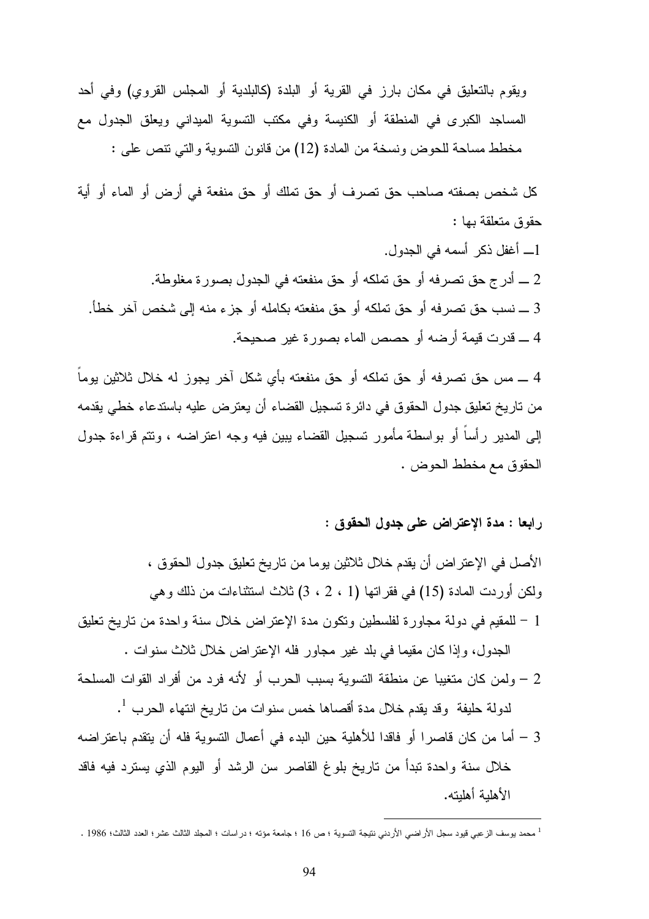ويقوم بالتعليق في مكان بارز في القرية أو البلدة (كالبلدية أو المجلس القروي) وفي أحد المساجد الكبرى في المنطقة أو الكنيسة وفي مكتب التسوية الميداني ويعلق الجدول مع مخطط مساحة للحوض ونسخة من المادة (12) من قانون التسوية والتي تنص على :

كل شخص بصفته صاحب حق تصرف أو حق تملك أو حق منفعة في أرض أو الماء أو أية حقوق متعلقة بها :

1ـــ أغفل ذكر أسمه في الجدول.

2 ـــ أدرج حق تصرفه أو حق تملكه أو حق منفعته في الجدول بصورة مغلوطة.

3 ـــ نسب حق تصرفه أو حق تملكه أو حق منفعته بكامله أو جزء منه إلى شخص آخر خطأ.

4 ـــ قدرت قيمة أرضه أو حصص الماء بصورة غير صحيحة.

4 ـــ مس حق تصرفه أو حق تملكه أو حق منفعته بأي شكل آخر يجوز له خلال ثلاثين يوماً من تاريخ تعليق جدول الحقوق في دائرة تسجيل القضاء أن يعترض عليه باستدعاء خطي يقدمه إلى المدير رأساً أو بواسطة مأمور تسجيل القضاء يبين فيه وجه اعتراضه ، وتتم قراءة جدول الحقوق مع مخطط الحوض .

**رابعا : مدة الإعتراض على جدول الحقوق :**

الأصل في الإعتراض أن يقدم خلال ثلاثين يوما من تاريخ تعليق جدول الحقوق ، ولكن أوردت المادة (15) في فقراتها (1 ، 2 ، 3) ثلاث استثناءات من ذلك وهي

1 – للمقيم في دولة مجاورة لفلسطين وتكون مدة الإعتراض خلال سنة واحدة من تاريخ تعليق الجدول، وإذا كان مقيما في بلد غير مجاور فله الإعتراض خلال ثلاث سنوات .

2 – ولمن كان متغيبا عن منطقة التسوية بسبب الحرب أو لأنه فرد من أفراد القوات المسلحة لدولة حليفة وقد يقدم خلال مدة أقصاها خمس سنوات من تاريخ انتهاء الحرب [1].

3 – أما من كان قاصرا أو فاقدا للأهلية حين البدء في أعمال التسوية فله أن يتقدم باعتراضه خلال سنة واحدة تبدأ من تاريخ بلوغ القاصر سن الرشد أو اليوم الذي يسترد فيه فاقد الأهلية أهليته.

---

[1] محمد يوسف الزعبي قيود سجل الأراضي الأردني نتيجة التسوية ؛ ص 16 ؛ جامعة مؤته ؛ دراسات ؛ المجلد الثالث عشر؛ العدد الثالث؛ 1986 .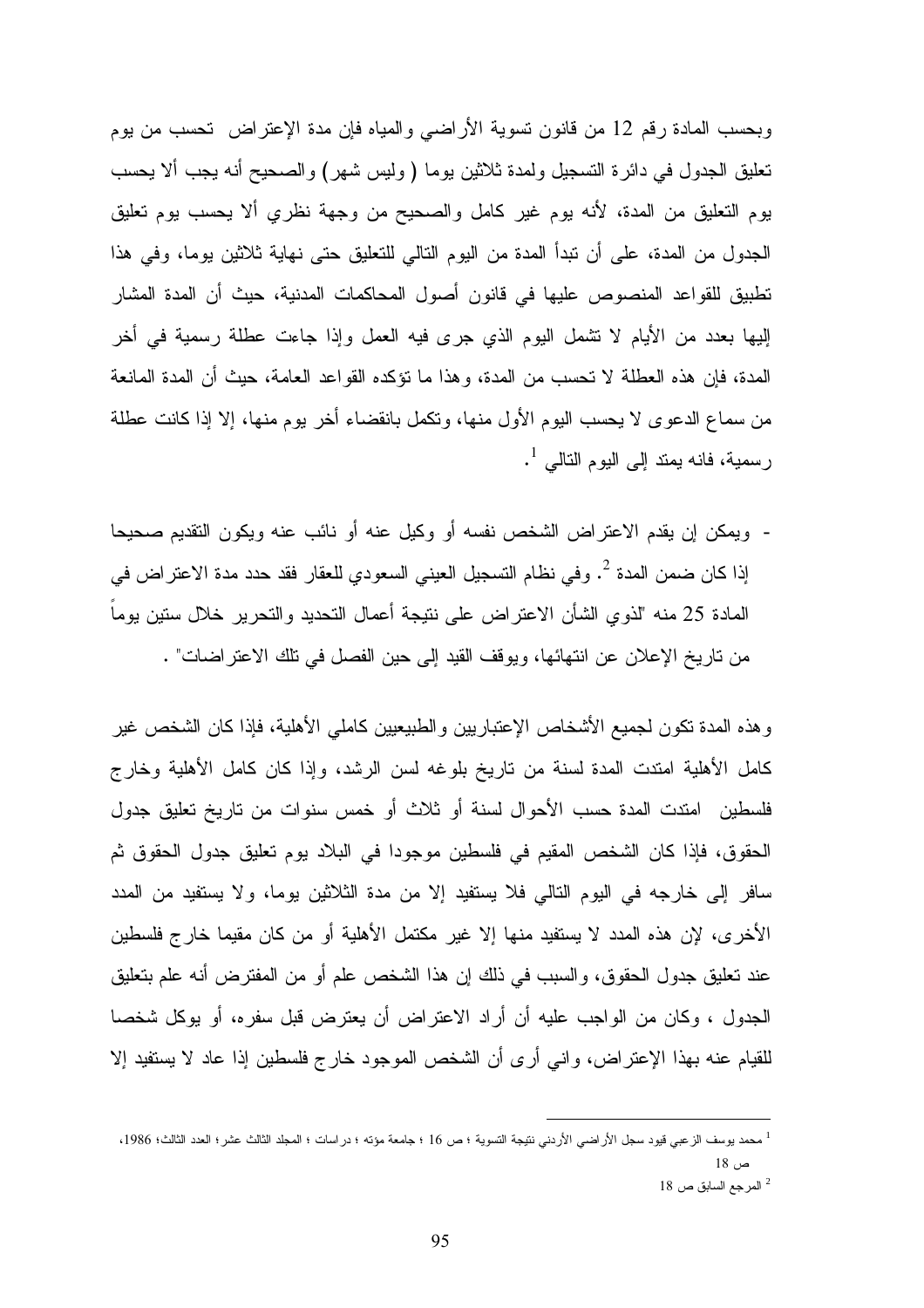وبحسب المادة رقم 12 من قانون تسوية الأراضي والمياه فإن مدة الإعتراض تحسب من يوم تعليق الجدول في دائرة التسجيل ولمدة ثلاثين يوما ( وليس شهر) والصحيح أنه يجب ألا يحسب يوم التعليق من المدة، لأنه يوم غير كامل والصحيح من وجهة نظري ألا يحسب يوم تعليق الجدول من المدة، على أن تبدأ المدة من اليوم التالي للتعليق حتى نهاية ثلاثين يوما، وفي هذا تطبيق للقواعد المنصوص عليها في قانون أصول المحاكمات المدنية، حيث أن المدة المشار إليها بعدد من الأيام لا تشمل اليوم الذي جرى فيه العمل وإذا جاءت عطلة رسمية في أخر المدة، فإن هذه العطلة لا تحسب من المدة، وهذا ما تؤكده القواعد العامة، حيث أن المدة المانعة من سماع الدعوى لا يحسب اليوم الأول منها، وتكمل بانقضاء أخر يوم منها، إلا إذا كانت عطلة رسمية، فانه يمتد إلى اليوم التالي [1].

- ويمكن إن يقدم الاعتراض الشخص نفسه أو وكيل عنه أو نائب عنه ويكون التقديم صحيحا إذا كان ضمن المدة [2]. وفي نظام التسجيل العيني السعودي للعقار فقد حدد مدة الاعتراض في المادة 25 منه "لذوي الشأن الاعتراض على نتيجة أعمال التحديد والتحرير خلال ستين يوماً من تاريخ الإعلان عن انتهائها، ويوقف القيد إلى حين الفصل في تلك الاعتراضات" .

وهذه المدة تكون لجميع الأشخاص الإعتباريين والطبيعيين كاملي الأهلية، فإذا كان الشخص غير كامل الأهلية امتدت المدة لسنة من تاريخ بلوغه لسن الرشد، وإذا كان كامل الأهلية وخارج فلسطين امتدت المدة حسب الأحوال لسنة أو ثلاث أو خمس سنوات من تاريخ تعليق جدول الحقوق، فإذا كان الشخص المقيم في فلسطين موجودا في البلاد يوم تعليق جدول الحقوق ثم سافر إلى خارجه في اليوم التالي فلا يستفيد إلا من مدة الثلاثين يوما، ولا يستفيد من المدد الأخرى، لإن هذه المدد لا يستفيد منها إلا غير مكتمل الأهلية أو من كان مقيما خارج فلسطين عند تعليق جدول الحقوق، والسبب في ذلك إن هذا الشخص علم أو من المفترض أنه علم بتعليق الجدول ، وكان من الواجب عليه أن أراد الاعتراض أن يعترض قبل سفره، أو يوكل شخصا للقيام عنه بهذا الإعتراض، واني أرى أن الشخص الموجود خارج فلسطين إذا عاد لا يستفيد إلا

---

[1] محمد يوسف الزعبي قيود سجل الأراضي الأردني نتيجة التسوية ؛ ص 16 ؛ جامعة مؤته ؛ دراسات ؛ المجلد الثالث عشر؛ العدد الثالث؛ 1986، ص 18

[2] المرجع السابق ص 18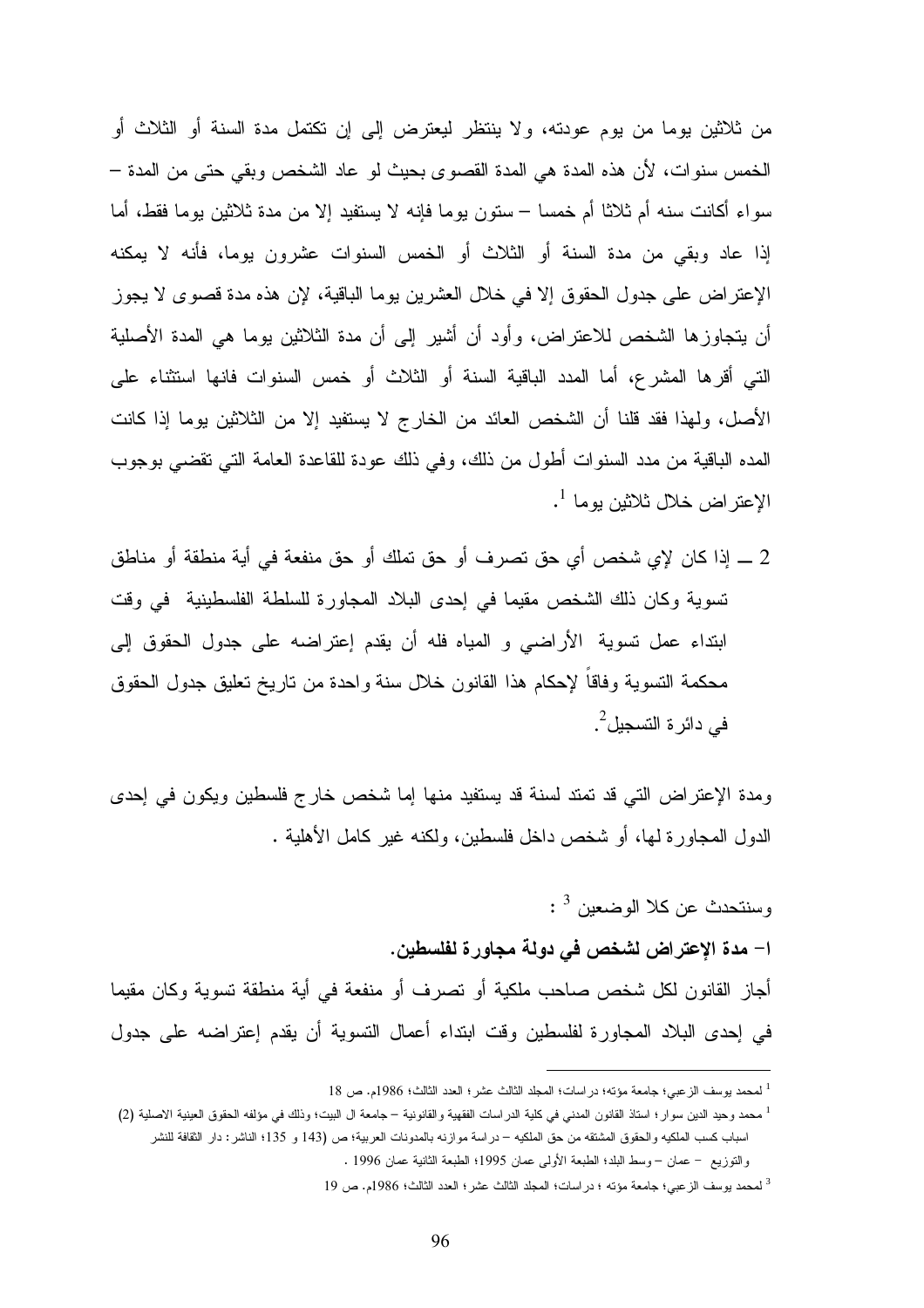من ثلاثين يوما من يوم عودته، ولا ينتظر ليعترض إلى إن تكتمل مدة السنة أو الثلاث أو الخمس سنوات، لأن هذه المدة هي المدة القصوى بحيث لو عاد الشخص وبقي حتى من المدة – سواء أكانت سنه أم ثلاثا أم خمسا – ستون يوما فإنه لا يستفيد إلا من مدة ثلاثين يوما فقط، أما إذا عاد وبقي من مدة السنة أو الثلاث أو الخمس السنوات عشرون يوما، فأنه لا يمكنه الإعتراض على جدول الحقوق إلا في خلال العشرين يوما الباقية، لإن هذه مدة قصوى لا يجوز أن يتجاوزها الشخص للاعتراض، وأود أن أشير إلى أن مدة الثلاثين يوما هي المدة الأصلية التي أقرها المشرع، أما المدد الباقية السنة أو الثلاث أو خمس السنوات فانها استثناء على الأصل، ولهذا فقد قلنا أن الشخص العائد من الخارج لا يستفيد إلا من الثلاثين يوما إذا كانت المده الباقية من مدد السنوات أطول من ذلك، وفي ذلك عودة للقاعدة العامة التي تقضي بوجوب الإعتراض خلال ثلاثين يوما [1].

2 ــ إذا كان لإي شخص أي حق تصرف أو حق تملك أو حق منفعة في أية منطقة أو مناطق تسوية وكان ذلك الشخص مقيما في إحدى البلاد المجاورة للسلطة الفلسطينية في وقت ابتداء عمل تسوية الأراضي و المياه فله أن يقدم إعتراضه على جدول الحقوق إلى محكمة التسوية وفاقاً لإحكام هذا القانون خلال سنة واحدة من تاريخ تعليق جدول الحقوق في دائرة التسجيل[2].

ومدة الإعتراض التي قد تمتد لسنة قد يستفيد منها إما شخص خارج فلسطين ويكون في إحدى الدول المجاورة لها، أو شخص داخل فلسطين، ولكنه غير كامل الأهلية .

وسنتحدث عن كلا الوضعين [3] :

**ا- مدة الإعتراض لشخص في دولة مجاورة لفلسطين.**

أجاز القانون لكل شخص صاحب ملكية أو تصرف أو منفعة في أية منطقة تسوية وكان مقيما في إحدى البلاد المجاورة لفلسطين وقت ابتداء أعمال التسوية أن يقدم إعتراضه على جدول

---

[1] لمحمد يوسف الزعبي؛ جامعة مؤته؛ دراسات؛ المجلد الثالث عشر؛ العدد الثالث؛ 1986م. ص 18

[1] محمد وحيد الدين سوار؛ استاذ القانون المدني في كلية الدراسات الفقهية والقانونية – جامعة ال البيت؛ وذلك في مؤلفه الحقوق العينية الاصلية (2) اسباب كسب الملكيه والحقوق المشتقه من حق الملكيه – دراسة موازنه بالمدونات العربية؛ ص (143 و 135؛ الناشر: دار الثقافة للنشر والتوزيع – عمان – وسط البلد؛ الطبعة الأولى عمان 1995؛ الطبعة الثانية عمان 1996 .

[3] لمحمد يوسف الزعبي؛ جامعة مؤته ؛ دراسات؛ المجلد الثالث عشر؛ العدد الثالث؛ 1986م. ص 19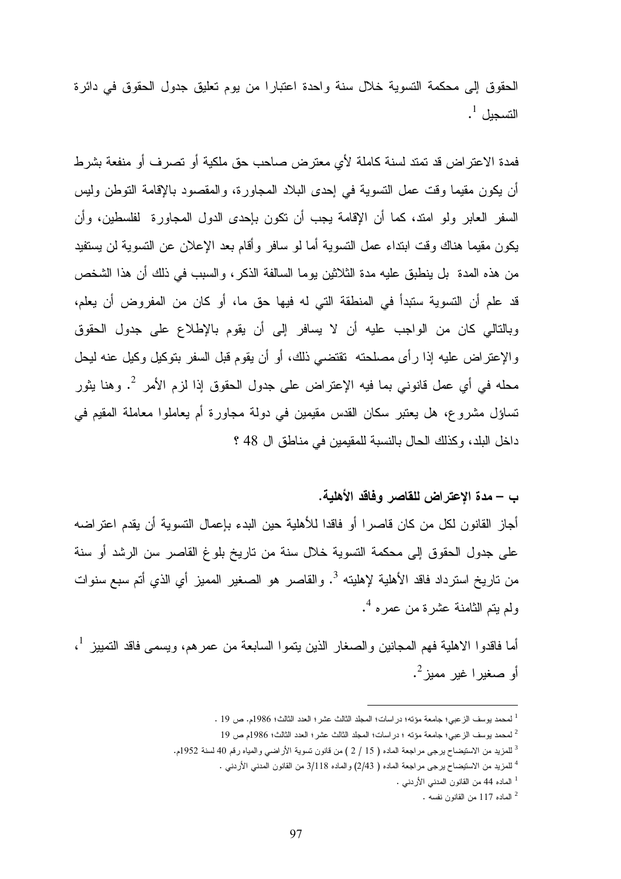الحقوق إلى محكمة التسوية خلال سنة واحدة اعتبارا من يوم تعليق جدول الحقوق في دائرة التسجيل [1].

فمدة الاعتراض قد تمتد لسنة كاملة لأي معترض صاحب حق ملكية أو تصرف أو منفعة بشرط أن يكون مقيما وقت عمل التسوية في إحدى البلاد المجاورة، والمقصود بالإقامة التوطن وليس السفر العابر ولو امتد، كما أن الإقامة يجب أن تكون بإحدى الدول المجاورة لفلسطين، وأن يكون مقيما هناك وقت ابتداء عمل التسوية أما لو سافر وأقام بعد الإعلان عن التسوية لن يستفيد من هذه المدة بل ينطبق عليه مدة الثلاثين يوما السالفة الذكر، والسبب في ذلك أن هذا الشخص قد علم أن التسوية ستبدأ في المنطقة التي له فيها حق ما، أو كان من المفروض أن يعلم، وبالتالي كان من الواجب عليه أن لا يسافر إلى أن يقوم بالإطلاع على جدول الحقوق والإعتراض عليه إذا رأى مصلحته تقتضي ذلك، أو أن يقوم قبل السفر بتوكيل وكيل عنه ليحل محله في أي عمل قانوني بما فيه الإعتراض على جدول الحقوق إذا لزم الأمر [2]. وهنا يثور تساؤل مشروع، هل يعتبر سكان القدس مقيمين في دولة مجاورة أم يعاملوا معاملة المقيم في داخل البلد، وكذلك الحال بالنسبة للمقيمين في مناطق ال 48 ؟

**ب – مدة الإعتراض للقاصر وفاقد الأهلية.**

أجاز القانون لكل من كان قاصرا أو فاقدا للأهلية حين البدء بإعمال التسوية أن يقدم اعتراضه على جدول الحقوق إلى محكمة التسوية خلال سنة من تاريخ بلوغ القاصر سن الرشد أو سنة من تاريخ استرداد فاقد الأهلية لإهليته [3]. والقاصر هو الصغير المميز أي الذي أتم سبع سنوات ولم يتم الثامنة عشرة من عمره [4].

أما فاقدوا الاهلية فهم المجانين والصغار الذين يتموا السابعة من عمرهم، ويسمى فاقد التمييز [1]، أو صغيرا غير مميز [2].

---

[1] لمحمد يوسف الزعبي؛ جامعة مؤته؛ دراسات؛ المجلد الثالث عشر؛ العدد الثالث؛ 1986م. ص 19 .

[2] لمحمد يوسف الزعبي؛ جامعة مؤته ؛ دراسات؛ المجلد الثالث عشر؛ العدد الثالث؛ 1986م ص 19

[3] للمزيد من الاستيضاح يرجى مراجعة الماده ( 15 / 2 ) من قانون تسوية الأراضي والمياه رقم 40 لسنة 1952م.

[4] للمزيد من الاستيضاح يرجى مراجعة الماده ( 2/43) والماده 3/118 من القانون المدني الأردني .

[1] الماده 44 من القانون المدني الأردني .

[2] الماده 117 من القانون نفسه .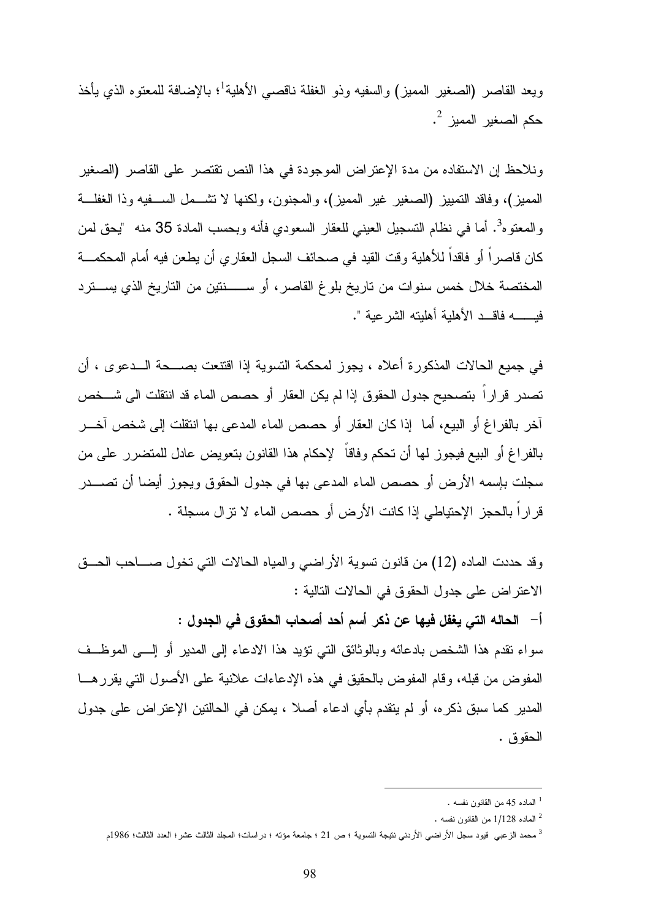ويعد القاصر (الصغير المميز) والسفيه وذو الغفلة ناقصي الأهلية[1]؛ بالإضافة للمعتوه الذي يأخذ حكم الصغير المميز [2].

ونلاحظ إن الاستفاده من مدة الإعتراض الموجودة في هذا النص تقتصر على القاصر (الصغير المميز)، وفاقد التمييز (الصغير غير المميز)، والمجنون، ولكنها لا تشمل السفيه وذا الغفلة والمعتوه[3]. أما في نظام التسجيل العيني للعقار السعودي فأنه وبحسب المادة 35 منه "يحق لمن كان قاصراً أو فاقداً للأهلية وقت القيد في صحائف السجل العقاري أن يطعن فيه أمام المحكمة المختصة خلال خمس سنوات من تاريخ بلوغ القاصر، أو سنتين من التاريخ الذي يسترد فيه فاقد الأهلية أهليته الشرعية ".

في جميع الحالات المذكورة أعلاه ، يجوز لمحكمة التسوية إذا اقتنعت بصحة الدعوى ، أن تصدر قراراً بتصحيح جدول الحقوق إذا لم يكن العقار أو حصص الماء قد انتقلت الى شخص آخر بالفراغ أو البيع، أما إذا كان العقار أو حصص الماء المدعى بها انتقلت إلى شخص آخر بالفراغ أو البيع فيجوز لها أن تحكم وفاقاً لإحكام هذا القانون بتعويض عادل للمتضرر على من سجلت بإسمه الأرض أو حصص الماء المدعى بها في جدول الحقوق ويجوز أيضا أن تصدر قراراً بالحجز الإحتياطي إذا كانت الأرض أو حصص الماء لا تزال مسجلة .

وقد حددت الماده (12) من قانون تسوية الأراضي والمياه الحالات التي تخول صاحب الحق الاعتراض على جدول الحقوق في الحالات التالية :

**أ- الحاله التي يغفل فيها عن ذكر أسم أحد أصحاب الحقوق في الجدول :**

سواء تقدم هذا الشخص بادعائه وبالوثائق التي تؤيد هذا الادعاء إلى المدير أو إلى الموظف المفوض من قبله، وقام المفوض بالحقيق في هذه الإدعاءات علانية على الأصول التي يقررها المدير كما سبق ذكره، أو لم يتقدم بأي ادعاء أصلا ، يمكن في الحالتين الإعتراض على جدول الحقوق .

---

[1] الماده 45 من القانون نفسه .

[2] الماده 1/128 من القانون نفسه .

[3] محمد الزعبي قيود سجل الأراضي الأردني نتيجة التسوية ؛ ص 21 ؛ جامعة مؤته ؛ دراسات؛ المجلد الثالث عشر؛ العدد الثالث؛ 1986م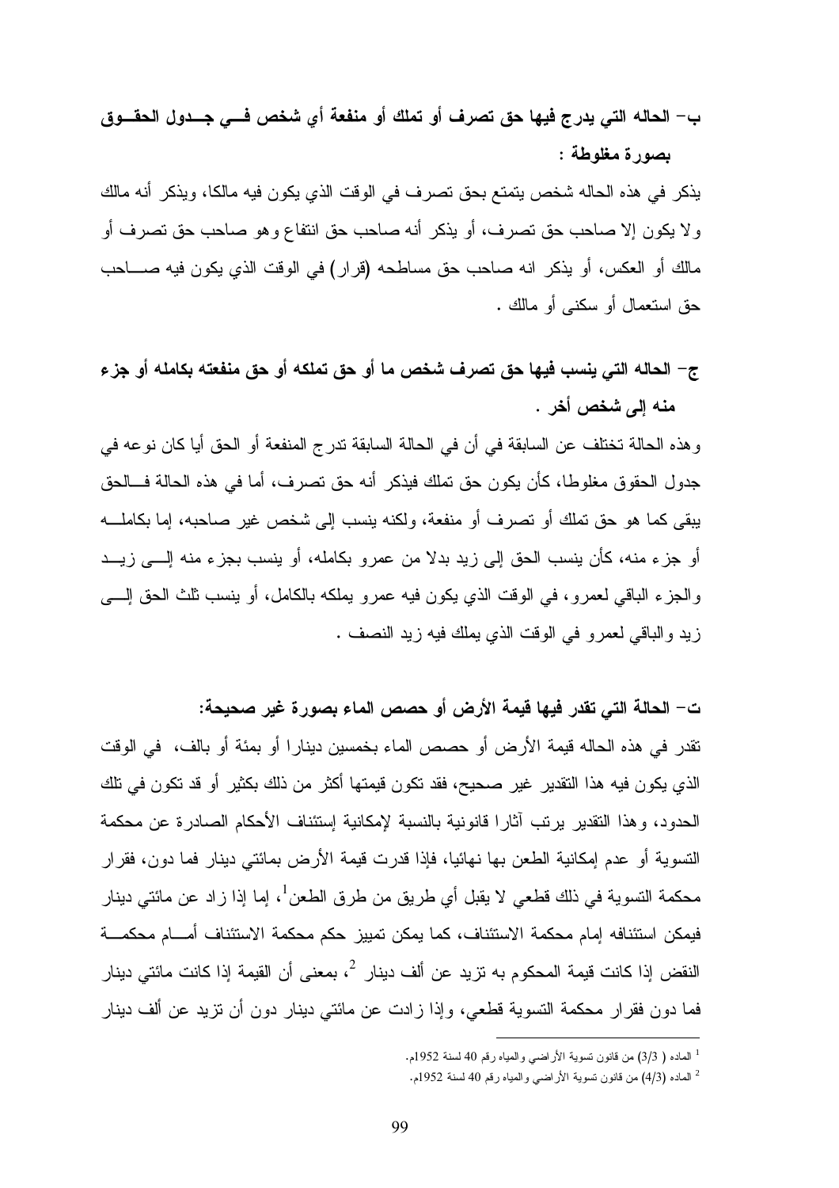### ب- الحاله التي يدرج فيها حق تصرف أو تملك أو منفعة أي شخص في جدول الحقوق بصورة مغلوطة :

يذكر في هذه الحاله شخص يتمتع بحق تصرف في الوقت الذي يكون فيه مالكا، ويذكر أنه مالك ولا يكون إلا صاحب حق تصرف، أو يذكر أنه صاحب حق انتفاع وهو صاحب حق تصرف أو مالك أو العكس، أو يذكر انه صاحب حق مساطحه (قرار) في الوقت الذي يكون فيه صاحب حق استعمال أو سكنى أو مالك .

### ج- الحاله التي ينسب فيها حق تصرف شخص ما أو حق تملكه أو حق منفعته بكامله أو جزء منه إلى شخص أخر .

وهذه الحالة تختلف عن السابقة في أن في الحالة السابقة تدرج المنفعة أو الحق أيا كان نوعه في جدول الحقوق مغلوطا، كأن يكون حق تملك فيذكر أنه حق تصرف، أما في هذه الحالة فالحق يبقى كما هو حق تملك أو تصرف أو منفعة، ولكنه ينسب إلى شخص غير صاحبه، إما بكامله أو جزء منه، كأن ينسب الحق إلى زيد بدلا من عمرو بكامله، أو ينسب بجزء منه إلى زيد والجزء الباقي لعمرو، في الوقت الذي يكون فيه عمرو يملكه بالكامل، أو ينسب ثلث الحق إلى زيد والباقي لعمرو في الوقت الذي يملك فيه زيد النصف .

### ت- الحالة التي تقدر فيها قيمة الأرض أو حصص الماء بصورة غير صحيحة:

تقدر في هذه الحاله قيمة الأرض أو حصص الماء بخمسين دينارا أو بمئة أو بالف، في الوقت الذي يكون فيه هذا التقدير غير صحيح، فقد تكون قيمتها أكثر من ذلك بكثير أو قد تكون في تلك الحدود، وهذا التقدير يرتب آثارا قانونية بالنسبة لإمكانية إستئناف الأحكام الصادرة عن محكمة التسوية أو عدم إمكانية الطعن بها نهائيا، فإذا قدرت قيمة الأرض بمائتي دينار فما دون، فقرار محكمة التسوية في ذلك قطعي لا يقبل أي طريق من طرق الطعن[1]، إما إذا زاد عن مائتي دينار فيمكن استئنافه إمام محكمة الاستئناف، كما يمكن تمييز حكم محكمة الاستئناف أمام محكمة النقض إذا كانت قيمة المحكوم به تزيد عن ألف دينار [2]، بمعنى أن القيمة إذا كانت مائتي دينار فما دون فقرار محكمة التسوية قطعي، وإذا زادت عن مائتي دينار دون أن تزيد عن ألف دينار

---

[1] الماده ( 3/3) من قانون تسوية الأراضي والمياه رقم 40 لسنة 1952م.

[2] الماده (4/3) من قانون تسوية الأراضي والمياه رقم 40 لسنة 1952م.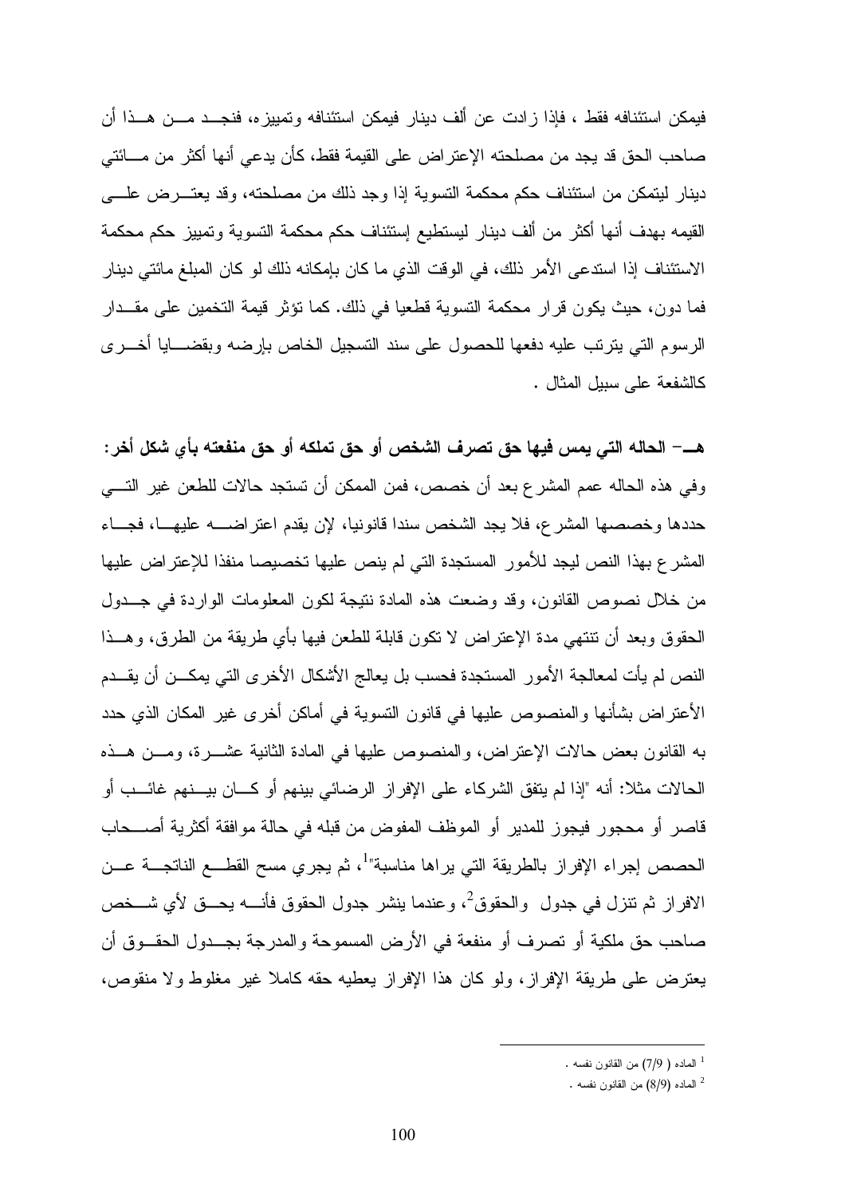فيمكن استئنافه فقط ، فإذا زادت عن ألف دينار فيمكن استئنافه وتمييزه، فنجد من هذا أن صاحب الحق قد يجد من مصلحته الإعتراض على القيمة فقط، كأن يدعي أنها أكثر من مائتي دينار ليتمكن من استئناف حكم محكمة التسوية إذا وجد ذلك من مصلحته، وقد يعترض على القيمه بهدف أنها أكثر من ألف دينار ليستطيع إستئناف حكم محكمة التسوية وتمييز حكم محكمة الاستئناف إذا استدعى الأمر ذلك، في الوقت الذي ما كان بإمكانه ذلك لو كان المبلغ مائتي دينار فما دون، حيث يكون قرار محكمة التسوية قطعيا في ذلك. كما تؤثر قيمة التخمين على مقدار الرسوم التي يترتب عليه دفعها للحصول على سند التسجيل الخاص بإرضه وبقضايا أخرى كالشفعة على سبيل المثال .

**هـ- الحاله التي يمس فيها حق تصرف الشخص أو حق تملكه أو حق منفعته بأي شكل أخر:**

وفي هذه الحاله عمم المشرع بعد أن خصص، فمن الممكن أن تستجد حالات للطعن غير التي حددها وخصصها المشرع، فلا يجد الشخص سندا قانونيا، لإن يقدم اعتراضه عليها، فجاء المشرع بهذا النص ليجد للأمور المستجدة التي لم ينص عليها تخصيصا منفذا للإعتراض عليها من خلال نصوص القانون، وقد وضعت هذه المادة نتيجة لكون المعلومات الواردة في جدول الحقوق وبعد أن تنتهي مدة الإعتراض لا تكون قابلة للطعن فيها بأي طريقة من الطرق، وهذا النص لم يأت لمعالجة الأمور المستجدة فحسب بل يعالج الأشكال الأخرى التي يمكن أن يقدم الأعتراض بشأنها والمنصوص عليها في قانون التسوية في أماكن أخرى غير المكان الذي حدد به القانون بعض حالات الإعتراض، والمنصوص عليها في المادة الثانية عشرة، ومن هذه الحالات مثلا: أنه "إذا لم يتفق الشركاء على الإفراز الرضائي بينهم أو كان بينهم غائب أو قاصر أو محجور فيجوز للمدير أو الموظف المفوض من قبله في حالة موافقة أكثرية أصحاب الحصص إجراء الإفراز بالطريقة التي يراها مناسبة"[1]، ثم يجري مسح القطع الناتجة عن الافراز ثم تنزل في جدول والحقوق[2]، وعندما ينشر جدول الحقوق فأنه يحق لأي شخص صاحب حق ملكية أو تصرف أو منفعة في الأرض المسموحة والمدرجة بجدول الحقوق أن يعترض على طريقة الإفراز، ولو كان هذا الإفراز يعطيه حقه كاملا غير مغلوط ولا منقوص،

---

[1] الماده ( 7/9) من القانون نفسه .

[2] الماده (8/9) من القانون نفسه .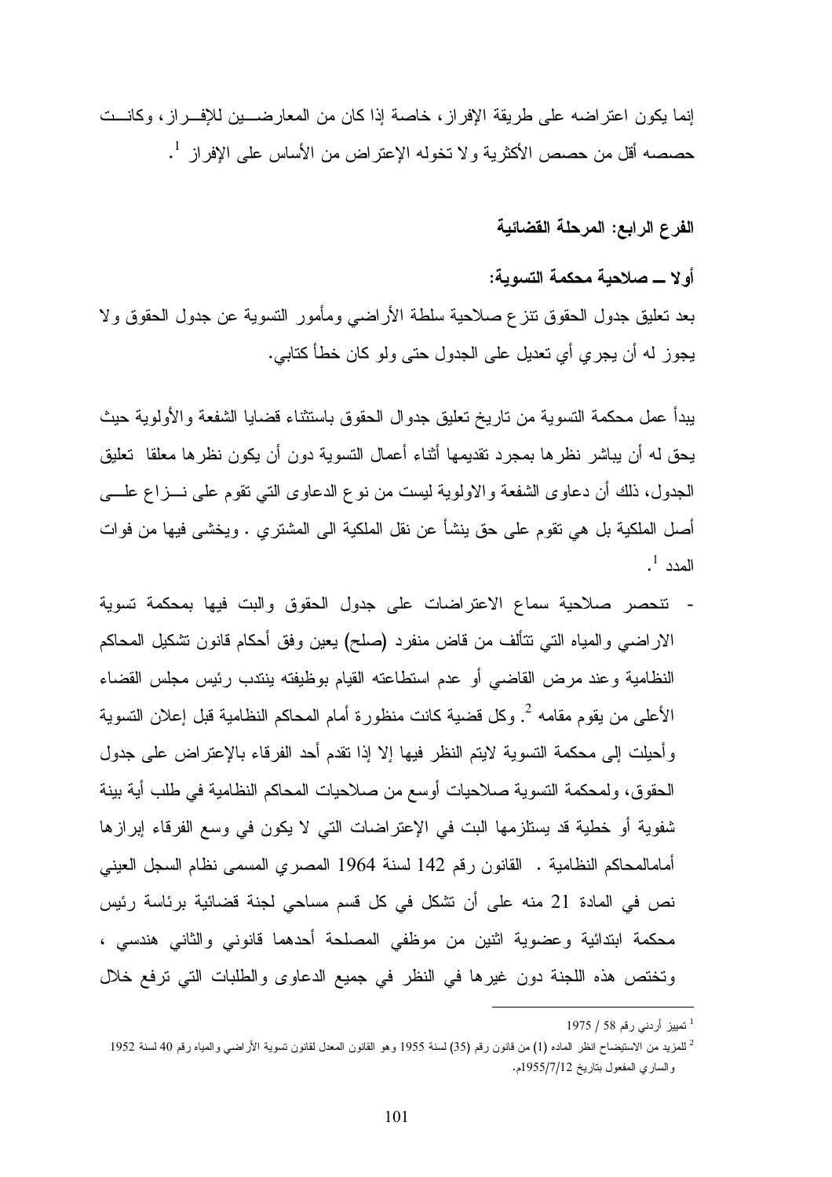إنما يكون اعتراضه على طريقة الإفراز، خاصة إذا كان من المعارضين للإفراز، وكانت حصصه أقل من حصص الأكثرية ولا تخوله الإعتراض من الأساس على الإفراز [1].

### الفرع الرابع: المرحلة القضائية

**أولا ــ صلاحية محكمة التسوية:**

بعد تعليق جدول الحقوق تنزع صلاحية سلطة الأراضي ومأمور التسوية عن جدول الحقوق ولا يجوز له أن يجري أي تعديل على الجدول حتى ولو كان خطأ كتابي.

يبدأ عمل محكمة التسوية من تاريخ تعليق جدوال الحقوق باستثناء قضايا الشفعة والأولوية حيث يحق له أن يباشر نظرها بمجرد تقديمها أثناء أعمال التسوية دون أن يكون نظرها معلقا تعليق الجدول، ذلك أن دعاوى الشفعة والاولوية ليست من نوع الدعاوى التي تقوم على نزاع على أصل الملكية بل هي تقوم على حق ينشأ عن نقل الملكية الى المشتري . ويخشى فيها من فوات المدد [1].

- تنحصر صلاحية سماع الاعتراضات على جدول الحقوق والبت فيها بمحكمة تسوية الاراضي والمياه التي تتألف من قاض منفرد (صلح) يعين وفق أحكام قانون تشكيل المحاكم النظامية وعند مرض القاضي أو عدم استطاعته القيام بوظيفته ينتدب رئيس مجلس القضاء الأعلى من يقوم مقامه [2]. وكل قضية كانت منظورة أمام المحاكم النظامية قبل إعلان التسوية وأحيلت إلى محكمة التسوية لايتم النظر فيها إلا إذا تقدم أحد الفرقاء بالإعتراض على جدول الحقوق، ولمحكمة التسوية صلاحيات أوسع من صلاحيات المحاكم النظامية في طلب أية بينة شفوية أو خطية قد يستلزمها البت في الإعتراضات التي لا يكون في وسع الفرقاء إبرازها أمامالمحاكم النظامية . القانون رقم 142 لسنة 1964 المصري المسمى نظام السجل العيني نص في المادة 21 منه على أن تشكل في كل قسم مساحي لجنة قضائية برئاسة رئيس محكمة ابتدائية وعضوية اثنين من موظفي المصلحة أحدهما قانوني والثاني هندسي ، وتختص هذه اللجنة دون غيرها في النظر في جميع الدعاوى والطلبات التي ترفع خلال

---

[1] تمييز أردني رقم 58 / 1975

[2] للمزيد من الاستيضاح انظر الماده (1) من قانون رقم (35) لسنة 1955 وهو القانون المعدل لقانون تسوية الأراضي والمياه رقم 40 لسنة 1952 والساري المفعول بتاريخ 1955/7/12م.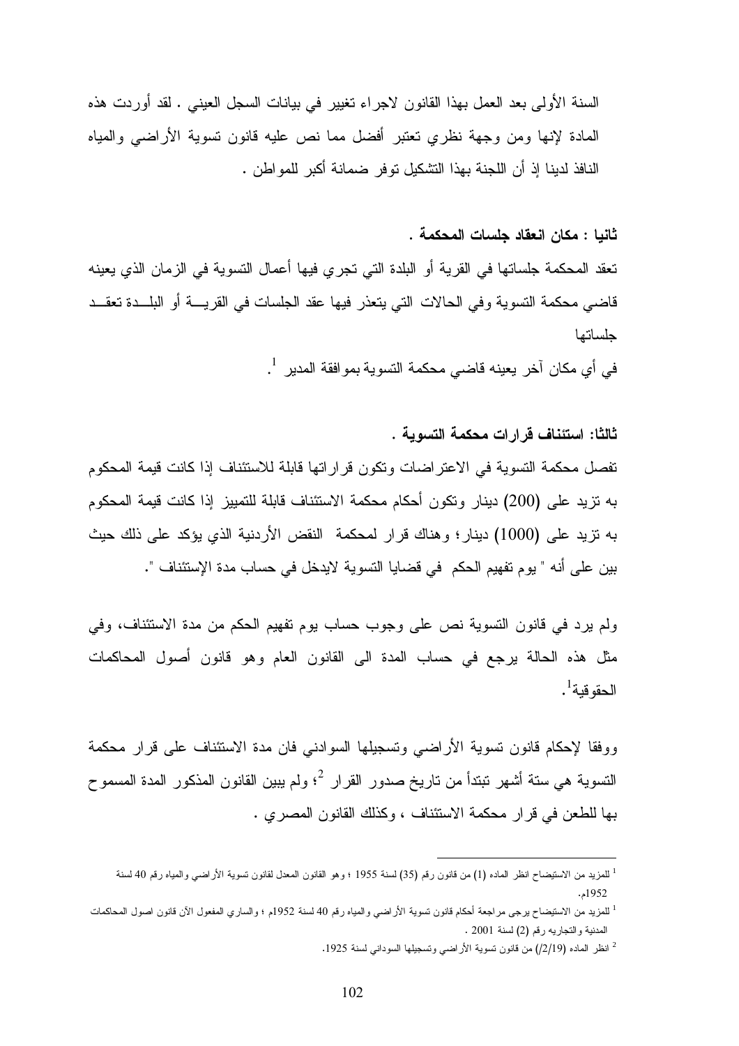السنة الأولى بعد العمل بهذا القانون لاجراء تغيير في بيانات السجل العيني . لقد أوردت هذه المادة لإنها ومن وجهة نظري تعتبر أفضل مما نص عليه قانون تسوية الأراضي والمياه النافذ لدينا إذ أن اللجنة بهذا التشكيل توفر ضمانة أكبر للمواطن .

**ثانيا : مكان انعقاد جلسات المحكمة .**

تعقد المحكمة جلساتها في القرية أو البلدة التي تجري فيها أعمال التسوية في الزمان الذي يعينه قاضي محكمة التسوية وفي الحالات التي يتعذر فيها عقد الجلسات في القريـــة أو البلـــدة تعقــد جلساتها

في أي مكان آخر يعينه قاضي محكمة التسوية بموافقة المدير [1].

**ثالثا: استئناف قرارات محكمة التسوية .**

تفصل محكمة التسوية في الاعتراضات وتكون قراراتها قابلة للاستئناف إذا كانت قيمة المحكوم به تزيد على (200) دينار وتكون أحكام محكمة الاستئناف قابلة للتمييز إذا كانت قيمة المحكوم به تزيد على (1000) دينار؛ وهناك قرار لمحكمة النقض الأردنية الذي يؤكد على ذلك حيث بين على أنه " يوم تفهيم الحكم في قضايا التسوية لايدخل في حساب مدة الإستئناف ".

ولم يرد في قانون التسوية نص على وجوب حساب يوم تفهيم الحكم من مدة الاستئناف، وفي مثل هذه الحالة يرجع في حساب المدة الى القانون العام وهو قانون أصول المحاكمات الحقوقية[1].

ووفقا لإحكام قانون تسوية الأراضي وتسجيلها السوادني فان مدة الاستئناف على قرار محكمة التسوية هي ستة أشهر تبتدأ من تاريخ صدور القرار [2]؛ ولم يبين القانون المذكور المدة المسموح بها للطعن في قرار محكمة الاستئناف ، وكذلك القانون المصري .

---

[1] للمزيد من الاستيضاح انظر الماده (1) من قانون رقم (35) لسنة 1955 ؛ وهو القانون المعدل لقانون تسوية الأراضي والمياه رقم 40 لسنة 1952م.

[1] للمزيد من الاستيضاح يرجى مراجعة أحكام قانون تسوية الأراضي والمياه رقم 40 لسنة 1952م ؛ والساري المفعول الآن قانون اصول المحاكمات المدنية والتجاريه رقم (2) لسنة 2001 .

[2] انظر الماده (2/19/) من قانون تسوية الأراضي وتسجيلها السوداني لسنة 1925.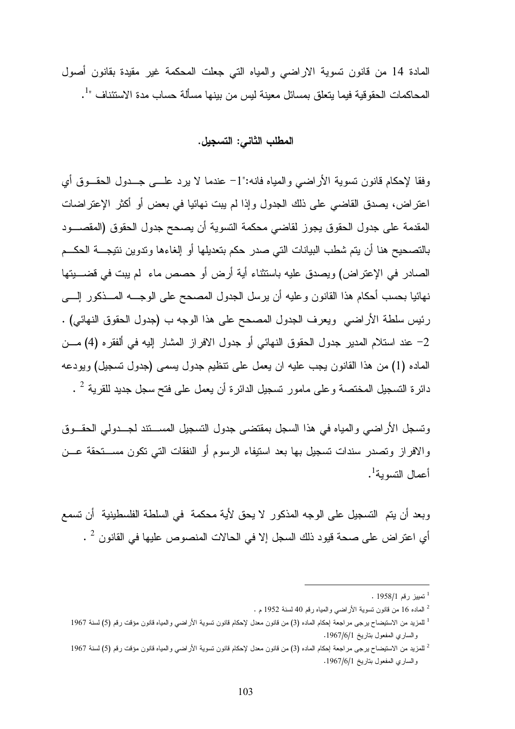المادة 14 من قانون تسوية الاراضي والمياه التي جعلت المحكمة غير مقيدة بقانون أصول المحاكمات الحقوقية فيما يتعلق بمسائل معينة ليس من بينها مسألة حساب مدة الاستئناف "[1].

### المطلب الثاني: التسجيل.

وفقا لإحكام قانون تسوية الأراضي والمياه فانه:"1- عندما لا يرد علـى جـدول الحقـوق أي اعتراض، يصدق القاضي على ذلك الجدول وإذا لم يبت نهائيا في بعض أو أكثر الإعتراضات المقدمة على جدول الحقوق يجوز لقاضي محكمة التسوية أن يصحح جدول الحقوق (المقصـود بالتصحيح هنا أن يتم شطب البيانات التي صدر حكم بتعديلها أو إلغاءها وتدوين نتيجـة الحكـم الصادر في الإعتراض) ويصدق عليه باستثناء أية أرض أو حصص ماء لم يبت في قضـيتها نهائيا بحسب أحكام هذا القانون وعليه أن يرسل الجدول المصحح على الوجـه المـذكور إلـى رئيس سلطة الأراضي ويعرف الجدول المصحح على هذا الوجه ب (جدول الحقوق النهائي) . 2- عند استلام المدير جدول الحقوق النهائي أو جدول الافراز المشار إليه في ألفقره (4) مـن الماده (1) من هذا القانون يجب عليه ان يعمل على تنظيم جدول يسمى (جدول تسجيل) ويودعه دائرة التسجيل المختصة وعلى مامور تسجيل الدائرة أن يعمل على فتح سجل جديد للقرية [2] .

وتسجل الأراضي والمياه في هذا السجل بمقتضى جدول التسجيل المسـتند لجـدولي الحقـوق والافراز وتصدر سندات تسجيل بها بعد استيفاء الرسوم أو النفقات التي تكون مسـتحقة عـن أعمال التسوية[1].

وبعد أن يتم التسجيل على الوجه المذكور لا يحق لأية محكمة في السلطة الفلسطينية أن تسمع أي اعتراض على صحة قيود ذلك السجل إلا في الحالات المنصوص عليها في القانون [2] .

---

[1] تمييز رقم 1958/1 .

[2] الماده 16 من قانون تسوية الأراضي والمياه رقم 40 لسنة 1952 م .

[1] للمزيد من الاستيضاح يرجى مراجعة إحكام الماده (3) من قانون معدل لإحكام قانون تسوية الأراضي والمياه قانون مؤقت رقم (5) لسنة 1967 والساري المفعول بتاريخ 1967/6/1.

[2] للمزيد من الاستيضاح يرجى مراجعة إحكام الماده (3) من قانون معدل لإحكام قانون تسوية الأراضي والمياه قانون مؤقت رقم (5) لسنة 1967 والساري المفعول بتاريخ 1967/6/1.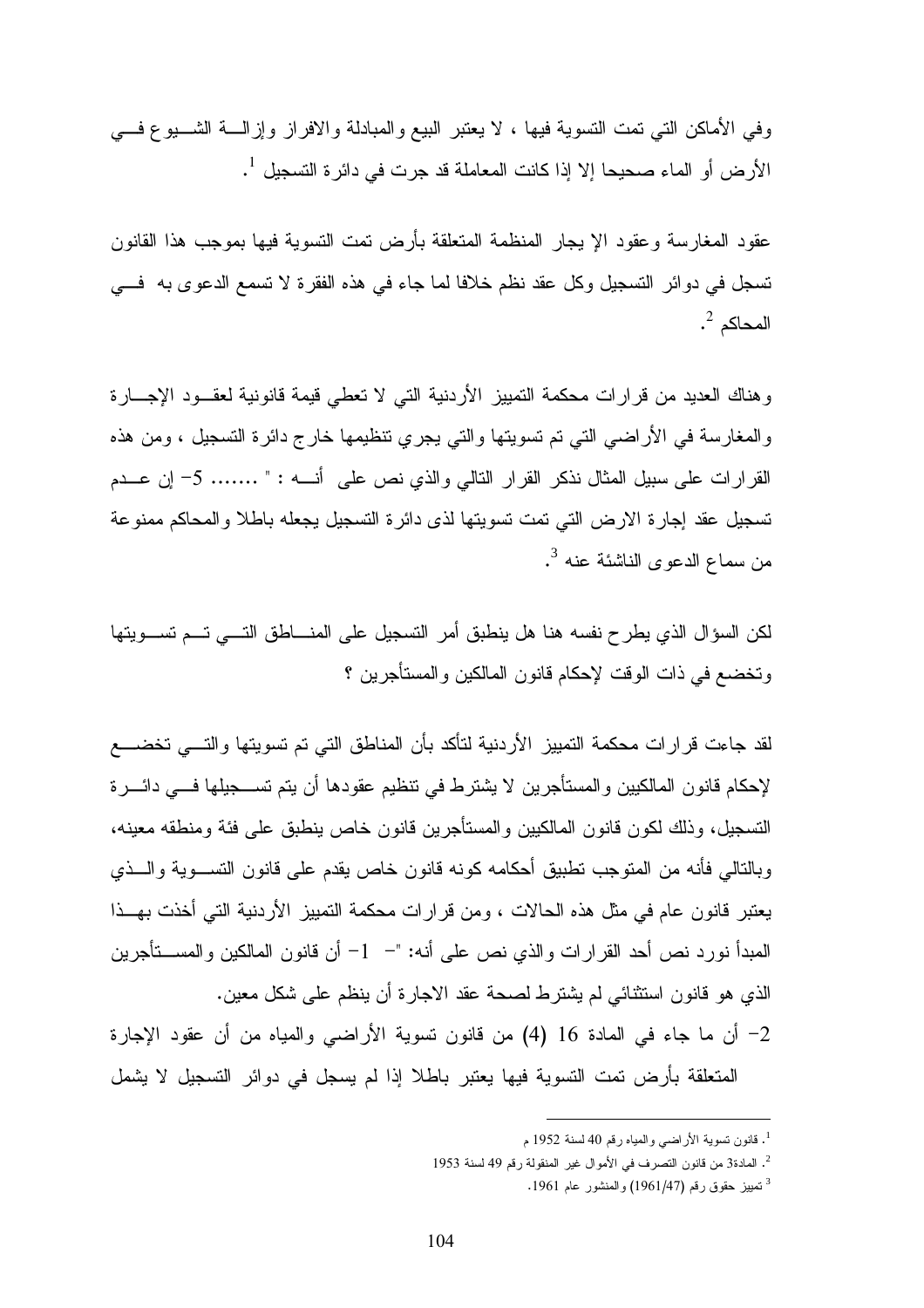وفي الأماكن التي تمت التسوية فيها ، لا يعتبر البيع والمبادلة والافراز وإزالــة الشـيوع فـي الأرض أو الماء صحيحا إلا إذا كانت المعاملة قد جرت في دائرة التسجيل [1].

عقود المغارسة وعقود الإيجار المنظمة المتعلقة بأرض تمت التسوية فيها بموجب هذا القانون تسجل في دوائر التسجيل وكل عقد نظم خلافا لما جاء في هذه الفقرة لا تسمع الدعوى به فـي المحاكم [2].

وهناك العديد من قرارات محكمة التمييز الأردنية التي لا تعطي قيمة قانونية لعقـود الإجـارة والمغارسة في الأراضي التي تم تسويتها والتي يجري تنظيمها خارج دائرة التسجيل ، ومن هذه القرارات على سبيل المثال نذكر القرار التالي والذي نص على أنـه : " ....... 5- إن عـدم تسجيل عقد إجارة الارض التي تمت تسويتها لذى دائرة التسجيل يجعله باطلا والمحاكم ممنوعة من سماع الدعوى الناشئة عنه [3].

لكن السؤال الذي يطرح نفسه هنا هل ينطبق أمر التسجيل على المنـاطق التـي تـم تسـويتها وتخضع في ذات الوقت لإحكام قانون المالكين والمستأجرين ؟

لقد جاءت قرارات محكمة التمييز الأردنية لتأكد بأن المناطق التي تم تسويتها والتـي تخضـع لإحكام قانون المالكيين والمستأجرين لا يشترط في تنظيم عقودها أن يتم تسـجيلها فـي دائـرة التسجيل، وذلك لكون قانون المالكيين والمستأجرين قانون خاص ينطبق على فئة ومنطقه معينه، وبالتالي فأنه من المتوجب تطبيق أحكامه كونه قانون خاص يقدم على قانون التسـوية والـذي يعتبر قانون عام في مثل هذه الحالات ، ومن قرارات محكمة التمييز الأردنية التي أخذت بهـذا المبدأ نورد نص أحد القرارات والذي نص على أنه: "- 1- أن قانون المالكين والمسـتأجرين الذي هو قانون استثنائي لم يشترط لصحة عقد الاجارة أن ينظم على شكل معين.

2- أن ما جاء في المادة 16 (4) من قانون تسوية الأراضي والمياه من أن عقود الإجارة المتعلقة بأرض تمت التسوية فيها يعتبر باطلا إذا لم يسجل في دوائر التسجيل لا يشمل

---

[1]. قانون تسوية الأراضي والمياه رقم 40 لسنة 1952 م

[2]. المادة3 من قانون التصرف في الأموال غير المنقولة رقم 49 لسنة 1953

[3] تمييز حقوق رقم (1961/47) والمنشور عام 1961.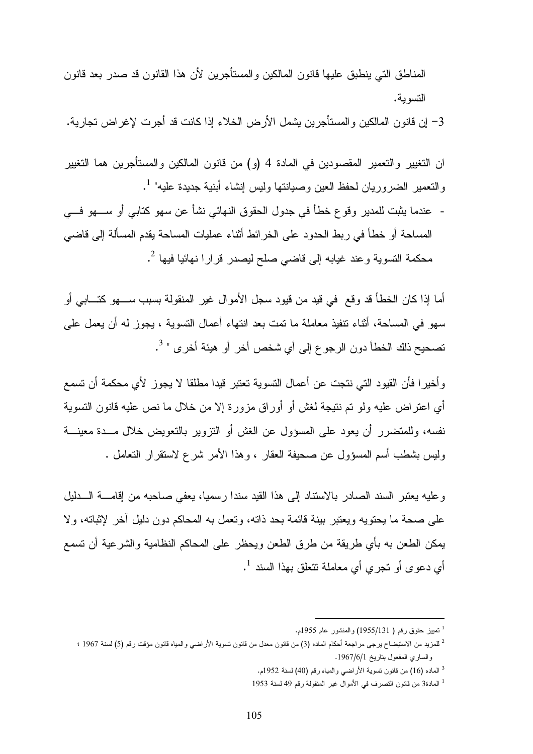المناطق التي ينطبق عليها قانون المالكين والمستأجرين لأن هذا القانون قد صدر بعد قانون التسوية.

3- إن قانون المالكين والمستأجرين يشمل الأرض الخلاء إذا كانت قد أجرت لإغراض تجارية.

ان التغيير والتعمير المقصودين في المادة 4 (و) من قانون المالكين والمستأجرين هما التغيير والتعمير الضروريان لحفظ العين وصيانتها وليس إنشاء أبنية جديدة عليه" [1].

- عندما يثبت للمدير وقوع خطأ في جدول الحقوق النهائي نشأ عن سهو كتابي أو سهو في المساحة أو خطأ في ربط الحدود على الخرائط أثناء عمليات المساحة يقدم المسألة إلى قاضي محكمة التسوية وعند غيابه إلى قاضي صلح ليصدر قرارا نهائيا فيها [2].

أما إذا كان الخطأ قد وقع في قيد من قيود سجل الأموال غير المنقولة بسبب سهو كتابي أو سهو في المساحة، أثناء تنفيذ معاملة ما تمت بعد انتهاء أعمال التسوية ، يجوز له أن يعمل على تصحيح ذلك الخطأ دون الرجوع إلى أي شخص أخر أو هيئة أخرى " [3].

وأخيرا فأن القيود التي نتجت عن أعمال التسوية تعتبر قيدا مطلقا لا يجوز لأي محكمة أن تسمع أي اعتراض عليه ولو تم نتيجة لغش أو أوراق مزورة إلا من خلال ما نص عليه قانون التسوية نفسه، وللمتضرر أن يعود على المسؤول عن الغش أو التزوير بالتعويض خلال مدة معينة وليس بشطب أسم المسؤول عن صحيفة العقار ، وهذا الأمر شرع لاستقرار التعامل .

وعليه يعتبر السند الصادر بالاستناد إلى هذا القيد سندا رسميا، يعفي صاحبه من إقامة الدليل على صحة ما يحتويه ويعتبر بينة قائمة بحد ذاته، وتعمل به المحاكم دون دليل آخر لإثباته، ولا يمكن الطعن به بأي طريقة من طرق الطعن ويحظر على المحاكم النظامية والشرعية أن تسمع أي دعوى أو تجري أي معاملة تتعلق بهذا السند [1].

---

[1] تمييز حقوق رقم ( 1955/131) والمنشور عام 1955م.

[2] للمزيد من الاستيضاح يرجى مراجعة أحكام الماده (3) من قانون معدل من قانون تسوية الأراضي والمياه قانون مؤقت رقم (5) لسنة 1967 ؛ والساري المفعول بتاريخ 1967/6/1.

[3] الماده (16) من قانون تسوية الأراضي والمياه رقم (40) لسنة 1952م.

[1] المادة3 من قانون التصرف في الأموال غير المنقولة رقم 49 لسنة 1953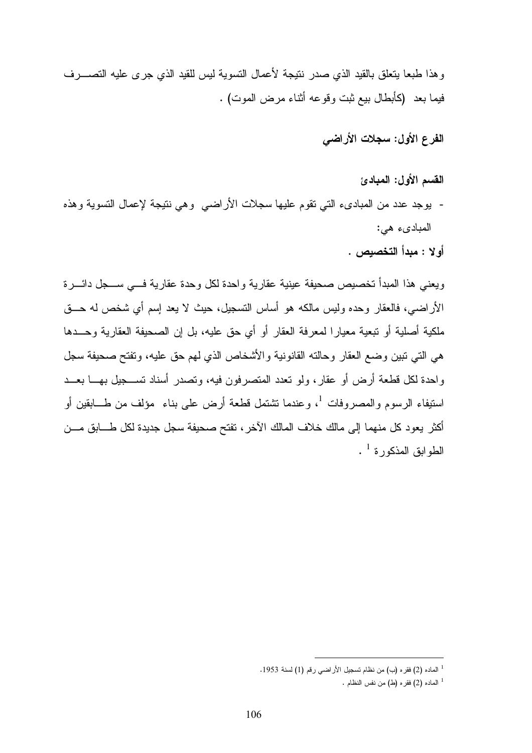وهذا طبعا يتعلق بالقيد الذي صدر نتيجة لأعمال التسوية ليس للقيد الذي جرى عليه التصرف فيما بعد (كأبطال بيع ثبت وقوعه أثناء مرض الموت) .

## الفرع الأول: سجلات الأراضي

### القسم الأول: المبادئ

- يوجد عدد من المبادىء التي تقوم عليها سجلات الأراضي وهي نتيجة لإعمال التسوية وهذه المبادىء هي:

**أولا : مبدأ التخصيص .**

ويعني هذا المبدأ تخصيص صحيفة عينية عقارية واحدة لكل وحدة عقارية في سجل دائرة الأراضي، فالعقار وحده وليس مالكه هو أساس التسجيل، حيث لا يعد إسم أي شخص له حق ملكية أصلية أو تبعية معيارا لمعرفة العقار أو أي حق عليه، بل إن الصحيفة العقارية وحدها هي التي تبين وضع العقار وحالته القانونية والأشخاص الذي لهم حق عليه، وتفتح صحيفة سجل واحدة لكل قطعة أرض أو عقار، ولو تعدد المتصرفون فيه، وتصدر أسناد تسجيل بها بعد استيفاء الرسوم والمصروفات [1]، وعندما تشتمل قطعة أرض على بناء مؤلف من طابقين أو أكثر يعود كل منهما إلى مالك خلاف المالك الآخر، تفتح صحيفة سجل جديدة لكل طابق من الطوابق المذكورة [1] .

---

[1] الماده (2) فقره (ب) من نظام تسجيل الأراضي رقم (1) لسنة 1953.

[1] الماده (2) فقره (ط) من نفس النظام .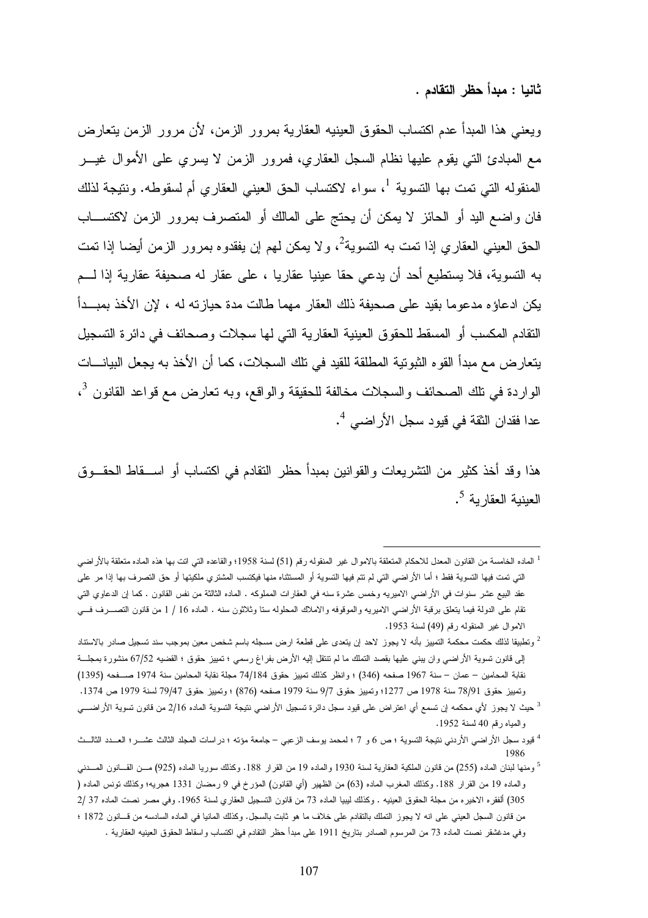**ثانيا : مبدأ حظر التقادم .**

ويعني هذا المبدأ عدم اكتساب الحقوق العينيه العقارية بمرور الزمن، لأن مرور الزمن يتعارض مع المبادئ التي يقوم عليها نظام السجل العقاري، فمرور الزمن لا يسري على الأموال غير المنقوله التي تمت بها التسوية [1]، سواء لاكتساب الحق العيني العقاري أم لسقوطه. ونتيجة لذلك فان واضع اليد أو الحائز لا يمكن أن يحتج على المالك أو المتصرف بمرور الزمن لاكتساب الحق العيني العقاري إذا تمت به التسوية[2]، ولا يمكن لهم إن يفقدوه بمرور الزمن أيضا إذا تمت به التسوية، فلا يستطيع أحد أن يدعي حقا عينيا عقاريا ، على عقار له صحيفة عقارية إذا لم يكن ادعاؤه مدعوما بقيد على صحيفة ذلك العقار مهما طالت مدة حيازته له ، لإن الأخذ بمبدأ التقادم المكسب أو المسقط للحقوق العينية العقارية التي لها سجلات وصحائف في دائرة التسجيل يتعارض مع مبدأ القوه الثبوتية المطلقة للقيد في تلك السجلات، كما أن الأخذ به يجعل البيانات الواردة في تلك الصحائف والسجلات مخالفة للحقيقة والواقع، وبه تعارض مع قواعد القانون [3]، عدا فقدان الثقة في قيود سجل الأراضي [4].

هذا وقد أخذ كثير من التشريعات والقوانين بمبدأ حظر التقادم في اكتساب أو اسقاط الحقوق العينية العقارية [5].

---

[1] الماده الخامسة من القانون المعدل للاحكام المتعلقة بالاموال غير المنقوله رقم (51) لسنة 1958؛ والقاعده التي اتت بها هذه الماده متعلقة بالأراضي التي تمت فيها التسوية فقط ؛ أما الأراضي التي لم تتم فيها التسوية أو المستثناه منها فيكتسب المشتري ملكيتها أو حق التصرف بها إذا مر على عقد البيع عشر سنوات في الأراضي الاميريه وخمس عشرة سنه في العقارات المملوكه . الماده الثالثة من نفس القانون . كما إن الدعاوي التي تقام على الدولة فيما يتعلق برقبة الأراضي الاميريه والموقوفه والاملاك المحلوله ستا وثلاثون سنه . الماده 16 / 1 من قانون التصرف في الاموال غير المنقوله رقم (49) لسنة 1953.

[2] وتطبيقا لذلك حكمت محكمة التمييز بأنه لا يجوز لاحد إن يتعدى على قطعة ارض مسجله باسم شخص معين بموجب سند تسجيل صادر بالاستناد إلى قانون تسوية الأراضي وان يبني عليها بقصد التملك ما لم تنتقل إليه الأرض بفراغ رسمي ؛ تمييز حقوق ؛ القضيه 67/52 منشورة بمجلة نقابة المحامين – عمان – سنة 1967 صفحه (346) ؛ وانظر كذلك تمييز حقوق 74/184 مجلة نقابة المحامين سنة 1974 صفحه (1395) وتمييز حقوق 78/91 سنة 1978 ص 1277؛ وتمييز حقوق 9/7 سنة 1979 صفحه (876) ؛ وتمييز حقوق 79/47 لسنة 1979 ص 1374.

[3] حيث لا يجوز لأي محكمه إن تسمع أي اعتراض على قيود سجل دائرة تسجيل الأراضي نتيجة التسوية الماده 2/16 من قانون تسوية الأراضي والمياه رقم 40 لسنة 1952.

[4] قيود سجل الأراضي الأردني نتيجة التسوية ؛ ص 6 و 7 ؛ لمحمد يوسف الزعبي – جامعة مؤته ؛ دراسات المجلد الثالث عشر ؛ العدد الثالث 1986

[5] ومنها لبنان الماده (255) من قانون الملكية العقارية لسنة 1930 والماده 19 من القرار 188. وكذلك سوريا الماده (925) من القانون المدني والماده 19 من القرار 188. وكذلك المغرب الماده (63) من الظهير (أي القانون) المؤرخ في 9 رمضان 1331 هجريه؛ وكذلك تونس الماده ( 305) ألفقره الاخيره من مجلة الحقوق العينيه . وكذلك ليبيا الماده 73 من قانون التسجيل العقاري لسنة 1965. وفي مصر نصت الماده 37 /2 من قانون السجل العيني على انه لا يجوز التملك بالتقادم على خلاف ما هو ثابت بالسجل. وكذلك المانيا في الماده السادسه من قانون 1872 ؛ وفي مدغشقر نصت الماده 73 من المرسوم الصادر بتاريخ 1911 على مبدأ حظر التقادم في اكتساب واسقاط الحقوق العينيه العقارية .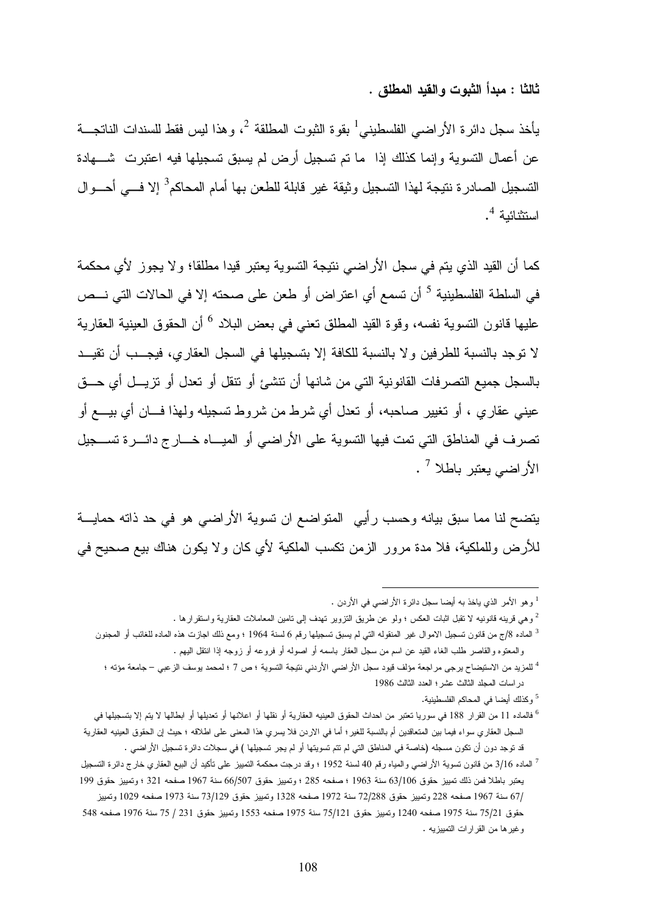**ثالثا : مبدأ الثبوت والقيد المطلق .**

يأخذ سجل دائرة الأراضي الفلسطيني[1] بقوة الثبوت المطلقة [2]، وهذا ليس فقط للسندات الناتجة عن أعمال التسوية وإنما كذلك إذا ما تم تسجيل أرض لم يسبق تسجيلها فيه اعتبرت شهادة التسجيل الصادرة نتيجة لهذا التسجيل وثيقة غير قابلة للطعن بها أمام المحاكم[3] إلا في أحوال استثنائية [4].

كما أن القيد الذي يتم في سجل الأراضي نتيجة التسوية يعتبر قيدا مطلقا؛ ولا يجوز لأي محكمة في السلطة الفلسطينية [5] أن تسمع أي اعتراض أو طعن على صحته إلا في الحالات التي نص عليها قانون التسوية نفسه، وقوة القيد المطلق تعني في بعض البلاد [6] أن الحقوق العينية العقارية لا توجد بالنسبة للطرفين ولا بالنسبة للكافة إلا بتسجيلها في السجل العقاري، فيجب أن تقيد بالسجل جميع التصرفات القانونية التي من شانها أن تنشئ أو تنقل أو تعدل أو تزيل أي حق عيني عقاري ، أو تغيير صاحبه، أو تعدل أي شرط من شروط تسجيله ولهذا فان أي بيع أو تصرف في المناطق التي تمت فيها التسوية على الأراضي أو المياه خارج دائرة تسجيل الأراضي يعتبر باطلا [7] .

يتضح لنا مما سبق بيانه وحسب رأيي المتواضع ان تسوية الأراضي هو في حد ذاته حماية للأرض وللملكية، فلا مدة مرور الزمن تكسب الملكية لأي كان ولا يكون هناك بيع صحيح في

---

[1] وهو الأمر الذي ياخذ به أيضا سجل دائرة الأراضي في الأردن .

[2] وهي قرينه قانونيه لا تقبل اثبات العكس ؛ ولو عن طريق التزوير تهدف إلى تامين المعاملات العقارية واستقرارها .

[3] الماده 8/ج من قانون تسجيل الاموال غير المنقوله التي لم يسبق تسجيلها رقم 6 لسنة 1964 ؛ ومع ذلك اجازت هذه الماده للغائب أو المجنون والمعتوه والقاصر طلب الغاء القيد عن اسم من سجل العقار باسمه أو اصوله أو فروعه أو زوجه إذا انتقل اليهم .

[4] للمزيد من الاستيضاح يرجى مراجعة مؤلف قيود سجل الأراضي الأردني نتيجة التسوية ؛ ص 7 ؛ لمحمد يوسف الزعبي – جامعة مؤته ؛ دراسات المجلد الثالث عشر؛ العدد الثالث 1986

[5] وكذلك أيضا في المحاكم الفلسطينية.

[6] فالماده 11 من القرار 188 في سوريا تعتبر من احداث الحقوق العينيه العقارية أو نقلها أو اعلانها أو تعديلها أو ابطالها لا يتم إلا بتسجيلها في السجل العقاري سواء فيما بين المتعاقدين أم بالنسبة للغير؛ أما في الاردن فلا يسري هذا المعنى على اطلاقه ؛ حيث إن الحقوق العينيه العقارية قد توجد دون أن تكون مسجله (خاصة في المناطق التي لم تتم تسويتها أو لم يجر تسجيلها ) في سجلات دائرة تسجيل الأراضي .

[7] الماده 3/16 من قانون تسوية الأراضي والمياه رقم 40 لسنة 1952 ؛ وقد درجت محكمة التمييز على تأكيد أن البيع العقاري خارج دائرة التسجيل يعتبر باطلا فمن ذلك تمييز حقوق 63/106 سنة 1963 ؛ صفحه 285 ؛ وتمييز حقوق 66/507 سنة 1967 صفحه 321 ؛ وتمييز حقوق 199 /67 سنة 1967 صفحه 228 وتمييز حقوق 72/288 سنة 1972 صفحه 1328 وتمييز حقوق 73/129 سنة 1973 صفحه 1029 وتمييز حقوق 75/21 سنة 1975 صفحه 1240 وتمييز حقوق 75/121 سنة 1975 صفحه 1553 وتمييز حقوق 231 / 75 سنة 1976 صفحه 548 وغيرها من القرارات التمييزيه .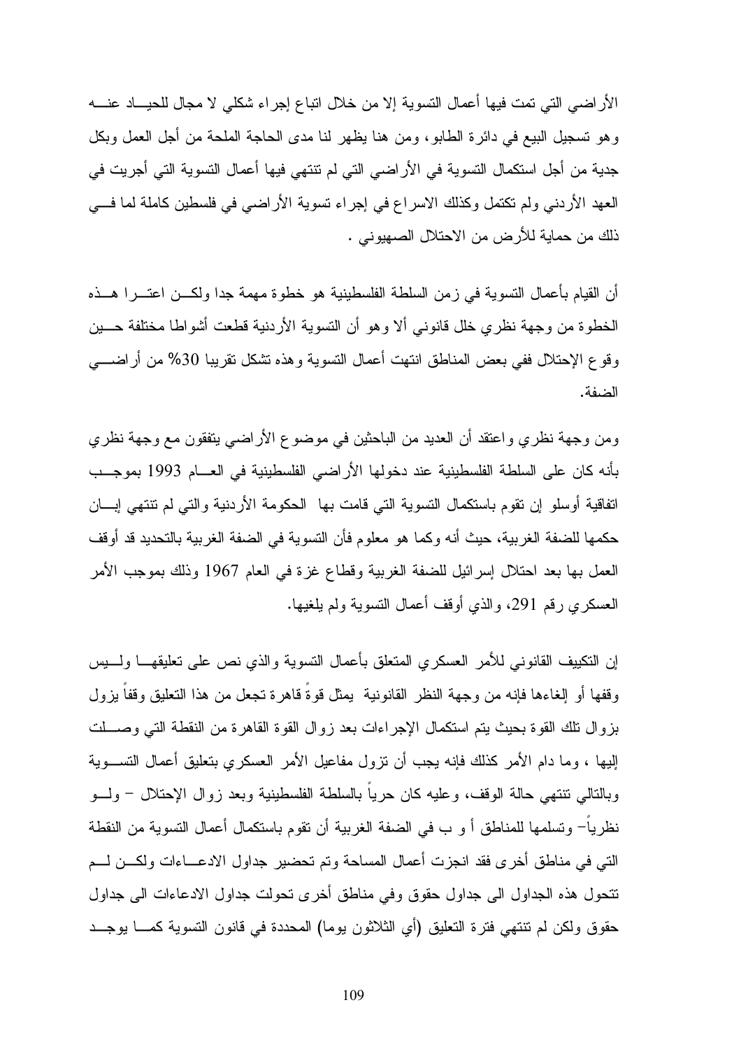الأراضي التي تمت فيها أعمال التسوية إلا من خلال اتباع إجراء شكلي لا مجال للحياد عنه وهو تسجيل البيع في دائرة الطابو، ومن هنا يظهر لنا مدى الحاجة الملحة من أجل العمل وبكل جدية من أجل استكمال التسوية في الأراضي التي لم تنتهي فيها أعمال التسوية التي أجريت في العهد الأردني ولم تكتمل وكذلك الاسراع في إجراء تسوية الأراضي في فلسطين كاملة لما في ذلك من حماية للأرض من الاحتلال الصهيوني .

أن القيام بأعمال التسوية في زمن السلطة الفلسطينية هو خطوة مهمة جدا ولكن اعترا هذه الخطوة من وجهة نظري خلل قانوني ألا وهو أن التسوية الأردنية قطعت أشواطا مختلفة حين وقوع الإحتلال ففي بعض المناطق انتهت أعمال التسوية وهذه تشكل تقريبا 30% من أراضي الضفة.

ومن وجهة نظري واعتقد أن العديد من الباحثين في موضوع الأراضي يتفقون مع وجهة نظري بأنه كان على السلطة الفلسطينية عند دخولها الأراضي الفلسطينية في العام 1993 بموجب اتفاقية أوسلو إن تقوم باستكمال التسوية التي قامت بها الحكومة الأردنية والتي لم تنتهي إبان حكمها للضفة الغربية، حيث أنه وكما هو معلوم فأن التسوية في الضفة الغربية بالتحديد قد أوقف العمل بها بعد احتلال إسرائيل للضفة الغربية وقطاع غزة في العام 1967 وذلك بموجب الأمر العسكري رقم 291، والذي أوقف أعمال التسوية ولم يلغيها.

إن التكييف القانوني للأمر العسكري المتعلق بأعمال التسوية والذي نص على تعليقها وليس وقفها أو إلغاءها فإنه من وجهة النظر القانونية يمثل قوةً قاهرة تجعل من هذا التعليق وقفاً يزول بزوال تلك القوة بحيث يتم استكمال الإجراءات بعد زوال القوة القاهرة من النقطة التي وصلت إليها ، وما دام الأمر كذلك فإنه يجب أن تزول مفاعيل الأمر العسكري بتعليق أعمال التسوية وبالتالي تنتهي حالة الوقف، وعليه كان حرياً بالسلطة الفلسطينية وبعد زوال الإحتلال – ولو نظرياً– وتسلمها للمناطق أ و ب في الضفة الغربية أن تقوم باستكمال أعمال التسوية من النقطة التي في مناطق أخرى فقد انجزت أعمال المساحة وتم تحضير جداول الادعاءات ولكن لم تتحول هذه الجداول الى جداول حقوق وفي مناطق أخرى تحولت جداول الادعاءات الى جداول حقوق ولكن لم تنتهي فترة التعليق (أي الثلاثون يوما) المحددة في قانون التسوية كما يوجد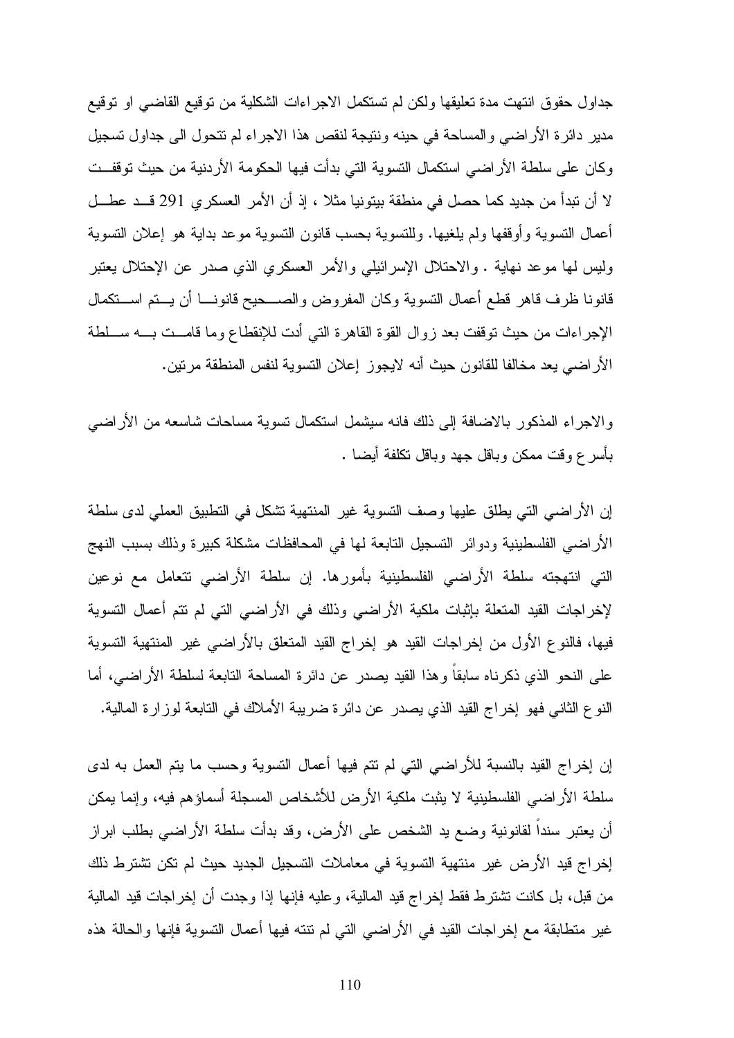جداول حقوق انتهت مدة تعليقها ولكن لم تستكمل الاجراءات الشكلية من توقيع القاضي او توقيع مدير دائرة الأراضي والمساحة في حينه ونتيجة لنقص هذا الاجراء لم تتحول الى جداول تسجيل وكان على سلطة الأراضي استكمال التسوية التي بدأت فيها الحكومة الأردنية من حيث توقفت لا أن تبدأ من جديد كما حصل في منطقة بيتونيا مثلا ، إذ أن الأمر العسكري 291 قد عطل أعمال التسوية وأوقفها ولم يلغيها. وللتسوية بحسب قانون التسوية موعد بداية هو إعلان التسوية وليس لها موعد نهاية . والاحتلال الإسرائيلي والأمر العسكري الذي صدر عن الإحتلال يعتبر قانونا ظرف قاهر قطع أعمال التسوية وكان المفروض والصحيح قانونا أن يتم استكمال الإجراءات من حيث توقفت بعد زوال القوة القاهرة التي أدت للإنقطاع وما قامت به سلطة الأراضي يعد مخالفا للقانون حيث أنه لايجوز إعلان التسوية لنفس المنطقة مرتين.

والاجراء المذكور بالاضافة إلى ذلك فانه سيشمل استكمال تسوية مساحات شاسعه من الأراضي بأسرع وقت ممكن وباقل جهد وباقل تكلفة أيضا .

إن الأراضي التي يطلق عليها وصف التسوية غير المنتهية تشكل في التطبيق العملي لدى سلطة الأراضي الفلسطينية ودوائر التسجيل التابعة لها في المحافظات مشكلة كبيرة وذلك بسبب النهج التي انتهجته سلطة الأراضي الفلسطينية بأمورها. إن سلطة الأراضي تتعامل مع نوعين لإخراجات القيد المتعلة بإثبات ملكية الأراضي وذلك في الأراضي التي لم تتم أعمال التسوية فيها، فالنوع الأول من إخراجات القيد هو إخراج القيد المتعلق بالأراضي غير المنتهية التسوية على النحو الذي ذكرناه سابقاً وهذا القيد يصدر عن دائرة المساحة التابعة لسلطة الأراضي، أما النوع الثاني فهو إخراج القيد الذي يصدر عن دائرة ضريبة الأملاك في التابعة لوزارة المالية.

إن إخراج القيد بالنسبة للأراضي التي لم تتم فيها أعمال التسوية وحسب ما يتم العمل به لدى سلطة الأراضي الفلسطينية لا يثبت ملكية الأرض للأشخاص المسجلة أسماؤهم فيه، وإنما يمكن أن يعتبر سنداً لقانونية وضع يد الشخص على الأرض، وقد بدأت سلطة الأراضي بطلب ابراز إخراج قيد الأرض غير منتهية التسوية في معاملات التسجيل الجديد حيث لم تكن تشترط ذلك من قبل، بل كانت تشترط فقط إخراج قيد المالية، وعليه فإنها إذا وجدت أن إخراجات قيد المالية غير متطابقة مع إخراجات القيد في الأراضي التي لم تنته فيها أعمال التسوية فإنها والحالة هذه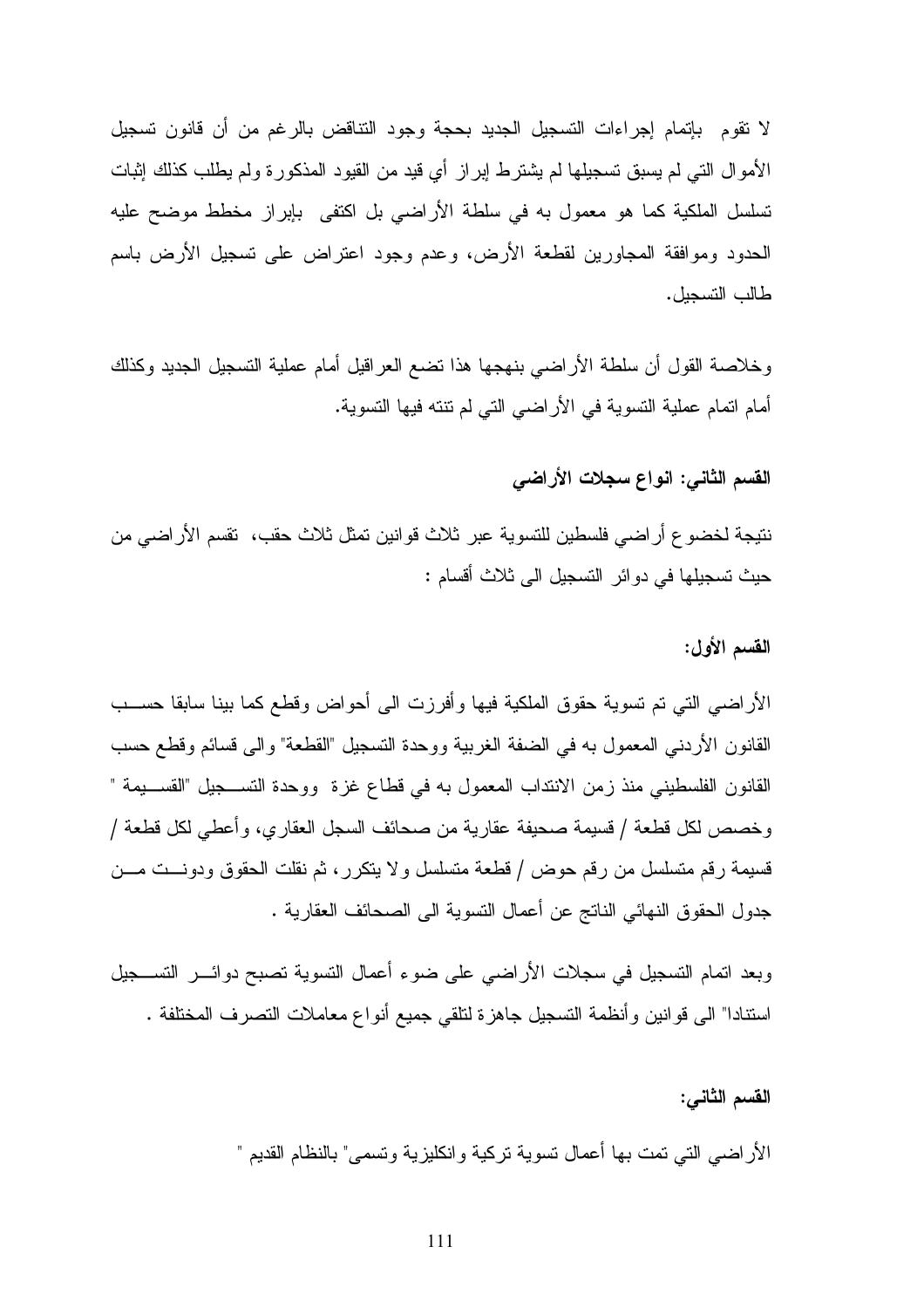لا تقوم بإتمام إجراءات التسجيل الجديد بحجة وجود التناقض بالرغم من أن قانون تسجيل الأموال التي لم يسبق تسجيلها لم يشترط إبراز أي قيد من القيود المذكورة ولم يطلب كذلك إثبات تسلسل الملكية كما هو معمول به في سلطة الأراضي بل اكتفى بإبراز مخطط موضح عليه الحدود وموافقة المجاورين لقطعة الأرض، وعدم وجود اعتراض على تسجيل الأرض باسم طالب التسجيل.

وخلاصة القول أن سلطة الأراضي بنهجها هذا تضع العراقيل أمام عملية التسجيل الجديد وكذلك أمام اتمام عملية التسوية في الأراضي التي لم تنته فيها التسوية.

**القسم الثاني: انواع سجلات الأراضي**

نتيجة لخضوع أراضي فلسطين للتسوية عبر ثلاث قوانين تمثل ثلاث حقب، تقسم الأراضي من حيث تسجيلها في دوائر التسجيل الى ثلاث أقسام :

**القسم الأول:**

الأراضي التي تم تسوية حقوق الملكية فيها وأفرزت الى أحواض وقطع كما بينا سابقا حسب القانون الأردني المعمول به في الضفة الغربية ووحدة التسجيل "القطعة" والى قسائم وقطع حسب القانون الفلسطيني منذ زمن الانتداب المعمول به في قطاع غزة ووحدة التسجيل "القسيمة " وخصص لكل قطعة / قسيمة صحيفة عقارية من صحائف السجل العقاري، وأعطي لكل قطعة / قسيمة رقم متسلسل من رقم حوض / قطعة متسلسل ولا يتكرر، ثم نقلت الحقوق ودونت من جدول الحقوق النهائي الناتج عن أعمال التسوية الى الصحائف العقارية .

وبعد اتمام التسجيل في سجلات الأراضي على ضوء أعمال التسوية تصبح دوائر التسجيل استنادا" الى قوانين وأنظمة التسجيل جاهزة لتلقي جميع أنواع معاملات التصرف المختلفة .

**القسم الثاني:**

الأراضي التي تمت بها أعمال تسوية تركية وانكليزية وتسمى" بالنظام القديم "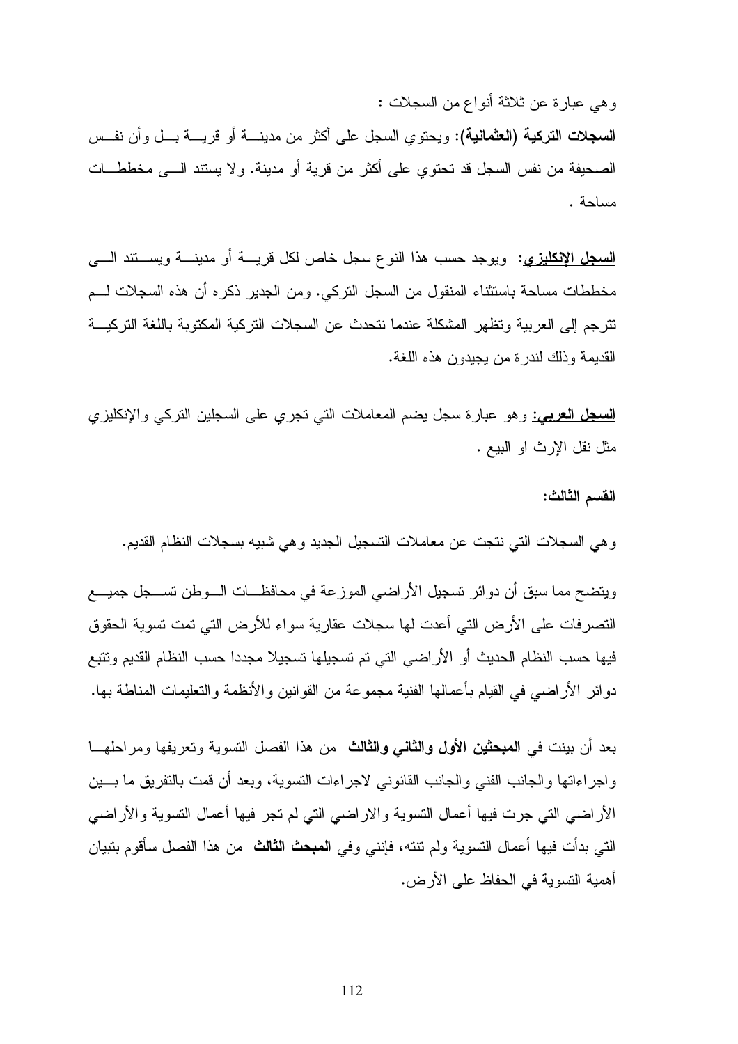وهي عبارة عن ثلاثة أنواع من السجلات :

**السجلات التركية (العثمانية):** ويحتوي السجل على أكثر من مدينة أو قرية بل وأن نفس الصحيفة من نفس السجل قد تحتوي على أكثر من قرية أو مدينة. ولا يستند الى مخططات مساحة .

**السجل الإنكليزي:** ويوجد حسب هذا النوع سجل خاص لكل قرية أو مدينة ويستند الى مخططات مساحة باستثناء المنقول من السجل التركي. ومن الجدير ذكره أن هذه السجلات لم تترجم إلى العربية وتظهر المشكلة عندما نتحدث عن السجلات التركية المكتوبة باللغة التركية القديمة وذلك لندرة من يجيدون هذه اللغة.

**السجل العربي:** وهو عبارة سجل يضم المعاملات التي تجري على السجلين التركي والإنكليزي مثل نقل الإرث او البيع .

**القسم الثالث:**

وهي السجلات التي نتجت عن معاملات التسجيل الجديد وهي شبيه بسجلات النظام القديم.

ويتضح مما سبق أن دوائر تسجيل الأراضي الموزعة في محافظات الوطن تسجل جميع التصرفات على الأرض التي أعدت لها سجلات عقارية سواء للأرض التي تمت تسوية الحقوق فيها حسب النظام الحديث أو الأراضي التي تم تسجيلها تسجيلا مجددا حسب النظام القديم وتتبع دوائر الأراضي في القيام بأعمالها الفنية مجموعة من القوانين والأنظمة والتعليمات المناطة بها.

بعد أن بينت في **المبحثين الأول والثاني والثالث** من هذا الفصل التسوية وتعريفها ومراحلها واجراءاتها والجانب الفني والجانب القانوني لاجراءات التسوية، وبعد أن قمت بالتفريق ما بين الأراضي التي جرت فيها أعمال التسوية والاراضي التي لم تجر فيها أعمال التسوية والأراضي التي بدأت فيها أعمال التسوية ولم تنته، فإنني وفي **المبحث الثالث** من هذا الفصل سأقوم بتبيان أهمية التسوية في الحفاظ على الأرض.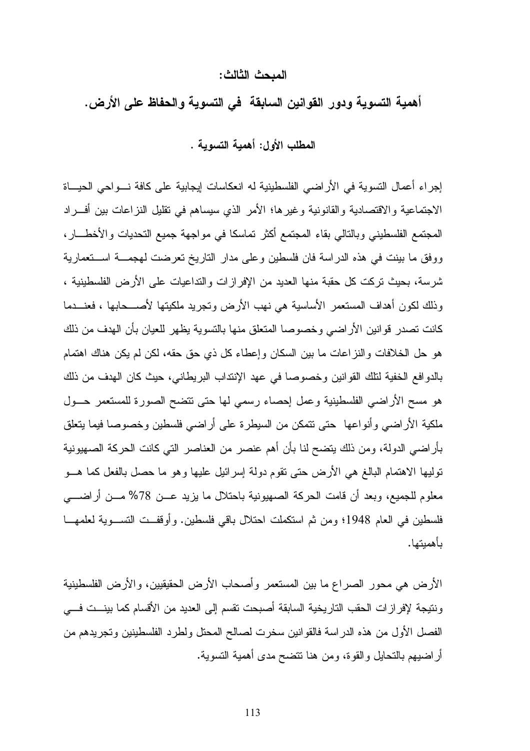## المبحث الثالث:

## أهمية التسوية ودور القوانين السابقة في التسوية والحفاظ على الأرض.

### المطلب الأول: أهمية التسوية .

إجراء أعمال التسوية في الأراضي الفلسطينية له انعكاسات إيجابية على كافة نواحي الحياة الاجتماعية والاقتصادية والقانونية وغيرها؛ الأمر الذي سيساهم في تقليل النزاعات بين أفراد المجتمع الفلسطيني وبالتالي بقاء المجتمع أكثر تماسكا في مواجهة جميع التحديات والأخطار، ووفق ما بينت في هذه الدراسة فان فلسطين وعلى مدار التاريخ تعرضت لهجمة استعمارية شرسة، بحيث تركت كل حقبة منها العديد من الإفرازات والتداعيات على الأرض الفلسطينية ، وذلك لكون أهداف المستعمر الأساسية هي نهب الأرض وتجريد ملكيتها لأصحابها ، فعندما كانت تصدر قوانين الأراضي وخصوصا المتعلق منها بالتسوية يظهر للعيان بأن الهدف من ذلك هو حل الخلافات والنزاعات ما بين السكان وإعطاء كل ذي حق حقه، لكن لم يكن هناك اهتمام بالدوافع الخفية لتلك القوانين وخصوصا في عهد الإنتداب البريطاني، حيث كان الهدف من ذلك هو مسح الأراضي الفلسطينية وعمل إحصاء رسمي لها حتى تتضح الصورة للمستعمر حول ملكية الأراضي وأنواعها حتى تتمكن من السيطرة على أراضي فلسطين وخصوصا فيما يتعلق بأراضي الدولة، ومن ذلك يتضح لنا بأن أهم عنصر من العناصر التي كانت الحركة الصهيونية توليها الاهتمام البالغ هي الأرض حتى تقوم دولة إسرائيل عليها وهو ما حصل بالفعل كما هو معلوم للجميع، وبعد أن قامت الحركة الصهيونية باحتلال ما يزيد عن 78% من أراضي فلسطين في العام 1948؛ ومن ثم استكملت احتلال باقي فلسطين. وأوقفت التسوية لعلمها بأهميتها.

الأرض هي محور الصراع ما بين المستعمر وأصحاب الأرض الحقيقيين، والأرض الفلسطينية ونتيجة لإفرازات الحقب التاريخية السابقة أصبحت تقسم إلى العديد من الأقسام كما بينت في الفصل الأول من هذه الدراسة فالقوانين سخرت لصالح المحتل ولطرد الفلسطينين وتجريدهم من أراضيهم بالتحايل والقوة، ومن هنا تتضح مدى أهمية التسوية.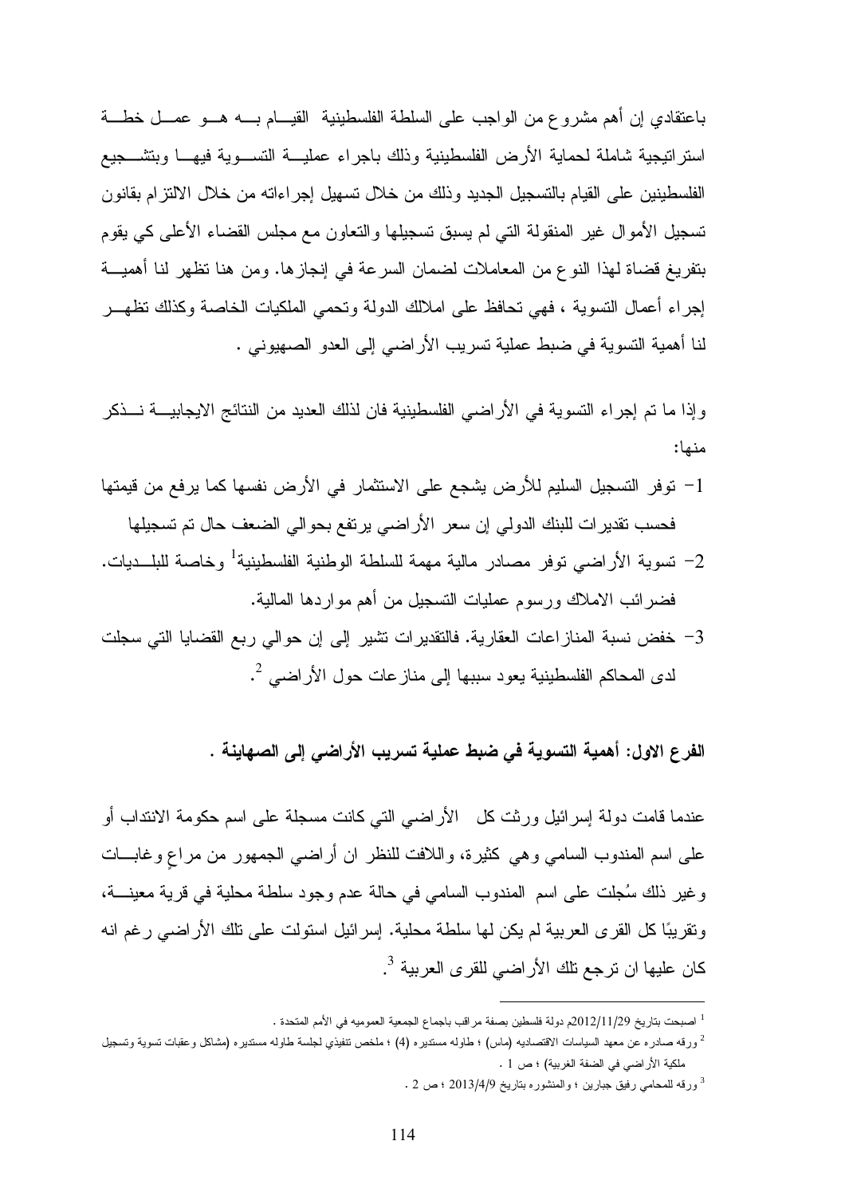باعتقادي إن أهم مشروع من الواجب على السلطة الفلسطينية القيام به هو عمل خطة استراتيجية شاملة لحماية الأرض الفلسطينية وذلك باجراء عملية التسوية فيها وبتشجيع الفلسطينين على القيام بالتسجيل الجديد وذلك من خلال تسهيل إجراءاته من خلال الالتزام بقانون تسجيل الأموال غير المنقولة التي لم يسبق تسجيلها والتعاون مع مجلس القضاء الأعلى كي يقوم بتفريغ قضاة لهذا النوع من المعاملات لضمان السرعة في إنجازها. ومن هنا تظهر لنا أهمية إجراء أعمال التسوية ، فهي تحافظ على املالك الدولة وتحمي الملكيات الخاصة وكذلك تظهر لنا أهمية التسوية في ضبط عملية تسريب الأراضي إلى العدو الصهيوني .

وإذا ما تم إجراء التسوية في الأراضي الفلسطينية فان لذلك العديد من النتائج الايجابية نذكر منها:

1- توفر التسجيل السليم للأرض يشجع على الاستثمار في الأرض نفسها كما يرفع من قيمتها فحسب تقديرات للبنك الدولي إن سعر الأراضي يرتفع بحوالي الضعف حال تم تسجيلها
2- تسوية الأراضي توفر مصادر مالية مهمة للسلطة الوطنية الفلسطينية[1] وخاصة للبلديات. فضرائب الاملاك ورسوم عمليات التسجيل من أهم مواردها المالية.
3- خفض نسبة المنازاعات العقارية. فالتقديرات تشير إلى إن حوالي ربع القضايا التي سجلت لدى المحاكم الفلسطينية يعود سببها إلى منازعات حول الأراضي [2].

### الفرع الاول: أهمية التسوية في ضبط عملية تسريب الأراضي إلى الصهاينة .

عندما قامت دولة إسرائيل ورثت كل الأراضي التي كانت مسجلة على اسم حكومة الانتداب أو على اسم المندوب السامي وهي كثيرة، واللافت للنظر ان أراضي الجمهور من مراعٍ وغابات وغير ذلك سُجلت على اسم المندوب السامي في حالة عدم وجود سلطة محلية في قرية معينة، وتقريبًا كل القرى العربية لم يكن لها سلطة محلية. إسرائيل استولت على تلك الأراضي رغم انه كان عليها ان ترجع تلك الأراضي للقرى العربية [3].

---

[1] اصبحت بتاريخ 2012/11/29م دولة فلسطين بصفة مراقب باجماع الجمعية العموميه في الأمم المتحدة .

[2] ورقه صادره عن معهد السياسات الاقتصاديه (ماس) ؛ طاوله مستديره (4) ؛ ملخص تنفيذي لجلسة طاوله مستديره (مشاكل وعقبات تسوية وتسجيل ملكية الأراضي في الضفة الغربية) ؛ ص 1 .

[3] ورقه للمحامي رفيق جبارين ؛ والمنشوره بتاريخ 2013/4/9 ؛ ص 2 .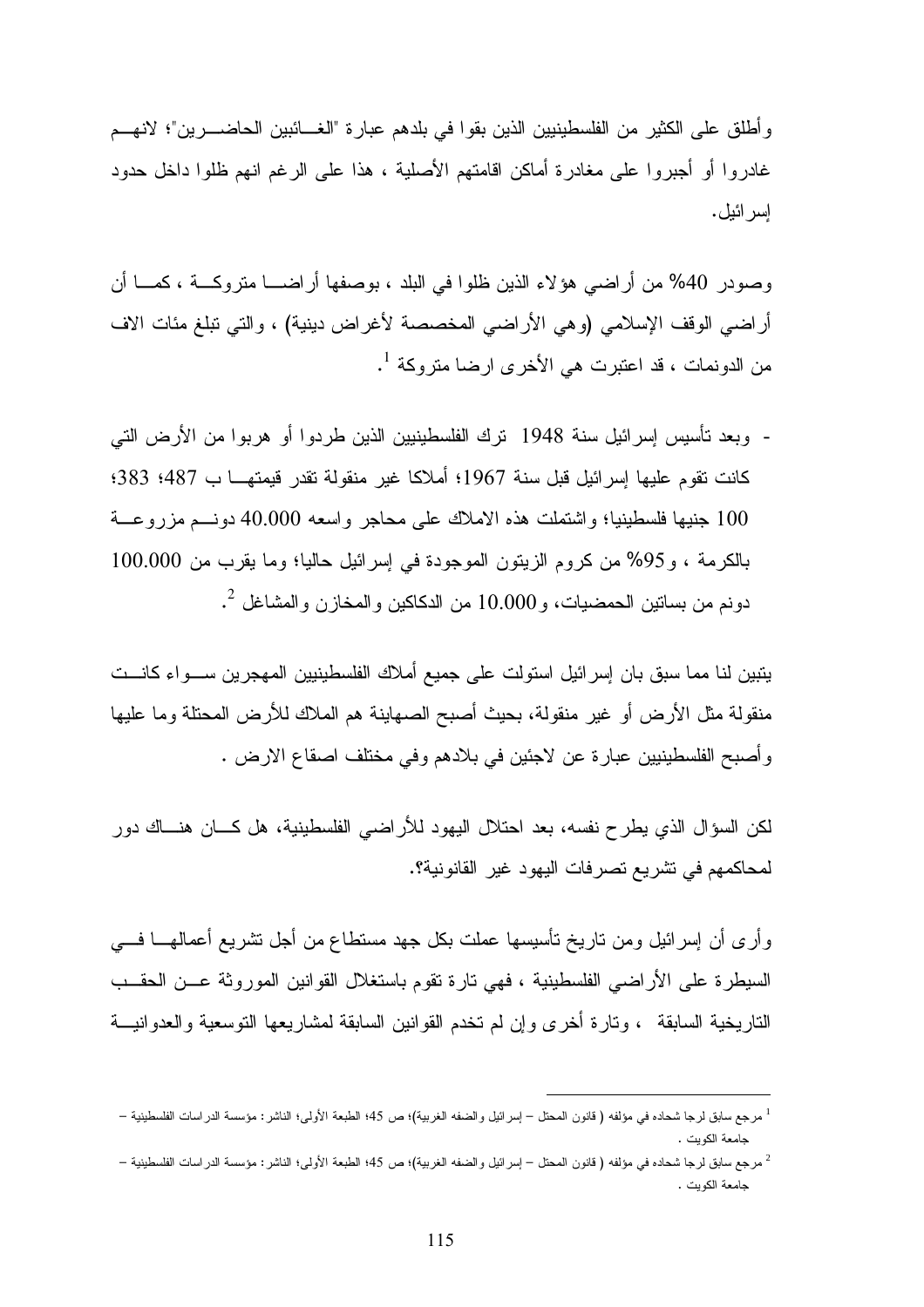وأطلق على الكثير من الفلسطينيين الذين بقوا في بلدهم عبارة "الغـائبين الحاضـرين"؛ لانهـم غادروا أو أجبروا على مغادرة أماكن اقامتهم الأصلية ، هذا على الرغم انهم ظلوا داخل حدود إسرائيل.

وصودر 40% من أراضي هؤلاء الذين ظلوا في البلد ، بوصفها أراضـا متروكـة ، كمـا أن أراضي الوقف الإسلامي (وهي الأراضي المخصصة لأغراض دينية) ، والتي تبلغ مئات الاف من الدونمات ، قد اعتبرت هي الأخرى ارضا متروكة [1].

- وبعد تأسيس إسرائيل سنة 1948 ترك الفلسطينيين الذين طردوا أو هربوا من الأرض التي كانت تقوم عليها إسرائيل قبل سنة 1967؛ أملاكا غير منقولة تقدر قيمتهـا ب 487؛ 383؛ 100 جنيها فلسطينيا؛ واشتملت هذه الاملاك على محاجر واسعه 40.000 دونـم مزروعـة بالكرمة ، و95% من كروم الزيتون الموجودة في إسرائيل حاليا؛ وما يقرب من 100.000 دونم من بساتين الحمضيات، و10.000 من الدكاكين والمخازن والمشاغل [2].

يتبين لنا مما سبق بان إسرائيل استولت على جميع أملاك الفلسطينيين المهجرين سـواء كانـت منقولة مثل الأرض أو غير منقولة، بحيث أصبح الصهاينة هم الملاك للأرض المحتلة وما عليها وأصبح الفلسطينيين عبارة عن لاجئين في بلادهم وفي مختلف اصقاع الارض .

لكن السؤال الذي يطرح نفسه، بعد احتلال اليهود للأراضي الفلسطينية، هل كـان هنـاك دور لمحاكمهم في تشريع تصرفات اليهود غير القانونية؟.

وأرى أن إسرائيل ومن تاريخ تأسيسها عملت بكل جهد مستطاع من أجل تشريع أعمالهـا فـي السيطرة على الأراضي الفلسطينية ، فهي تارة تقوم باستغلال القوانين الموروثة عـن الحقـب التاريخية السابقة ، وتارة أخرى وإن لم تخدم القوانين السابقة لمشاريعها التوسعية والعدوانيـة

---

[1] مرجع سابق لرجا شحاده في مؤلفه ( قانون المحتل – إسرائيل والضفه الغربية)؛ ص 45؛ الطبعة الأولى؛ الناشر: مؤسسة الدراسات الفلسطينية – جامعة الكويت .

[2] مرجع سابق لرجا شحاده في مؤلفه ( قانون المحتل – إسرائيل والضفه الغربية)؛ ص 45؛ الطبعة الأولى؛ الناشر: مؤسسة الدراسات الفلسطينية – جامعة الكويت .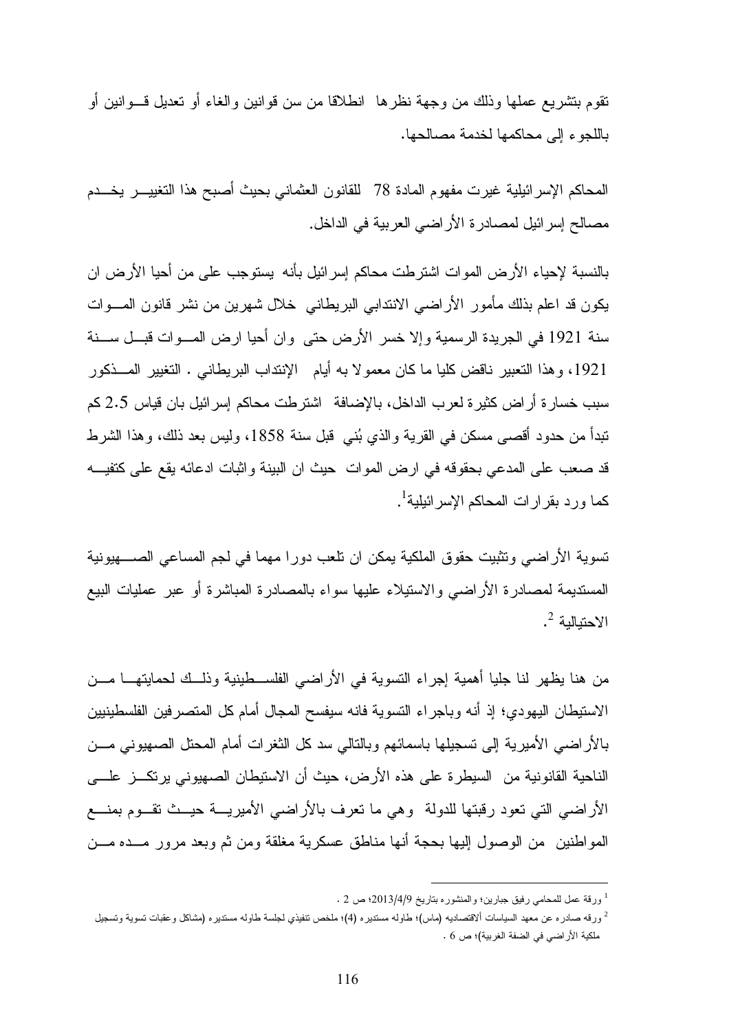تقوم بتشريع عملها وذلك من وجهة نظرها انطلاقا من سن قوانين والغاء أو تعديل قوانين أو باللجوء إلى محاكمها لخدمة مصالحها.

المحاكم الإسرائيلية غيرت مفهوم المادة 78 للقانون العثماني بحيث أصبح هذا التغيير يخدم مصالح إسرائيل لمصادرة الأراضي العربية في الداخل.

بالنسبة لإحياء الأرض الموات اشترطت محاكم إسرائيل بأنه يستوجب على من أحيا الأرض ان يكون قد اعلم بذلك مأمور الأراضي الانتدابي البريطاني خلال شهرين من نشر قانون الموات سنة 1921 في الجريدة الرسمية وإلا خسر الأرض حتى وان أحيا ارض الموات قبل سنة 1921، وهذا التعبير ناقض كليا ما كان معمولا به أيام الإنتداب البريطاني . التغيير المذكور سبب خسارة أراض كثيرة لعرب الداخل، بالإضافة اشترطت محاكم إسرائيل بان قياس 2.5 كم تبدأ من حدود أقصى مسكن في القرية والذي بُني قبل سنة 1858، وليس بعد ذلك، وهذا الشرط قد صعب على المدعي بحقوقه في ارض الموات حيث ان البينة واثبات ادعائه يقع على كتفيه كما ورد بقرارات المحاكم الإسرائيلية[1].

تسوية الأراضي وتثبيت حقوق الملكية يمكن ان تلعب دورا مهما في لجم المساعي الصهيونية المستديمة لمصادرة الأراضي والاستيلاء عليها سواء بالمصادرة المباشرة أو عبر عمليات البيع الاحتيالية [2].

من هنا يظهر لنا جليا أهمية إجراء التسوية في الأراضي الفلسطينية وذلك لحمايتها من الاستيطان اليهودي؛ إذ أنه وباجراء التسوية فانه سيفسح المجال أمام كل المتصرفين الفلسطينيين بالأراضي الأميرية إلى تسجيلها باسمائهم وبالتالي سد كل الثغرات أمام المحتل الصهيوني من الناحية القانونية من السيطرة على هذه الأرض، حيث أن الاستيطان الصهيوني يرتكز على الأراضي التي تعود رقبتها للدولة وهي ما تعرف بالأراضي الأميرية حيث تقوم بمنع المواطنين من الوصول إليها بحجة أنها مناطق عسكرية مغلقة ومن ثم وبعد مرور مده من

---

[1] ورقة عمل للمحامي رفيق جبارين؛ والمنشوره بتاريخ 2013/4/9؛ ص 2 .

[2] ورقه صادره عن معهد السياسات ألاقتصاديه (ماس)؛ طاوله مستديره (4)؛ ملخص تنفيذي لجلسة طاوله مستديره (مشاكل وعقبات تسوية وتسجيل ملكية الأراضي في الضفة الغربية)؛ ص 6 .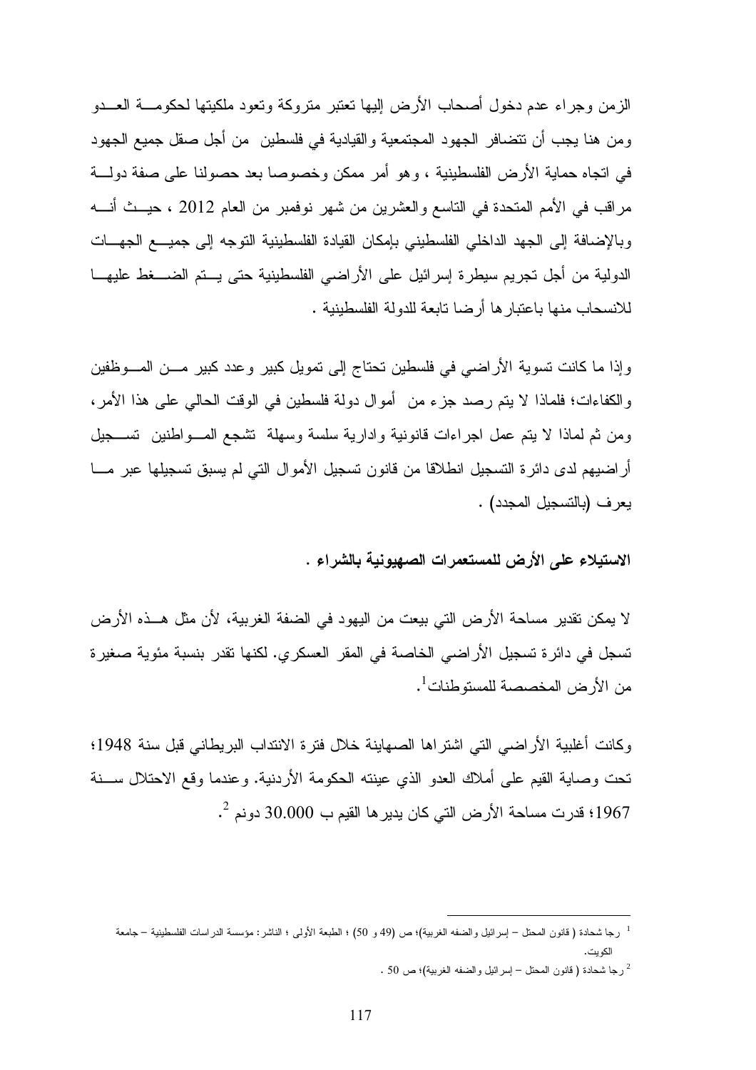الزمن وجراء عدم دخول أصحاب الأرض إليها تعتبر متروكة وتعود ملكيتها لحكومة العدو ومن هنا يجب أن تتضافر الجهود المجتمعية والقيادية في فلسطين من أجل صقل جميع الجهود في اتجاه حماية الأرض الفلسطينية ، وهو أمر ممكن وخصوصا بعد حصولنا على صفة دولة مراقب في الأمم المتحدة في التاسع والعشرين من شهر نوفمبر من العام 2012 ، حيث أنه وبالإضافة إلى الجهد الداخلي الفلسطيني بإمكان القيادة الفلسطينية التوجه إلى جميع الجهات الدولية من أجل تجريم سيطرة إسرائيل على الأراضي الفلسطينية حتى يتم الضغط عليها للانسحاب منها باعتبارها أرضا تابعة للدولة الفلسطينية .

وإذا ما كانت تسوية الأراضي في فلسطين تحتاج إلى تمويل كبير وعدد كبير من الموظفين والكفاءات؛ فلماذا لا يتم رصد جزء من أموال دولة فلسطين في الوقت الحالي على هذا الأمر، ومن ثم لماذا لا يتم عمل اجراءات قانونية وادارية سلسة وسهلة تشجع المواطنين تسجيل أراضيهم لدى دائرة التسجيل انطلاقا من قانون تسجيل الأموال التي لم يسبق تسجيلها عبر ما يعرف (بالتسجيل المجدد) .

**الاستيلاء على الأرض للمستعمرات الصهيونية بالشراء .**

لا يمكن تقدير مساحة الأرض التي بيعت من اليهود في الضفة الغربية، لأن مثل هذه الأرض تسجل في دائرة تسجيل الأراضي الخاصة في المقر العسكري. لكنها تقدر بنسبة مئوية صغيرة من الأرض المخصصة للمستوطنات[1].

وكانت أغلبية الأراضي التي اشتراها الصهاينة خلال فترة الانتداب البريطاني قبل سنة 1948؛ تحت وصاية القيم على أملاك العدو الذي عينته الحكومة الأردنية. وعندما وقع الاحتلال سنة 1967؛ قدرت مساحة الأرض التي كان يديرها القيم ب 30.000 دونم [2].

---

[1] رجا شحادة ( قانون المحتل – إسرائيل والضفه الغربية)؛ ص (49 و 50) ؛ الطبعة الأولى ؛ الناشر: مؤسسة الدراسات الفلسطينية – جامعة الكويت.

[2] رجا شحادة ( قانون المحتل – إسرائيل والضفه الغربية)؛ ص 50 .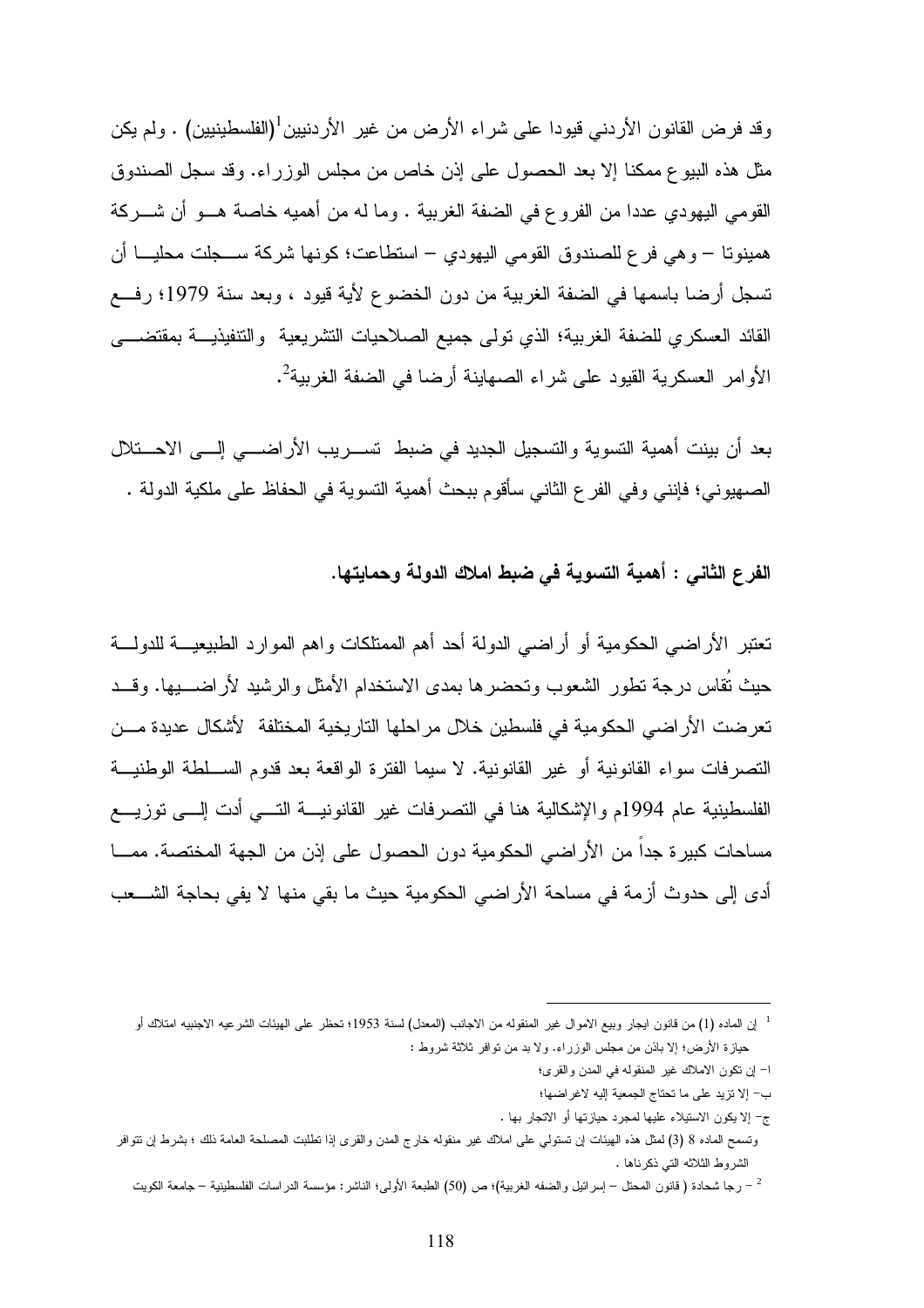وقد فرض القانون الأردني قيودا على شراء الأرض من غير الأردنيين[1](الفلسطينيين) . ولم يكن مثل هذه البيوع ممكنا إلا بعد الحصول على إذن خاص من مجلس الوزراء. وقد سجل الصندوق القومي اليهودي عددا من الفروع في الضفة الغربية . وما له من أهميه خاصة هو أن شركة همينوتا – وهي فرع للصندوق القومي اليهودي – استطاعت؛ كونها شركة سجلت محليا أن تسجل أرضا باسمها في الضفة الغربية من دون الخضوع لأية قيود ، وبعد سنة 1979؛ رفع القائد العسكري للضفة الغربية؛ الذي تولى جميع الصلاحيات التشريعية والتنفيذية بمقتضى الأوامر العسكرية القيود على شراء الصهاينة أرضا في الضفة الغربية[2].

بعد أن بينت أهمية التسوية والتسجيل الجديد في ضبط تسريب الأراضي إلى الاحتلال الصهيوني؛ فإنني وفي الفرع الثاني سأقوم ببحث أهمية التسوية في الحفاظ على ملكية الدولة .

**الفرع الثاني : أهمية التسوية في ضبط املاك الدولة وحمايتها.**

تعتبر الأراضي الحكومية أو أراضي الدولة أحد أهم الممتلكات واهم الموارد الطبيعية للدولة حيث تُقاس درجة تطور الشعوب وتحضرها بمدى الاستخدام الأمثل والرشيد لأراضيها. وقد تعرضت الأراضي الحكومية في فلسطين خلال مراحلها التاريخية المختلفة لأشكال عديدة من التصرفات سواء القانونية أو غير القانونية. لا سيما الفترة الواقعة بعد قدوم السلطة الوطنية الفلسطينية عام 1994م والإشكالية هنا في التصرفات غير القانونية التي أدت إلى توزيع مساحات كبيرة جداً من الأراضي الحكومية دون الحصول على إذن من الجهة المختصة. مما أدى إلى حدوث أزمة في مساحة الأراضي الحكومية حيث ما بقي منها لا يفي بحاجة الشعب

---

[1] إن الماده (1) من قانون ايجار وبيع الاموال غير المنقوله من الاجانب (المعدل) لسنة 1953؛ تحظر على الهيئات الشرعيه الاجنبيه امتلاك أو حيازة الأرض؛ إلا باذن من مجلس الوزراء. ولا بد من توافر ثلاثة شروط :

ا– إن تكون الاملاك غير المنقوله في المدن والقرى؛

ب– إلا تزيد على ما تحتاج الجمعية إليه لاغراضها؛

ج– إلا يكون الاستيلاء عليها لمجرد حيازتها أو الاتجار بها .

وتسمح الماده 8 (3) لمثل هذه الهيئات إن تستولي على املاك غير منقوله خارج المدن والقرى إذا تطلبت المصلحة العامة ذلك ؛ بشرط إن تتوافر الشروط الثلاثه التي ذكرناها .

[2] – رجا شحادة ( قانون المحتل – إسرائيل والضفه الغربية)؛ ص (50) الطبعة الأولى؛ الناشر: مؤسسة الدراسات الفلسطينية – جامعة الكويت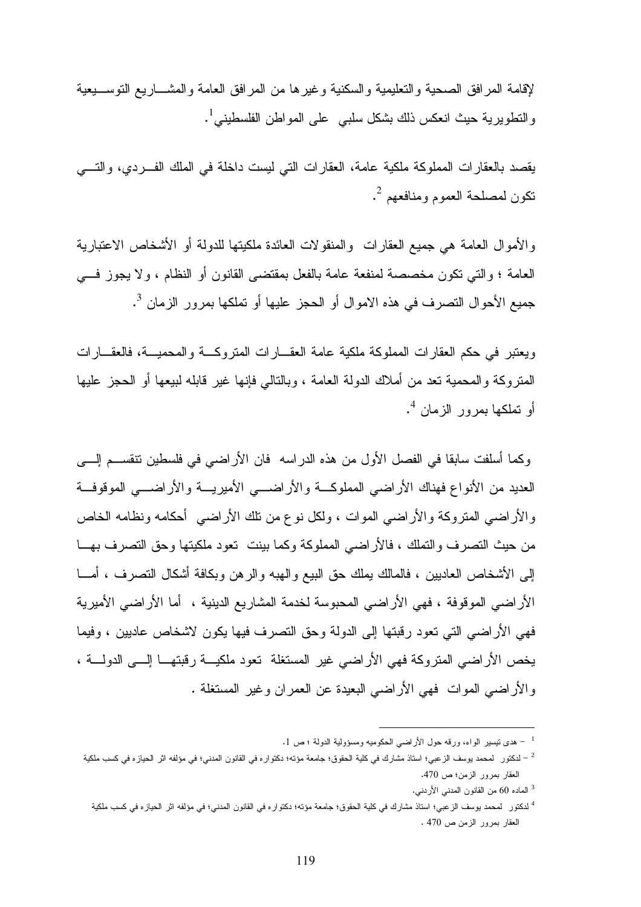لإقامة المرافق الصحية والتعليمية والسكنية وغيرها من المرافق العامة والمشاريع التوسيعية والتطويرية حيث انعكس ذلك بشكل سلبي على المواطن الفلسطيني[1].

يقصد بالعقارات المملوكة ملكية عامة، العقارات التي ليست داخلة في الملك الفردي، والتي تكون لمصلحة العموم ومنافعهم [2].

والأموال العامة هي جميع العقارات والمنقولات العائدة ملكيتها للدولة أو الأشخاص الاعتبارية العامة ؛ والتي تكون مخصصة لمنفعة عامة بالفعل بمقتضى القانون أو النظام ، ولا يجوز في جميع الأحوال التصرف في هذه الاموال أو الحجز عليها أو تملكها بمرور الزمان [3].

ويعتبر في حكم العقارات المملوكة ملكية عامة العقارات المتروكة والمحمية، فالعقارات المتروكة والمحمية تعد من أملاك الدولة العامة ، وبالتالي فإنها غير قابله لبيعها أو الحجز عليها أو تملكها بمرور الزمان [4].

وكما أسلفت سابقا في الفصل الأول من هذه الدراسه فان الأراضي في فلسطين تنقسم إلى العديد من الأنواع فهناك الأراضي المملوكة والأراضي الأميرية والأراضي الموقوفة والأراضي المتروكة والأراضي الموات ، ولكل نوع من تلك الأراضي أحكامه ونظامه الخاص من حيث التصرف والتملك ، فالأراضي المملوكة وكما بينت تعود ملكيتها وحق التصرف بها إلى الأشخاص العاديين ، فالمالك يملك حق البيع والهبه والرهن وبكافة أشكال التصرف ، أما الأراضي الموقوفة ، فهي الأراضي المحبوسة لخدمة المشاريع الدينية ، أما الأراضي الأميرية فهي الأراضي التي تعود رقبتها إلى الدولة وحق التصرف فيها يكون لاشخاص عاديين ، وفيما يخص الأراضي المتروكة فهي الأراضي غير المستغلة تعود ملكية رقبتها إلى الدولة ، والأراضي الموات فهي الأراضي البعيدة عن العمران وغير المستغلة .

---

[1] – هدى تيسير الواء، ورقه حول الأراضي الحكوميه ومسؤولية الدولة ؛ ص 1.

[2] – لدكتور لمحمد يوسف الزعبي؛ استاذ مشارك في كلية الحقوق؛ جامعة مؤته؛ دكتوراه في القانون المدني؛ في مؤلفه اثر الحيازه في كسب ملكية العقار بمرور الزمن؛ ص 470.

[3] الماده 60 من القانون المدني الأردني.

[4] لدكتور لمحمد يوسف الزعبي؛ استاذ مشارك في كلية الحقوق؛ جامعة مؤته؛ دكتوراه في القانون المدني؛ في مؤلفه اثر الحيازه في كسب ملكية العقار بمرور الزمن ص 470 .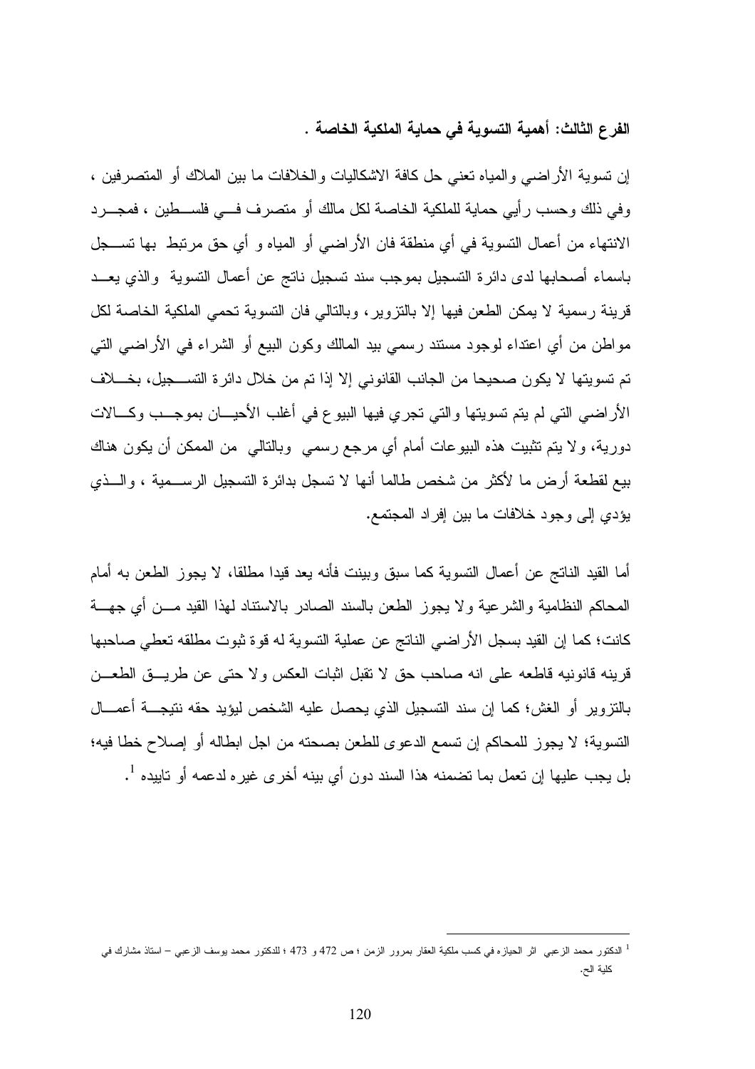### الفرع الثالث: أهمية التسوية في حماية الملكية الخاصة .

إن تسوية الأراضي والمياه تعني حل كافة الاشكاليات والخلافات ما بين الملاك أو المتصرفين ، وفي ذلك وحسب رأيي حماية للملكية الخاصة لكل مالك أو متصرف في فلسطين ، فمجرد الانتهاء من أعمال التسوية في أي منطقة فان الأراضي أو المياه و أي حق مرتبط بها تسجل باسماء أصحابها لدى دائرة التسجيل بموجب سند تسجيل ناتج عن أعمال التسوية والذي يعد قرينة رسمية لا يمكن الطعن فيها إلا بالتزوير، وبالتالي فان التسوية تحمي الملكية الخاصة لكل مواطن من أي اعتداء لوجود مستند رسمي بيد المالك وكون البيع أو الشراء في الأراضي التي تم تسويتها لا يكون صحيحا من الجانب القانوني إلا إذا تم من خلال دائرة التسجيل، بخلاف الأراضي التي لم يتم تسويتها والتي تجري فيها البيوع في أغلب الأحيان بموجب وكالات دورية، ولا يتم تثبيت هذه البيوعات أمام أي مرجع رسمي وبالتالي من الممكن أن يكون هناك بيع لقطعة أرض ما لأكثر من شخص طالما أنها لا تسجل بدائرة التسجيل الرسمية ، والذي يؤدي إلى وجود خلافات ما بين إفراد المجتمع.

أما القيد الناتج عن أعمال التسوية كما سبق وبينت فأنه يعد قيدا مطلقا، لا يجوز الطعن به أمام المحاكم النظامية والشرعية ولا يجوز الطعن بالسند الصادر بالاستناد لهذا القيد من أي جهة كانت؛ كما إن القيد بسجل الأراضي الناتج عن عملية التسوية له قوة ثبوت مطلقه تعطي صاحبها قرينه قانونيه قاطعه على انه صاحب حق لا تقبل اثبات العكس ولا حتى عن طريق الطعن بالتزوير أو الغش؛ كما إن سند التسجيل الذي يحصل عليه الشخص ليؤيد حقه نتيجة أعمال التسوية؛ لا يجوز للمحاكم إن تسمع الدعوى للطعن بصحته من اجل ابطاله أو إصلاح خطا فيه؛ بل يجب عليها إن تعمل بما تضمنه هذا السند دون أي بينه أخرى غيره لدعمه أو تاييده [1].

---

[1] الدكتور محمد الزعبي اثر الحيازه في كسب ملكية العقار بمرور الزمن ؛ ص 472 و 473 ؛ للدكتور محمد يوسف الزعبي – استاذ مشارك في كلية الح.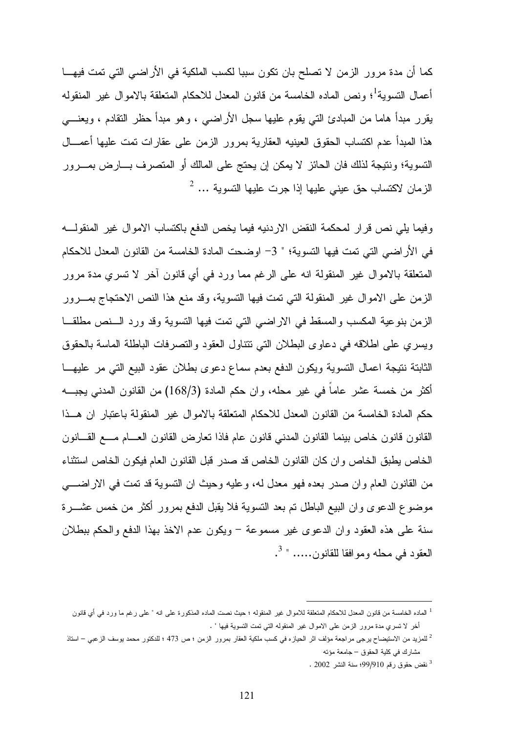كما أن مدة مرور الزمن لا تصلح بان تكون سببا لكسب الملكية في الأراضي التي تمت فيها أعمال التسوية[1]؛ ونص الماده الخامسة من قانون المعدل للاحكام المتعلقة بالاموال غير المنقوله يقرر مبدأ هاما من المبادئ التي يقوم عليها سجل الأراضي ، وهو مبدأ حظر التقادم ، ويعني هذا المبدأ عدم اكتساب الحقوق العينيه العقارية بمرور الزمن على عقارات تمت عليها أعمال التسوية؛ ونتيجة لذلك فان الحائز لا يمكن إن يحتج على المالك أو المتصرف بارض بمرور الزمان لاكتساب حق عيني عليها إذا جرت عليها التسوية ... [2]

وفيما يلي نص قرار لمحكمة النقض الاردنيه فيما يخص الدفع باكتساب الاموال غير المنقوله في الأراضي التي تمت فيها التسوية؛ " 3- اوضحت المادة الخامسة من القانون المعدل للاحكام المتعلقة بالاموال غير المنقولة انه على الرغم مما ورد في أي قانون آخر لا تسري مدة مرور الزمن على الاموال غير المنقولة التي تمت فيها التسوية، وقد منع هذا النص الاحتجاج بمرور الزمن بنوعية المكسب والمسقط في الاراضي التي تمت فيها التسوية وقد ورد النص مطلقا ويسري على اطلاقه في دعاوى البطلان التي تتناول العقود والتصرفات الباطلة الماسة بالحقوق الثابتة نتيجة اعمال التسوية ويكون الدفع بعدم سماع دعوى بطلان عقود البيع التي مر عليها أكثر من خمسة عشر عاماً في غير محله، وان حكم المادة (168/3) من القانون المدني يجبه حكم المادة الخامسة من القانون المعدل للاحكام المتعلقة بالاموال غير المنقولة باعتبار ان هذا القانون قانون خاص بينما القانون المدني قانون عام فاذا تعارض القانون العام مع القانون الخاص يطبق الخاص وان كان القانون الخاص قد صدر قبل القانون العام فيكون الخاص استثناء من القانون العام وان صدر بعده فهو معدل له، وعليه وحيث ان التسوية قد تمت في الاراضي موضوع الدعوى وان البيع الباطل تم بعد التسوية فلا يقبل الدفع بمرور أكثر من خمس عشرة سنة على هذه العقود وان الدعوى غير مسموعة – ويكون عدم الاخذ بهذا الدفع والحكم ببطلان العقود في محله وموافقا للقانون..... " [3].

---

[1] الماده الخامسة من قانون المعدل للاحكام المتعلقة للاموال غير المنقوله ؛ حيث نصت الماده المذكورة على انه " على رغم ما ورد في أي قانون أخر لا تسري مدة مرور الزمن على الاموال غير المنقوله التي تمت التسوية فيها " .

[2] للمزيد من الاستيضاح يرجى مراجعة مؤلف اثر الحيازه في كسب ملكية العقار بمرور الزمن ؛ ص 473 ؛ للدكتور محمد يوسف الزعبي – استاذ مشارك في كلية الحقوق – جامعة مؤته

[3] نقض حقوق رقم 99/910؛ سنة النشر 2002 .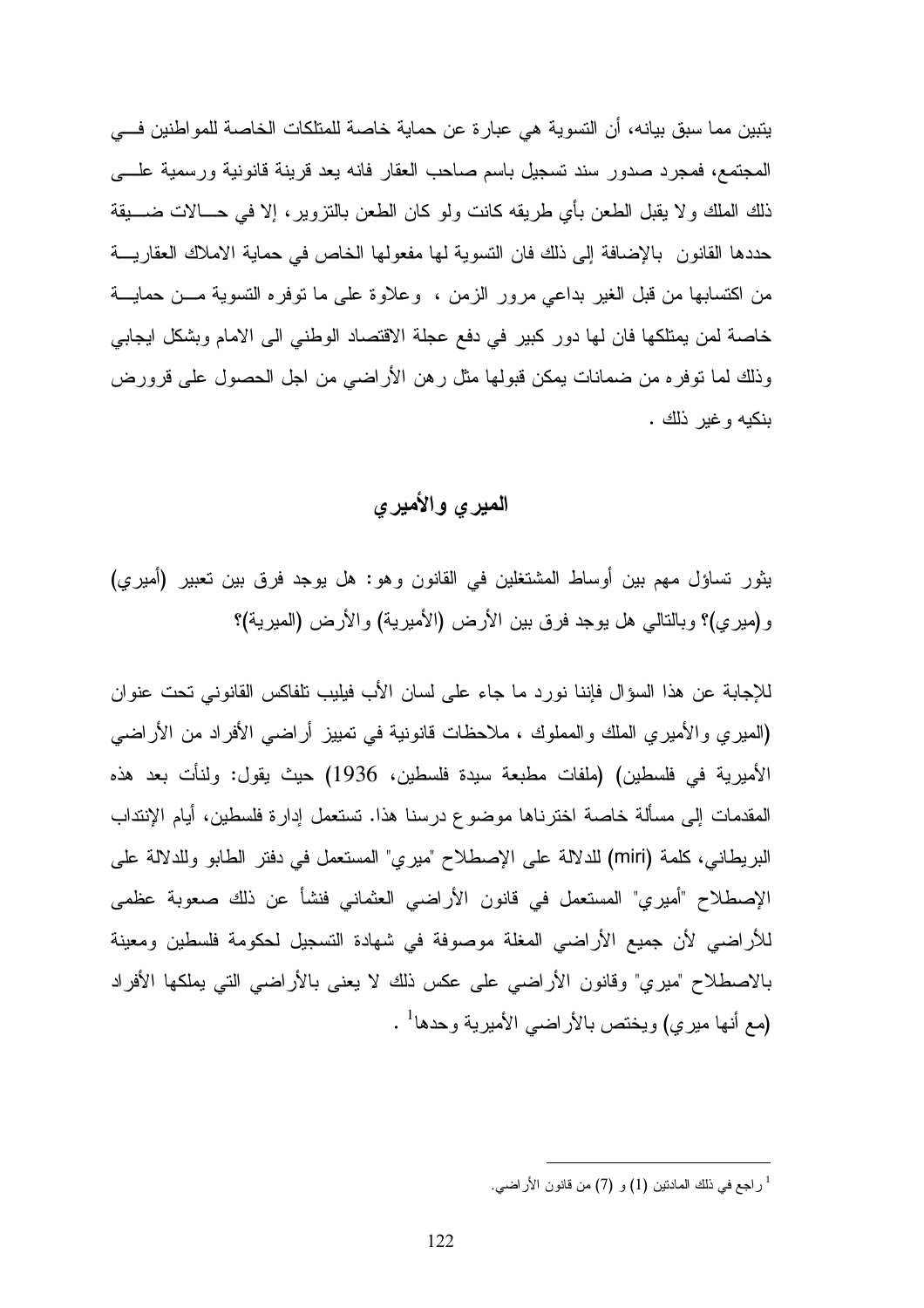يتبين مما سبق بيانه، أن التسوية هي عبارة عن حماية خاصة للمتلكات الخاصة للمواطنين فـي المجتمع، فمجرد صدور سند تسجيل باسم صاحب العقار فانه يعد قرينة قانونية ورسمية علـى ذلك الملك ولا يقبل الطعن بأي طريقه كانت ولو كان الطعن بالتزوير، إلا في حـالات ضـيقة حددها القانون بالإضافة إلى ذلك فان التسوية لها مفعولها الخاص في حماية الاملاك العقاريـة من اكتسابها من قبل الغير بداعي مرور الزمن ، وعلاوة على ما توفره التسوية مـن حمايـة خاصة لمن يمتلكها فان لها دور كبير في دفع عجلة الاقتصاد الوطني الى الامام وبشكل ايجابي وذلك لما توفره من ضمانات يمكن قبولها مثل رهن الأراضي من اجل الحصول على قرورض بنكيه وغير ذلك .

## الميري والأميري

يثور تساؤل مهم بين أوساط المشتغلين في القانون وهو: هل يوجد فرق بين تعبير (أميري) و(ميري)؟ وبالتالي هل يوجد فرق بين الأرض (الأميرية) والأرض (الميرية)؟

للإجابة عن هذا السؤال فإننا نورد ما جاء على لسان الأب فيليب تلفاكس القانوني تحت عنوان (الميري والأميري الملك والمملوك ، ملاحظات قانونية في تمييز أراضي الأفراد من الأراضي الأميرية في فلسطين) (ملفات مطبعة سيدة فلسطين، 1936) حيث يقول: ولنأت بعد هذه المقدمات إلى مسألة خاصة اخترناها موضوع درسنا هذا. تستعمل إدارة فلسطين، أيام الإنتداب البريطاني، كلمة (miri) للدلالة على الإصطلاح "ميري" المستعمل في دفتر الطابو وللدلالة على الإصطلاح "أميري" المستعمل في قانون الأراضي العثماني فنشأ عن ذلك صعوبة عظمى للأراضي لأن جميع الأراضي المغلة موصوفة في شهادة التسجيل لحكومة فلسطين ومعينة بالاصطلاح "ميري" وقانون الأراضي على عكس ذلك لا يعنى بالأراضي التي يملكها الأفراد (مع أنها ميري) ويختص بالأراضي الأميرية وحدها[1] .

---

[1] راجع في ذلك المادتين (1) و (7) من قانون الأراضي.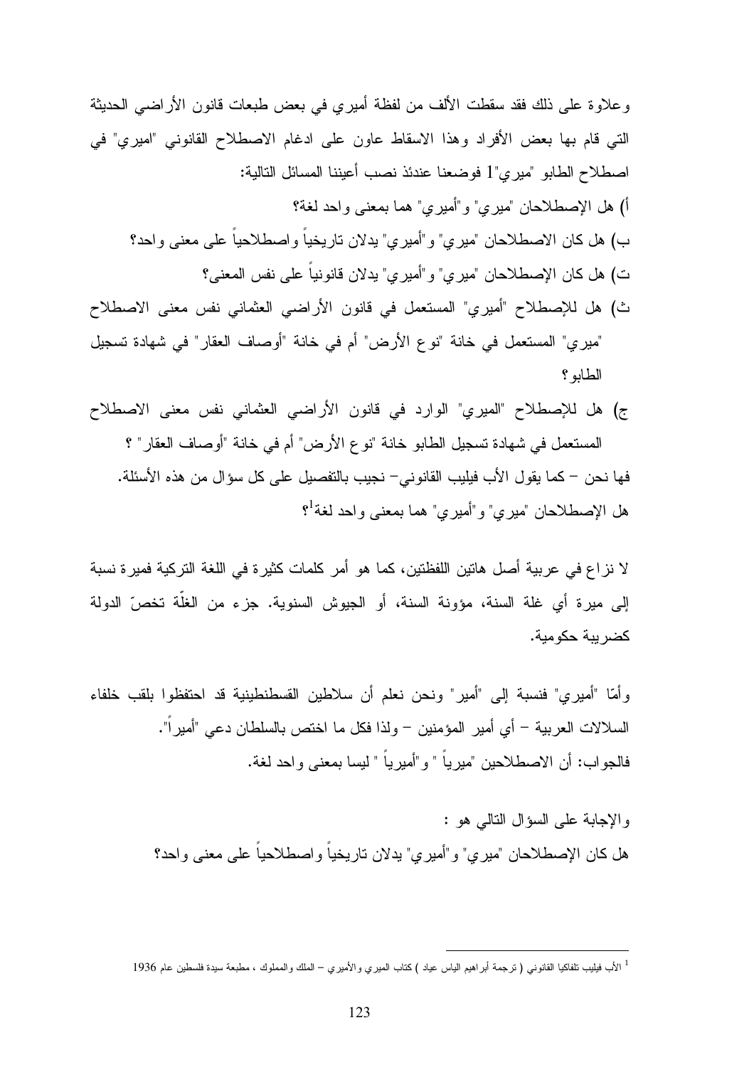وعلاوة على ذلك فقد سقطت الألف من لفظة أميري في بعض طبعات قانون الأراضي الحديثة التي قام بها بعض الأفراد وهذا الاسقاط عاون على ادغام الاصطلاح القانوني "اميري" في اصطلاح الطابو "ميري"[1] فوضعنا عندئذ نصب أعيننا المسائل التالية:

أ) هل الإصطلاحان "ميري" و"أميري" هما بمعنى واحد لغة؟

ب) هل كان الاصطلاحان "ميري" و"أميري" يدلان تاريخياً واصطلاحياً على معنى واحد؟

ت) هل كان الإصطلاحان "ميري" و"أميري" يدلان قانونياً على نفس المعنى؟

ث) هل للإصطلاح "أميري" المستعمل في قانون الأراضي العثماني نفس معنى الاصطلاح "ميري" المستعمل في خانة "نوع الأرض" أم في خانة "أوصاف العقار" في شهادة تسجيل الطابو؟

ج) هل للإصطلاح "الميري" الوارد في قانون الأراضي العثماني نفس معنى الاصطلاح المستعمل في شهادة تسجيل الطابو خانة "نوع الأرض" أم في خانة "أوصاف العقار" ؟

فها نحن – كما يقول الأب فيليب القانوني– نجيب بالتفصيل على كل سؤال من هذه الأسئلة.

هل الإصطلاحان "ميري" و"أميري" هما بمعنى واحد لغة[1]؟

لا نزاع في عربية أصل هاتين اللفظتين، كما هو أمر كلمات كثيرة في اللغة التركية فميرة نسبة إلى ميرة أي غلة السنة، مؤونة السنة، أو الجيوش السنوية. جزء من الغلّة تخصّ الدولة كضريبة حكومية.

وأمّا "أميري" فنسبة إلى "أمير" ونحن نعلم أن سلاطين القسطنطينية قد احتفظوا بلقب خلفاء السلالات العربية – أي أمير المؤمنين – ولذا فكل ما اختص بالسلطان دعي "أميراً".

فالجواب: أن الاصطلاحين "ميرياً " و"أميرياً " ليسا بمعنى واحد لغة.

والإجابة على السؤال التالي هو :

هل كان الإصطلاحان "ميري" و"أميري" يدلان تاريخياً واصطلاحياً على معنى واحد؟

---

[1] الأب فيليب تلفاكيا القانوني ( ترجمة أبراهيم الياس عياد ) كتاب الميري والأميري – الملك والمملوك ، مطبعة سيدة فلسطين عام 1936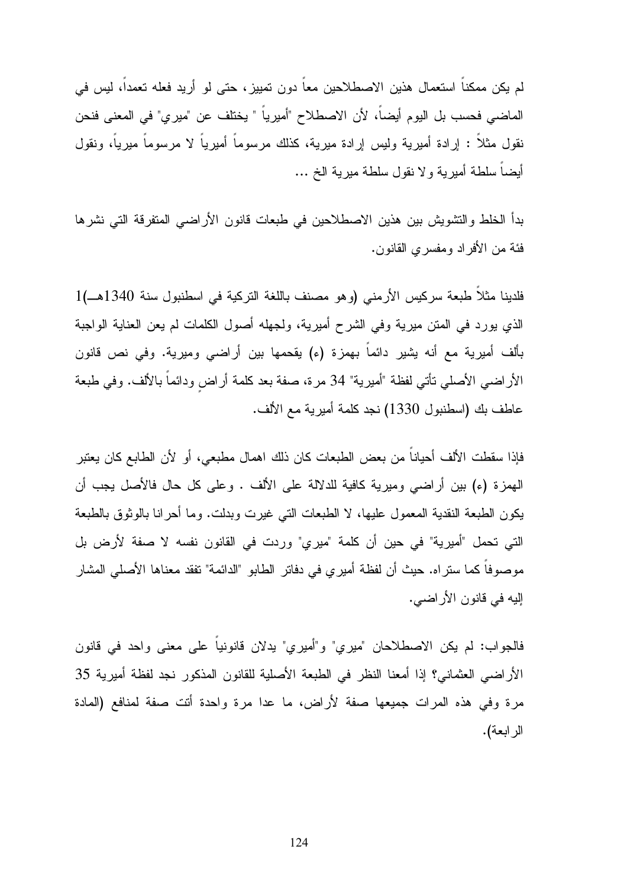لم يكن ممكناً استعمال هذين الاصطلاحين معاً دون تمييز، حتى لو أريد فعله تعمداً، ليس في الماضي فحسب بل اليوم أيضاً، لأن الاصطلاح "أميرياً " يختلف عن "ميري" في المعنى فنحن نقول مثلاً : إرادة أميرية وليس إرادة ميرية، كذلك مرسوماً أميرياً لا مرسوماً ميرياً، ونقول أيضاً سلطة أميرية ولا نقول سلطة ميرية الخ ...

بدأ الخلط والتشويش بين هذين الاصطلاحين في طبعات قانون الأراضي المتفرقة التي نشرها فئة من الأفراد ومفسري القانون.

فلدينا مثلاً طبعة سركيس الأرمني (وهو مصنف باللغة التركية في اسطنبول سنة 1340هـ)1 الذي يورد في المتن ميرية وفي الشرح أميرية، ولجهله أصول الكلمات لم يعن العناية الواجبة بألف أميرية مع أنه يشير دائماً بهمزة (ء) يقحمها بين أراضي وميرية. وفي نص قانون الأراضي الأصلي تأتي لفظة "أميرية" 34 مرة، صفة بعد كلمة أراضٍ ودائماً بالألف. وفي طبعة عاطف بك (اسطنبول 1330) نجد كلمة أميرية مع الألف.

فإذا سقطت الألف أحياناً من بعض الطبعات كان ذلك اهمال مطبعي، أو لأن الطابع كان يعتبر الهمزة (ء) بين أراضي وميرية كافية للدلالة على الألف . وعلى كل حال فالأصل يجب أن يكون الطبعة النقدية المعمول عليها، لا الطبعات التي غيرت وبدلت. وما أحرانا بالوثوق بالطبعة التي تحمل "أميرية" في حين أن كلمة "ميري" وردت في القانون نفسه لا صفة لأرض بل موصوفاً كما ستراه. حيث أن لفظة أميري في دفاتر الطابو "الدائمة" تفقد معناها الأصلي المشار إليه في قانون الأراضي.

فالجواب: لم يكن الاصطلاحان "ميري" و"أميري" يدلان قانونياً على معنى واحد في قانون الأراضي العثماني؟ إذا أمعنا النظر في الطبعة الأصلية للقانون المذكور نجد لفظة أميرية 35 مرة وفي هذه المرات جميعها صفة لأراض، ما عدا مرة واحدة أتت صفة لمنافع (المادة الرابعة).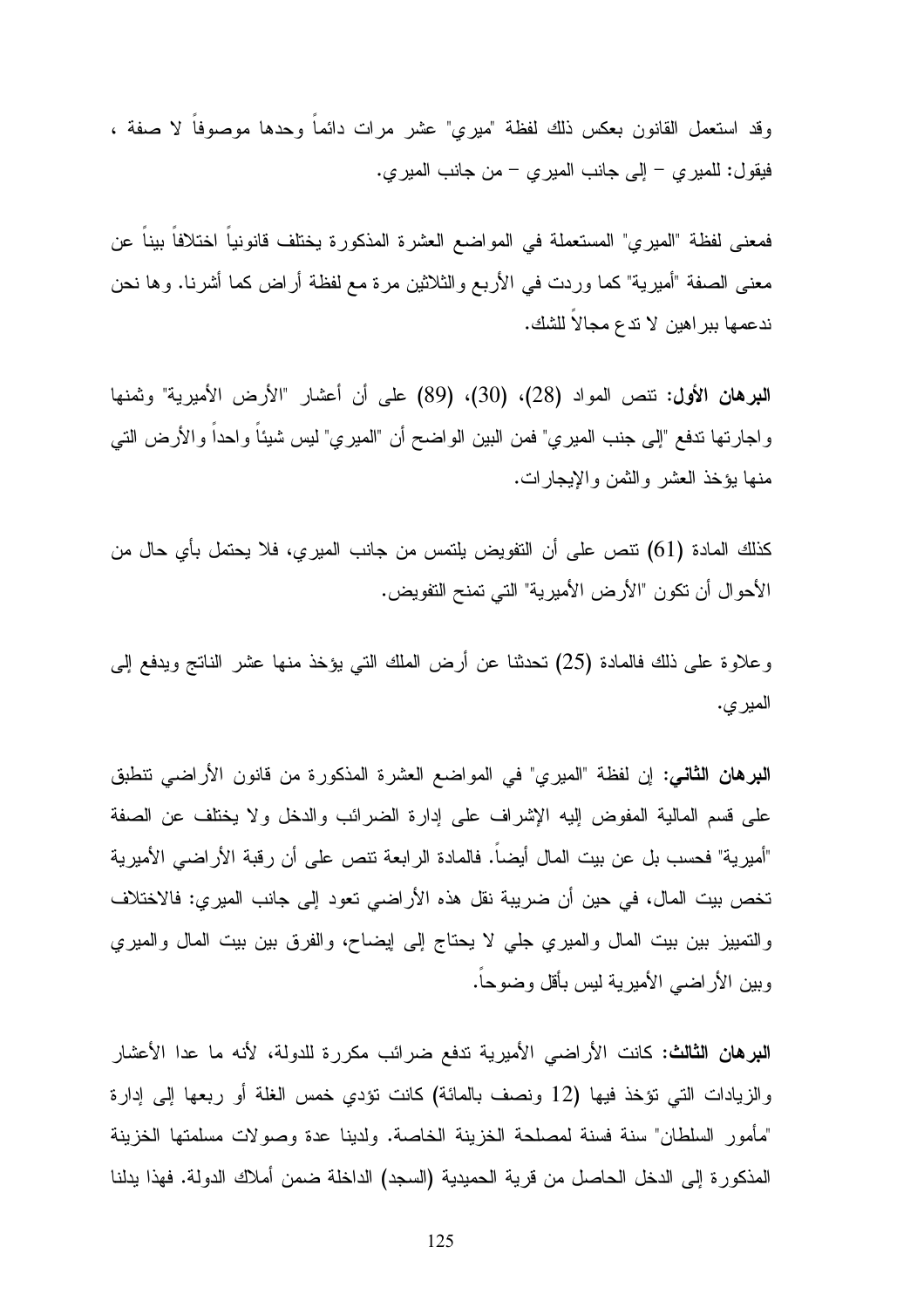وقد استعمل القانون بعكس ذلك لفظة "ميري" عشر مرات دائماً وحدها موصوفاً لا صفة ، فيقول: للميري – إلى جانب الميري – من جانب الميري.

فمعنى لفظة "الميري" المستعملة في المواضع العشرة المذكورة يختلف قانونياً اختلافاً بيناً عن معنى الصفة "أميرية" كما وردت في الأربع والثلاثين مرة مع لفظة أراض كما أشرنا. وها نحن ندعمها ببراهين لا تدع مجالاً للشك.

**البرهان الأول:** تنص المواد (28)، (30)، (89) على أن أعشار "الأرض الأميرية" وثمنها واجارتها تدفع "إلى جنب الميري" فمن البين الواضح أن "الميري" ليس شيئاً واحداً والأرض التي منها يؤخذ العشر والثمن والإيجارات.

كذلك المادة (61) تنص على أن التفويض يلتمس من جانب الميري، فلا يحتمل بأي حال من الأحوال أن تكون "الأرض الأميرية" التي تمنح التفويض.

وعلاوة على ذلك فالمادة (25) تحدثنا عن أرض الملك التي يؤخذ منها عشر الناتج ويدفع إلى الميري.

**البرهان الثاني:** إن لفظة "الميري" في المواضع العشرة المذكورة من قانون الأراضي تنطبق على قسم المالية المفوض إليه الإشراف على إدارة الضرائب والدخل ولا يختلف عن الصفة "أميرية" فحسب بل عن بيت المال أيضاً. فالمادة الرابعة تنص على أن رقبة الأراضي الأميرية تخص بيت المال، في حين أن ضريبة نقل هذه الأراضي تعود إلى جانب الميري: فالاختلاف والتمييز بين بيت المال والميري جلي لا يحتاج إلى إيضاح، والفرق بين بيت المال والميري وبين الأراضي الأميرية ليس بأقل وضوحاً.

**البرهان الثالث:** كانت الأراضي الأميرية تدفع ضرائب مكررة للدولة، لأنه ما عدا الأعشار والزيادات التي تؤخذ فيها (12 ونصف بالمائة) كانت تؤدي خمس الغلة أو ربعها إلى إدارة "مأمور السلطان" سنة فسنة لمصلحة الخزينة الخاصة. ولدينا عدة وصولات مسلمتها الخزينة المذكورة إلى الدخل الحاصل من قرية الحميدية (السجد) الداخلة ضمن أملاك الدولة. فهذا يدلنا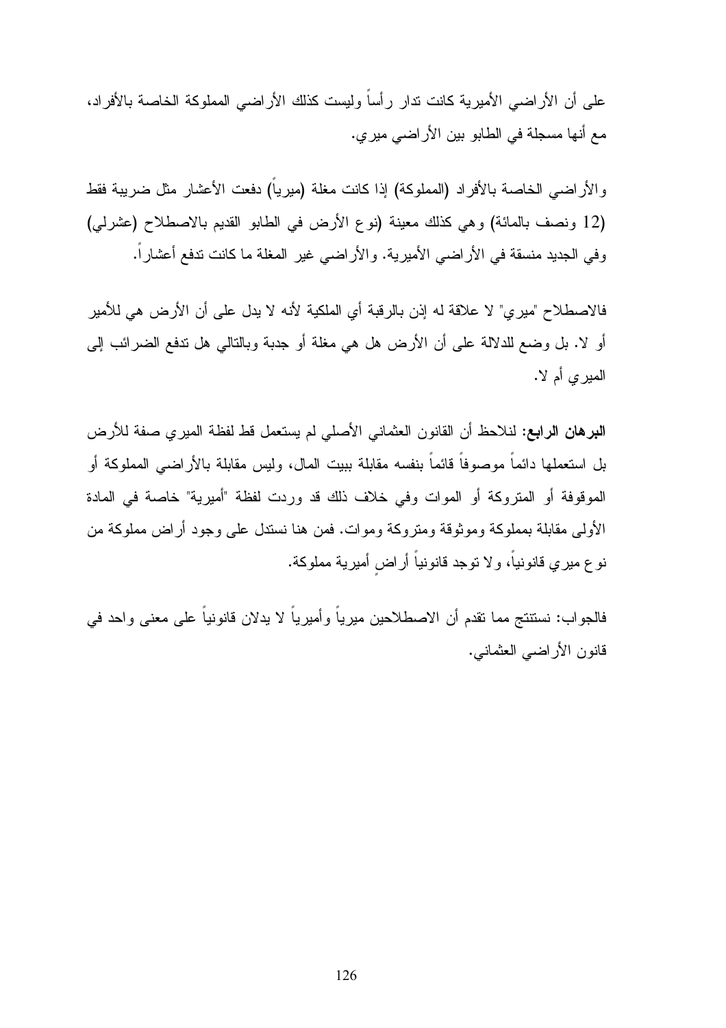على أن الأراضي الأميرية كانت تدار رأساً وليست كذلك الأراضي المملوكة الخاصة بالأفراد، مع أنها مسجلة في الطابو بين الأراضي ميري.

والأراضي الخاصة بالأفراد (المملوكة) إذا كانت مغلة (ميرياً) دفعت الأعشار مثل ضريبة فقط (12 ونصف بالمائة) وهي كذلك معينة (نوع الأرض في الطابو القديم بالاصطلاح (عشرلي) وفي الجديد منسقة في الأراضي الأميرية. والأراضي غير المغلة ما كانت تدفع أعشاراً.

فالاصطلاح "ميري" لا علاقة له إذن بالرقبة أي الملكية لأنه لا يدل على أن الأرض هي للأمير أو لا. بل وضع للدلالة على أن الأرض هل هي مغلة أو جدبة وبالتالي هل تدفع الضرائب إلى الميري أم لا.

**البرهان الرابع:** لنلاحظ أن القانون العثماني الأصلي لم يستعمل قط لفظة الميري صفة للأرض بل استعملها دائماً موصوفاً قائماً بنفسه مقابلة ببيت المال، وليس مقابلة بالأراضي المملوكة أو الموقوفة أو المتروكة أو الموات وفي خلاف ذلك قد وردت لفظة "أميرية" خاصة في المادة الأولى مقابلة بمملوكة وموثوقة ومتروكة وموات. فمن هنا نستدل على وجود أراض مملوكة من نوع ميري قانونياً، ولا توجد قانونياً أراضٍ أميرية مملوكة.

فالجواب: نستنتج مما تقدم أن الاصطلاحين ميرياً وأميرياً لا يدلان قانونياً على معنى واحد في قانون الأراضي العثماني.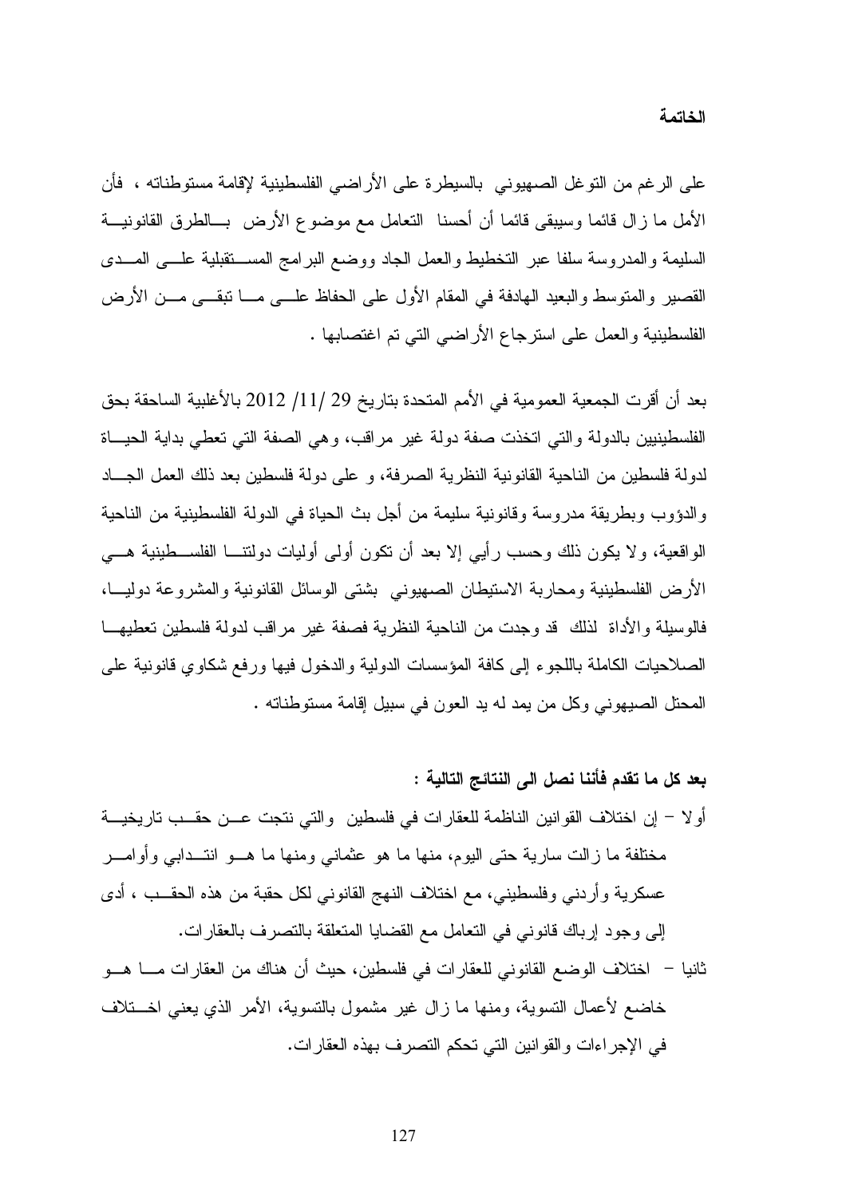## الخاتمة

على الرغم من التوغل الصهيوني بالسيطرة على الأراضي الفلسطينية لإقامة مستوطناته ، فأن الأمل ما زال قائما وسيبقى قائما أن أحسنا التعامل مع موضوع الأرض بالطرق القانونية السليمة والمدروسة سلفا عبر التخطيط والعمل الجاد ووضع البرامج المستقبلية على المدى القصير والمتوسط والبعيد الهادفة في المقام الأول على الحفاظ على ما تبقى من الأرض الفلسطينية والعمل على استرجاع الأراضي التي تم اغتصابها .

بعد أن أقرت الجمعية العمومية في الأمم المتحدة بتاريخ 29 /11/ 2012 بالأغلبية الساحقة بحق الفلسطينيين بالدولة والتي اتخذت صفة دولة غير مراقب، وهي الصفة التي تعطي بداية الحياة لدولة فلسطين من الناحية القانونية النظرية الصرفة، و على دولة فلسطين بعد ذلك العمل الجاد والدؤوب وبطريقة مدروسة وقانونية سليمة من أجل بث الحياة في الدولة الفلسطينية من الناحية الواقعية، ولا يكون ذلك وحسب رأيي إلا بعد أن تكون أولى أوليات دولتنا الفلسطينية هي الأرض الفلسطينية ومحاربة الاستيطان الصهيوني بشتى الوسائل القانونية والمشروعة دوليا، فالوسيلة والأداة لذلك قد وجدت من الناحية النظرية فصفة غير مراقب لدولة فلسطين تعطيها الصلاحيات الكاملة باللجوء إلى كافة المؤسسات الدولية والدخول فيها ورفع شكاوي قانونية على المحتل الصيهوني وكل من يمد له يد العون في سبيل إقامة مستوطناته .

**بعد كل ما تقدم فأننا نصل الى النتائج التالية :**

أولا – إن اختلاف القوانين الناظمة للعقارات في فلسطين والتي نتجت عن حقب تاريخية مختلفة ما زالت سارية حتى اليوم، منها ما هو عثماني ومنها ما هو انتدابي وأوامر عسكرية وأردني وفلسطيني، مع اختلاف النهج القانوني لكل حقبة من هذه الحقب ، أدى إلى وجود إرباك قانوني في التعامل مع القضايا المتعلقة بالتصرف بالعقارات.

ثانيا – اختلاف الوضع القانوني للعقارات في فلسطين، حيث أن هناك من العقارات ما هو خاضع لأعمال التسوية، ومنها ما زال غير مشمول بالتسوية، الأمر الذي يعني اختلاف في الإجراءات والقوانين التي تحكم التصرف بهذه العقارات.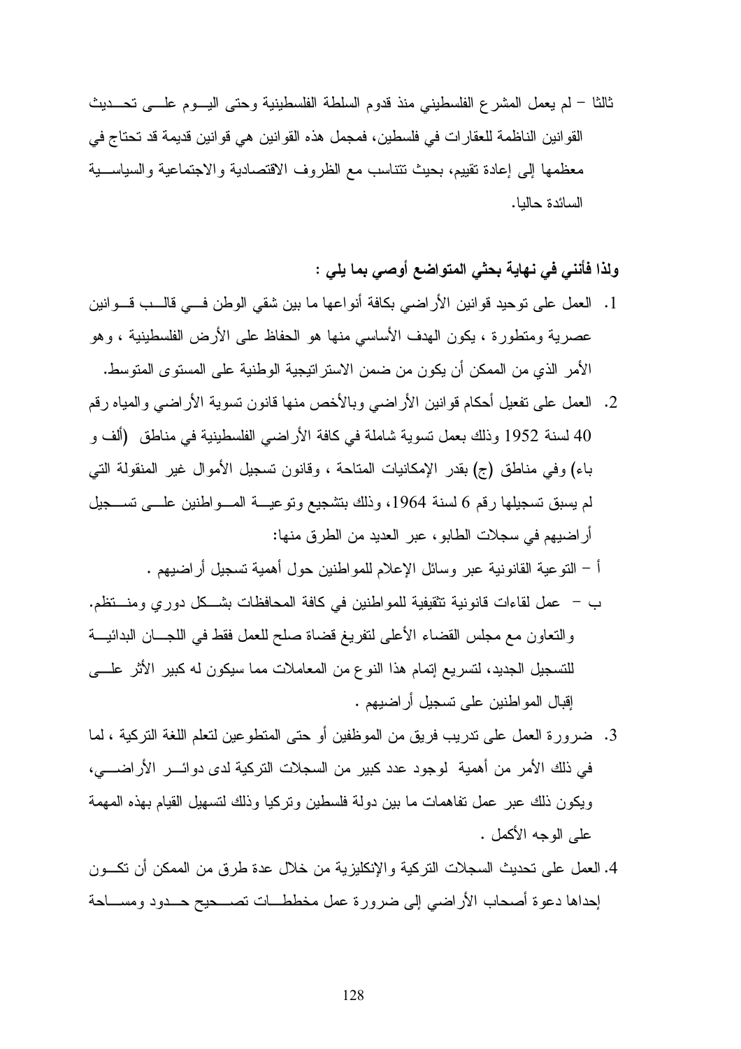ثالثا – لم يعمل المشرع الفلسطيني منذ قدوم السلطة الفلسطينية وحتى اليوم على تحديث القوانين الناظمة للعقارات في فلسطين، فمجمل هذه القوانين هي قوانين قديمة قد تحتاج في معظمها إلى إعادة تقييم، بحيث تتناسب مع الظروف الاقتصادية والاجتماعية والسياسية السائدة حاليا.

**ولذا فأنني في نهاية بحثي المتواضع أوصي بما يلي :**

1. العمل على توحيد قوانين الأراضي بكافة أنواعها ما بين شقي الوطن في قالب قوانين عصرية ومتطورة ، يكون الهدف الأساسي منها هو الحفاظ على الأرض الفلسطينية ، وهو الأمر الذي من الممكن أن يكون من ضمن الاستراتيجية الوطنية على المستوى المتوسط.
2. العمل على تفعيل أحكام قوانين الأراضي وبالأخص منها قانون تسوية الأراضي والمياه رقم 40 لسنة 1952 وذلك بعمل تسوية شاملة في كافة الأراضي الفلسطينية في مناطق (ألف و باء) وفي مناطق (ج) بقدر الإمكانيات المتاحة ، وقانون تسجيل الأموال غير المنقولة التي لم يسبق تسجيلها رقم 6 لسنة 1964، وذلك بتشجيع وتوعية المواطنين على تسجيل أراضيهم في سجلات الطابو، عبر العديد من الطرق منها:

أ – التوعية القانونية عبر وسائل الإعلام للمواطنين حول أهمية تسجيل أراضيهم .

ب – عمل لقاءات قانونية تثقيفية للمواطنين في كافة المحافظات بشكل دوري ومنتظم. والتعاون مع مجلس القضاء الأعلى لتفريغ قضاة صلح للعمل فقط في اللجان البدائية للتسجيل الجديد، لتسريع إتمام هذا النوع من المعاملات مما سيكون له كبير الأثر على إقبال المواطنين على تسجيل أراضيهم .

3. ضرورة العمل على تدريب فريق من الموظفين أو حتى المتطوعين لتعلم اللغة التركية ، لما في ذلك الأمر من أهمية لوجود عدد كبير من السجلات التركية لدى دوائر الأراضي، ويكون ذلك عبر عمل تفاهمات ما بين دولة فلسطين وتركيا وذلك لتسهيل القيام بهذه المهمة على الوجه الأكمل .
4. العمل على تحديث السجلات التركية والإنكليزية من خلال عدة طرق من الممكن أن تكون إحداها دعوة أصحاب الأراضي إلى ضرورة عمل مخططات تصحيح حدود ومساحة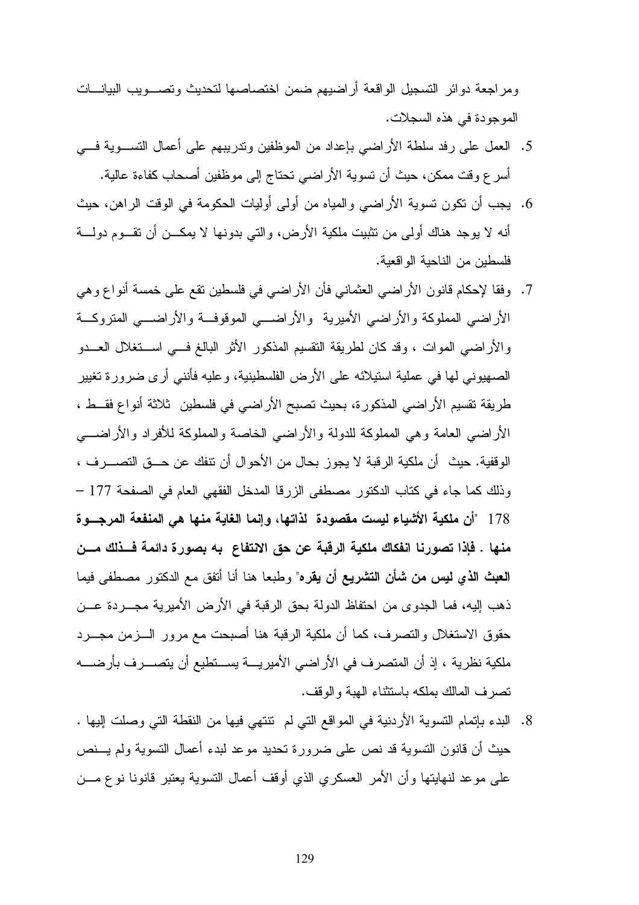ومراجعة دوائر التسجيل الواقعة أراضيهم ضمن اختصاصها لتحديث وتصويب البيانات الموجودة في هذه السجلات.

5. العمل على رفد سلطة الأراضي بإعداد من الموظفين وتدريبهم على أعمال التسوية في أسرع وقت ممكن، حيث أن تسوية الأراضي تحتاج إلى موظفين أصحاب كفاءة عالية.
6. يجب أن تكون تسوية الأراضي والمياه من أولى أوليات الحكومة في الوقت الراهن، حيث أنه لا يوجد هناك أولى من تثبيت ملكية الأرض، والتي بدونها لا يمكن أن تقوم دولة فلسطين من الناحية الواقعية.
7. وفقا لإحكام قانون الأراضي العثماني فأن الأراضي في فلسطين تقع على خمسة أنواع وهي الأراضي المملوكة والأراضي الأميرية والأراضي الموقوفة والأراضي المتروكة والأراضي الموات ، وقد كان لطريقة التقسيم المذكور الأثر البالغ في استغلال العدو الصهيوني لها في عملية استيلائه على الأرض الفلسطينية، وعليه فأنني أرى ضرورة تغيير طريقة تقسيم الأراضي المذكورة، بحيث تصبح الأراضي في فلسطين ثلاثة أنواع فقط ، الأراضي العامة وهي المملوكة للدولة والأراضي الخاصة والمملوكة للأفراد والأراضي الوقفية. حيث أن ملكية الرقبة لا يجوز بحال من الأحوال أن تنفك عن حق التصرف ، وذلك كما جاء في كتاب الدكتور مصطفى الزرقا المدخل الفقهي العام في الصفحة 177 – 178 "**أن ملكية الأشياء ليست مقصودة لذاتها، وإنما الغاية منها هي المنفعة المرجوة منها . فإذا تصورنا انفكاك ملكية الرقبة عن حق الانتفاع به بصورة دائمة فذلك من العبث الذي ليس من شأن التشريع أن يقره**" وطبعا هنا أنا أتفق مع الدكتور مصطفى فيما ذهب إليه، فما الجدوى من احتفاظ الدولة بحق الرقبة في الأرض الأميرية مجردة عن حقوق الاستغلال والتصرف، كما أن ملكية الرقبة هنا أصبحت مع مرور الزمن مجرد ملكية نظرية ، إذ أن المتصرف في الأراضي الأميرية يستطيع أن يتصرف بأرضه تصرف المالك بملكه باستثناء الهبة والوقف.
8. البدء بإتمام التسوية الأردنية في المواقع التي لم تنتهي فيها من النقطة التي وصلت إليها . حيث أن قانون التسوية قد نص على ضرورة تحديد موعد لبدء أعمال التسوية ولم ينص على موعد لنهايتها وأن الأمر العسكري الذي أوقف أعمال التسوية يعتبر قانونا نوع من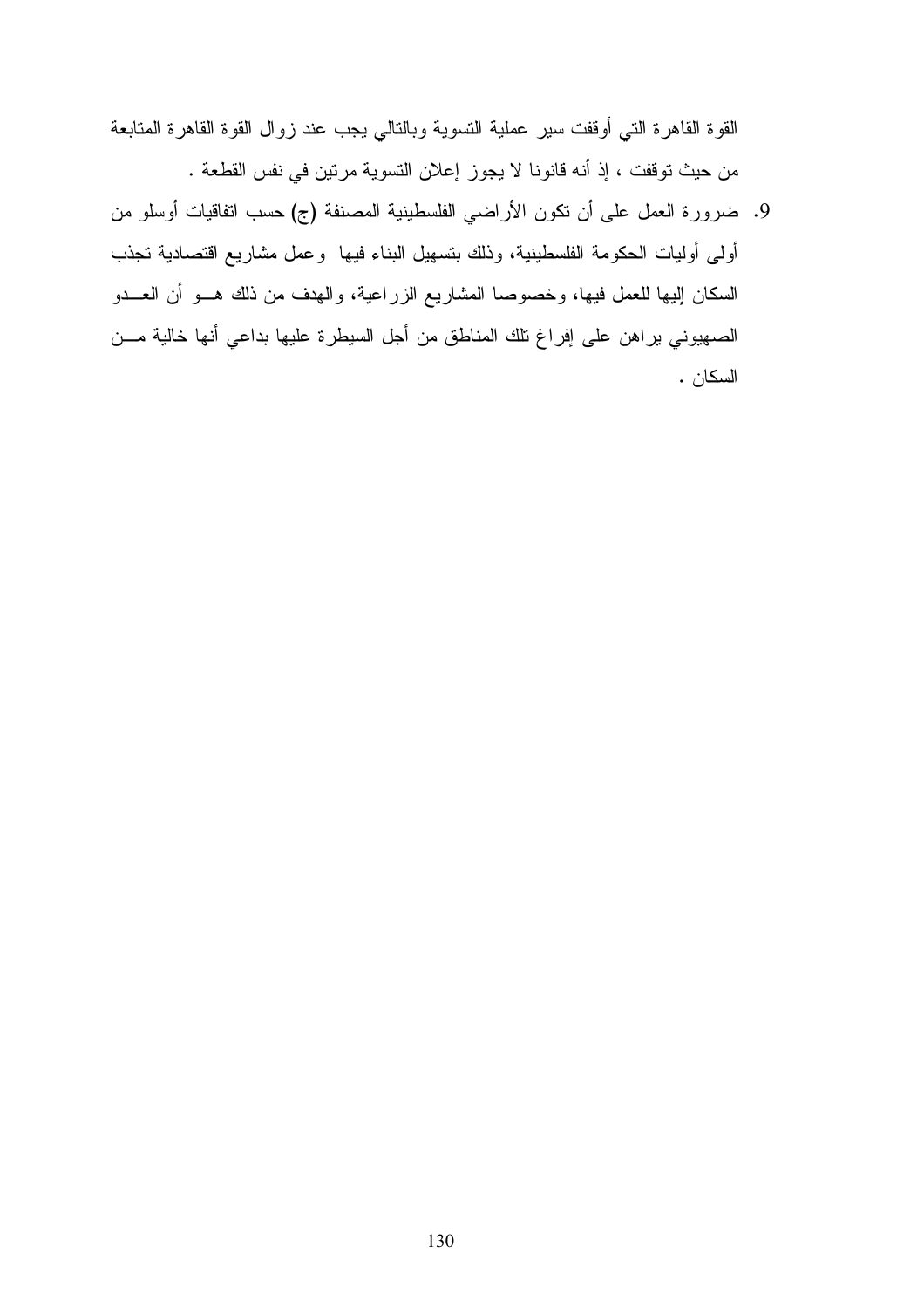القوة القاهرة التي أوقفت سير عملية التسوية وبالتالي يجب عند زوال القوة القاهرة المتابعة من حيث توقفت ، إذ أنه قانونا لا يجوز إعلان التسوية مرتين في نفس القطعة .

9. ضرورة العمل على أن تكون الأراضي الفلسطينية المصنفة (ج) حسب اتفاقيات أوسلو من أولى أولويات الحكومة الفلسطينية، وذلك بتسهيل البناء فيها وعمل مشاريع اقتصادية تجذب السكان إليها للعمل فيها، وخصوصا المشاريع الزراعية، والهدف من ذلك هو أن العدو الصهيوني يراهن على إفراغ تلك المناطق من أجل السيطرة عليها بداعي أنها خالية من السكان .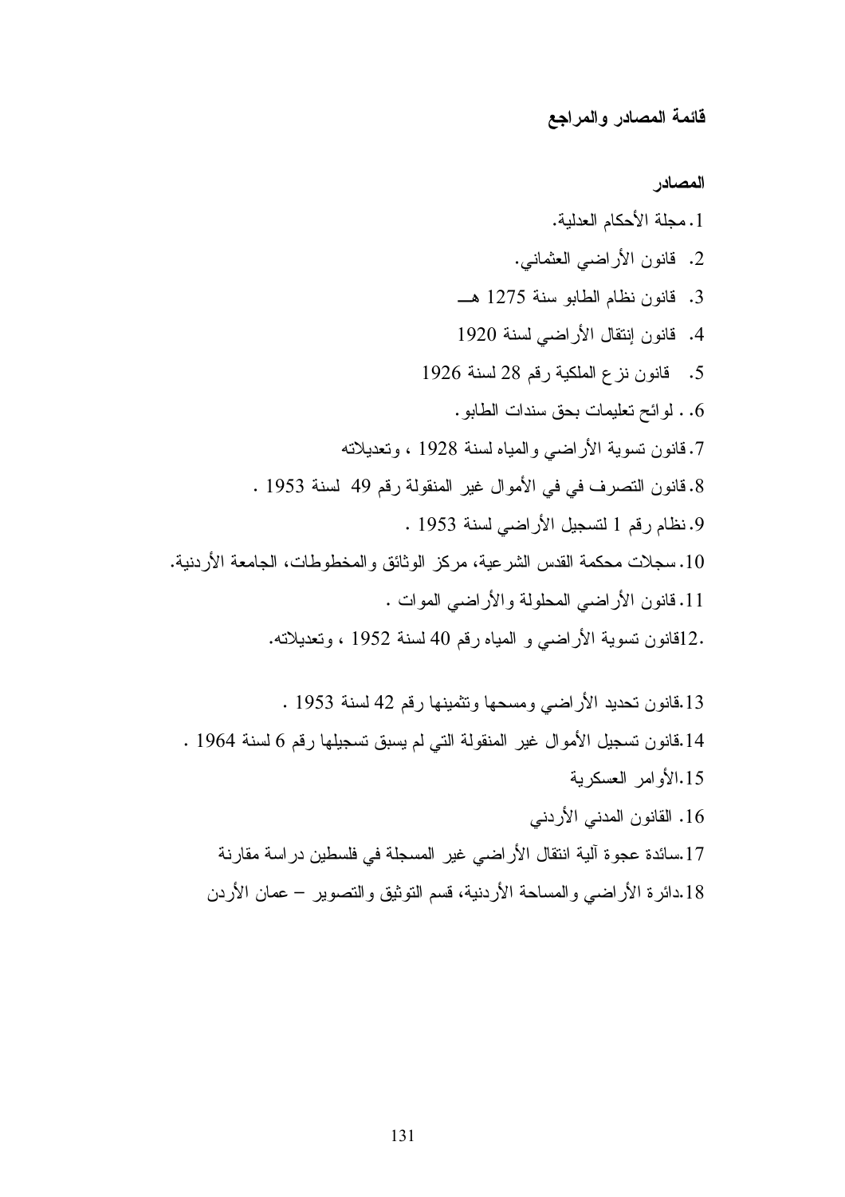## قائمة المصادر والمراجع

### المصادر

1. مجلة الأحكام العدلية.
2. قانون الأراضي العثماني.
3. قانون نظام الطابو سنة 1275 هـ
4. قانون إنتقال الأراضي لسنة 1920
5. قانون نزع الملكية رقم 28 لسنة 1926
6. . لوائح تعليمات بحق سندات الطابو.
7. قانون تسوية الأراضي والمياه لسنة 1928 ، وتعديلاته
8. قانون التصرف في في الأموال غير المنقولة رقم 49 لسنة 1953 .
9. نظام رقم 1 لتسجيل الأراضي لسنة 1953 .
10. سجلات محكمة القدس الشرعية، مركز الوثائق والمخطوطات، الجامعة الأردنية.
11. قانون الأراضي المحلولة والأراضي الموات .
12. قانون تسوية الأراضي و المياه رقم 40 لسنة 1952 ، وتعديلاته.
13. قانون تحديد الأراضي ومسحها وتثمينها رقم 42 لسنة 1953 .
14. قانون تسجيل الأموال غير المنقولة التي لم يسبق تسجيلها رقم 6 لسنة 1964 .
15. الأوامر العسكرية
16. القانون المدني الأردني
17. سائدة عجوة آلية انتقال الأراضي غير المسجلة في فلسطين دراسة مقارنة
18. دائرة الأراضي والمساحة الأردنية، قسم التوثيق والتصوير – عمان الأردن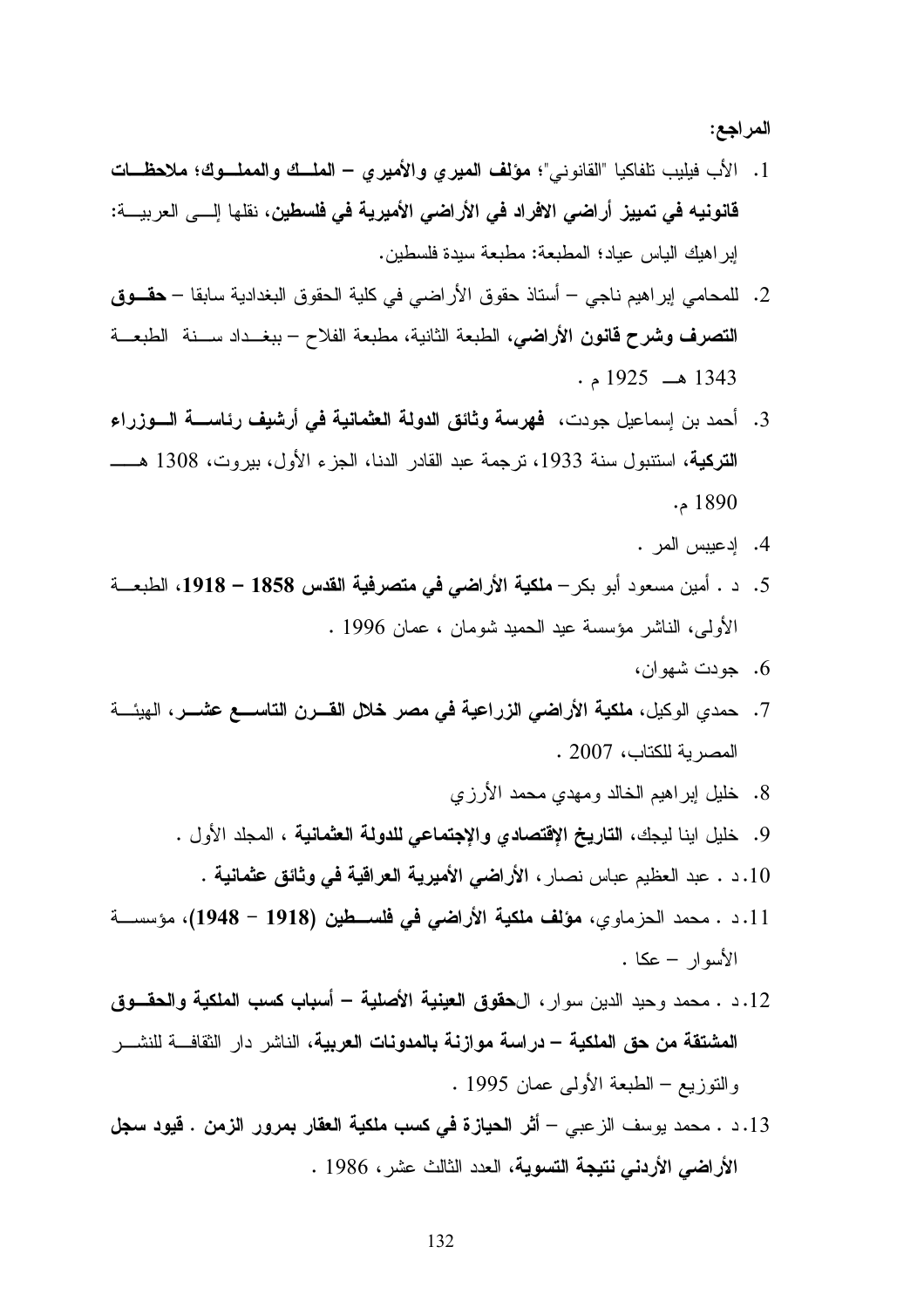**المراجع:**

1. الأب فيليب تلفاكيا "القانوني"؛ **مؤلف الميري والأميري – الملـك والمملـوك؛ ملاحظـات قانونيه في تمييز أراضي الافراد في الأراضي الأميرية في فلسطين**، نقلها إلـى العربيـة: إبراهيك الياس عياد؛ المطبعة: مطبعة سيدة فلسطين.
2. للمحامي إبراهيم ناجي – أستاذ حقوق الأراضي في كلية الحقوق البغدادية سابقا – **حقـوق التصرف وشرح قانون الأراضي**، الطبعة الثانية، مطبعة الفلاح – ببغـداد سـنة الطبعـة 1343 هـ 1925 م .
3. أحمد بن إسماعيل جودت، **فهرسة وثائق الدولة العثمانية في أرشيف رئاسـة الـوزراء التركية**، استنبول سنة 1933، ترجمة عبد القادر الدنا، الجزء الأول، بيروت، 1308 هـ 1890 م.
4. إدعيبس المر .
5. د . أمين مسعود أبو بكر– **ملكية الأراضي في متصرفية القدس 1858 – 1918**، الطبعـة الأولى، الناشر مؤسسة عبد الحميد شومان ، عمان 1996 .
6. جودت شهوان،
7. حمدي الوكيل، **ملكية الأراضي الزراعية في مصر خلال القـرن التاسـع عشـر**، الهيئـة المصرية للكتاب، 2007 .
8. خليل إبراهيم الخالد ومهدي محمد الأرزي
9. خليل اينا ليجك، **التاريخ الإقتصادي والإجتماعي للدولة العثمانية** ، المجلد الأول .
10. د . عبد العظيم عباس نصار، **الأراضي الأميرية العراقية في وثائق عثمانية .**
11. د . محمد الحزماوي، **مؤلف ملكية الأراضي في فلسـطين (1918 – 1948)**، مؤسسـة الأسوار – عكا .
12. د . محمد وحيد الدين سوار، ال**حقوق العينية الأصلية – أسباب كسب الملكية والحقـوق المشتقة من حق الملكية – دراسة موازنة بالمدونات العربية**، الناشر دار الثقافـة للنشـر والتوزيع – الطبعة الأولى عمان 1995 .
13. د . محمد يوسف الزعبي – **أثر الحيازة في كسب ملكية العقار بمرور الزمن . قيود سجل الأراضي الأردني نتيجة التسوية**، العدد الثالث عشر، 1986 .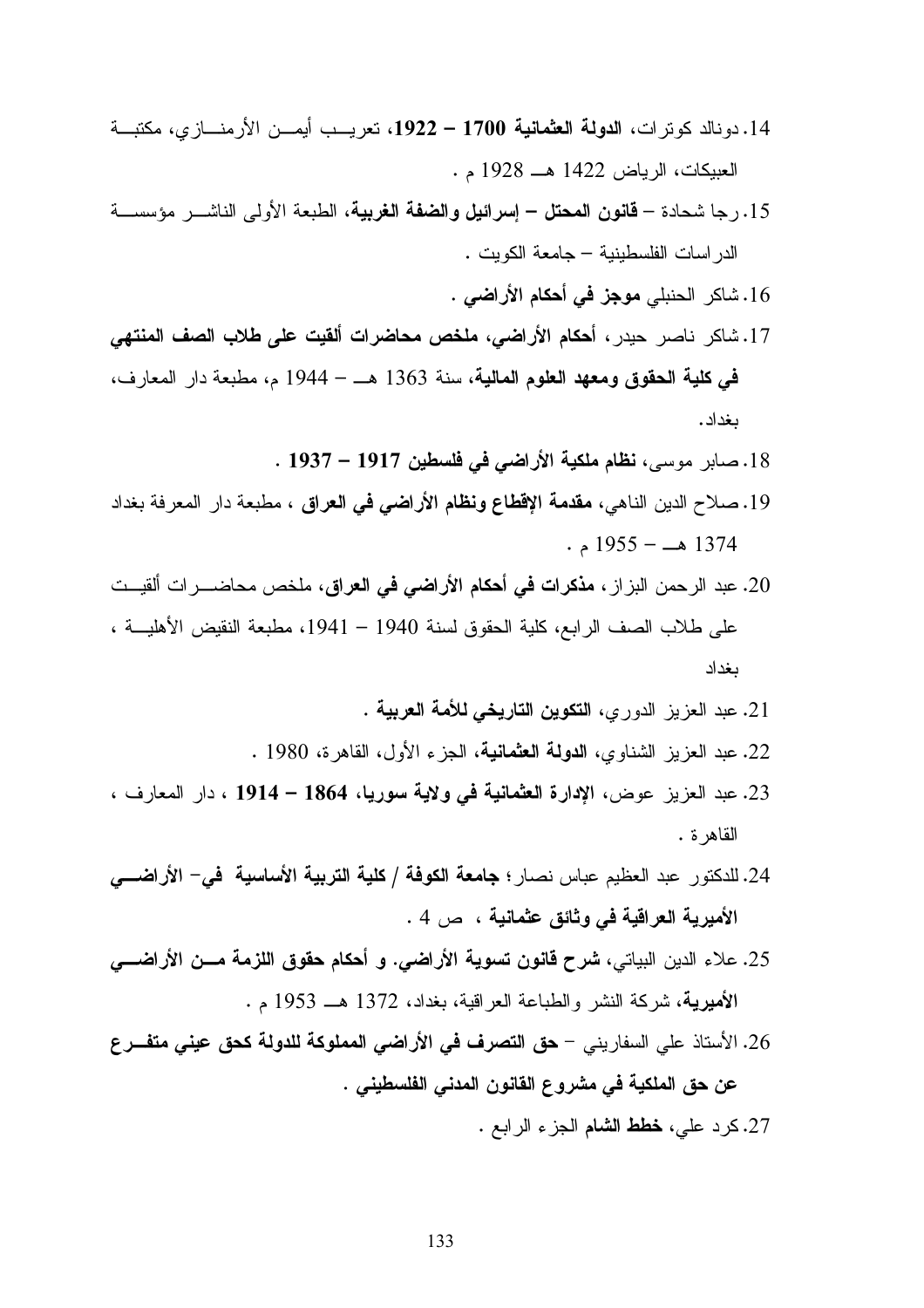14. دونالد كوترات، **الدولة العثمانية 1700 – 1922**، تعريب أيمن الأرمنازي، مكتبة العبيكات، الرياض 1422 هـ 1928 م .

15. رجا شحادة – **قانون المحتل – إسرائيل والضفة الغربية**، الطبعة الأولى الناشر مؤسسة الدراسات الفلسطينية – جامعة الكويت .

16. شاكر الحنبلي **موجز في أحكام الأراضي** .

17. شاكر ناصر حيدر، **أحكام الأراضي، ملخص محاضرات ألقيت على طلاب الصف المنتهي في كلية الحقوق ومعهد العلوم المالية**، سنة 1363 هـ – 1944 م، مطبعة دار المعارف، بغداد.

18. صابر موسى، **نظام ملكية الأراضي في فلسطين 1917 – 1937** .

19. صلاح الدين الناهي، **مقدمة الإقطاع ونظام الأراضي في العراق** ، مطبعة دار المعرفة بغداد 1374 هـ – 1955 م .

20. عبد الرحمن البزاز، **مذكرات في أحكام الأراضي في العراق**، ملخص محاضرات ألقيت على طلاب الصف الرابع، كلية الحقوق لسنة 1940 – 1941، مطبعة النقيض الأهلية ، بغداد

21. عبد العزيز الدوري، **التكوين التاريخي للأمة العربية** .

22. عبد العزيز الشناوي، **الدولة العثمانية**، الجزء الأول، القاهرة، 1980 .

23. عبد العزيز عوض، **الإدارة العثمانية في ولاية سوريا، 1864 – 1914** ، دار المعارف ، القاهرة .

24. للدكتور عبد العظيم عباس نصار؛ **جامعة الكوفة / كلية التربية الأساسية في- الأراضي الأميرية العراقية في وثائق عثمانية** ، ص 4 .

25. علاء الدين البياتي، **شرح قانون تسوية الأراضي. و أحكام حقوق اللزمة من الأراضي الأميرية**، شركة النشر والطباعة العراقية، بغداد، 1372 هـ 1953 م .

26. الأستاذ علي السفاريني – **حق التصرف في الأراضي المملوكة للدولة كحق عيني متفرع عن حق الملكية في مشروع القانون المدني الفلسطيني** .

27. كرد علي، **خطط الشام** الجزء الرابع .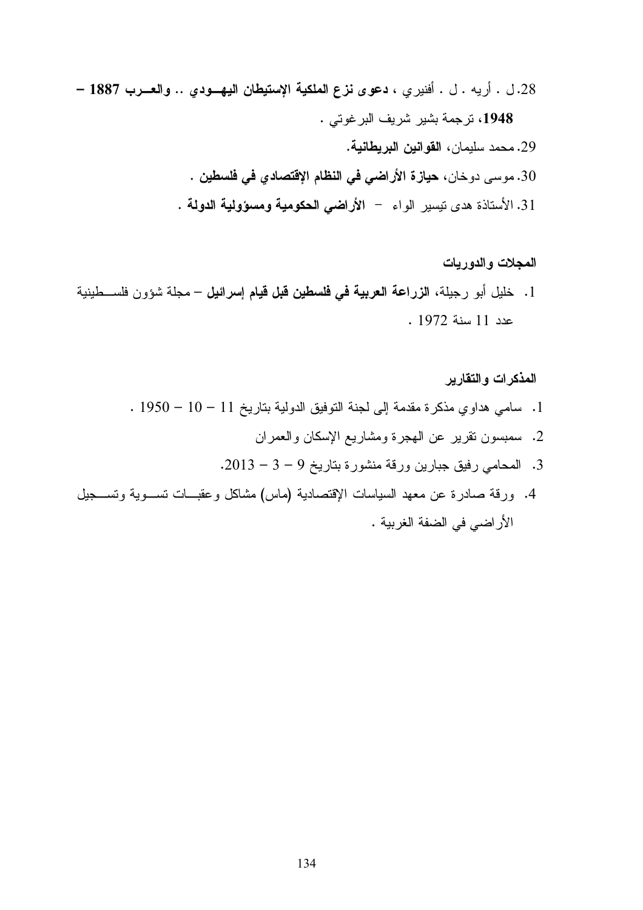28. ل . أريه . ل . أفنيري ، **دعوى نزع الملكية الإستيطان اليهـــودي .. والعـــرب 1887 – 1948**، ترجمة بشير شريف البرغوتي .

29. محمد سليمان، **القوانين البريطانية.**

30. موسى دوخان، **حيازة الأراضي في النظام الإقتصادي في فلسطين .**

31. الأستاذة هدى تيسير الواء – **الأراضي الحكومية ومسؤولية الدولة .**

**المجلات والدوريات**

1. خليل أبو رجيلة، **الزراعة العربية في فلسطين قبل قيام إسرائيل** – مجلة شؤون فلســـطينية عدد 11 سنة 1972 .

**المذكرات والتقارير**

1. سامي هداوي مذكرة مقدمة إلى لجنة التوفيق الدولية بتاريخ 11 – 10 – 1950 .
2. سمبسون تقرير عن الهجرة ومشاريع الإسكان والعمران
3. المحامي رفيق جبارين ورقة منشورة بتاريخ 9 – 3 – 2013.
4. ورقة صادرة عن معهد السياسات الإقتصادية (ماس) مشاكل وعقبـــات تســـوية وتســـجيل الأراضي في الضفة الغربية .